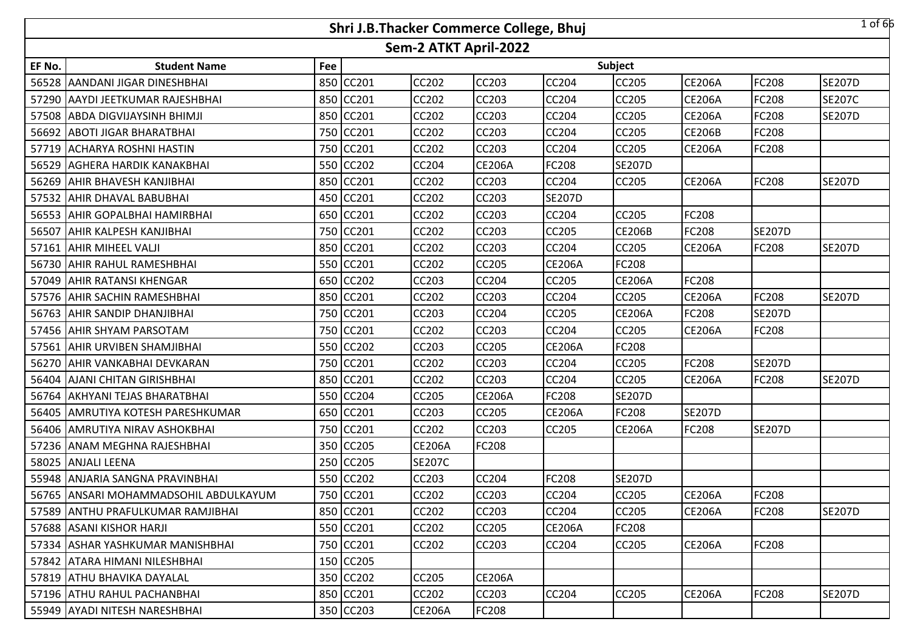# Shri J.B.Thacker Commerce College, Bhuj

## Sem-2 ATKT April-2022

| EF No. | Student Name | Fee | Subject | | | | | | | |
|---|---|---|---|---|---|---|---|---|---|---|
| 56528 | AANDANI JIGAR DINESHBHAI | 850 | CC201 | CC202 | CC203 | CC204 | CC205 | CE206A | FC208 | SE207D |
| 57290 | AAYDI JEETKUMAR RAJESHBHAI | 850 | CC201 | CC202 | CC203 | CC204 | CC205 | CE206A | FC208 | SE207C |
| 57508 | ABDA DIGVIJAYSINH BHIMJI | 850 | CC201 | CC202 | CC203 | CC204 | CC205 | CE206A | FC208 | SE207D |
| 56692 | ABOTI JIGAR BHARATBHAI | 750 | CC201 | CC202 | CC203 | CC204 | CC205 | CE206B | FC208 | |
| 57719 | ACHARYA ROSHNI HASTIN | 750 | CC201 | CC202 | CC203 | CC204 | CC205 | CE206A | FC208 | |
| 56529 | AGHERA HARDIK KANAKBHAI | 550 | CC202 | CC204 | CE206A | FC208 | SE207D | | | |
| 56269 | AHIR BHAVESH KANJIBHAI | 850 | CC201 | CC202 | CC203 | CC204 | CC205 | CE206A | FC208 | SE207D |
| 57532 | AHIR DHAVAL BABUBHAI | 450 | CC201 | CC202 | CC203 | SE207D | | | | |
| 56553 | AHIR GOPALBHAI HAMIRBHAI | 650 | CC201 | CC202 | CC203 | CC204 | CC205 | FC208 | | |
| 56507 | AHIR KALPESH KANJIBHAI | 750 | CC201 | CC202 | CC203 | CC205 | CE206B | FC208 | SE207D | |
| 57161 | AHIR MIHEEL VALJI | 850 | CC201 | CC202 | CC203 | CC204 | CC205 | CE206A | FC208 | SE207D |
| 56730 | AHIR RAHUL RAMESHBHAI | 550 | CC201 | CC202 | CC205 | CE206A | FC208 | | | |
| 57049 | AHIR RATANSI KHENGAR | 650 | CC202 | CC203 | CC204 | CC205 | CE206A | FC208 | | |
| 57576 | AHIR SACHIN RAMESHBHAI | 850 | CC201 | CC202 | CC203 | CC204 | CC205 | CE206A | FC208 | SE207D |
| 56763 | AHIR SANDIP DHANJIBHAI | 750 | CC201 | CC203 | CC204 | CC205 | CE206A | FC208 | SE207D | |
| 57456 | AHIR SHYAM PARSOTAM | 750 | CC201 | CC202 | CC203 | CC204 | CC205 | CE206A | FC208 | |
| 57561 | AHIR URVIBEN SHAMJIBHAI | 550 | CC202 | CC203 | CC205 | CE206A | FC208 | | | |
| 56270 | AHIR VANKABHAI DEVKARAN | 750 | CC201 | CC202 | CC203 | CC204 | CC205 | FC208 | SE207D | |
| 56404 | AJANI CHITAN GIRISHBHAI | 850 | CC201 | CC202 | CC203 | CC204 | CC205 | CE206A | FC208 | SE207D |
| 56764 | AKHYANI TEJAS BHARATBHAI | 550 | CC204 | CC205 | CE206A | FC208 | SE207D | | | |
| 56405 | AMRUTIYA KOTESH PARESHKUMAR | 650 | CC201 | CC203 | CC205 | CE206A | FC208 | SE207D | | |
| 56406 | AMRUTIYA NIRAV ASHOKBHAI | 750 | CC201 | CC202 | CC203 | CC205 | CE206A | FC208 | SE207D | |
| 57236 | ANAM MEGHNA RAJESHBHAI | 350 | CC205 | CE206A | FC208 | | | | | |
| 58025 | ANJALI LEENA | 250 | CC205 | SE207C | | | | | | |
| 55948 | ANJARIA SANGNA PRAVINBHAI | 550 | CC202 | CC203 | CC204 | FC208 | SE207D | | | |
| 56765 | ANSARI MOHAMMADSOHIL ABDULKAYUM | 750 | CC201 | CC202 | CC203 | CC204 | CC205 | CE206A | FC208 | |
| 57589 | ANTHU PRAFULKUMAR RAMJIBHAI | 850 | CC201 | CC202 | CC203 | CC204 | CC205 | CE206A | FC208 | SE207D |
| 57688 | ASANI KISHOR HARJI | 550 | CC201 | CC202 | CC205 | CE206A | FC208 | | | |
| 57334 | ASHAR YASHKUMAR MANISHBHAI | 750 | CC201 | CC202 | CC203 | CC204 | CC205 | CE206A | FC208 | |
| 57842 | ATARA HIMANI NILESHBHAI | 150 | CC205 | | | | | | | |
| 57819 | ATHU BHAVIKA DAYALAL | 350 | CC202 | CC205 | CE206A | | | | | |
| 57196 | ATHU RAHUL PACHANBHAI | 850 | CC201 | CC202 | CC203 | CC204 | CC205 | CE206A | FC208 | SE207D |
| 55949 | AYADI NITESH NARESHBHAI | 350 | CC203 | CE206A | FC208 | | | | | |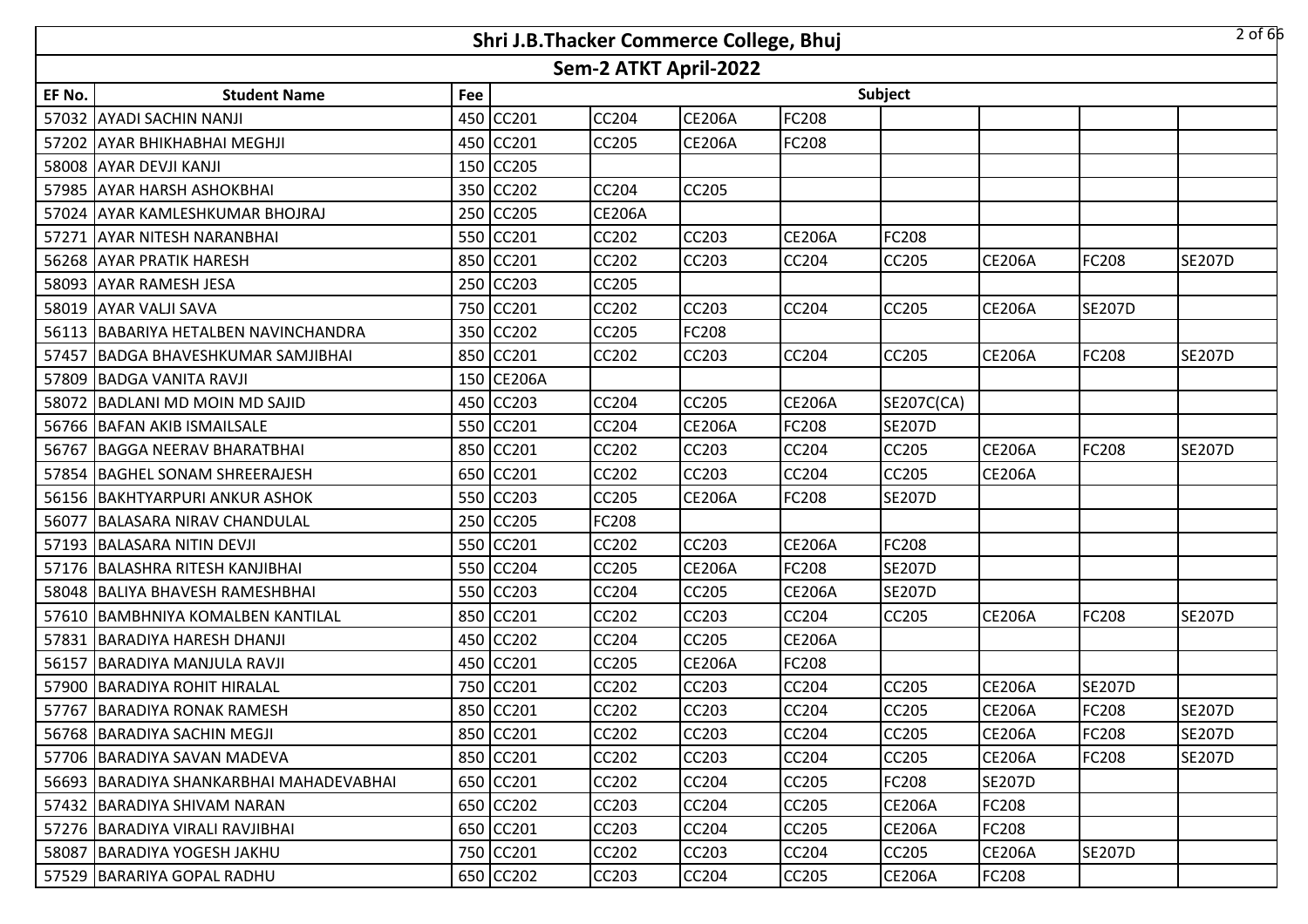# Shri J.B.Thacker Commerce College, Bhuj

## Sem-2 ATKT April-2022

| EF No. | Student Name | Fee | Subject | | | | | | | |
|---|---|---|---|---|---|---|---|---|---|---|
| 57032 | AYADI SACHIN NANJI | 450 | CC201 | CC204 | CE206A | FC208 | | | | |
| 57202 | AYAR BHIKHABHAI MEGHJI | 450 | CC201 | CC205 | CE206A | FC208 | | | | |
| 58008 | AYAR DEVJI KANJI | 150 | CC205 | | | | | | | |
| 57985 | AYAR HARSH ASHOKBHAI | 350 | CC202 | CC204 | CC205 | | | | | |
| 57024 | AYAR KAMLESHKUMAR BHOJRAJ | 250 | CC205 | CE206A | | | | | | |
| 57271 | AYAR NITESH NARANBHAI | 550 | CC201 | CC202 | CC203 | CE206A | FC208 | | | |
| 56268 | AYAR PRATIK HARESH | 850 | CC201 | CC202 | CC203 | CC204 | CC205 | CE206A | FC208 | SE207D |
| 58093 | AYAR RAMESH JESA | 250 | CC203 | CC205 | | | | | | |
| 58019 | AYAR VALJI SAVA | 750 | CC201 | CC202 | CC203 | CC204 | CC205 | CE206A | SE207D | |
| 56113 | BABARIYA HETALBEN NAVINCHANDRA | 350 | CC202 | CC205 | FC208 | | | | | |
| 57457 | BADGA BHAVESHKUMAR SAMJIBHAI | 850 | CC201 | CC202 | CC203 | CC204 | CC205 | CE206A | FC208 | SE207D |
| 57809 | BADGA VANITA RAVJI | 150 | CE206A | | | | | | | |
| 58072 | BADLANI MD MOIN MD SAJID | 450 | CC203 | CC204 | CC205 | CE206A | SE207C(CA) | | | |
| 56766 | BAFAN AKIB ISMAILSALE | 550 | CC201 | CC204 | CE206A | FC208 | SE207D | | | |
| 56767 | BAGGA NEERAV BHARATBHAI | 850 | CC201 | CC202 | CC203 | CC204 | CC205 | CE206A | FC208 | SE207D |
| 57854 | BAGHEL SONAM SHREERAJESH | 650 | CC201 | CC202 | CC203 | CC204 | CC205 | CE206A | | |
| 56156 | BAKHTYARPURI ANKUR ASHOK | 550 | CC203 | CC205 | CE206A | FC208 | SE207D | | | |
| 56077 | BALASARA NIRAV CHANDULAL | 250 | CC205 | FC208 | | | | | | |
| 57193 | BALASARA NITIN DEVJI | 550 | CC201 | CC202 | CC203 | CE206A | FC208 | | | |
| 57176 | BALASHRA RITESH KANJIBHAI | 550 | CC204 | CC205 | CE206A | FC208 | SE207D | | | |
| 58048 | BALIYA BHAVESH RAMESHBHAI | 550 | CC203 | CC204 | CC205 | CE206A | SE207D | | | |
| 57610 | BAMBHNIYA KOMALBEN KANTILAL | 850 | CC201 | CC202 | CC203 | CC204 | CC205 | CE206A | FC208 | SE207D |
| 57831 | BARADIYA HARESH DHANJI | 450 | CC202 | CC204 | CC205 | CE206A | | | | |
| 56157 | BARADIYA MANJULA RAVJI | 450 | CC201 | CC205 | CE206A | FC208 | | | | |
| 57900 | BARADIYA ROHIT HIRALAL | 750 | CC201 | CC202 | CC203 | CC204 | CC205 | CE206A | SE207D | |
| 57767 | BARADIYA RONAK RAMESH | 850 | CC201 | CC202 | CC203 | CC204 | CC205 | CE206A | FC208 | SE207D |
| 56768 | BARADIYA SACHIN MEGJI | 850 | CC201 | CC202 | CC203 | CC204 | CC205 | CE206A | FC208 | SE207D |
| 57706 | BARADIYA SAVAN MADEVA | 850 | CC201 | CC202 | CC203 | CC204 | CC205 | CE206A | FC208 | SE207D |
| 56693 | BARADIYA SHANKARBHAI MAHADEVABHAI | 650 | CC201 | CC202 | CC204 | CC205 | FC208 | SE207D | | |
| 57432 | BARADIYA SHIVAM NARAN | 650 | CC202 | CC203 | CC204 | CC205 | CE206A | FC208 | | |
| 57276 | BARADIYA VIRALI RAVJIBHAI | 650 | CC201 | CC203 | CC204 | CC205 | CE206A | FC208 | | |
| 58087 | BARADIYA YOGESH JAKHU | 750 | CC201 | CC202 | CC203 | CC204 | CC205 | CE206A | SE207D | |
| 57529 | BARARIYA GOPAL RADHU | 650 | CC202 | CC203 | CC204 | CC205 | CE206A | FC208 | | |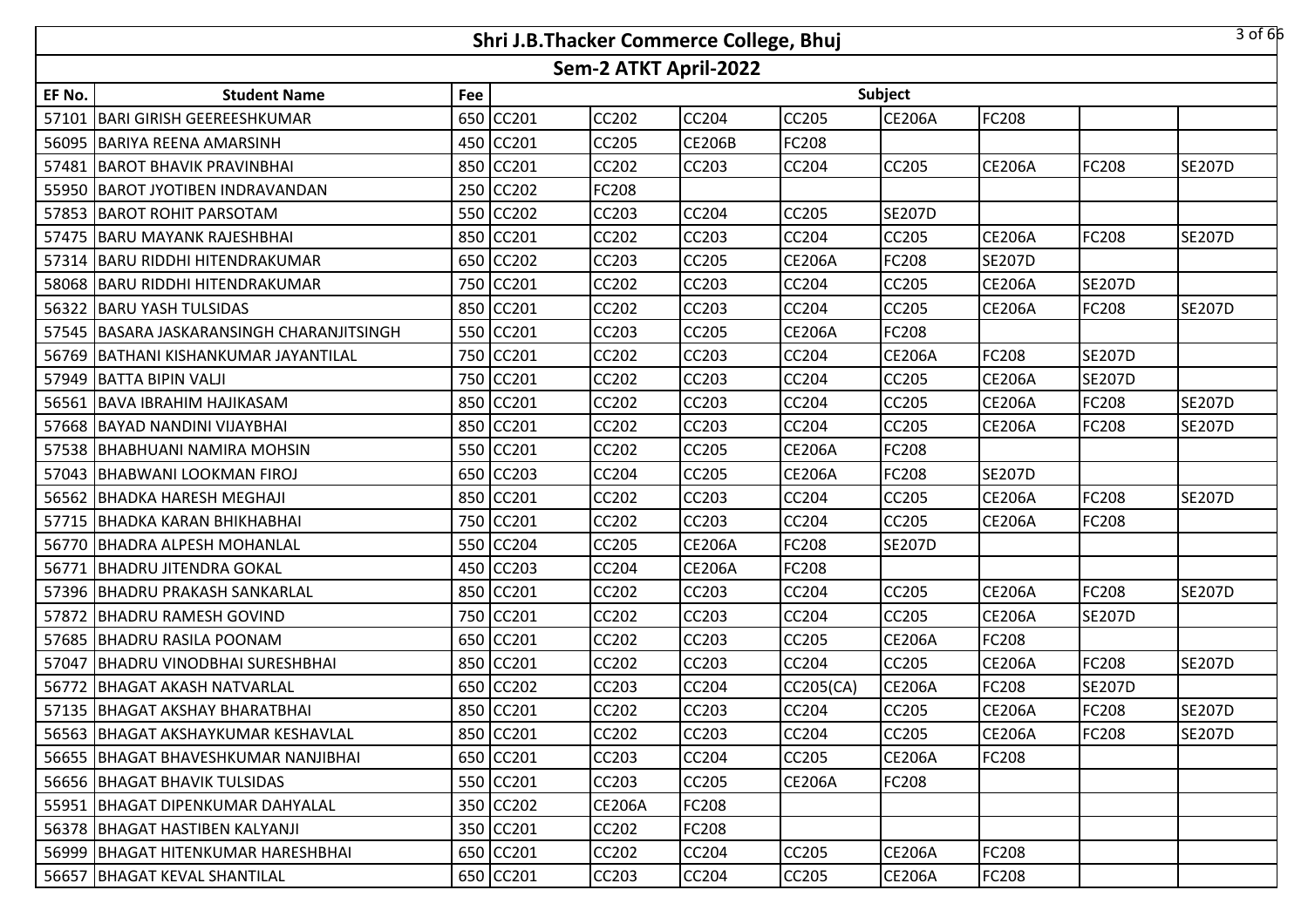# Shri J.B.Thacker Commerce College, Bhuj

## Sem-2 ATKT April-2022

| EF No. | Student Name | Fee | Subject | | | | | | | |
|---|---|---|---|---|---|---|---|---|---|---|
| 57101 | BARI GIRISH GEEREESHKUMAR | 650 | CC201 | CC202 | CC204 | CC205 | CE206A | FC208 | | |
| 56095 | BARIYA REENA AMARSINH | 450 | CC201 | CC205 | CE206B | FC208 | | | | |
| 57481 | BAROT BHAVIK PRAVINBHAI | 850 | CC201 | CC202 | CC203 | CC204 | CC205 | CE206A | FC208 | SE207D |
| 55950 | BAROT JYOTIBEN INDRAVANDAN | 250 | CC202 | FC208 | | | | | | |
| 57853 | BAROT ROHIT PARSOTAM | 550 | CC202 | CC203 | CC204 | CC205 | SE207D | | | |
| 57475 | BARU MAYANK RAJESHBHAI | 850 | CC201 | CC202 | CC203 | CC204 | CC205 | CE206A | FC208 | SE207D |
| 57314 | BARU RIDDHI HITENDRAKUMAR | 650 | CC202 | CC203 | CC205 | CE206A | FC208 | SE207D | | |
| 58068 | BARU RIDDHI HITENDRAKUMAR | 750 | CC201 | CC202 | CC203 | CC204 | CC205 | CE206A | SE207D | |
| 56322 | BARU YASH TULSIDAS | 850 | CC201 | CC202 | CC203 | CC204 | CC205 | CE206A | FC208 | SE207D |
| 57545 | BASARA JASKARANSINGH CHARANJITSINGH | 550 | CC201 | CC203 | CC205 | CE206A | FC208 | | | |
| 56769 | BATHANI KISHANKUMAR JAYANTILAL | 750 | CC201 | CC202 | CC203 | CC204 | CE206A | FC208 | SE207D | |
| 57949 | BATTA BIPIN VALJI | 750 | CC201 | CC202 | CC203 | CC204 | CC205 | CE206A | SE207D | |
| 56561 | BAVA IBRAHIM HAJIKASAM | 850 | CC201 | CC202 | CC203 | CC204 | CC205 | CE206A | FC208 | SE207D |
| 57668 | BAYAD NANDINI VIJAYBHAI | 850 | CC201 | CC202 | CC203 | CC204 | CC205 | CE206A | FC208 | SE207D |
| 57538 | BHABHUANI NAMIRA MOHSIN | 550 | CC201 | CC202 | CC205 | CE206A | FC208 | | | |
| 57043 | BHABWANI LOOKMAN FIROJ | 650 | CC203 | CC204 | CC205 | CE206A | FC208 | SE207D | | |
| 56562 | BHADKA HARESH MEGHAJI | 850 | CC201 | CC202 | CC203 | CC204 | CC205 | CE206A | FC208 | SE207D |
| 57715 | BHADKA KARAN BHIKHABHAI | 750 | CC201 | CC202 | CC203 | CC204 | CC205 | CE206A | FC208 | |
| 56770 | BHADRA ALPESH MOHANLAL | 550 | CC204 | CC205 | CE206A | FC208 | SE207D | | | |
| 56771 | BHADRU JITENDRA GOKAL | 450 | CC203 | CC204 | CE206A | FC208 | | | | |
| 57396 | BHADRU PRAKASH SANKARLAL | 850 | CC201 | CC202 | CC203 | CC204 | CC205 | CE206A | FC208 | SE207D |
| 57872 | BHADRU RAMESH GOVIND | 750 | CC201 | CC202 | CC203 | CC204 | CC205 | CE206A | SE207D | |
| 57685 | BHADRU RASILA POONAM | 650 | CC201 | CC202 | CC203 | CC205 | CE206A | FC208 | | |
| 57047 | BHADRU VINODBHAI SURESHBHAI | 850 | CC201 | CC202 | CC203 | CC204 | CC205 | CE206A | FC208 | SE207D |
| 56772 | BHAGAT AKASH NATVARLAL | 650 | CC202 | CC203 | CC204 | CC205(CA) | CE206A | FC208 | SE207D | |
| 57135 | BHAGAT AKSHAY BHARATBHAI | 850 | CC201 | CC202 | CC203 | CC204 | CC205 | CE206A | FC208 | SE207D |
| 56563 | BHAGAT AKSHAYKUMAR KESHAVLAL | 850 | CC201 | CC202 | CC203 | CC204 | CC205 | CE206A | FC208 | SE207D |
| 56655 | BHAGAT BHAVESHKUMAR NANJIBHAI | 650 | CC201 | CC203 | CC204 | CC205 | CE206A | FC208 | | |
| 56656 | BHAGAT BHAVIK TULSIDAS | 550 | CC201 | CC203 | CC205 | CE206A | FC208 | | | |
| 55951 | BHAGAT DIPENKUMAR DAHYALAL | 350 | CC202 | CE206A | FC208 | | | | | |
| 56378 | BHAGAT HASTIBEN KALYANJI | 350 | CC201 | CC202 | FC208 | | | | | |
| 56999 | BHAGAT HITENKUMAR HARESHBHAI | 650 | CC201 | CC202 | CC204 | CC205 | CE206A | FC208 | | |
| 56657 | BHAGAT KEVAL SHANTILAL | 650 | CC201 | CC203 | CC204 | CC205 | CE206A | FC208 | | |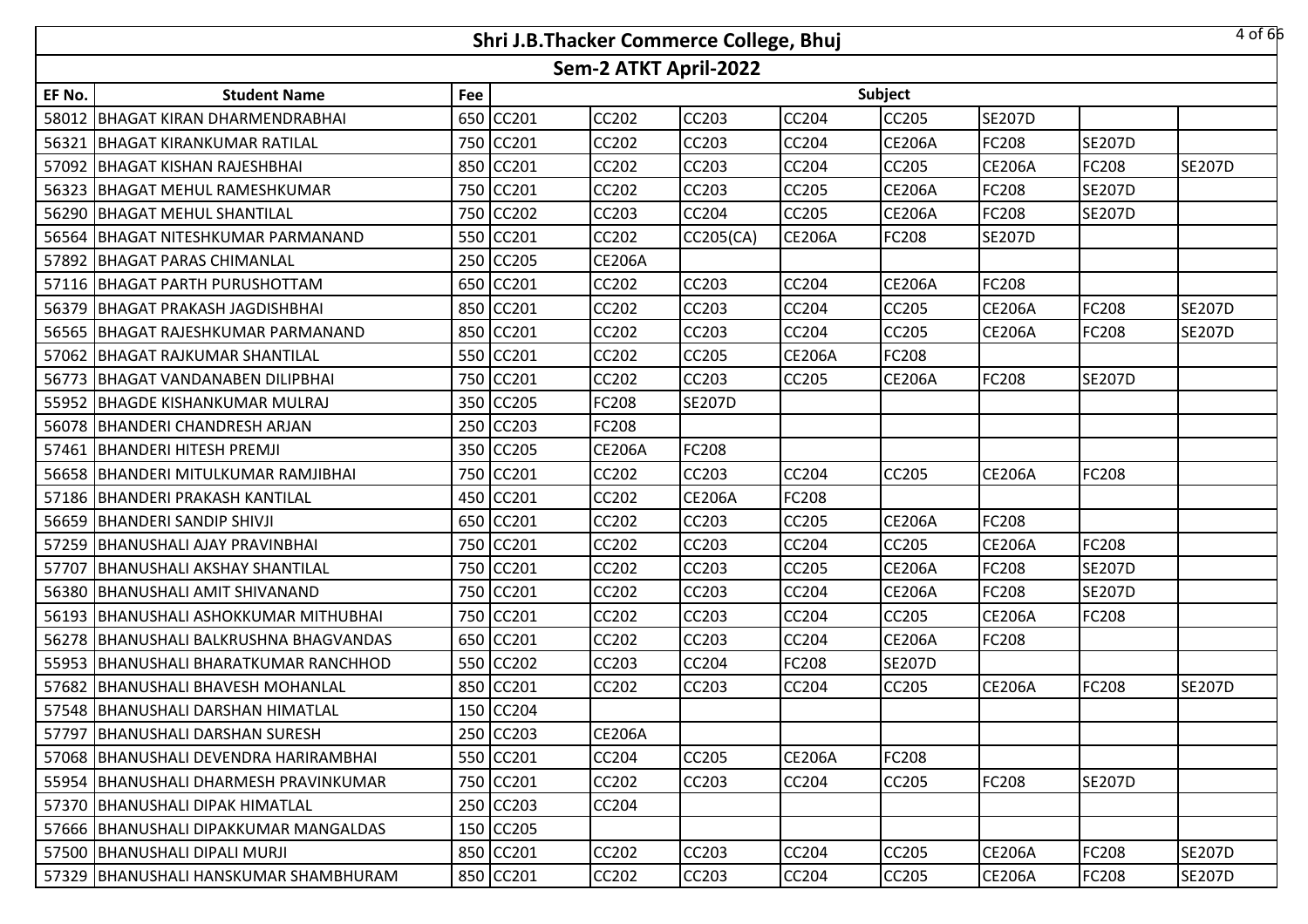# Shri J.B.Thacker Commerce College, Bhuj

## Sem-2 ATKT April-2022

| EF No. | Student Name | Fee | Subject | | | | | | | |
|---|---|---|---|---|---|---|---|---|---|---|
| 58012 | BHAGAT KIRAN DHARMENDRABHAI | 650 | CC201 | CC202 | CC203 | CC204 | CC205 | SE207D | | |
| 56321 | BHAGAT KIRANKUMAR RATILAL | 750 | CC201 | CC202 | CC203 | CC204 | CE206A | FC208 | SE207D | |
| 57092 | BHAGAT KISHAN RAJESHBHAI | 850 | CC201 | CC202 | CC203 | CC204 | CC205 | CE206A | FC208 | SE207D |
| 56323 | BHAGAT MEHUL RAMESHKUMAR | 750 | CC201 | CC202 | CC203 | CC205 | CE206A | FC208 | SE207D | |
| 56290 | BHAGAT MEHUL SHANTILAL | 750 | CC202 | CC203 | CC204 | CC205 | CE206A | FC208 | SE207D | |
| 56564 | BHAGAT NITESHKUMAR PARMANAND | 550 | CC201 | CC202 | CC205(CA) | CE206A | FC208 | SE207D | | |
| 57892 | BHAGAT PARAS CHIMANLAL | 250 | CC205 | CE206A | | | | | | |
| 57116 | BHAGAT PARTH PURUSHOTTAM | 650 | CC201 | CC202 | CC203 | CC204 | CE206A | FC208 | | |
| 56379 | BHAGAT PRAKASH JAGDISHBHAI | 850 | CC201 | CC202 | CC203 | CC204 | CC205 | CE206A | FC208 | SE207D |
| 56565 | BHAGAT RAJESHKUMAR PARMANAND | 850 | CC201 | CC202 | CC203 | CC204 | CC205 | CE206A | FC208 | SE207D |
| 57062 | BHAGAT RAJKUMAR SHANTILAL | 550 | CC201 | CC202 | CC205 | CE206A | FC208 | | | |
| 56773 | BHAGAT VANDANABEN DILIPBHAI | 750 | CC201 | CC202 | CC203 | CC205 | CE206A | FC208 | SE207D | |
| 55952 | BHAGDE KISHANKUMAR MULRAJ | 350 | CC205 | FC208 | SE207D | | | | | |
| 56078 | BHANDERI CHANDRESH ARJAN | 250 | CC203 | FC208 | | | | | | |
| 57461 | BHANDERI HITESH PREMJI | 350 | CC205 | CE206A | FC208 | | | | | |
| 56658 | BHANDERI MITULKUMAR RAMJIBHAI | 750 | CC201 | CC202 | CC203 | CC204 | CC205 | CE206A | FC208 | |
| 57186 | BHANDERI PRAKASH KANTILAL | 450 | CC201 | CC202 | CE206A | FC208 | | | | |
| 56659 | BHANDERI SANDIP SHIVJI | 650 | CC201 | CC202 | CC203 | CC205 | CE206A | FC208 | | |
| 57259 | BHANUSHALI AJAY PRAVINBHAI | 750 | CC201 | CC202 | CC203 | CC204 | CC205 | CE206A | FC208 | |
| 57707 | BHANUSHALI AKSHAY SHANTILAL | 750 | CC201 | CC202 | CC203 | CC205 | CE206A | FC208 | SE207D | |
| 56380 | BHANUSHALI AMIT SHIVANAND | 750 | CC201 | CC202 | CC203 | CC204 | CE206A | FC208 | SE207D | |
| 56193 | BHANUSHALI ASHOKKUMAR MITHUBHAI | 750 | CC201 | CC202 | CC203 | CC204 | CC205 | CE206A | FC208 | |
| 56278 | BHANUSHALI BALKRUSHNA BHAGVANDAS | 650 | CC201 | CC202 | CC203 | CC204 | CE206A | FC208 | | |
| 55953 | BHANUSHALI BHARATKUMAR RANCHHOD | 550 | CC202 | CC203 | CC204 | FC208 | SE207D | | | |
| 57682 | BHANUSHALI BHAVESH MOHANLAL | 850 | CC201 | CC202 | CC203 | CC204 | CC205 | CE206A | FC208 | SE207D |
| 57548 | BHANUSHALI DARSHAN HIMATLAL | 150 | CC204 | | | | | | | |
| 57797 | BHANUSHALI DARSHAN SURESH | 250 | CC203 | CE206A | | | | | | |
| 57068 | BHANUSHALI DEVENDRA HARIRAMBHAI | 550 | CC201 | CC204 | CC205 | CE206A | FC208 | | | |
| 55954 | BHANUSHALI DHARMESH PRAVINKUMAR | 750 | CC201 | CC202 | CC203 | CC204 | CC205 | FC208 | SE207D | |
| 57370 | BHANUSHALI DIPAK HIMATLAL | 250 | CC203 | CC204 | | | | | | |
| 57666 | BHANUSHALI DIPAKKUMAR MANGALDAS | 150 | CC205 | | | | | | | |
| 57500 | BHANUSHALI DIPALI MURJI | 850 | CC201 | CC202 | CC203 | CC204 | CC205 | CE206A | FC208 | SE207D |
| 57329 | BHANUSHALI HANSKUMAR SHAMBHURAM | 850 | CC201 | CC202 | CC203 | CC204 | CC205 | CE206A | FC208 | SE207D |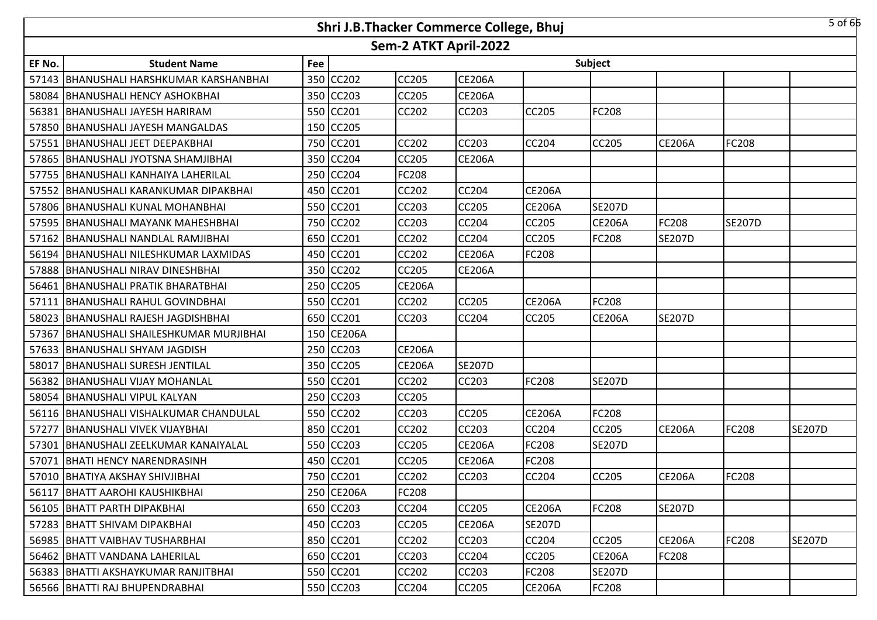# Shri J.B.Thacker Commerce College, Bhuj

## Sem-2 ATKT April-2022

| EF No. | Student Name | Fee | Subject | | | | | | | |
|---|---|---|---|---|---|---|---|---|---|---|
| 57143 | BHANUSHALI HARSHKUMAR KARSHANBHAI | 350 | CC202 | CC205 | CE206A | | | | | |
| 58084 | BHANUSHALI HENCY ASHOKBHAI | 350 | CC203 | CC205 | CE206A | | | | | |
| 56381 | BHANUSHALI JAYESH HARIRAM | 550 | CC201 | CC202 | CC203 | CC205 | FC208 | | | |
| 57850 | BHANUSHALI JAYESH MANGALDAS | 150 | CC205 | | | | | | | |
| 57551 | BHANUSHALI JEET DEEPAKBHAI | 750 | CC201 | CC202 | CC203 | CC204 | CC205 | CE206A | FC208 | |
| 57865 | BHANUSHALI JYOTSNA SHAMJIBHAI | 350 | CC204 | CC205 | CE206A | | | | | |
| 57755 | BHANUSHALI KANHAIYA LAHERILAL | 250 | CC204 | FC208 | | | | | | |
| 57552 | BHANUSHALI KARANKUMAR DIPAKBHAI | 450 | CC201 | CC202 | CC204 | CE206A | | | | |
| 57806 | BHANUSHALI KUNAL MOHANBHAI | 550 | CC201 | CC203 | CC205 | CE206A | SE207D | | | |
| 57595 | BHANUSHALI MAYANK MAHESHBHAI | 750 | CC202 | CC203 | CC204 | CC205 | CE206A | FC208 | SE207D | |
| 57162 | BHANUSHALI NANDLAL RAMJIBHAI | 650 | CC201 | CC202 | CC204 | CC205 | FC208 | SE207D | | |
| 56194 | BHANUSHALI NILESHKUMAR LAXMIDAS | 450 | CC201 | CC202 | CE206A | FC208 | | | | |
| 57888 | BHANUSHALI NIRAV DINESHBHAI | 350 | CC202 | CC205 | CE206A | | | | | |
| 56461 | BHANUSHALI PRATIK BHARATBHAI | 250 | CC205 | CE206A | | | | | | |
| 57111 | BHANUSHALI RAHUL GOVINDBHAI | 550 | CC201 | CC202 | CC205 | CE206A | FC208 | | | |
| 58023 | BHANUSHALI RAJESH JAGDISHBHAI | 650 | CC201 | CC203 | CC204 | CC205 | CE206A | SE207D | | |
| 57367 | BHANUSHALI SHAILESHKUMAR MURJIBHAI | 150 | CE206A | | | | | | | |
| 57633 | BHANUSHALI SHYAM JAGDISH | 250 | CC203 | CE206A | | | | | | |
| 58017 | BHANUSHALI SURESH JENTILAL | 350 | CC205 | CE206A | SE207D | | | | | |
| 56382 | BHANUSHALI VIJAY MOHANLAL | 550 | CC201 | CC202 | CC203 | FC208 | SE207D | | | |
| 58054 | BHANUSHALI VIPUL KALYAN | 250 | CC203 | CC205 | | | | | | |
| 56116 | BHANUSHALI VISHALKUMAR CHANDULAL | 550 | CC202 | CC203 | CC205 | CE206A | FC208 | | | |
| 57277 | BHANUSHALI VIVEK VIJAYBHAI | 850 | CC201 | CC202 | CC203 | CC204 | CC205 | CE206A | FC208 | SE207D |
| 57301 | BHANUSHALI ZEELKUMAR KANAIYALAL | 550 | CC203 | CC205 | CE206A | FC208 | SE207D | | | |
| 57071 | BHATI HENCY NARENDRASINH | 450 | CC201 | CC205 | CE206A | FC208 | | | | |
| 57010 | BHATIYA AKSHAY SHIVJIBHAI | 750 | CC201 | CC202 | CC203 | CC204 | CC205 | CE206A | FC208 | |
| 56117 | BHATT AAROHI KAUSHIKBHAI | 250 | CE206A | FC208 | | | | | | |
| 56105 | BHATT PARTH DIPAKBHAI | 650 | CC203 | CC204 | CC205 | CE206A | FC208 | SE207D | | |
| 57283 | BHATT SHIVAM DIPAKBHAI | 450 | CC203 | CC205 | CE206A | SE207D | | | | |
| 56985 | BHATT VAIBHAV TUSHARBHAI | 850 | CC201 | CC202 | CC203 | CC204 | CC205 | CE206A | FC208 | SE207D |
| 56462 | BHATT VANDANA LAHERILAL | 650 | CC201 | CC203 | CC204 | CC205 | CE206A | FC208 | | |
| 56383 | BHATTI AKSHAYKUMAR RANJITBHAI | 550 | CC201 | CC202 | CC203 | FC208 | SE207D | | | |
| 56566 | BHATTI RAJ BHUPENDRABHAI | 550 | CC203 | CC204 | CC205 | CE206A | FC208 | | | |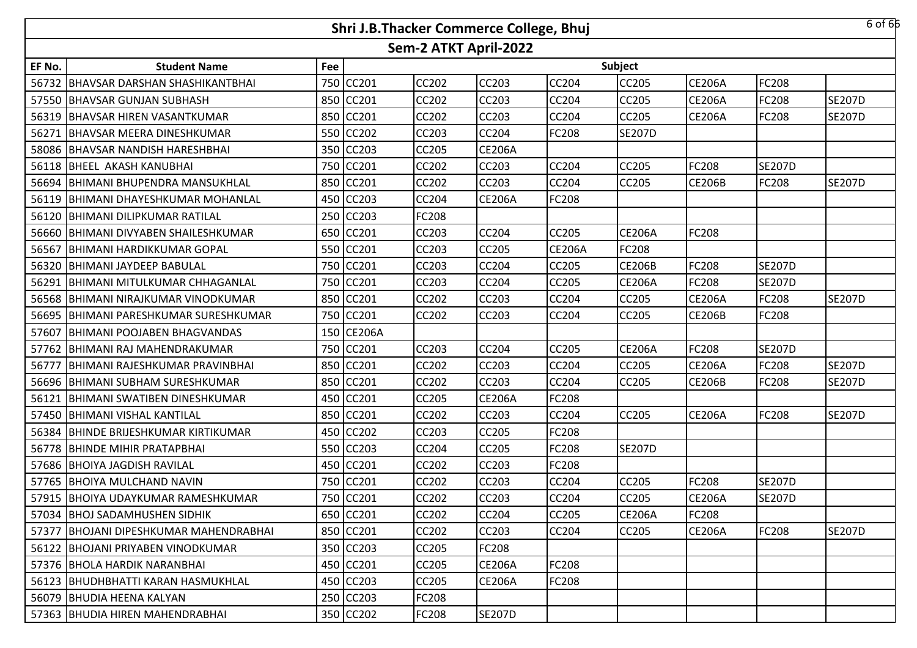# Shri J.B.Thacker Commerce College, Bhuj

## Sem-2 ATKT April-2022

| EF No. | Student Name | Fee | Subject | | | | | | | |
|---|---|---|---|---|---|---|---|---|---|---|
| 56732 | BHAVSAR DARSHAN SHASHIKANTBHAI | 750 | CC201 | CC202 | CC203 | CC204 | CC205 | CE206A | FC208 | |
| 57550 | BHAVSAR GUNJAN SUBHASH | 850 | CC201 | CC202 | CC203 | CC204 | CC205 | CE206A | FC208 | SE207D |
| 56319 | BHAVSAR HIREN VASANTKUMAR | 850 | CC201 | CC202 | CC203 | CC204 | CC205 | CE206A | FC208 | SE207D |
| 56271 | BHAVSAR MEERA DINESHKUMAR | 550 | CC202 | CC203 | CC204 | FC208 | SE207D | | | |
| 58086 | BHAVSAR NANDISH HARESHBHAI | 350 | CC203 | CC205 | CE206A | | | | | |
| 56118 | BHEEL AKASH KANUBHAI | 750 | CC201 | CC202 | CC203 | CC204 | CC205 | FC208 | SE207D | |
| 56694 | BHIMANI BHUPENDRA MANSUKHLAL | 850 | CC201 | CC202 | CC203 | CC204 | CC205 | CE206B | FC208 | SE207D |
| 56119 | BHIMANI DHAYESHKUMAR MOHANLAL | 450 | CC203 | CC204 | CE206A | FC208 | | | | |
| 56120 | BHIMANI DILIPKUMAR RATILAL | 250 | CC203 | FC208 | | | | | | |
| 56660 | BHIMANI DIVYABEN SHAILESHKUMAR | 650 | CC201 | CC203 | CC204 | CC205 | CE206A | FC208 | | |
| 56567 | BHIMANI HARDIKKUMAR GOPAL | 550 | CC201 | CC203 | CC205 | CE206A | FC208 | | | |
| 56320 | BHIMANI JAYDEEP BABULAL | 750 | CC201 | CC203 | CC204 | CC205 | CE206B | FC208 | SE207D | |
| 56291 | BHIMANI MITULKUMAR CHHAGANLAL | 750 | CC201 | CC203 | CC204 | CC205 | CE206A | FC208 | SE207D | |
| 56568 | BHIMANI NIRAJKUMAR VINODKUMAR | 850 | CC201 | CC202 | CC203 | CC204 | CC205 | CE206A | FC208 | SE207D |
| 56695 | BHIMANI PARESHKUMAR SURESHKUMAR | 750 | CC201 | CC202 | CC203 | CC204 | CC205 | CE206B | FC208 | |
| 57607 | BHIMANI POOJABEN BHAGVANDAS | 150 | CE206A | | | | | | | |
| 57762 | BHIMANI RAJ MAHENDRAKUMAR | 750 | CC201 | CC203 | CC204 | CC205 | CE206A | FC208 | SE207D | |
| 56777 | BHIMANI RAJESHKUMAR PRAVINBHAI | 850 | CC201 | CC202 | CC203 | CC204 | CC205 | CE206A | FC208 | SE207D |
| 56696 | BHIMANI SUBHAM SURESHKUMAR | 850 | CC201 | CC202 | CC203 | CC204 | CC205 | CE206B | FC208 | SE207D |
| 56121 | BHIMANI SWATIBEN DINESHKUMAR | 450 | CC201 | CC205 | CE206A | FC208 | | | | |
| 57450 | BHIMANI VISHAL KANTILAL | 850 | CC201 | CC202 | CC203 | CC204 | CC205 | CE206A | FC208 | SE207D |
| 56384 | BHINDE BRIJESHKUMAR KIRTIKUMAR | 450 | CC202 | CC203 | CC205 | FC208 | | | | |
| 56778 | BHINDE MIHIR PRATAPBHAI | 550 | CC203 | CC204 | CC205 | FC208 | SE207D | | | |
| 57686 | BHOIYA JAGDISH RAVILAL | 450 | CC201 | CC202 | CC203 | FC208 | | | | |
| 57765 | BHOIYA MULCHAND NAVIN | 750 | CC201 | CC202 | CC203 | CC204 | CC205 | FC208 | SE207D | |
| 57915 | BHOIYA UDAYKUMAR RAMESHKUMAR | 750 | CC201 | CC202 | CC203 | CC204 | CC205 | CE206A | SE207D | |
| 57034 | BHOJ SADAMHUSHEN SIDHIK | 650 | CC201 | CC202 | CC204 | CC205 | CE206A | FC208 | | |
| 57377 | BHOJANI DIPESHKUMAR MAHENDRABHAI | 850 | CC201 | CC202 | CC203 | CC204 | CC205 | CE206A | FC208 | SE207D |
| 56122 | BHOJANI PRIYABEN VINODKUMAR | 350 | CC203 | CC205 | FC208 | | | | | |
| 57376 | BHOLA HARDIK NARANBHAI | 450 | CC201 | CC205 | CE206A | FC208 | | | | |
| 56123 | BHUDHBHATTI KARAN HASMUKHLAL | 450 | CC203 | CC205 | CE206A | FC208 | | | | |
| 56079 | BHUDIA HEENA KALYAN | 250 | CC203 | FC208 | | | | | | |
| 57363 | BHUDIA HIREN MAHENDRABHAI | 350 | CC202 | FC208 | SE207D | | | | | |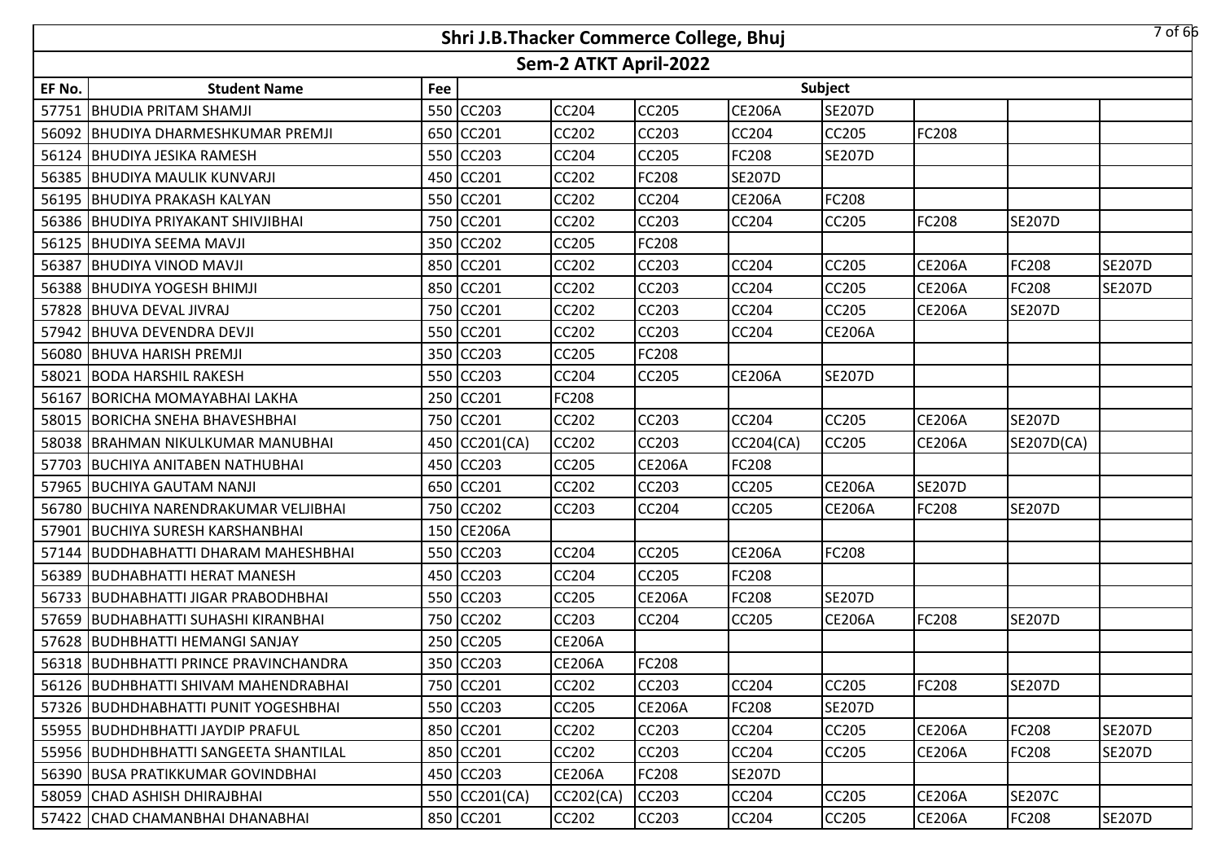# Shri J.B.Thacker Commerce College, Bhuj

## Sem-2 ATKT April-2022

| EF No. | Student Name | Fee | Subject | | | | | | | |
|---|---|---|---|---|---|---|---|---|---|---|
| 57751 | BHUDIA PRITAM SHAMJI | 550 | CC203 | CC204 | CC205 | CE206A | SE207D | | | |
| 56092 | BHUDIYA DHARMESHKUMAR PREMJI | 650 | CC201 | CC202 | CC203 | CC204 | CC205 | FC208 | | |
| 56124 | BHUDIYA JESIKA RAMESH | 550 | CC203 | CC204 | CC205 | FC208 | SE207D | | | |
| 56385 | BHUDIYA MAULIK KUNVARJI | 450 | CC201 | CC202 | FC208 | SE207D | | | | |
| 56195 | BHUDIYA PRAKASH KALYAN | 550 | CC201 | CC202 | CC204 | CE206A | FC208 | | | |
| 56386 | BHUDIYA PRIYAKANT SHIVJIBHAI | 750 | CC201 | CC202 | CC203 | CC204 | CC205 | FC208 | SE207D | |
| 56125 | BHUDIYA SEEMA MAVJI | 350 | CC202 | CC205 | FC208 | | | | | |
| 56387 | BHUDIYA VINOD MAVJI | 850 | CC201 | CC202 | CC203 | CC204 | CC205 | CE206A | FC208 | SE207D |
| 56388 | BHUDIYA YOGESH BHIMJI | 850 | CC201 | CC202 | CC203 | CC204 | CC205 | CE206A | FC208 | SE207D |
| 57828 | BHUVA DEVAL JIVRAJ | 750 | CC201 | CC202 | CC203 | CC204 | CC205 | CE206A | SE207D | |
| 57942 | BHUVA DEVENDRA DEVJI | 550 | CC201 | CC202 | CC203 | CC204 | CE206A | | | |
| 56080 | BHUVA HARISH PREMJI | 350 | CC203 | CC205 | FC208 | | | | | |
| 58021 | BODA HARSHIL RAKESH | 550 | CC203 | CC204 | CC205 | CE206A | SE207D | | | |
| 56167 | BORICHA MOMAYABHAI LAKHA | 250 | CC201 | FC208 | | | | | | |
| 58015 | BORICHA SNEHA BHAVESHBHAI | 750 | CC201 | CC202 | CC203 | CC204 | CC205 | CE206A | SE207D | |
| 58038 | BRAHMAN NIKULKUMAR MANUBHAI | 450 | CC201(CA) | CC202 | CC203 | CC204(CA) | CC205 | CE206A | SE207D(CA) | |
| 57703 | BUCHIYA ANITABEN NATHUBHAI | 450 | CC203 | CC205 | CE206A | FC208 | | | | |
| 57965 | BUCHIYA GAUTAM NANJI | 650 | CC201 | CC202 | CC203 | CC205 | CE206A | SE207D | | |
| 56780 | BUCHIYA NARENDRAKUMAR VELJIBHAI | 750 | CC202 | CC203 | CC204 | CC205 | CE206A | FC208 | SE207D | |
| 57901 | BUCHIYA SURESH KARSHANBHAI | 150 | CE206A | | | | | | | |
| 57144 | BUDDHABHATTI DHARAM MAHESHBHAI | 550 | CC203 | CC204 | CC205 | CE206A | FC208 | | | |
| 56389 | BUDHABHATTI HERAT MANESH | 450 | CC203 | CC204 | CC205 | FC208 | | | | |
| 56733 | BUDHABHATTI JIGAR PRABODHBHAI | 550 | CC203 | CC205 | CE206A | FC208 | SE207D | | | |
| 57659 | BUDHABHATTI SUHASHI KIRANBHAI | 750 | CC202 | CC203 | CC204 | CC205 | CE206A | FC208 | SE207D | |
| 57628 | BUDHBHATTI HEMANGI SANJAY | 250 | CC205 | CE206A | | | | | | |
| 56318 | BUDHBHATTI PRINCE PRAVINCHANDRA | 350 | CC203 | CE206A | FC208 | | | | | |
| 56126 | BUDHBHATTI SHIVAM MAHENDRABHAI | 750 | CC201 | CC202 | CC203 | CC204 | CC205 | FC208 | SE207D | |
| 57326 | BUDHDHABHATTI PUNIT YOGESHBHAI | 550 | CC203 | CC205 | CE206A | FC208 | SE207D | | | |
| 55955 | BUDHDHBHATTI JAYDIP PRAFUL | 850 | CC201 | CC202 | CC203 | CC204 | CC205 | CE206A | FC208 | SE207D |
| 55956 | BUDHDHBHATTI SANGEETA SHANTILAL | 850 | CC201 | CC202 | CC203 | CC204 | CC205 | CE206A | FC208 | SE207D |
| 56390 | BUSA PRATIKKUMAR GOVINDBHAI | 450 | CC203 | CE206A | FC208 | SE207D | | | | |
| 58059 | CHAD ASHISH DHIRAJBHAI | 550 | CC201(CA) | CC202(CA) | CC203 | CC204 | CC205 | CE206A | SE207C | |
| 57422 | CHAD CHAMANBHAI DHANABHAI | 850 | CC201 | CC202 | CC203 | CC204 | CC205 | CE206A | FC208 | SE207D |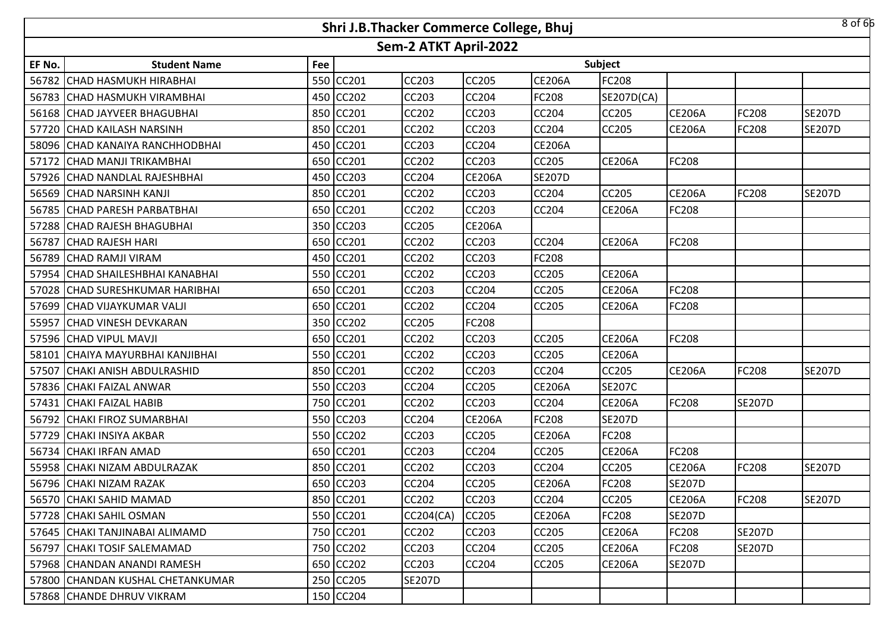# Shri J.B.Thacker Commerce College, Bhuj

## Sem-2 ATKT April-2022

| EF No. | Student Name | Fee | Subject | | | | | | | |
|---|---|---|---|---|---|---|---|---|---|---|
| 56782 | CHAD HASMUKH HIRABHAI | 550 | CC201 | CC203 | CC205 | CE206A | FC208 | | | |
| 56783 | CHAD HASMUKH VIRAMBHAI | 450 | CC202 | CC203 | CC204 | FC208 | SE207D(CA) | | | |
| 56168 | CHAD JAYVEER BHAGUBHAI | 850 | CC201 | CC202 | CC203 | CC204 | CC205 | CE206A | FC208 | SE207D |
| 57720 | CHAD KAILASH NARSINH | 850 | CC201 | CC202 | CC203 | CC204 | CC205 | CE206A | FC208 | SE207D |
| 58096 | CHAD KANAIYA RANCHHODBHAI | 450 | CC201 | CC203 | CC204 | CE206A | | | | |
| 57172 | CHAD MANJI TRIKAMBHAI | 650 | CC201 | CC202 | CC203 | CC205 | CE206A | FC208 | | |
| 57926 | CHAD NANDLAL RAJESHBHAI | 450 | CC203 | CC204 | CE206A | SE207D | | | | |
| 56569 | CHAD NARSINH KANJI | 850 | CC201 | CC202 | CC203 | CC204 | CC205 | CE206A | FC208 | SE207D |
| 56785 | CHAD PARESH PARBATBHAI | 650 | CC201 | CC202 | CC203 | CC204 | CE206A | FC208 | | |
| 57288 | CHAD RAJESH BHAGUBHAI | 350 | CC203 | CC205 | CE206A | | | | | |
| 56787 | CHAD RAJESH HARI | 650 | CC201 | CC202 | CC203 | CC204 | CE206A | FC208 | | |
| 56789 | CHAD RAMJI VIRAM | 450 | CC201 | CC202 | CC203 | FC208 | | | | |
| 57954 | CHAD SHAILESHBHAI KANABHAI | 550 | CC201 | CC202 | CC203 | CC205 | CE206A | | | |
| 57028 | CHAD SURESHKUMAR HARIBHAI | 650 | CC201 | CC203 | CC204 | CC205 | CE206A | FC208 | | |
| 57699 | CHAD VIJAYKUMAR VALJI | 650 | CC201 | CC202 | CC204 | CC205 | CE206A | FC208 | | |
| 55957 | CHAD VINESH DEVKARAN | 350 | CC202 | CC205 | FC208 | | | | | |
| 57596 | CHAD VIPUL MAVJI | 650 | CC201 | CC202 | CC203 | CC205 | CE206A | FC208 | | |
| 58101 | CHAIYA MAYURBHAI KANJIBHAI | 550 | CC201 | CC202 | CC203 | CC205 | CE206A | | | |
| 57507 | CHAKI ANISH ABDULRASHID | 850 | CC201 | CC202 | CC203 | CC204 | CC205 | CE206A | FC208 | SE207D |
| 57836 | CHAKI FAIZAL ANWAR | 550 | CC203 | CC204 | CC205 | CE206A | SE207C | | | |
| 57431 | CHAKI FAIZAL HABIB | 750 | CC201 | CC202 | CC203 | CC204 | CE206A | FC208 | SE207D | |
| 56792 | CHAKI FIROZ SUMARBHAI | 550 | CC203 | CC204 | CE206A | FC208 | SE207D | | | |
| 57729 | CHAKI INSIYA AKBAR | 550 | CC202 | CC203 | CC205 | CE206A | FC208 | | | |
| 56734 | CHAKI IRFAN AMAD | 650 | CC201 | CC203 | CC204 | CC205 | CE206A | FC208 | | |
| 55958 | CHAKI NIZAM ABDULRAZAK | 850 | CC201 | CC202 | CC203 | CC204 | CC205 | CE206A | FC208 | SE207D |
| 56796 | CHAKI NIZAM RAZAK | 650 | CC203 | CC204 | CC205 | CE206A | FC208 | SE207D | | |
| 56570 | CHAKI SAHID MAMAD | 850 | CC201 | CC202 | CC203 | CC204 | CC205 | CE206A | FC208 | SE207D |
| 57728 | CHAKI SAHIL OSMAN | 550 | CC201 | CC204(CA) | CC205 | CE206A | FC208 | SE207D | | |
| 57645 | CHAKI TANJINABAI ALIMAMD | 750 | CC201 | CC202 | CC203 | CC205 | CE206A | FC208 | SE207D | |
| 56797 | CHAKI TOSIF SALEMAMAD | 750 | CC202 | CC203 | CC204 | CC205 | CE206A | FC208 | SE207D | |
| 57968 | CHANDAN ANANDI RAMESH | 650 | CC202 | CC203 | CC204 | CC205 | CE206A | SE207D | | |
| 57800 | CHANDAN KUSHAL CHETANKUMAR | 250 | CC205 | SE207D | | | | | | |
| 57868 | CHANDE DHRUV VIKRAM | 150 | CC204 | | | | | | | |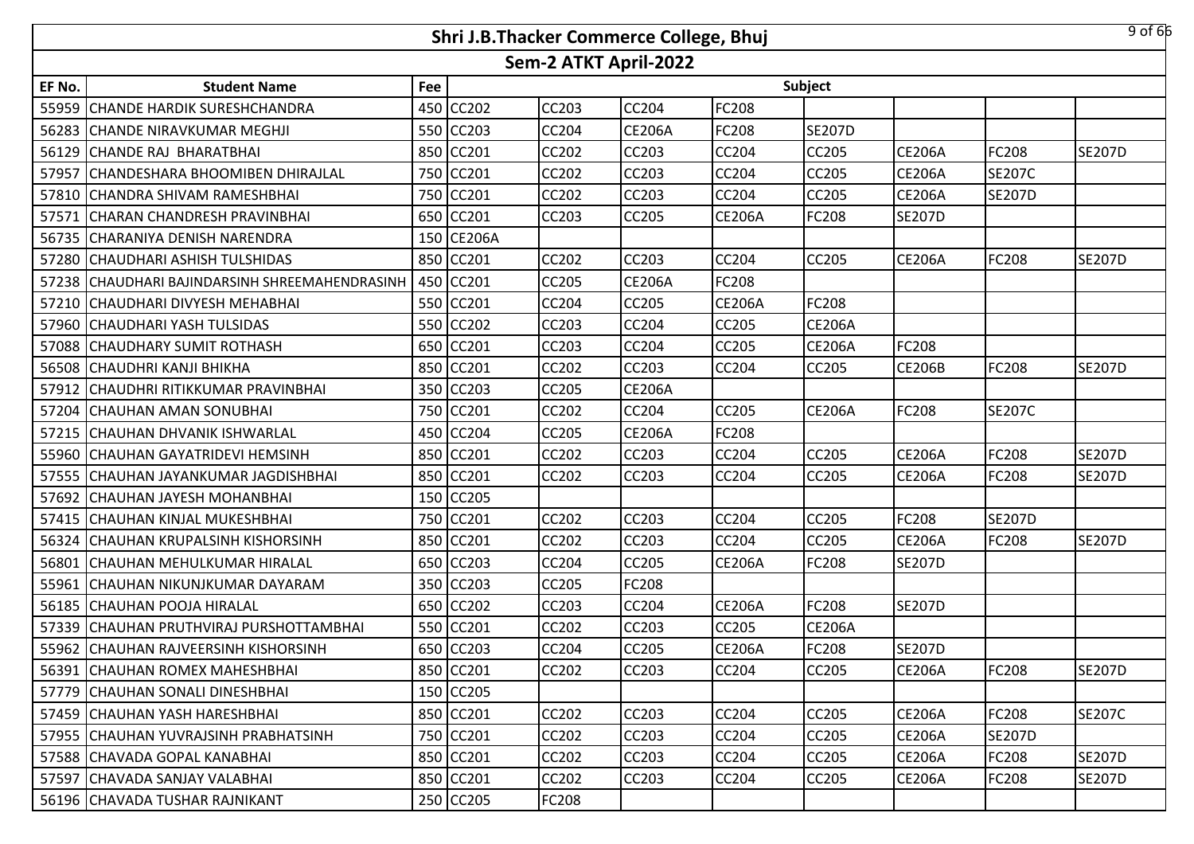# Shri J.B.Thacker Commerce College, Bhuj

## Sem-2 ATKT April-2022

| EF No. | Student Name | Fee | Subject | | | | | | | |
|---|---|---|---|---|---|---|---|---|---|---|
| 55959 | CHANDE HARDIK SURESHCHANDRA | 450 | CC202 | CC203 | CC204 | FC208 | | | | |
| 56283 | CHANDE NIRAVKUMAR MEGHJI | 550 | CC203 | CC204 | CE206A | FC208 | SE207D | | | |
| 56129 | CHANDE RAJ BHARATBHAI | 850 | CC201 | CC202 | CC203 | CC204 | CC205 | CE206A | FC208 | SE207D |
| 57957 | CHANDESHARA BHOOMIBEN DHIRAJLAL | 750 | CC201 | CC202 | CC203 | CC204 | CC205 | CE206A | SE207C | |
| 57810 | CHANDRA SHIVAM RAMESHBHAI | 750 | CC201 | CC202 | CC203 | CC204 | CC205 | CE206A | SE207D | |
| 57571 | CHARAN CHANDRESH PRAVINBHAI | 650 | CC201 | CC203 | CC205 | CE206A | FC208 | SE207D | | |
| 56735 | CHARANIYA DENISH NARENDRA | 150 | CE206A | | | | | | | |
| 57280 | CHAUDHARI ASHISH TULSHIDAS | 850 | CC201 | CC202 | CC203 | CC204 | CC205 | CE206A | FC208 | SE207D |
| 57238 | CHAUDHARI BAJINDARSINH SHREEMAHENDRASINH | 450 | CC201 | CC205 | CE206A | FC208 | | | | |
| 57210 | CHAUDHARI DIVYESH MEHABHAI | 550 | CC201 | CC204 | CC205 | CE206A | FC208 | | | |
| 57960 | CHAUDHARI YASH TULSIDAS | 550 | CC202 | CC203 | CC204 | CC205 | CE206A | | | |
| 57088 | CHAUDHARY SUMIT ROTHASH | 650 | CC201 | CC203 | CC204 | CC205 | CE206A | FC208 | | |
| 56508 | CHAUDHRI KANJI BHIKHA | 850 | CC201 | CC202 | CC203 | CC204 | CC205 | CE206B | FC208 | SE207D |
| 57912 | CHAUDHRI RITIKKUMAR PRAVINBHAI | 350 | CC203 | CC205 | CE206A | | | | | |
| 57204 | CHAUHAN AMAN SONUBHAI | 750 | CC201 | CC202 | CC204 | CC205 | CE206A | FC208 | SE207C | |
| 57215 | CHAUHAN DHVANIK ISHWARLAL | 450 | CC204 | CC205 | CE206A | FC208 | | | | |
| 55960 | CHAUHAN GAYATRIDEVI HEMSINH | 850 | CC201 | CC202 | CC203 | CC204 | CC205 | CE206A | FC208 | SE207D |
| 57555 | CHAUHAN JAYANKUMAR JAGDISHBHAI | 850 | CC201 | CC202 | CC203 | CC204 | CC205 | CE206A | FC208 | SE207D |
| 57692 | CHAUHAN JAYESH MOHANBHAI | 150 | CC205 | | | | | | | |
| 57415 | CHAUHAN KINJAL MUKESHBHAI | 750 | CC201 | CC202 | CC203 | CC204 | CC205 | FC208 | SE207D | |
| 56324 | CHAUHAN KRUPALSINH KISHORSINH | 850 | CC201 | CC202 | CC203 | CC204 | CC205 | CE206A | FC208 | SE207D |
| 56801 | CHAUHAN MEHULKUMAR HIRALAL | 650 | CC203 | CC204 | CC205 | CE206A | FC208 | SE207D | | |
| 55961 | CHAUHAN NIKUNJKUMAR DAYARAM | 350 | CC203 | CC205 | FC208 | | | | | |
| 56185 | CHAUHAN POOJA HIRALAL | 650 | CC202 | CC203 | CC204 | CE206A | FC208 | SE207D | | |
| 57339 | CHAUHAN PRUTHVIRAJ PURSHOTTAMBHAI | 550 | CC201 | CC202 | CC203 | CC205 | CE206A | | | |
| 55962 | CHAUHAN RAJVEERSINH KISHORSINH | 650 | CC203 | CC204 | CC205 | CE206A | FC208 | SE207D | | |
| 56391 | CHAUHAN ROMEX MAHESHBHAI | 850 | CC201 | CC202 | CC203 | CC204 | CC205 | CE206A | FC208 | SE207D |
| 57779 | CHAUHAN SONALI DINESHBHAI | 150 | CC205 | | | | | | | |
| 57459 | CHAUHAN YASH HARESHBHAI | 850 | CC201 | CC202 | CC203 | CC204 | CC205 | CE206A | FC208 | SE207C |
| 57955 | CHAUHAN YUVRAJSINH PRABHATSINH | 750 | CC201 | CC202 | CC203 | CC204 | CC205 | CE206A | SE207D | |
| 57588 | CHAVADA GOPAL KANABHAI | 850 | CC201 | CC202 | CC203 | CC204 | CC205 | CE206A | FC208 | SE207D |
| 57597 | CHAVADA SANJAY VALABHAI | 850 | CC201 | CC202 | CC203 | CC204 | CC205 | CE206A | FC208 | SE207D |
| 56196 | CHAVADA TUSHAR RAJNIKANT | 250 | CC205 | FC208 | | | | | | |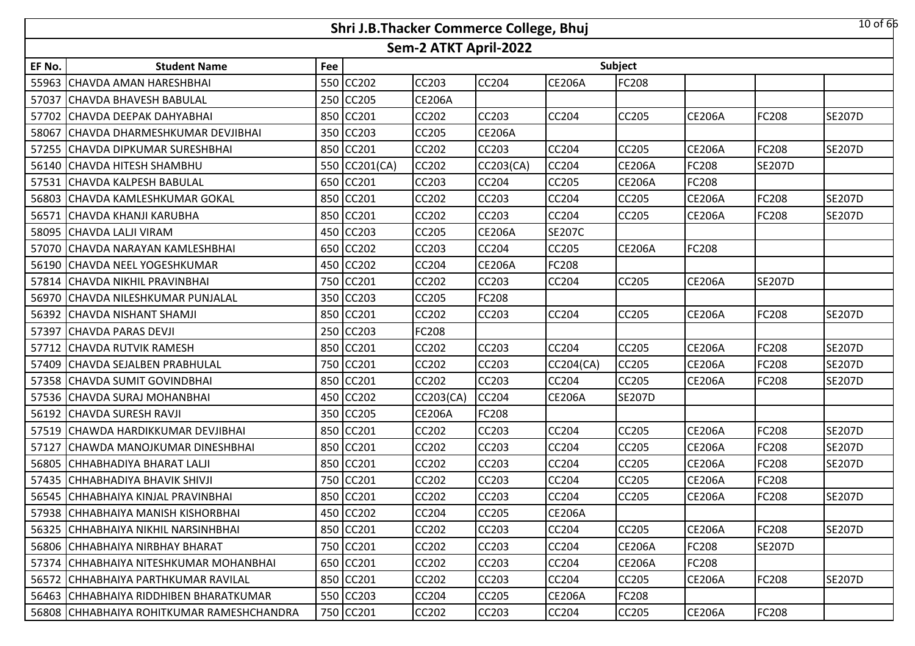# Shri J.B.Thacker Commerce College, Bhuj

## Sem-2 ATKT April-2022

| EF No. | Student Name | Fee | Subject | | | | | | | |
|---|---|---|---|---|---|---|---|---|---|---|
| 55963 | CHAVDA AMAN HARESHBHAI | 550 | CC202 | CC203 | CC204 | CE206A | FC208 | | | |
| 57037 | CHAVDA BHAVESH BABULAL | 250 | CC205 | CE206A | | | | | | |
| 57702 | CHAVDA DEEPAK DAHYABHAI | 850 | CC201 | CC202 | CC203 | CC204 | CC205 | CE206A | FC208 | SE207D |
| 58067 | CHAVDA DHARMESHKUMAR DEVJIBHAI | 350 | CC203 | CC205 | CE206A | | | | | |
| 57255 | CHAVDA DIPKUMAR SURESHBHAI | 850 | CC201 | CC202 | CC203 | CC204 | CC205 | CE206A | FC208 | SE207D |
| 56140 | CHAVDA HITESH SHAMBHU | 550 | CC201(CA) | CC202 | CC203(CA) | CC204 | CE206A | FC208 | SE207D | |
| 57531 | CHAVDA KALPESH BABULAL | 650 | CC201 | CC203 | CC204 | CC205 | CE206A | FC208 | | |
| 56803 | CHAVDA KAMLESHKUMAR GOKAL | 850 | CC201 | CC202 | CC203 | CC204 | CC205 | CE206A | FC208 | SE207D |
| 56571 | CHAVDA KHANJI KARUBHA | 850 | CC201 | CC202 | CC203 | CC204 | CC205 | CE206A | FC208 | SE207D |
| 58095 | CHAVDA LALJI VIRAM | 450 | CC203 | CC205 | CE206A | SE207C | | | | |
| 57070 | CHAVDA NARAYAN KAMLESHBHAI | 650 | CC202 | CC203 | CC204 | CC205 | CE206A | FC208 | | |
| 56190 | CHAVDA NEEL YOGESHKUMAR | 450 | CC202 | CC204 | CE206A | FC208 | | | | |
| 57814 | CHAVDA NIKHIL PRAVINBHAI | 750 | CC201 | CC202 | CC203 | CC204 | CC205 | CE206A | SE207D | |
| 56970 | CHAVDA NILESHKUMAR PUNJALAL | 350 | CC203 | CC205 | FC208 | | | | | |
| 56392 | CHAVDA NISHANT SHAMJI | 850 | CC201 | CC202 | CC203 | CC204 | CC205 | CE206A | FC208 | SE207D |
| 57397 | CHAVDA PARAS DEVJI | 250 | CC203 | FC208 | | | | | | |
| 57712 | CHAVDA RUTVIK RAMESH | 850 | CC201 | CC202 | CC203 | CC204 | CC205 | CE206A | FC208 | SE207D |
| 57409 | CHAVDA SEJALBEN PRABHULAL | 750 | CC201 | CC202 | CC203 | CC204(CA) | CC205 | CE206A | FC208 | SE207D |
| 57358 | CHAVDA SUMIT GOVINDBHAI | 850 | CC201 | CC202 | CC203 | CC204 | CC205 | CE206A | FC208 | SE207D |
| 57536 | CHAVDA SURAJ MOHANBHAI | 450 | CC202 | CC203(CA) | CC204 | CE206A | SE207D | | | |
| 56192 | CHAVDA SURESH RAVJI | 350 | CC205 | CE206A | FC208 | | | | | |
| 57519 | CHAWDA HARDIKKUMAR DEVJIBHAI | 850 | CC201 | CC202 | CC203 | CC204 | CC205 | CE206A | FC208 | SE207D |
| 57127 | CHAWDA MANOJKUMAR DINESHBHAI | 850 | CC201 | CC202 | CC203 | CC204 | CC205 | CE206A | FC208 | SE207D |
| 56805 | CHHABHADIYA BHARAT LALJI | 850 | CC201 | CC202 | CC203 | CC204 | CC205 | CE206A | FC208 | SE207D |
| 57435 | CHHABHADIYA BHAVIK SHIVJI | 750 | CC201 | CC202 | CC203 | CC204 | CC205 | CE206A | FC208 | |
| 56545 | CHHABHAIYA KINJAL PRAVINBHAI | 850 | CC201 | CC202 | CC203 | CC204 | CC205 | CE206A | FC208 | SE207D |
| 57938 | CHHABHAIYA MANISH KISHORBHAI | 450 | CC202 | CC204 | CC205 | CE206A | | | | |
| 56325 | CHHABHAIYA NIKHIL NARSINHBHAI | 850 | CC201 | CC202 | CC203 | CC204 | CC205 | CE206A | FC208 | SE207D |
| 56806 | CHHABHAIYA NIRBHAY BHARAT | 750 | CC201 | CC202 | CC203 | CC204 | CE206A | FC208 | SE207D | |
| 57374 | CHHABHAIYA NITESHKUMAR MOHANBHAI | 650 | CC201 | CC202 | CC203 | CC204 | CE206A | FC208 | | |
| 56572 | CHHABHAIYA PARTHKUMAR RAVILAL | 850 | CC201 | CC202 | CC203 | CC204 | CC205 | CE206A | FC208 | SE207D |
| 56463 | CHHABHAIYA RIDDHIBEN BHARATKUMAR | 550 | CC203 | CC204 | CC205 | CE206A | FC208 | | | |
| 56808 | CHHABHAIYA ROHITKUMAR RAMESHCHANDRA | 750 | CC201 | CC202 | CC203 | CC204 | CC205 | CE206A | FC208 | |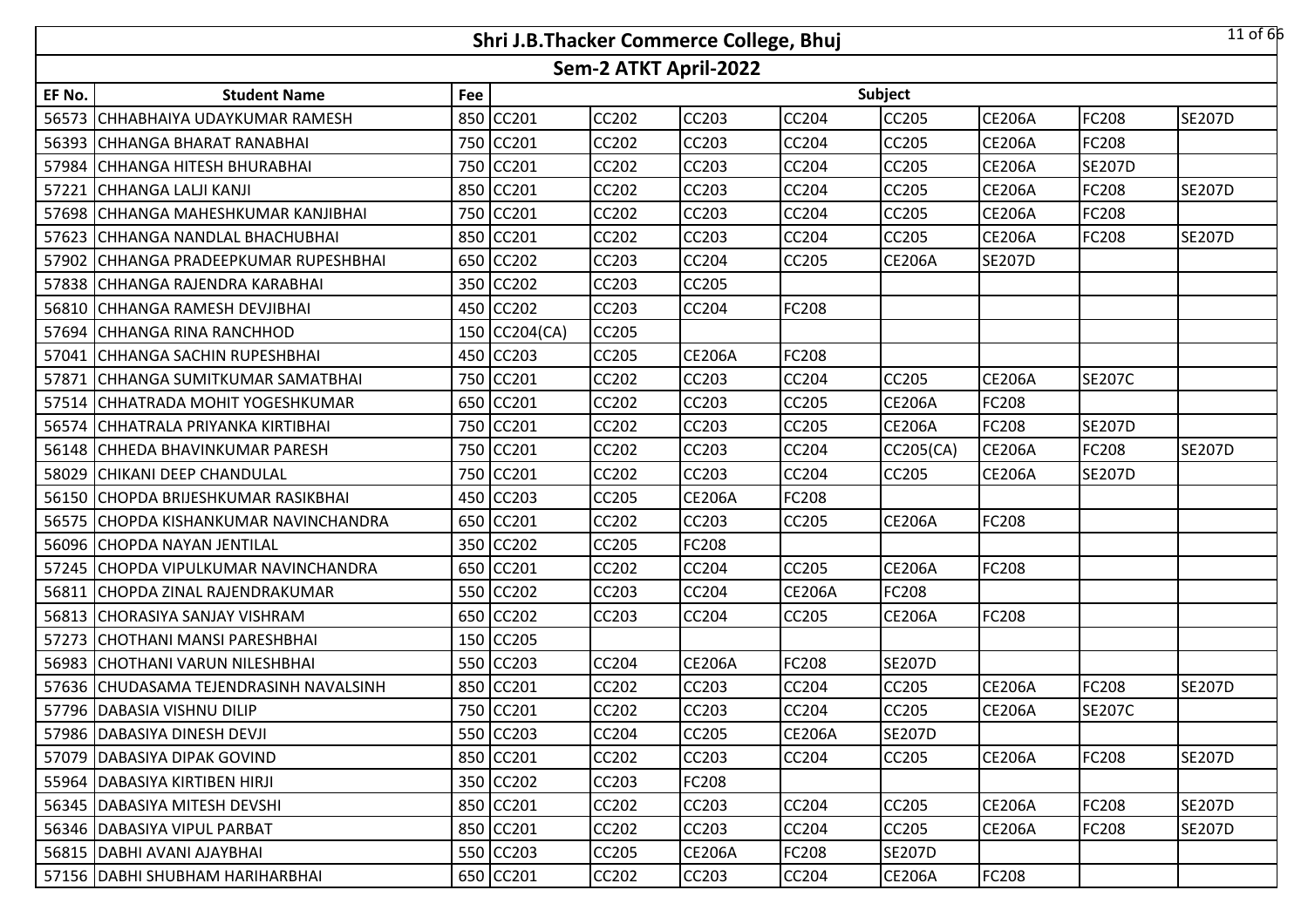# Shri J.B.Thacker Commerce College, Bhuj

## Sem-2 ATKT April-2022

| EF No. | Student Name | Fee | Subject | | | | | | | |
|---|---|---|---|---|---|---|---|---|---|---|
| 56573 | CHHABHAIYA UDAYKUMAR RAMESH | 850 | CC201 | CC202 | CC203 | CC204 | CC205 | CE206A | FC208 | SE207D |
| 56393 | CHHANGA BHARAT RANABHAI | 750 | CC201 | CC202 | CC203 | CC204 | CC205 | CE206A | FC208 | |
| 57984 | CHHANGA HITESH BHURABHAI | 750 | CC201 | CC202 | CC203 | CC204 | CC205 | CE206A | SE207D | |
| 57221 | CHHANGA LALJI KANJI | 850 | CC201 | CC202 | CC203 | CC204 | CC205 | CE206A | FC208 | SE207D |
| 57698 | CHHANGA MAHESHKUMAR KANJIBHAI | 750 | CC201 | CC202 | CC203 | CC204 | CC205 | CE206A | FC208 | |
| 57623 | CHHANGA NANDLAL BHACHUBHAI | 850 | CC201 | CC202 | CC203 | CC204 | CC205 | CE206A | FC208 | SE207D |
| 57902 | CHHANGA PRADEEPKUMAR RUPESHBHAI | 650 | CC202 | CC203 | CC204 | CC205 | CE206A | SE207D | | |
| 57838 | CHHANGA RAJENDRA KARABHAI | 350 | CC202 | CC203 | CC205 | | | | | |
| 56810 | CHHANGA RAMESH DEVJIBHAI | 450 | CC202 | CC203 | CC204 | FC208 | | | | |
| 57694 | CHHANGA RINA RANCHHOD | 150 | CC204(CA) | CC205 | | | | | | |
| 57041 | CHHANGA SACHIN RUPESHBHAI | 450 | CC203 | CC205 | CE206A | FC208 | | | | |
| 57871 | CHHANGA SUMITKUMAR SAMATBHAI | 750 | CC201 | CC202 | CC203 | CC204 | CC205 | CE206A | SE207C | |
| 57514 | CHHATRADA MOHIT YOGESHKUMAR | 650 | CC201 | CC202 | CC203 | CC205 | CE206A | FC208 | | |
| 56574 | CHHATRALA PRIYANKA KIRTIBHAI | 750 | CC201 | CC202 | CC203 | CC205 | CE206A | FC208 | SE207D | |
| 56148 | CHHEDA BHAVINKUMAR PARESH | 750 | CC201 | CC202 | CC203 | CC204 | CC205(CA) | CE206A | FC208 | SE207D |
| 58029 | CHIKANI DEEP CHANDULAL | 750 | CC201 | CC202 | CC203 | CC204 | CC205 | CE206A | SE207D | |
| 56150 | CHOPDA BRIJESHKUMAR RASIKBHAI | 450 | CC203 | CC205 | CE206A | FC208 | | | | |
| 56575 | CHOPDA KISHANKUMAR NAVINCHANDRA | 650 | CC201 | CC202 | CC203 | CC205 | CE206A | FC208 | | |
| 56096 | CHOPDA NAYAN JENTILAL | 350 | CC202 | CC205 | FC208 | | | | | |
| 57245 | CHOPDA VIPULKUMAR NAVINCHANDRA | 650 | CC201 | CC202 | CC204 | CC205 | CE206A | FC208 | | |
| 56811 | CHOPDA ZINAL RAJENDRAKUMAR | 550 | CC202 | CC203 | CC204 | CE206A | FC208 | | | |
| 56813 | CHORASIYA SANJAY VISHRAM | 650 | CC202 | CC203 | CC204 | CC205 | CE206A | FC208 | | |
| 57273 | CHOTHANI MANSI PARESHBHAI | 150 | CC205 | | | | | | | |
| 56983 | CHOTHANI VARUN NILESHBHAI | 550 | CC203 | CC204 | CE206A | FC208 | SE207D | | | |
| 57636 | CHUDASAMA TEJENDRASINH NAVALSINH | 850 | CC201 | CC202 | CC203 | CC204 | CC205 | CE206A | FC208 | SE207D |
| 57796 | DABASIA VISHNU DILIP | 750 | CC201 | CC202 | CC203 | CC204 | CC205 | CE206A | SE207C | |
| 57986 | DABASIYA DINESH DEVJI | 550 | CC203 | CC204 | CC205 | CE206A | SE207D | | | |
| 57079 | DABASIYA DIPAK GOVIND | 850 | CC201 | CC202 | CC203 | CC204 | CC205 | CE206A | FC208 | SE207D |
| 55964 | DABASIYA KIRTIBEN HIRJI | 350 | CC202 | CC203 | FC208 | | | | | |
| 56345 | DABASIYA MITESH DEVSHI | 850 | CC201 | CC202 | CC203 | CC204 | CC205 | CE206A | FC208 | SE207D |
| 56346 | DABASIYA VIPUL PARBAT | 850 | CC201 | CC202 | CC203 | CC204 | CC205 | CE206A | FC208 | SE207D |
| 56815 | DABHI AVANI AJAYBHAI | 550 | CC203 | CC205 | CE206A | FC208 | SE207D | | | |
| 57156 | DABHI SHUBHAM HARIHARBHAI | 650 | CC201 | CC202 | CC203 | CC204 | CE206A | FC208 | | |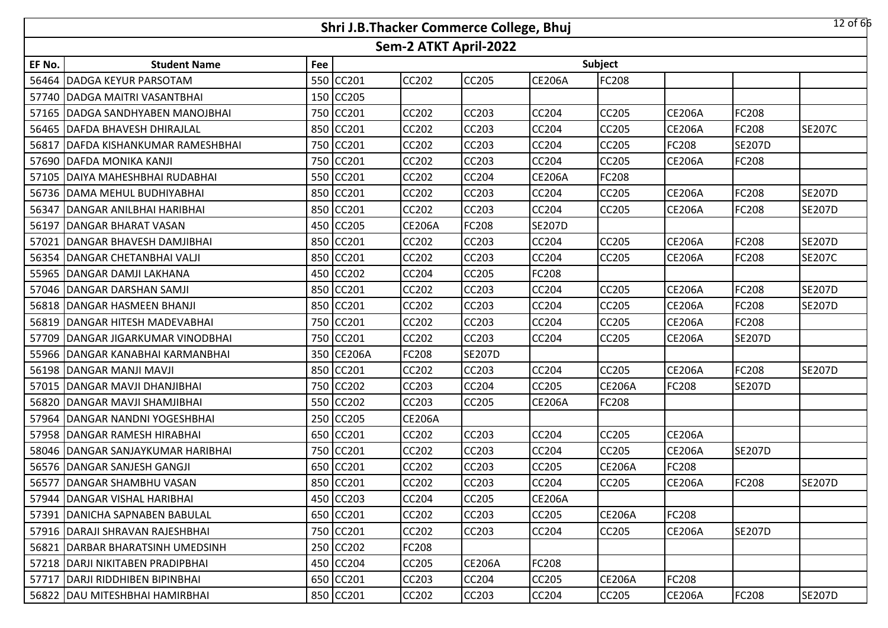# Shri J.B.Thacker Commerce College, Bhuj

## Sem-2 ATKT April-2022

| EF No. | Student Name | Fee | Subject | | | | | | | |
|---|---|---|---|---|---|---|---|---|---|---|
| 56464 | DADGA KEYUR PARSOTAM | 550 | CC201 | CC202 | CC205 | CE206A | FC208 | | | |
| 57740 | DADGA MAITRI VASANTBHAI | 150 | CC205 | | | | | | | |
| 57165 | DADGA SANDHYABEN MANOJBHAI | 750 | CC201 | CC202 | CC203 | CC204 | CC205 | CE206A | FC208 | |
| 56465 | DAFDA BHAVESH DHIRAJLAL | 850 | CC201 | CC202 | CC203 | CC204 | CC205 | CE206A | FC208 | SE207C |
| 56817 | DAFDA KISHANKUMAR RAMESHBHAI | 750 | CC201 | CC202 | CC203 | CC204 | CC205 | FC208 | SE207D | |
| 57690 | DAFDA MONIKA KANJI | 750 | CC201 | CC202 | CC203 | CC204 | CC205 | CE206A | FC208 | |
| 57105 | DAIYA MAHESHBHAI RUDABHAI | 550 | CC201 | CC202 | CC204 | CE206A | FC208 | | | |
| 56736 | DAMA MEHUL BUDHIYABHAI | 850 | CC201 | CC202 | CC203 | CC204 | CC205 | CE206A | FC208 | SE207D |
| 56347 | DANGAR ANILBHAI HARIBHAI | 850 | CC201 | CC202 | CC203 | CC204 | CC205 | CE206A | FC208 | SE207D |
| 56197 | DANGAR BHARAT VASAN | 450 | CC205 | CE206A | FC208 | SE207D | | | | |
| 57021 | DANGAR BHAVESH DAMJIBHAI | 850 | CC201 | CC202 | CC203 | CC204 | CC205 | CE206A | FC208 | SE207D |
| 56354 | DANGAR CHETANBHAI VALJI | 850 | CC201 | CC202 | CC203 | CC204 | CC205 | CE206A | FC208 | SE207C |
| 55965 | DANGAR DAMJI LAKHANA | 450 | CC202 | CC204 | CC205 | FC208 | | | | |
| 57046 | DANGAR DARSHAN SAMJI | 850 | CC201 | CC202 | CC203 | CC204 | CC205 | CE206A | FC208 | SE207D |
| 56818 | DANGAR HASMEEN BHANJI | 850 | CC201 | CC202 | CC203 | CC204 | CC205 | CE206A | FC208 | SE207D |
| 56819 | DANGAR HITESH MADEVABHAI | 750 | CC201 | CC202 | CC203 | CC204 | CC205 | CE206A | FC208 | |
| 57709 | DANGAR JIGARKUMAR VINODBHAI | 750 | CC201 | CC202 | CC203 | CC204 | CC205 | CE206A | SE207D | |
| 55966 | DANGAR KANABHAI KARMANBHAI | 350 | CE206A | FC208 | SE207D | | | | | |
| 56198 | DANGAR MANJI MAVJI | 850 | CC201 | CC202 | CC203 | CC204 | CC205 | CE206A | FC208 | SE207D |
| 57015 | DANGAR MAVJI DHANJIBHAI | 750 | CC202 | CC203 | CC204 | CC205 | CE206A | FC208 | SE207D | |
| 56820 | DANGAR MAVJI SHAMJIBHAI | 550 | CC202 | CC203 | CC205 | CE206A | FC208 | | | |
| 57964 | DANGAR NANDNI YOGESHBHAI | 250 | CC205 | CE206A | | | | | | |
| 57958 | DANGAR RAMESH HIRABHAI | 650 | CC201 | CC202 | CC203 | CC204 | CC205 | CE206A | | |
| 58046 | DANGAR SANJAYKUMAR HARIBHAI | 750 | CC201 | CC202 | CC203 | CC204 | CC205 | CE206A | SE207D | |
| 56576 | DANGAR SANJESH GANGJI | 650 | CC201 | CC202 | CC203 | CC205 | CE206A | FC208 | | |
| 56577 | DANGAR SHAMBHU VASAN | 850 | CC201 | CC202 | CC203 | CC204 | CC205 | CE206A | FC208 | SE207D |
| 57944 | DANGAR VISHAL HARIBHAI | 450 | CC203 | CC204 | CC205 | CE206A | | | | |
| 57391 | DANICHA SAPNABEN BABULAL | 650 | CC201 | CC202 | CC203 | CC205 | CE206A | FC208 | | |
| 57916 | DARAJI SHRAVAN RAJESHBHAI | 750 | CC201 | CC202 | CC203 | CC204 | CC205 | CE206A | SE207D | |
| 56821 | DARBAR BHARATSINH UMEDSINH | 250 | CC202 | FC208 | | | | | | |
| 57218 | DARJI NIKITABEN PRADIPBHAI | 450 | CC204 | CC205 | CE206A | FC208 | | | | |
| 57717 | DARJI RIDDHIBEN BIPINBHAI | 650 | CC201 | CC203 | CC204 | CC205 | CE206A | FC208 | | |
| 56822 | DAU MITESHBHAI HAMIRBHAI | 850 | CC201 | CC202 | CC203 | CC204 | CC205 | CE206A | FC208 | SE207D |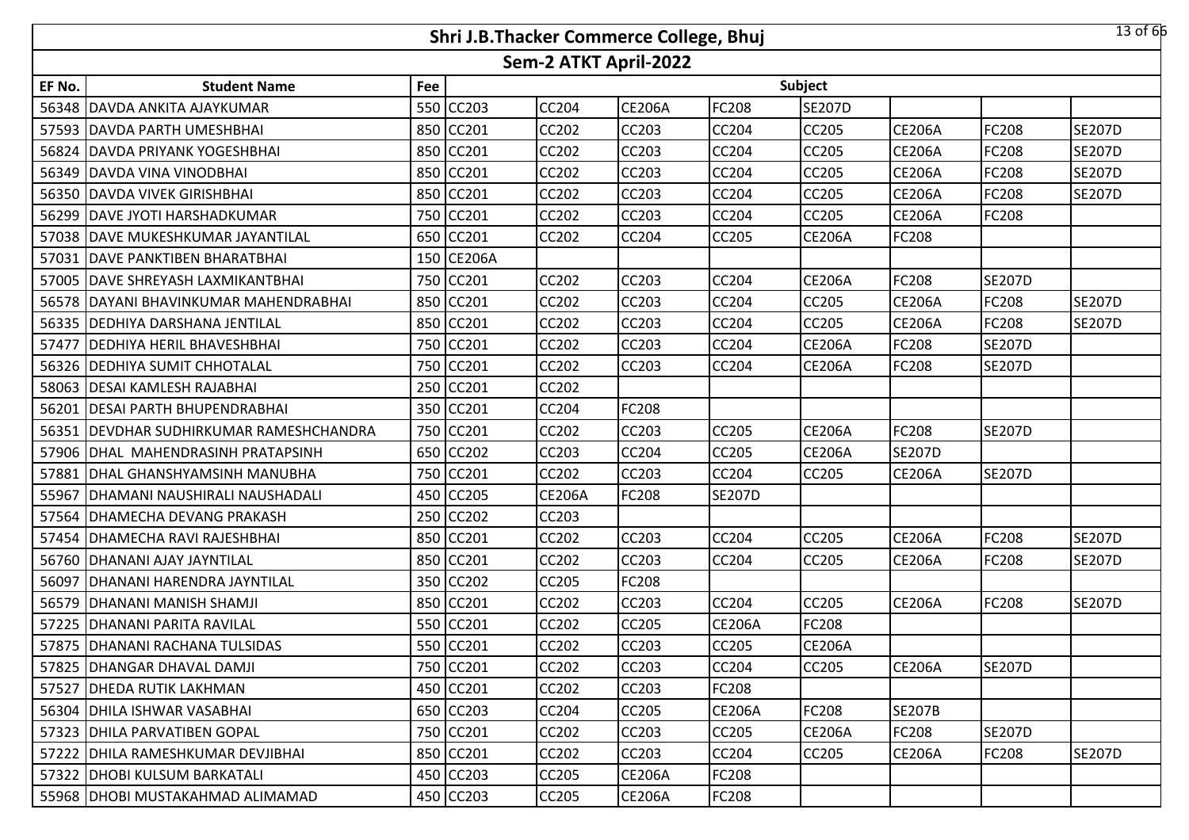# Shri J.B.Thacker Commerce College, Bhuj

## Sem-2 ATKT April-2022

| EF No. | Student Name | Fee | Subject | | | | | | | |
|---|---|---|---|---|---|---|---|---|---|---|
| 56348 | DAVDA ANKITA AJAYKUMAR | 550 | CC203 | CC204 | CE206A | FC208 | SE207D | | | |
| 57593 | DAVDA PARTH UMESHBHAI | 850 | CC201 | CC202 | CC203 | CC204 | CC205 | CE206A | FC208 | SE207D |
| 56824 | DAVDA PRIYANK YOGESHBHAI | 850 | CC201 | CC202 | CC203 | CC204 | CC205 | CE206A | FC208 | SE207D |
| 56349 | DAVDA VINA VINODBHAI | 850 | CC201 | CC202 | CC203 | CC204 | CC205 | CE206A | FC208 | SE207D |
| 56350 | DAVDA VIVEK GIRISHBHAI | 850 | CC201 | CC202 | CC203 | CC204 | CC205 | CE206A | FC208 | SE207D |
| 56299 | DAVE JYOTI HARSHADKUMAR | 750 | CC201 | CC202 | CC203 | CC204 | CC205 | CE206A | FC208 | |
| 57038 | DAVE MUKESHKUMAR JAYANTILAL | 650 | CC201 | CC202 | CC204 | CC205 | CE206A | FC208 | | |
| 57031 | DAVE PANKTIBEN BHARATBHAI | 150 | CE206A | | | | | | | |
| 57005 | DAVE SHREYASH LAXMIKANTBHAI | 750 | CC201 | CC202 | CC203 | CC204 | CE206A | FC208 | SE207D | |
| 56578 | DAYANI BHAVINKUMAR MAHENDRABHAI | 850 | CC201 | CC202 | CC203 | CC204 | CC205 | CE206A | FC208 | SE207D |
| 56335 | DEDHIYA DARSHANA JENTILAL | 850 | CC201 | CC202 | CC203 | CC204 | CC205 | CE206A | FC208 | SE207D |
| 57477 | DEDHIYA HERIL BHAVESHBHAI | 750 | CC201 | CC202 | CC203 | CC204 | CE206A | FC208 | SE207D | |
| 56326 | DEDHIYA SUMIT CHHOTALAL | 750 | CC201 | CC202 | CC203 | CC204 | CE206A | FC208 | SE207D | |
| 58063 | DESAI KAMLESH RAJABHAI | 250 | CC201 | CC202 | | | | | | |
| 56201 | DESAI PARTH BHUPENDRABHAI | 350 | CC201 | CC204 | FC208 | | | | | |
| 56351 | DEVDHAR SUDHIRKUMAR RAMESHCHANDRA | 750 | CC201 | CC202 | CC203 | CC205 | CE206A | FC208 | SE207D | |
| 57906 | DHAL MAHENDRASINH PRATAPSINH | 650 | CC202 | CC203 | CC204 | CC205 | CE206A | SE207D | | |
| 57881 | DHAL GHANSHYAMSINH MANUBHA | 750 | CC201 | CC202 | CC203 | CC204 | CC205 | CE206A | SE207D | |
| 55967 | DHAMANI NAUSHIRALI NAUSHADALI | 450 | CC205 | CE206A | FC208 | SE207D | | | | |
| 57564 | DHAMECHA DEVANG PRAKASH | 250 | CC202 | CC203 | | | | | | |
| 57454 | DHAMECHA RAVI RAJESHBHAI | 850 | CC201 | CC202 | CC203 | CC204 | CC205 | CE206A | FC208 | SE207D |
| 56760 | DHANANI AJAY JAYNTILAL | 850 | CC201 | CC202 | CC203 | CC204 | CC205 | CE206A | FC208 | SE207D |
| 56097 | DHANANI HARENDRA JAYNTILAL | 350 | CC202 | CC205 | FC208 | | | | | |
| 56579 | DHANANI MANISH SHAMJI | 850 | CC201 | CC202 | CC203 | CC204 | CC205 | CE206A | FC208 | SE207D |
| 57225 | DHANANI PARITA RAVILAL | 550 | CC201 | CC202 | CC205 | CE206A | FC208 | | | |
| 57875 | DHANANI RACHANA TULSIDAS | 550 | CC201 | CC202 | CC203 | CC205 | CE206A | | | |
| 57825 | DHANGAR DHAVAL DAMJI | 750 | CC201 | CC202 | CC203 | CC204 | CC205 | CE206A | SE207D | |
| 57527 | DHEDA RUTIK LAKHMAN | 450 | CC201 | CC202 | CC203 | FC208 | | | | |
| 56304 | DHILA ISHWAR VASABHAI | 650 | CC203 | CC204 | CC205 | CE206A | FC208 | SE207B | | |
| 57323 | DHILA PARVATIBEN GOPAL | 750 | CC201 | CC202 | CC203 | CC205 | CE206A | FC208 | SE207D | |
| 57222 | DHILA RAMESHKUMAR DEVJIBHAI | 850 | CC201 | CC202 | CC203 | CC204 | CC205 | CE206A | FC208 | SE207D |
| 57322 | DHOBI KULSUM BARKATALI | 450 | CC203 | CC205 | CE206A | FC208 | | | | |
| 55968 | DHOBI MUSTAKAHMAD ALIMAMAD | 450 | CC203 | CC205 | CE206A | FC208 | | | | |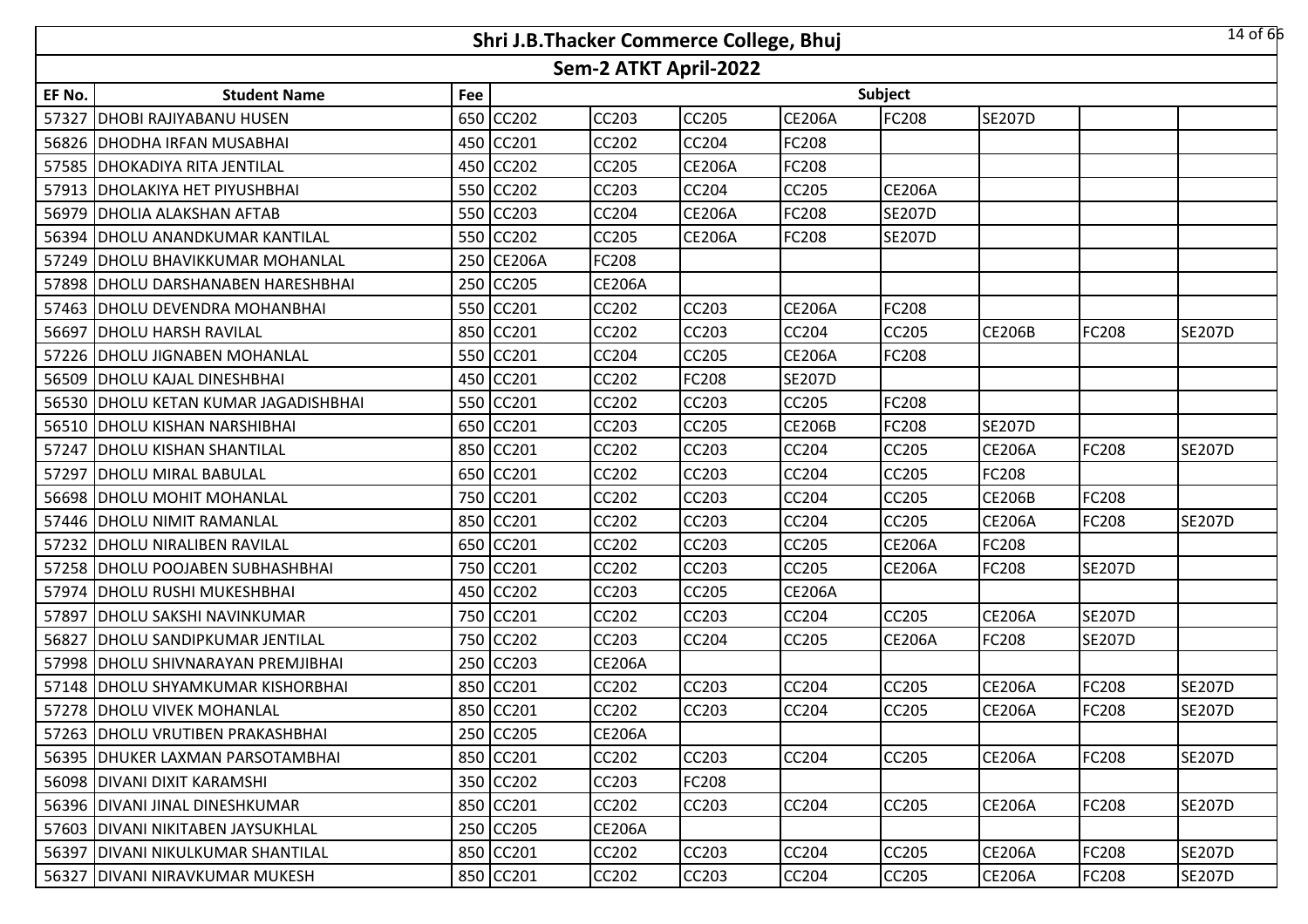# Shri J.B.Thacker Commerce College, Bhuj

## Sem-2 ATKT April-2022

| EF No. | Student Name | Fee | Subject | | | | | | | |
|---|---|---|---|---|---|---|---|---|---|---|
| 57327 | DHOBI RAJIYABANU HUSEN | 650 | CC202 | CC203 | CC205 | CE206A | FC208 | SE207D | | |
| 56826 | DHODHA IRFAN MUSABHAI | 450 | CC201 | CC202 | CC204 | FC208 | | | | |
| 57585 | DHOKADIYA RITA JENTILAL | 450 | CC202 | CC205 | CE206A | FC208 | | | | |
| 57913 | DHOLAKIYA HET PIYUSHBHAI | 550 | CC202 | CC203 | CC204 | CC205 | CE206A | | | |
| 56979 | DHOLIA ALAKSHAN AFTAB | 550 | CC203 | CC204 | CE206A | FC208 | SE207D | | | |
| 56394 | DHOLU ANANDKUMAR KANTILAL | 550 | CC202 | CC205 | CE206A | FC208 | SE207D | | | |
| 57249 | DHOLU BHAVIKKUMAR MOHANLAL | 250 | CE206A | FC208 | | | | | | |
| 57898 | DHOLU DARSHANABEN HARESHBHAI | 250 | CC205 | CE206A | | | | | | |
| 57463 | DHOLU DEVENDRA MOHANBHAI | 550 | CC201 | CC202 | CC203 | CE206A | FC208 | | | |
| 56697 | DHOLU HARSH RAVILAL | 850 | CC201 | CC202 | CC203 | CC204 | CC205 | CE206B | FC208 | SE207D |
| 57226 | DHOLU JIGNABEN MOHANLAL | 550 | CC201 | CC204 | CC205 | CE206A | FC208 | | | |
| 56509 | DHOLU KAJAL DINESHBHAI | 450 | CC201 | CC202 | FC208 | SE207D | | | | |
| 56530 | DHOLU KETAN KUMAR JAGADISHBHAI | 550 | CC201 | CC202 | CC203 | CC205 | FC208 | | | |
| 56510 | DHOLU KISHAN NARSHIBHAI | 650 | CC201 | CC203 | CC205 | CE206B | FC208 | SE207D | | |
| 57247 | DHOLU KISHAN SHANTILAL | 850 | CC201 | CC202 | CC203 | CC204 | CC205 | CE206A | FC208 | SE207D |
| 57297 | DHOLU MIRAL BABULAL | 650 | CC201 | CC202 | CC203 | CC204 | CC205 | FC208 | | |
| 56698 | DHOLU MOHIT MOHANLAL | 750 | CC201 | CC202 | CC203 | CC204 | CC205 | CE206B | FC208 | |
| 57446 | DHOLU NIMIT RAMANLAL | 850 | CC201 | CC202 | CC203 | CC204 | CC205 | CE206A | FC208 | SE207D |
| 57232 | DHOLU NIRALIBEN RAVILAL | 650 | CC201 | CC202 | CC203 | CC205 | CE206A | FC208 | | |
| 57258 | DHOLU POOJABEN SUBHASHBHAI | 750 | CC201 | CC202 | CC203 | CC205 | CE206A | FC208 | SE207D | |
| 57974 | DHOLU RUSHI MUKESHBHAI | 450 | CC202 | CC203 | CC205 | CE206A | | | | |
| 57897 | DHOLU SAKSHI NAVINKUMAR | 750 | CC201 | CC202 | CC203 | CC204 | CC205 | CE206A | SE207D | |
| 56827 | DHOLU SANDIPKUMAR JENTILAL | 750 | CC202 | CC203 | CC204 | CC205 | CE206A | FC208 | SE207D | |
| 57998 | DHOLU SHIVNARAYAN PREMJIBHAI | 250 | CC203 | CE206A | | | | | | |
| 57148 | DHOLU SHYAMKUMAR KISHORBHAI | 850 | CC201 | CC202 | CC203 | CC204 | CC205 | CE206A | FC208 | SE207D |
| 57278 | DHOLU VIVEK MOHANLAL | 850 | CC201 | CC202 | CC203 | CC204 | CC205 | CE206A | FC208 | SE207D |
| 57263 | DHOLU VRUTIBEN PRAKASHBHAI | 250 | CC205 | CE206A | | | | | | |
| 56395 | DHUKER LAXMAN PARSOTAMBHAI | 850 | CC201 | CC202 | CC203 | CC204 | CC205 | CE206A | FC208 | SE207D |
| 56098 | DIVANI DIXIT KARAMSHI | 350 | CC202 | CC203 | FC208 | | | | | |
| 56396 | DIVANI JINAL DINESHKUMAR | 850 | CC201 | CC202 | CC203 | CC204 | CC205 | CE206A | FC208 | SE207D |
| 57603 | DIVANI NIKITABEN JAYSUKHLAL | 250 | CC205 | CE206A | | | | | | |
| 56397 | DIVANI NIKULKUMAR SHANTILAL | 850 | CC201 | CC202 | CC203 | CC204 | CC205 | CE206A | FC208 | SE207D |
| 56327 | DIVANI NIRAVKUMAR MUKESH | 850 | CC201 | CC202 | CC203 | CC204 | CC205 | CE206A | FC208 | SE207D |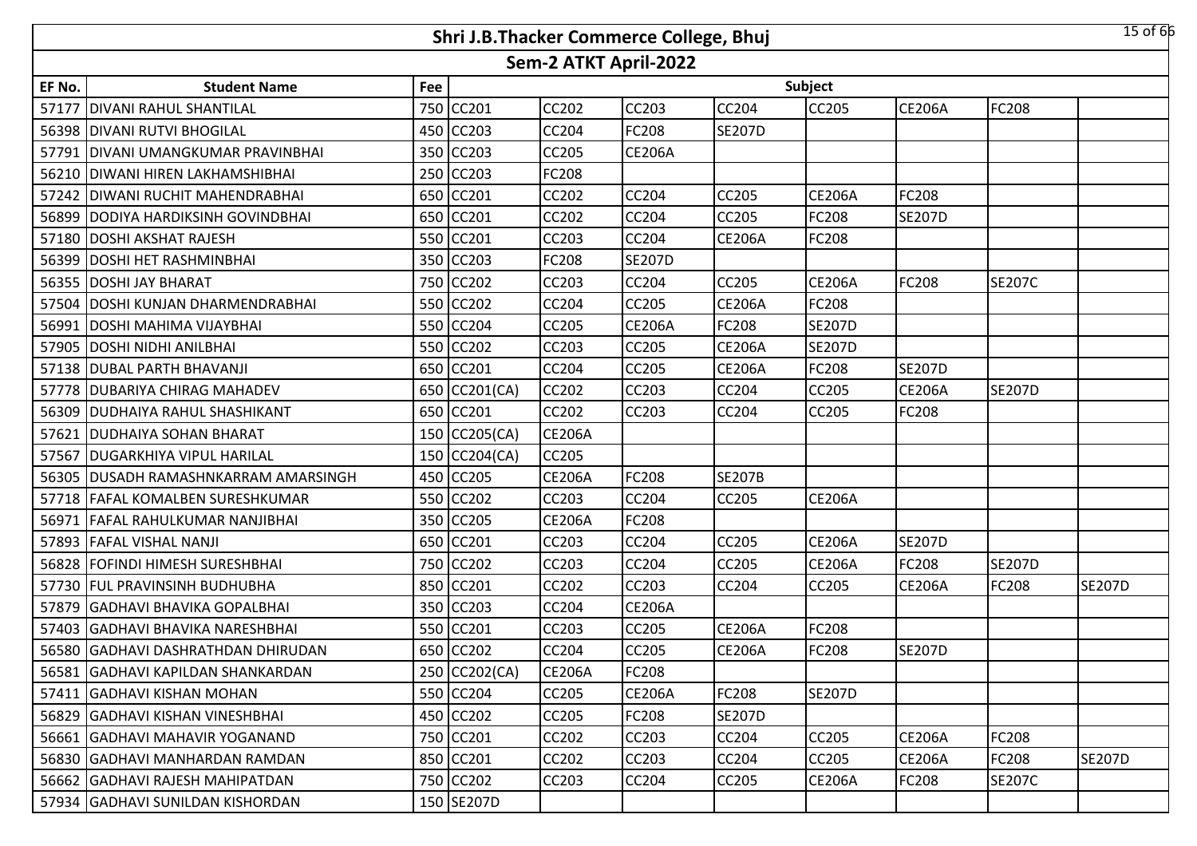# Shri J.B.Thacker Commerce College, Bhuj

## Sem-2 ATKT April-2022

| EF No. | Student Name | Fee | Subject | | | | | | | |
|---|---|---|---|---|---|---|---|---|---|---|
| 57177 | DIVANI RAHUL SHANTILAL | 750 | CC201 | CC202 | CC203 | CC204 | CC205 | CE206A | FC208 | |
| 56398 | DIVANI RUTVI BHOGILAL | 450 | CC203 | CC204 | FC208 | SE207D | | | | |
| 57791 | DIVANI UMANGKUMAR PRAVINBHAI | 350 | CC203 | CC205 | CE206A | | | | | |
| 56210 | DIWANI HIREN LAKHAMSHIBHAI | 250 | CC203 | FC208 | | | | | | |
| 57242 | DIWANI RUCHIT MAHENDRABHAI | 650 | CC201 | CC202 | CC204 | CC205 | CE206A | FC208 | | |
| 56899 | DODIYA HARDIKSINH GOVINDBHAI | 650 | CC201 | CC202 | CC204 | CC205 | FC208 | SE207D | | |
| 57180 | DOSHI AKSHAT RAJESH | 550 | CC201 | CC203 | CC204 | CE206A | FC208 | | | |
| 56399 | DOSHI HET RASHMINBHAI | 350 | CC203 | FC208 | SE207D | | | | | |
| 56355 | DOSHI JAY BHARAT | 750 | CC202 | CC203 | CC204 | CC205 | CE206A | FC208 | SE207C | |
| 57504 | DOSHI KUNJAN DHARMENDRABHAI | 550 | CC202 | CC204 | CC205 | CE206A | FC208 | | | |
| 56991 | DOSHI MAHIMA VIJAYBHAI | 550 | CC204 | CC205 | CE206A | FC208 | SE207D | | | |
| 57905 | DOSHI NIDHI ANILBHAI | 550 | CC202 | CC203 | CC205 | CE206A | SE207D | | | |
| 57138 | DUBAL PARTH BHAVANJI | 650 | CC201 | CC204 | CC205 | CE206A | FC208 | SE207D | | |
| 57778 | DUBARIYA CHIRAG MAHADEV | 650 | CC201(CA) | CC202 | CC203 | CC204 | CC205 | CE206A | SE207D | |
| 56309 | DUDHAIYA RAHUL SHASHIKANT | 650 | CC201 | CC202 | CC203 | CC204 | CC205 | FC208 | | |
| 57621 | DUDHAIYA SOHAN BHARAT | 150 | CC205(CA) | CE206A | | | | | | |
| 57567 | DUGARKHIYA VIPUL HARILAL | 150 | CC204(CA) | CC205 | | | | | | |
| 56305 | DUSADH RAMASHNKARRAM AMARSINGH | 450 | CC205 | CE206A | FC208 | SE207B | | | | |
| 57718 | FAFAL KOMALBEN SURESHKUMAR | 550 | CC202 | CC203 | CC204 | CC205 | CE206A | | | |
| 56971 | FAFAL RAHULKUMAR NANJIBHAI | 350 | CC205 | CE206A | FC208 | | | | | |
| 57893 | FAFAL VISHAL NANJI | 650 | CC201 | CC203 | CC204 | CC205 | CE206A | SE207D | | |
| 56828 | FOFINDI HIMESH SURESHBHAI | 750 | CC202 | CC203 | CC204 | CC205 | CE206A | FC208 | SE207D | |
| 57730 | FUL PRAVINSINH BUDHUBHA | 850 | CC201 | CC202 | CC203 | CC204 | CC205 | CE206A | FC208 | SE207D |
| 57879 | GADHAVI BHAVIKA GOPALBHAI | 350 | CC203 | CC204 | CE206A | | | | | |
| 57403 | GADHAVI BHAVIKA NARESHBHAI | 550 | CC201 | CC203 | CC205 | CE206A | FC208 | | | |
| 56580 | GADHAVI DASHRATHDAN DHIRUDAN | 650 | CC202 | CC204 | CC205 | CE206A | FC208 | SE207D | | |
| 56581 | GADHAVI KAPILDAN SHANKARDAN | 250 | CC202(CA) | CE206A | FC208 | | | | | |
| 57411 | GADHAVI KISHAN MOHAN | 550 | CC204 | CC205 | CE206A | FC208 | SE207D | | | |
| 56829 | GADHAVI KISHAN VINESHBHAI | 450 | CC202 | CC205 | FC208 | SE207D | | | | |
| 56661 | GADHAVI MAHAVIR YOGANAND | 750 | CC201 | CC202 | CC203 | CC204 | CC205 | CE206A | FC208 | |
| 56830 | GADHAVI MANHARDAN RAMDAN | 850 | CC201 | CC202 | CC203 | CC204 | CC205 | CE206A | FC208 | SE207D |
| 56662 | GADHAVI RAJESH MAHIPATDAN | 750 | CC202 | CC203 | CC204 | CC205 | CE206A | FC208 | SE207C | |
| 57934 | GADHAVI SUNILDAN KISHORDAN | 150 | SE207D | | | | | | | |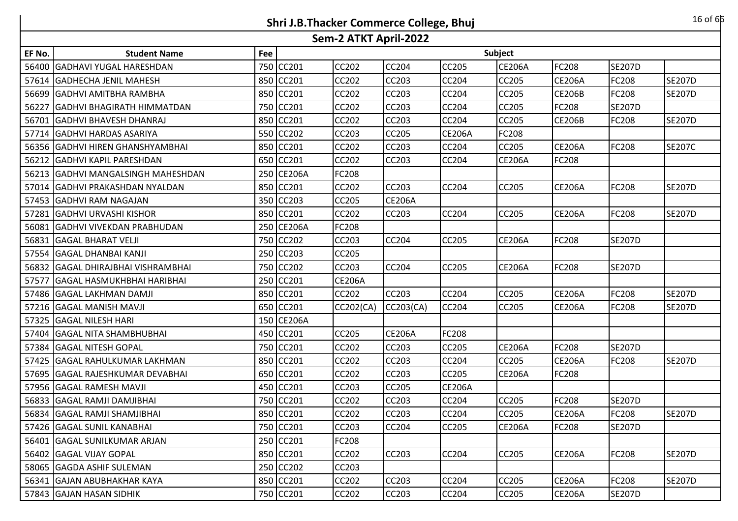# Shri J.B.Thacker Commerce College, Bhuj

## Sem-2 ATKT April-2022

| EF No. | Student Name | Fee | Subject | | | | | | | |
|---|---|---|---|---|---|---|---|---|---|---|
| 56400 | GADHAVI YUGAL HARESHDAN | 750 | CC201 | CC202 | CC204 | CC205 | CE206A | FC208 | SE207D | |
| 57614 | GADHECHA JENIL MAHESH | 850 | CC201 | CC202 | CC203 | CC204 | CC205 | CE206A | FC208 | SE207D |
| 56699 | GADHVI AMITBHA RAMBHA | 850 | CC201 | CC202 | CC203 | CC204 | CC205 | CE206B | FC208 | SE207D |
| 56227 | GADHVI BHAGIRATH HIMMATDAN | 750 | CC201 | CC202 | CC203 | CC204 | CC205 | FC208 | SE207D | |
| 56701 | GADHVI BHAVESH DHANRAJ | 850 | CC201 | CC202 | CC203 | CC204 | CC205 | CE206B | FC208 | SE207D |
| 57714 | GADHVI HARDAS ASARIYA | 550 | CC202 | CC203 | CC205 | CE206A | FC208 | | | |
| 56356 | GADHVI HIREN GHANSHYAMBHAI | 850 | CC201 | CC202 | CC203 | CC204 | CC205 | CE206A | FC208 | SE207C |
| 56212 | GADHVI KAPIL PARESHDAN | 650 | CC201 | CC202 | CC203 | CC204 | CE206A | FC208 | | |
| 56213 | GADHVI MANGALSINGH MAHESHDAN | 250 | CE206A | FC208 | | | | | | |
| 57014 | GADHVI PRAKASHDAN NYALDAN | 850 | CC201 | CC202 | CC203 | CC204 | CC205 | CE206A | FC208 | SE207D |
| 57453 | GADHVI RAM NAGAJAN | 350 | CC203 | CC205 | CE206A | | | | | |
| 57281 | GADHVI URVASHI KISHOR | 850 | CC201 | CC202 | CC203 | CC204 | CC205 | CE206A | FC208 | SE207D |
| 56081 | GADHVI VIVEKDAN PRABHUDAN | 250 | CE206A | FC208 | | | | | | |
| 56831 | GAGAL BHARAT VELJI | 750 | CC202 | CC203 | CC204 | CC205 | CE206A | FC208 | SE207D | |
| 57554 | GAGAL DHANBAI KANJI | 250 | CC203 | CC205 | | | | | | |
| 56832 | GAGAL DHIRAJBHAI VISHRAMBHAI | 750 | CC202 | CC203 | CC204 | CC205 | CE206A | FC208 | SE207D | |
| 57577 | GAGAL HASMUKHBHAI HARIBHAI | 250 | CC201 | CE206A | | | | | | |
| 57486 | GAGAL LAKHMAN DAMJI | 850 | CC201 | CC202 | CC203 | CC204 | CC205 | CE206A | FC208 | SE207D |
| 57216 | GAGAL MANISH MAVJI | 650 | CC201 | CC202(CA) | CC203(CA) | CC204 | CC205 | CE206A | FC208 | SE207D |
| 57325 | GAGAL NILESH HARI | 150 | CE206A | | | | | | | |
| 57404 | GAGAL NITA SHAMBHUBHAI | 450 | CC201 | CC205 | CE206A | FC208 | | | | |
| 57384 | GAGAL NITESH GOPAL | 750 | CC201 | CC202 | CC203 | CC205 | CE206A | FC208 | SE207D | |
| 57425 | GAGAL RAHULKUMAR LAKHMAN | 850 | CC201 | CC202 | CC203 | CC204 | CC205 | CE206A | FC208 | SE207D |
| 57695 | GAGAL RAJESHKUMAR DEVABHAI | 650 | CC201 | CC202 | CC203 | CC205 | CE206A | FC208 | | |
| 57956 | GAGAL RAMESH MAVJI | 450 | CC201 | CC203 | CC205 | CE206A | | | | |
| 56833 | GAGAL RAMJI DAMJIBHAI | 750 | CC201 | CC202 | CC203 | CC204 | CC205 | FC208 | SE207D | |
| 56834 | GAGAL RAMJI SHAMJIBHAI | 850 | CC201 | CC202 | CC203 | CC204 | CC205 | CE206A | FC208 | SE207D |
| 57426 | GAGAL SUNIL KANABHAI | 750 | CC201 | CC203 | CC204 | CC205 | CE206A | FC208 | SE207D | |
| 56401 | GAGAL SUNILKUMAR ARJAN | 250 | CC201 | FC208 | | | | | | |
| 56402 | GAGAL VIJAY GOPAL | 850 | CC201 | CC202 | CC203 | CC204 | CC205 | CE206A | FC208 | SE207D |
| 58065 | GAGDA ASHIF SULEMAN | 250 | CC202 | CC203 | | | | | | |
| 56341 | GAJAN ABUBHAKHAR KAYA | 850 | CC201 | CC202 | CC203 | CC204 | CC205 | CE206A | FC208 | SE207D |
| 57843 | GAJAN HASAN SIDHIK | 750 | CC201 | CC202 | CC203 | CC204 | CC205 | CE206A | SE207D | |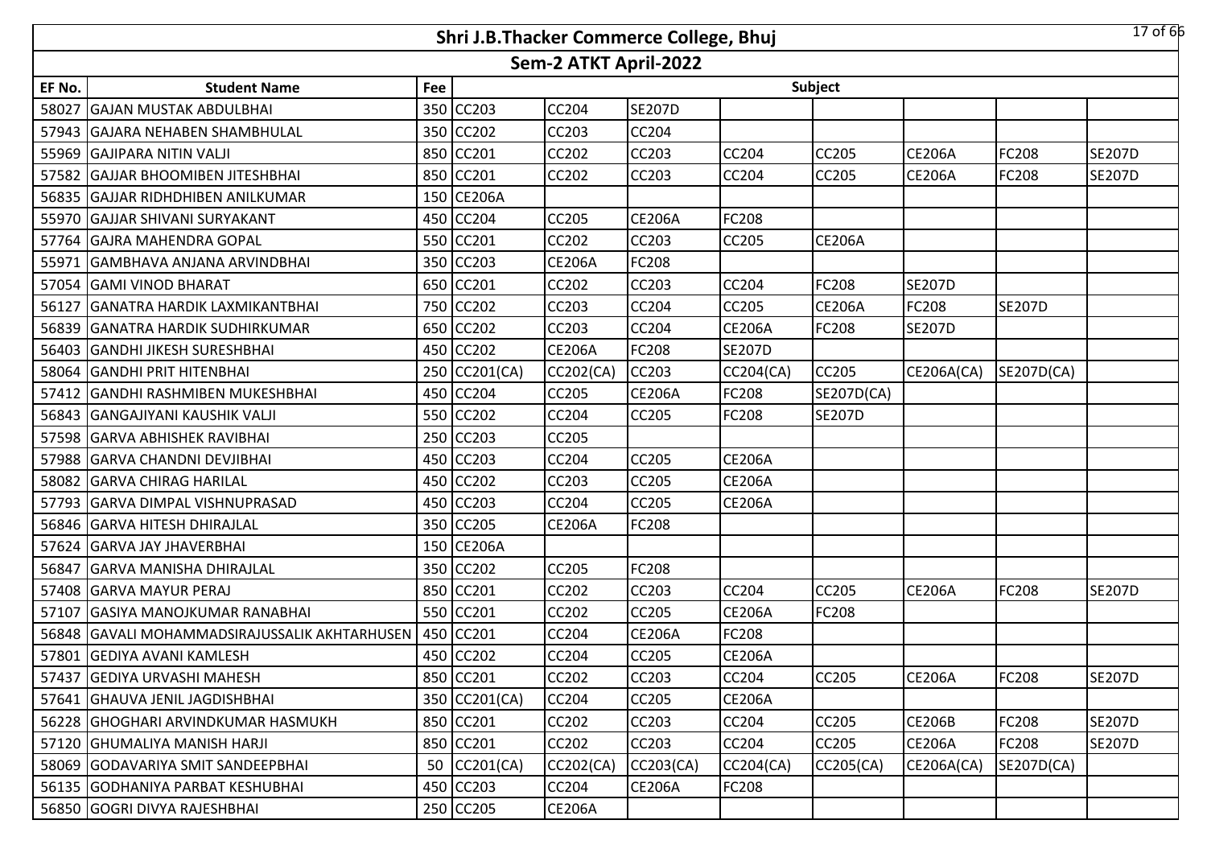# Shri J.B.Thacker Commerce College, Bhuj

## Sem-2 ATKT April-2022

| EF No. | Student Name | Fee | Subject | | | | | | | |
|---|---|---|---|---|---|---|---|---|---|---|
| 58027 | GAJAN MUSTAK ABDULBHAI | 350 | CC203 | CC204 | SE207D | | | | | |
| 57943 | GAJARA NEHABEN SHAMBHULAL | 350 | CC202 | CC203 | CC204 | | | | | |
| 55969 | GAJIPARA NITIN VALJI | 850 | CC201 | CC202 | CC203 | CC204 | CC205 | CE206A | FC208 | SE207D |
| 57582 | GAJJAR BHOOMIBEN JITESHBHAI | 850 | CC201 | CC202 | CC203 | CC204 | CC205 | CE206A | FC208 | SE207D |
| 56835 | GAJJAR RIDHDHIBEN ANILKUMAR | 150 | CE206A | | | | | | | |
| 55970 | GAJJAR SHIVANI SURYAKANT | 450 | CC204 | CC205 | CE206A | FC208 | | | | |
| 57764 | GAJRA MAHENDRA GOPAL | 550 | CC201 | CC202 | CC203 | CC205 | CE206A | | | |
| 55971 | GAMBHAVA ANJANA ARVINDBHAI | 350 | CC203 | CE206A | FC208 | | | | | |
| 57054 | GAMI VINOD BHARAT | 650 | CC201 | CC202 | CC203 | CC204 | FC208 | SE207D | | |
| 56127 | GANATRA HARDIK LAXMIKANTBHAI | 750 | CC202 | CC203 | CC204 | CC205 | CE206A | FC208 | SE207D | |
| 56839 | GANATRA HARDIK SUDHIRKUMAR | 650 | CC202 | CC203 | CC204 | CE206A | FC208 | SE207D | | |
| 56403 | GANDHI JIKESH SURESHBHAI | 450 | CC202 | CE206A | FC208 | SE207D | | | | |
| 58064 | GANDHI PRIT HITENBHAI | 250 | CC201(CA) | CC202(CA) | CC203 | CC204(CA) | CC205 | CE206A(CA) | SE207D(CA) | |
| 57412 | GANDHI RASHMIBEN MUKESHBHAI | 450 | CC204 | CC205 | CE206A | FC208 | SE207D(CA) | | | |
| 56843 | GANGAJIYANI KAUSHIK VALJI | 550 | CC202 | CC204 | CC205 | FC208 | SE207D | | | |
| 57598 | GARVA ABHISHEK RAVIBHAI | 250 | CC203 | CC205 | | | | | | |
| 57988 | GARVA CHANDNI DEVJIBHAI | 450 | CC203 | CC204 | CC205 | CE206A | | | | |
| 58082 | GARVA CHIRAG HARILAL | 450 | CC202 | CC203 | CC205 | CE206A | | | | |
| 57793 | GARVA DIMPAL VISHNUPRASAD | 450 | CC203 | CC204 | CC205 | CE206A | | | | |
| 56846 | GARVA HITESH DHIRAJLAL | 350 | CC205 | CE206A | FC208 | | | | | |
| 57624 | GARVA JAY JHAVERBHAI | 150 | CE206A | | | | | | | |
| 56847 | GARVA MANISHA DHIRAJLAL | 350 | CC202 | CC205 | FC208 | | | | | |
| 57408 | GARVA MAYUR PERAJ | 850 | CC201 | CC202 | CC203 | CC204 | CC205 | CE206A | FC208 | SE207D |
| 57107 | GASIYA MANOJKUMAR RANABHAI | 550 | CC201 | CC202 | CC205 | CE206A | FC208 | | | |
| 56848 | GAVALI MOHAMMADSIRAJUSSALIK AKHTARHUSEN | 450 | CC201 | CC204 | CE206A | FC208 | | | | |
| 57801 | GEDIYA AVANI KAMLESH | 450 | CC202 | CC204 | CC205 | CE206A | | | | |
| 57437 | GEDIYA URVASHI MAHESH | 850 | CC201 | CC202 | CC203 | CC204 | CC205 | CE206A | FC208 | SE207D |
| 57641 | GHAUVA JENIL JAGDISHBHAI | 350 | CC201(CA) | CC204 | CC205 | CE206A | | | | |
| 56228 | GHOGHARI ARVINDKUMAR HASMUKH | 850 | CC201 | CC202 | CC203 | CC204 | CC205 | CE206B | FC208 | SE207D |
| 57120 | GHUMALIYA MANISH HARJI | 850 | CC201 | CC202 | CC203 | CC204 | CC205 | CE206A | FC208 | SE207D |
| 58069 | GODAVARIYA SMIT SANDEEPBHAI | 50 | CC201(CA) | CC202(CA) | CC203(CA) | CC204(CA) | CC205(CA) | CE206A(CA) | SE207D(CA) | |
| 56135 | GODHANIYA PARBAT KESHUBHAI | 450 | CC203 | CC204 | CE206A | FC208 | | | | |
| 56850 | GOGRI DIVYA RAJESHBHAI | 250 | CC205 | CE206A | | | | | | |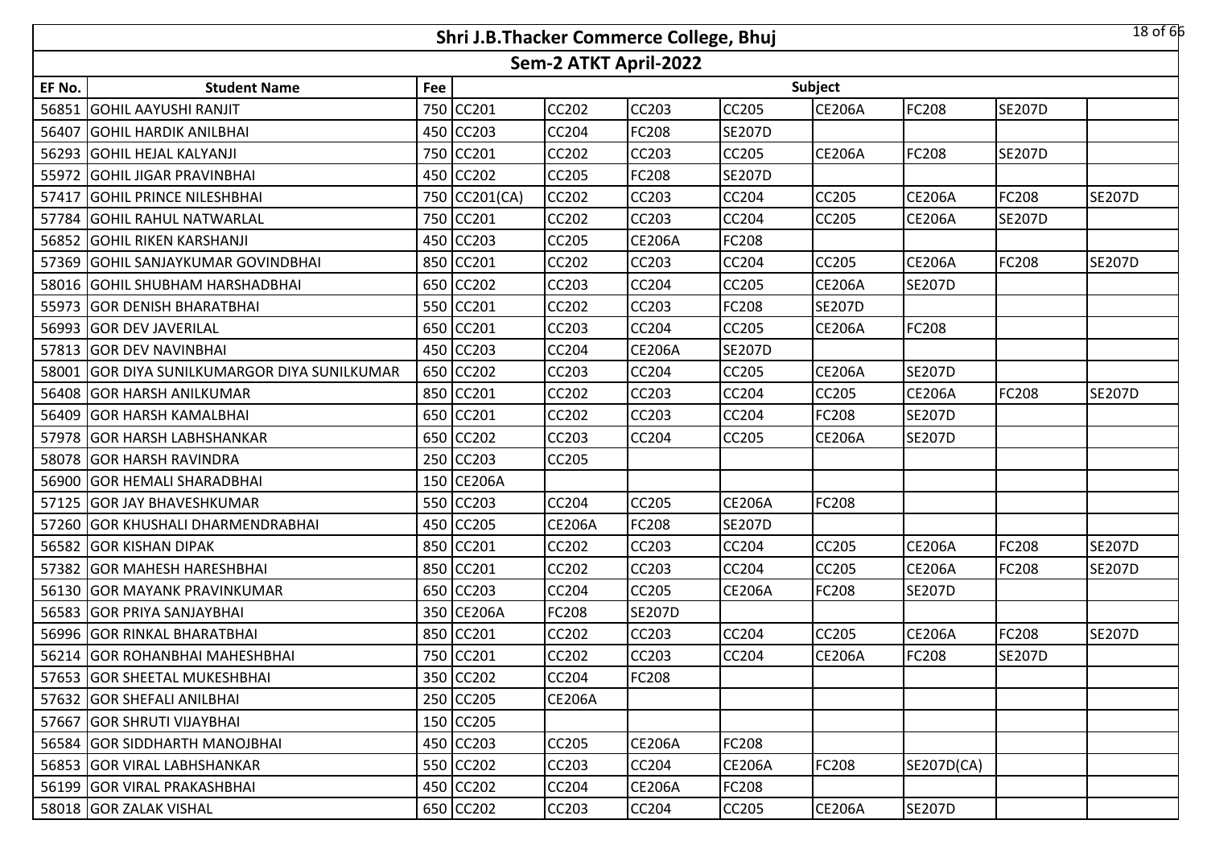# Shri J.B.Thacker Commerce College, Bhuj

## Sem-2 ATKT April-2022

| EF No. | Student Name | Fee | Subject | | | | | | | |
|---|---|---|---|---|---|---|---|---|---|---|
| 56851 | GOHIL AAYUSHI RANJIT | 750 | CC201 | CC202 | CC203 | CC205 | CE206A | FC208 | SE207D | |
| 56407 | GOHIL HARDIK ANILBHAI | 450 | CC203 | CC204 | FC208 | SE207D | | | | |
| 56293 | GOHIL HEJAL KALYANJI | 750 | CC201 | CC202 | CC203 | CC205 | CE206A | FC208 | SE207D | |
| 55972 | GOHIL JIGAR PRAVINBHAI | 450 | CC202 | CC205 | FC208 | SE207D | | | | |
| 57417 | GOHIL PRINCE NILESHBHAI | 750 | CC201(CA) | CC202 | CC203 | CC204 | CC205 | CE206A | FC208 | SE207D |
| 57784 | GOHIL RAHUL NATWARLAL | 750 | CC201 | CC202 | CC203 | CC204 | CC205 | CE206A | SE207D | |
| 56852 | GOHIL RIKEN KARSHANJI | 450 | CC203 | CC205 | CE206A | FC208 | | | | |
| 57369 | GOHIL SANJAYKUMAR GOVINDBHAI | 850 | CC201 | CC202 | CC203 | CC204 | CC205 | CE206A | FC208 | SE207D |
| 58016 | GOHIL SHUBHAM HARSHADBHAI | 650 | CC202 | CC203 | CC204 | CC205 | CE206A | SE207D | | |
| 55973 | GOR DENISH BHARATBHAI | 550 | CC201 | CC202 | CC203 | FC208 | SE207D | | | |
| 56993 | GOR DEV JAVERILAL | 650 | CC201 | CC203 | CC204 | CC205 | CE206A | FC208 | | |
| 57813 | GOR DEV NAVINBHAI | 450 | CC203 | CC204 | CE206A | SE207D | | | | |
| 58001 | GOR DIYA SUNILKUMARGOR DIYA SUNILKUMAR | 650 | CC202 | CC203 | CC204 | CC205 | CE206A | SE207D | | |
| 56408 | GOR HARSH ANILKUMAR | 850 | CC201 | CC202 | CC203 | CC204 | CC205 | CE206A | FC208 | SE207D |
| 56409 | GOR HARSH KAMALBHAI | 650 | CC201 | CC202 | CC203 | CC204 | FC208 | SE207D | | |
| 57978 | GOR HARSH LABHSHANKAR | 650 | CC202 | CC203 | CC204 | CC205 | CE206A | SE207D | | |
| 58078 | GOR HARSH RAVINDRA | 250 | CC203 | CC205 | | | | | | |
| 56900 | GOR HEMALI SHARADBHAI | 150 | CE206A | | | | | | | |
| 57125 | GOR JAY BHAVESHKUMAR | 550 | CC203 | CC204 | CC205 | CE206A | FC208 | | | |
| 57260 | GOR KHUSHALI DHARMENDRABHAI | 450 | CC205 | CE206A | FC208 | SE207D | | | | |
| 56582 | GOR KISHAN DIPAK | 850 | CC201 | CC202 | CC203 | CC204 | CC205 | CE206A | FC208 | SE207D |
| 57382 | GOR MAHESH HARESHBHAI | 850 | CC201 | CC202 | CC203 | CC204 | CC205 | CE206A | FC208 | SE207D |
| 56130 | GOR MAYANK PRAVINKUMAR | 650 | CC203 | CC204 | CC205 | CE206A | FC208 | SE207D | | |
| 56583 | GOR PRIYA SANJAYBHAI | 350 | CE206A | FC208 | SE207D | | | | | |
| 56996 | GOR RINKAL BHARATBHAI | 850 | CC201 | CC202 | CC203 | CC204 | CC205 | CE206A | FC208 | SE207D |
| 56214 | GOR ROHANBHAI MAHESHBHAI | 750 | CC201 | CC202 | CC203 | CC204 | CE206A | FC208 | SE207D | |
| 57653 | GOR SHEETAL MUKESHBHAI | 350 | CC202 | CC204 | FC208 | | | | | |
| 57632 | GOR SHEFALI ANILBHAI | 250 | CC205 | CE206A | | | | | | |
| 57667 | GOR SHRUTI VIJAYBHAI | 150 | CC205 | | | | | | | |
| 56584 | GOR SIDDHARTH MANOJBHAI | 450 | CC203 | CC205 | CE206A | FC208 | | | | |
| 56853 | GOR VIRAL LABHSHANKAR | 550 | CC202 | CC203 | CC204 | CE206A | FC208 | SE207D(CA) | | |
| 56199 | GOR VIRAL PRAKASHBHAI | 450 | CC202 | CC204 | CE206A | FC208 | | | | |
| 58018 | GOR ZALAK VISHAL | 650 | CC202 | CC203 | CC204 | CC205 | CE206A | SE207D | | |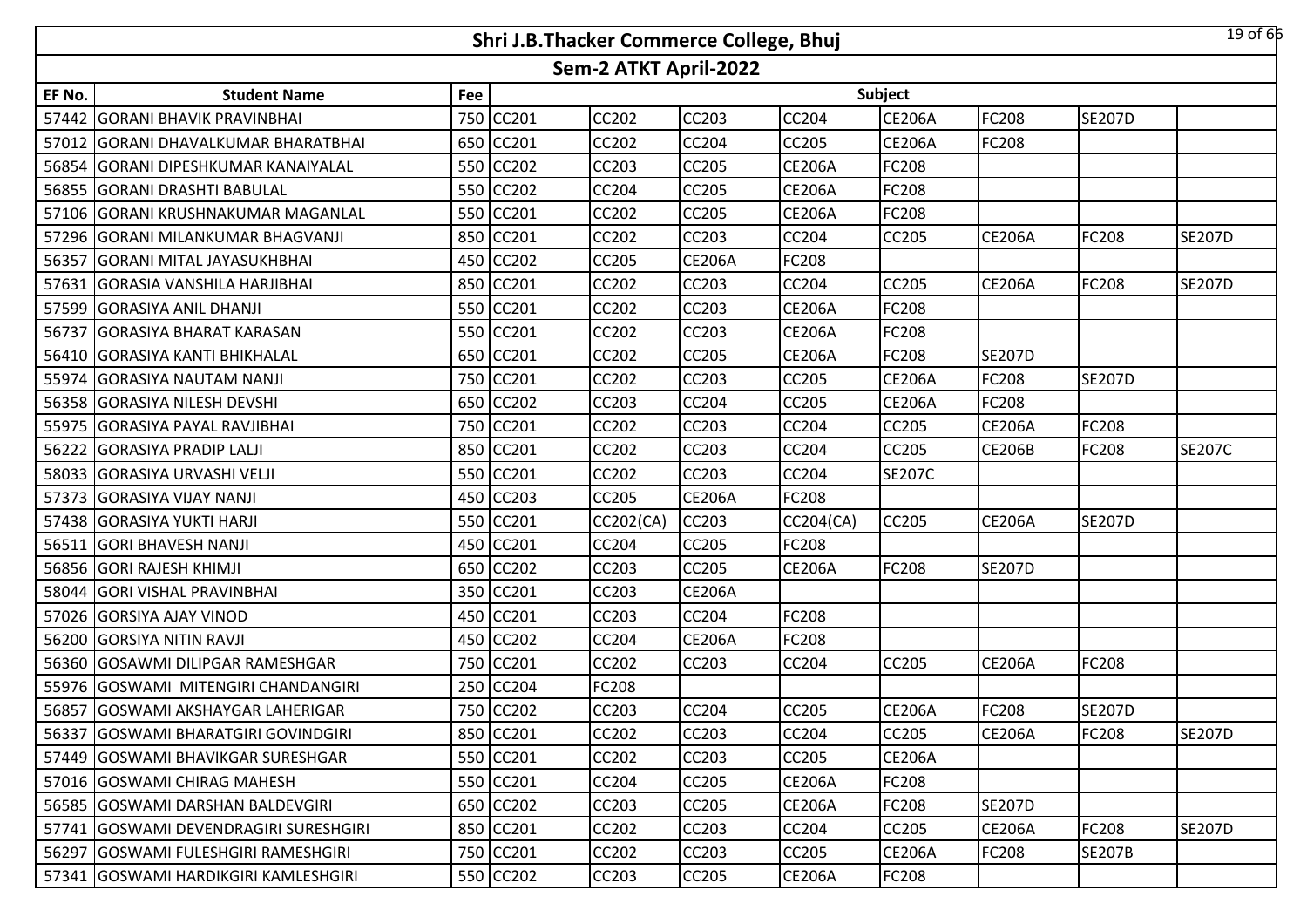# Shri J.B.Thacker Commerce College, Bhuj

## Sem-2 ATKT April-2022

| EF No. | Student Name | Fee | Subject | | | | | | | |
|---|---|---|---|---|---|---|---|---|---|---|
| 57442 | GORANI BHAVIK PRAVINBHAI | 750 | CC201 | CC202 | CC203 | CC204 | CE206A | FC208 | SE207D | |
| 57012 | GORANI DHAVALKUMAR BHARATBHAI | 650 | CC201 | CC202 | CC204 | CC205 | CE206A | FC208 | | |
| 56854 | GORANI DIPESHKUMAR KANAIYALAL | 550 | CC202 | CC203 | CC205 | CE206A | FC208 | | | |
| 56855 | GORANI DRASHTI BABULAL | 550 | CC202 | CC204 | CC205 | CE206A | FC208 | | | |
| 57106 | GORANI KRUSHNAKUMAR MAGANLAL | 550 | CC201 | CC202 | CC205 | CE206A | FC208 | | | |
| 57296 | GORANI MILANKUMAR BHAGVANJI | 850 | CC201 | CC202 | CC203 | CC204 | CC205 | CE206A | FC208 | SE207D |
| 56357 | GORANI MITAL JAYASUKHBHAI | 450 | CC202 | CC205 | CE206A | FC208 | | | | |
| 57631 | GORASIA VANSHILA HARJIBHAI | 850 | CC201 | CC202 | CC203 | CC204 | CC205 | CE206A | FC208 | SE207D |
| 57599 | GORASIYA ANIL DHANJI | 550 | CC201 | CC202 | CC203 | CE206A | FC208 | | | |
| 56737 | GORASIYA BHARAT KARASAN | 550 | CC201 | CC202 | CC203 | CE206A | FC208 | | | |
| 56410 | GORASIYA KANTI BHIKHALAL | 650 | CC201 | CC202 | CC205 | CE206A | FC208 | SE207D | | |
| 55974 | GORASIYA NAUTAM NANJI | 750 | CC201 | CC202 | CC203 | CC205 | CE206A | FC208 | SE207D | |
| 56358 | GORASIYA NILESH DEVSHI | 650 | CC202 | CC203 | CC204 | CC205 | CE206A | FC208 | | |
| 55975 | GORASIYA PAYAL RAVJIBHAI | 750 | CC201 | CC202 | CC203 | CC204 | CC205 | CE206A | FC208 | |
| 56222 | GORASIYA PRADIP LALJI | 850 | CC201 | CC202 | CC203 | CC204 | CC205 | CE206B | FC208 | SE207C |
| 58033 | GORASIYA URVASHI VELJI | 550 | CC201 | CC202 | CC203 | CC204 | SE207C | | | |
| 57373 | GORASIYA VIJAY NANJI | 450 | CC203 | CC205 | CE206A | FC208 | | | | |
| 57438 | GORASIYA YUKTI HARJI | 550 | CC201 | CC202(CA) | CC203 | CC204(CA) | CC205 | CE206A | SE207D | |
| 56511 | GORI BHAVESH NANJI | 450 | CC201 | CC204 | CC205 | FC208 | | | | |
| 56856 | GORI RAJESH KHIMJI | 650 | CC202 | CC203 | CC205 | CE206A | FC208 | SE207D | | |
| 58044 | GORI VISHAL PRAVINBHAI | 350 | CC201 | CC203 | CE206A | | | | | |
| 57026 | GORSIYA AJAY VINOD | 450 | CC201 | CC203 | CC204 | FC208 | | | | |
| 56200 | GORSIYA NITIN RAVJI | 450 | CC202 | CC204 | CE206A | FC208 | | | | |
| 56360 | GOSAWMI DILIPGAR RAMESHGAR | 750 | CC201 | CC202 | CC203 | CC204 | CC205 | CE206A | FC208 | |
| 55976 | GOSWAMI MITENGIRI CHANDANGIRI | 250 | CC204 | FC208 | | | | | | |
| 56857 | GOSWAMI AKSHAYGAR LAHERIGAR | 750 | CC202 | CC203 | CC204 | CC205 | CE206A | FC208 | SE207D | |
| 56337 | GOSWAMI BHARATGIRI GOVINDGIRI | 850 | CC201 | CC202 | CC203 | CC204 | CC205 | CE206A | FC208 | SE207D |
| 57449 | GOSWAMI BHAVIKGAR SURESHGAR | 550 | CC201 | CC202 | CC203 | CC205 | CE206A | | | |
| 57016 | GOSWAMI CHIRAG MAHESH | 550 | CC201 | CC204 | CC205 | CE206A | FC208 | | | |
| 56585 | GOSWAMI DARSHAN BALDEVGIRI | 650 | CC202 | CC203 | CC205 | CE206A | FC208 | SE207D | | |
| 57741 | GOSWAMI DEVENDRAGIRI SURESHGIRI | 850 | CC201 | CC202 | CC203 | CC204 | CC205 | CE206A | FC208 | SE207D |
| 56297 | GOSWAMI FULESHGIRI RAMESHGIRI | 750 | CC201 | CC202 | CC203 | CC205 | CE206A | FC208 | SE207B | |
| 57341 | GOSWAMI HARDIKGIRI KAMLESHGIRI | 550 | CC202 | CC203 | CC205 | CE206A | FC208 | | | |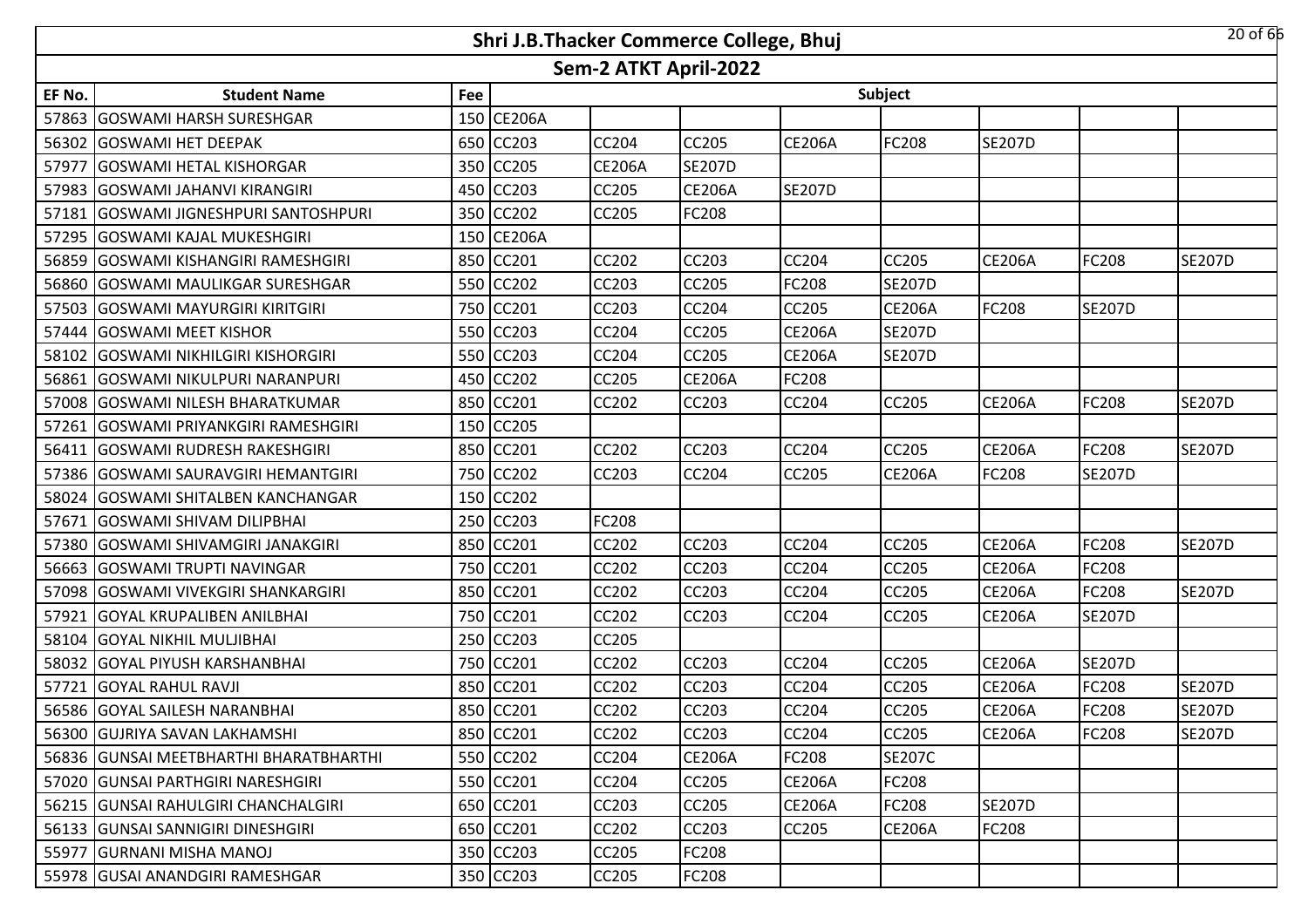# Shri J.B.Thacker Commerce College, Bhuj

## Sem-2 ATKT April-2022

| EF No. | Student Name | Fee | Subject | | | | | | | |
|---|---|---|---|---|---|---|---|---|---|---|
| 57863 | GOSWAMI HARSH SURESHGAR | 150 | CE206A | | | | | | | |
| 56302 | GOSWAMI HET DEEPAK | 650 | CC203 | CC204 | CC205 | CE206A | FC208 | SE207D | | |
| 57977 | GOSWAMI HETAL KISHORGAR | 350 | CC205 | CE206A | SE207D | | | | | |
| 57983 | GOSWAMI JAHANVI KIRANGIRI | 450 | CC203 | CC205 | CE206A | SE207D | | | | |
| 57181 | GOSWAMI JIGNESHPURI SANTOSHPURI | 350 | CC202 | CC205 | FC208 | | | | | |
| 57295 | GOSWAMI KAJAL MUKESHGIRI | 150 | CE206A | | | | | | | |
| 56859 | GOSWAMI KISHANGIRI RAMESHGIRI | 850 | CC201 | CC202 | CC203 | CC204 | CC205 | CE206A | FC208 | SE207D |
| 56860 | GOSWAMI MAULIKGAR SURESHGAR | 550 | CC202 | CC203 | CC205 | FC208 | SE207D | | | |
| 57503 | GOSWAMI MAYURGIRI KIRITGIRI | 750 | CC201 | CC203 | CC204 | CC205 | CE206A | FC208 | SE207D | |
| 57444 | GOSWAMI MEET KISHOR | 550 | CC203 | CC204 | CC205 | CE206A | SE207D | | | |
| 58102 | GOSWAMI NIKHILGIRI KISHORGIRI | 550 | CC203 | CC204 | CC205 | CE206A | SE207D | | | |
| 56861 | GOSWAMI NIKULPURI NARANPURI | 450 | CC202 | CC205 | CE206A | FC208 | | | | |
| 57008 | GOSWAMI NILESH BHARATKUMAR | 850 | CC201 | CC202 | CC203 | CC204 | CC205 | CE206A | FC208 | SE207D |
| 57261 | GOSWAMI PRIYANKGIRI RAMESHGIRI | 150 | CC205 | | | | | | | |
| 56411 | GOSWAMI RUDRESH RAKESHGIRI | 850 | CC201 | CC202 | CC203 | CC204 | CC205 | CE206A | FC208 | SE207D |
| 57386 | GOSWAMI SAURAVGIRI HEMANTGIRI | 750 | CC202 | CC203 | CC204 | CC205 | CE206A | FC208 | SE207D | |
| 58024 | GOSWAMI SHITALBEN KANCHANGAR | 150 | CC202 | | | | | | | |
| 57671 | GOSWAMI SHIVAM DILIPBHAI | 250 | CC203 | FC208 | | | | | | |
| 57380 | GOSWAMI SHIVAMGIRI JANAKGIRI | 850 | CC201 | CC202 | CC203 | CC204 | CC205 | CE206A | FC208 | SE207D |
| 56663 | GOSWAMI TRUPTI NAVINGAR | 750 | CC201 | CC202 | CC203 | CC204 | CC205 | CE206A | FC208 | |
| 57098 | GOSWAMI VIVEKGIRI SHANKARGIRI | 850 | CC201 | CC202 | CC203 | CC204 | CC205 | CE206A | FC208 | SE207D |
| 57921 | GOYAL KRUPALIBEN ANILBHAI | 750 | CC201 | CC202 | CC203 | CC204 | CC205 | CE206A | SE207D | |
| 58104 | GOYAL NIKHIL MULJIBHAI | 250 | CC203 | CC205 | | | | | | |
| 58032 | GOYAL PIYUSH KARSHANBHAI | 750 | CC201 | CC202 | CC203 | CC204 | CC205 | CE206A | SE207D | |
| 57721 | GOYAL RAHUL RAVJI | 850 | CC201 | CC202 | CC203 | CC204 | CC205 | CE206A | FC208 | SE207D |
| 56586 | GOYAL SAILESH NARANBHAI | 850 | CC201 | CC202 | CC203 | CC204 | CC205 | CE206A | FC208 | SE207D |
| 56300 | GUJRIYA SAVAN LAKHAMSHI | 850 | CC201 | CC202 | CC203 | CC204 | CC205 | CE206A | FC208 | SE207D |
| 56836 | GUNSAI MEETBHARTHI BHARATBHARTHI | 550 | CC202 | CC204 | CE206A | FC208 | SE207C | | | |
| 57020 | GUNSAI PARTHGIRI NARESHGIRI | 550 | CC201 | CC204 | CC205 | CE206A | FC208 | | | |
| 56215 | GUNSAI RAHULGIRI CHANCHALGIRI | 650 | CC201 | CC203 | CC205 | CE206A | FC208 | SE207D | | |
| 56133 | GUNSAI SANNIGIRI DINESHGIRI | 650 | CC201 | CC202 | CC203 | CC205 | CE206A | FC208 | | |
| 55977 | GURNANI MISHA MANOJ | 350 | CC203 | CC205 | FC208 | | | | | |
| 55978 | GUSAI ANANDGIRI RAMESHGAR | 350 | CC203 | CC205 | FC208 | | | | | |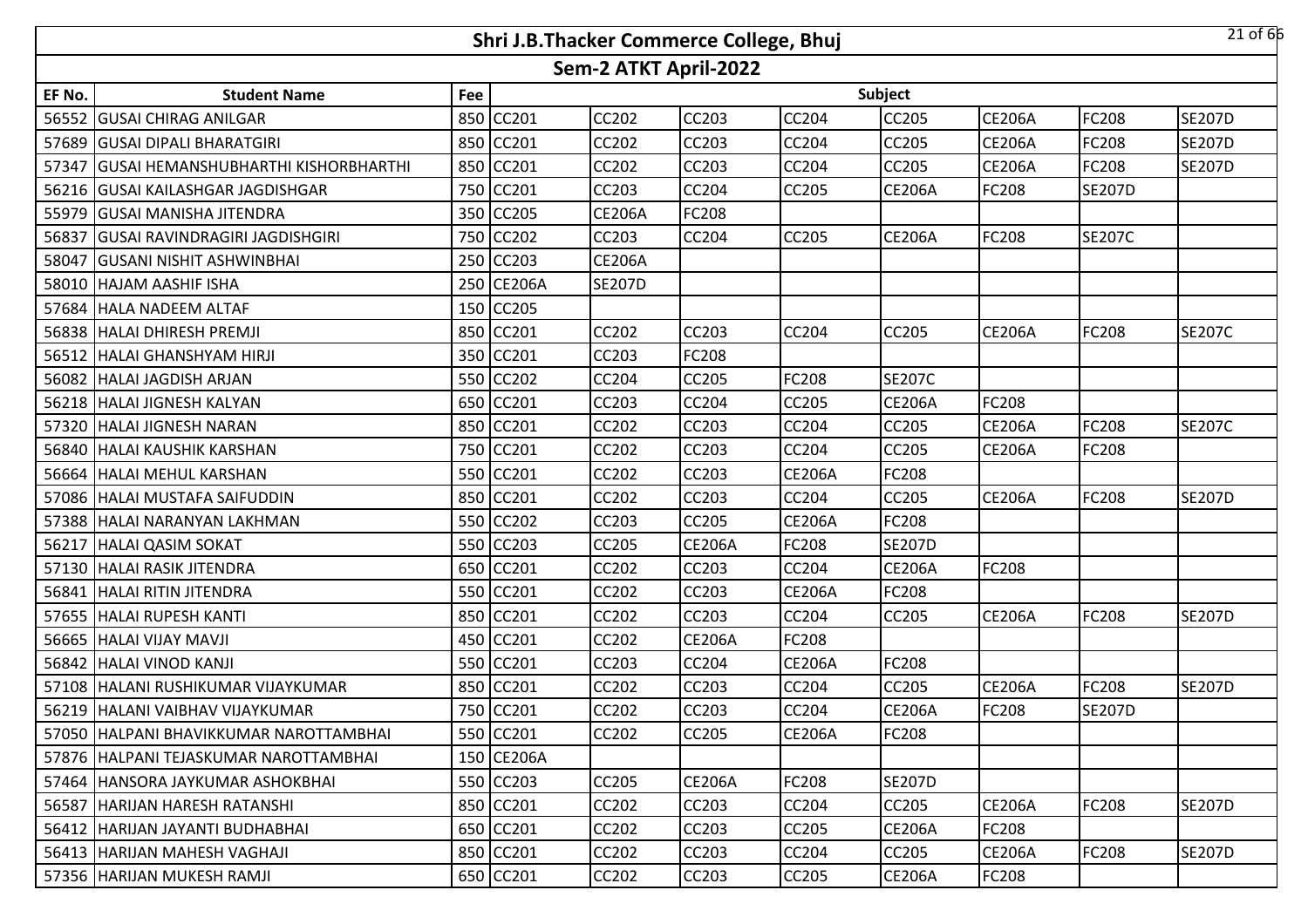# Shri J.B.Thacker Commerce College, Bhuj

## Sem-2 ATKT April-2022

| EF No. | Student Name | Fee | Subject | | | | | | | |
|---|---|---|---|---|---|---|---|---|---|---|
| 56552 | GUSAI CHIRAG ANILGAR | 850 | CC201 | CC202 | CC203 | CC204 | CC205 | CE206A | FC208 | SE207D |
| 57689 | GUSAI DIPALI BHARATGIRI | 850 | CC201 | CC202 | CC203 | CC204 | CC205 | CE206A | FC208 | SE207D |
| 57347 | GUSAI HEMANSHUBHARTHI KISHORBHARTHI | 850 | CC201 | CC202 | CC203 | CC204 | CC205 | CE206A | FC208 | SE207D |
| 56216 | GUSAI KAILASHGAR JAGDISHGAR | 750 | CC201 | CC203 | CC204 | CC205 | CE206A | FC208 | SE207D | |
| 55979 | GUSAI MANISHA JITENDRA | 350 | CC205 | CE206A | FC208 | | | | | |
| 56837 | GUSAI RAVINDRAGIRI JAGDISHGIRI | 750 | CC202 | CC203 | CC204 | CC205 | CE206A | FC208 | SE207C | |
| 58047 | GUSANI NISHIT ASHWINBHAI | 250 | CC203 | CE206A | | | | | | |
| 58010 | HAJAM AASHIF ISHA | 250 | CE206A | SE207D | | | | | | |
| 57684 | HALA NADEEM ALTAF | 150 | CC205 | | | | | | | |
| 56838 | HALAI DHIRESH PREMJI | 850 | CC201 | CC202 | CC203 | CC204 | CC205 | CE206A | FC208 | SE207C |
| 56512 | HALAI GHANSHYAM HIRJI | 350 | CC201 | CC203 | FC208 | | | | | |
| 56082 | HALAI JAGDISH ARJAN | 550 | CC202 | CC204 | CC205 | FC208 | SE207C | | | |
| 56218 | HALAI JIGNESH KALYAN | 650 | CC201 | CC203 | CC204 | CC205 | CE206A | FC208 | | |
| 57320 | HALAI JIGNESH NARAN | 850 | CC201 | CC202 | CC203 | CC204 | CC205 | CE206A | FC208 | SE207C |
| 56840 | HALAI KAUSHIK KARSHAN | 750 | CC201 | CC202 | CC203 | CC204 | CC205 | CE206A | FC208 | |
| 56664 | HALAI MEHUL KARSHAN | 550 | CC201 | CC202 | CC203 | CE206A | FC208 | | | |
| 57086 | HALAI MUSTAFA SAIFUDDIN | 850 | CC201 | CC202 | CC203 | CC204 | CC205 | CE206A | FC208 | SE207D |
| 57388 | HALAI NARANYAN LAKHMAN | 550 | CC202 | CC203 | CC205 | CE206A | FC208 | | | |
| 56217 | HALAI QASIM SOKAT | 550 | CC203 | CC205 | CE206A | FC208 | SE207D | | | |
| 57130 | HALAI RASIK JITENDRA | 650 | CC201 | CC202 | CC203 | CC204 | CE206A | FC208 | | |
| 56841 | HALAI RITIN JITENDRA | 550 | CC201 | CC202 | CC203 | CE206A | FC208 | | | |
| 57655 | HALAI RUPESH KANTI | 850 | CC201 | CC202 | CC203 | CC204 | CC205 | CE206A | FC208 | SE207D |
| 56665 | HALAI VIJAY MAVJI | 450 | CC201 | CC202 | CE206A | FC208 | | | | |
| 56842 | HALAI VINOD KANJI | 550 | CC201 | CC203 | CC204 | CE206A | FC208 | | | |
| 57108 | HALANI RUSHIKUMAR VIJAYKUMAR | 850 | CC201 | CC202 | CC203 | CC204 | CC205 | CE206A | FC208 | SE207D |
| 56219 | HALANI VAIBHAV VIJAYKUMAR | 750 | CC201 | CC202 | CC203 | CC204 | CE206A | FC208 | SE207D | |
| 57050 | HALPANI BHAVIKKUMAR NAROTTAMBHAI | 550 | CC201 | CC202 | CC205 | CE206A | FC208 | | | |
| 57876 | HALPANI TEJASKUMAR NAROTTAMBHAI | 150 | CE206A | | | | | | | |
| 57464 | HANSORA JAYKUMAR ASHOKBHAI | 550 | CC203 | CC205 | CE206A | FC208 | SE207D | | | |
| 56587 | HARIJAN HARESH RATANSHI | 850 | CC201 | CC202 | CC203 | CC204 | CC205 | CE206A | FC208 | SE207D |
| 56412 | HARIJAN JAYANTI BUDHABHAI | 650 | CC201 | CC202 | CC203 | CC205 | CE206A | FC208 | | |
| 56413 | HARIJAN MAHESH VAGHAJI | 850 | CC201 | CC202 | CC203 | CC204 | CC205 | CE206A | FC208 | SE207D |
| 57356 | HARIJAN MUKESH RAMJI | 650 | CC201 | CC202 | CC203 | CC205 | CE206A | FC208 | | |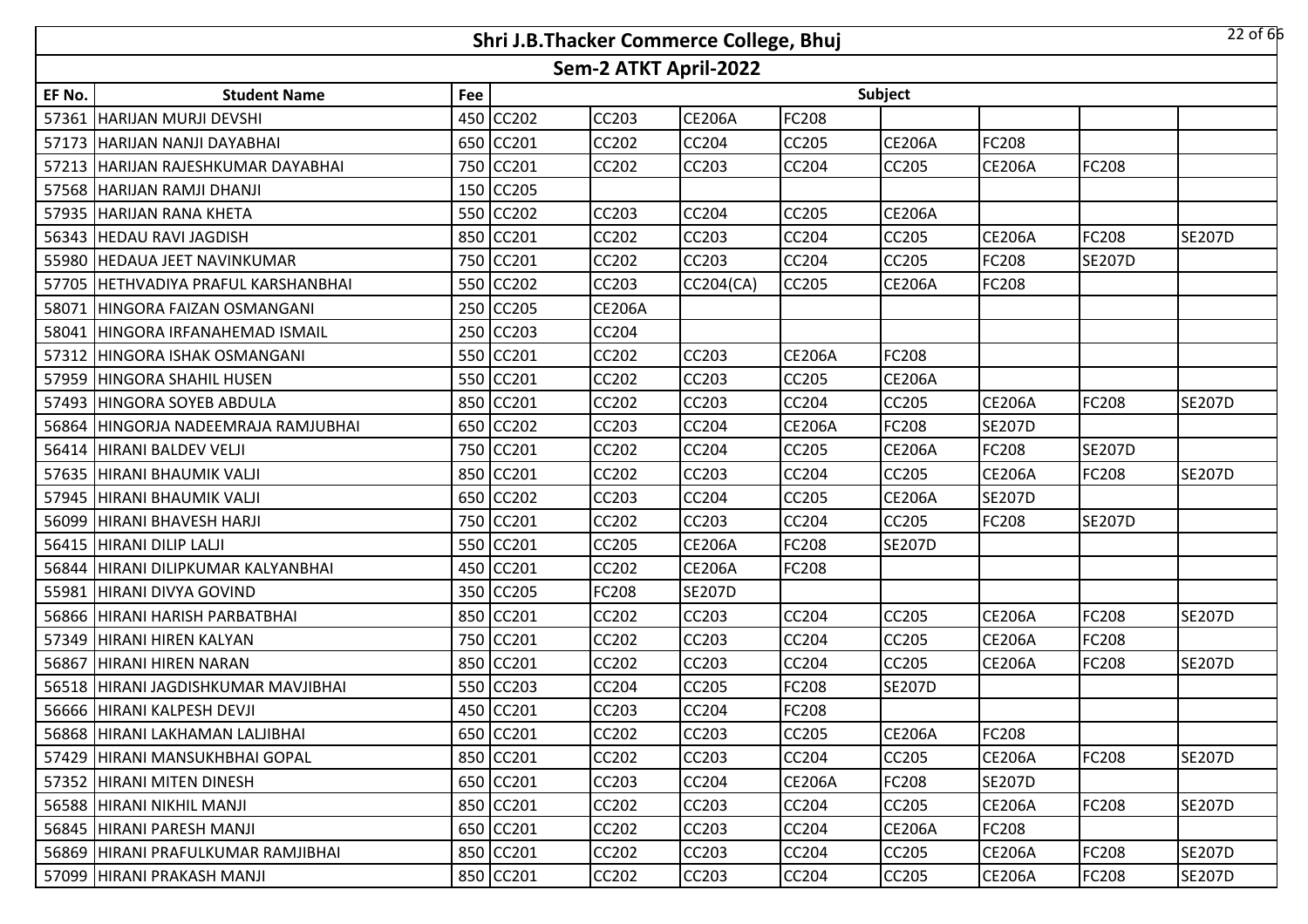# Shri J.B.Thacker Commerce College, Bhuj

## Sem-2 ATKT April-2022

| EF No. | Student Name | Fee | Subject | | | | | | | |
|---|---|---|---|---|---|---|---|---|---|---|
| 57361 | HARIJAN MURJI DEVSHI | 450 | CC202 | CC203 | CE206A | FC208 | | | | |
| 57173 | HARIJAN NANJI DAYABHAI | 650 | CC201 | CC202 | CC204 | CC205 | CE206A | FC208 | | |
| 57213 | HARIJAN RAJESHKUMAR DAYABHAI | 750 | CC201 | CC202 | CC203 | CC204 | CC205 | CE206A | FC208 | |
| 57568 | HARIJAN RAMJI DHANJI | 150 | CC205 | | | | | | | |
| 57935 | HARIJAN RANA KHETA | 550 | CC202 | CC203 | CC204 | CC205 | CE206A | | | |
| 56343 | HEDAU RAVI JAGDISH | 850 | CC201 | CC202 | CC203 | CC204 | CC205 | CE206A | FC208 | SE207D |
| 55980 | HEDAUA JEET NAVINKUMAR | 750 | CC201 | CC202 | CC203 | CC204 | CC205 | FC208 | SE207D | |
| 57705 | HETHVADIYA PRAFUL KARSHANBHAI | 550 | CC202 | CC203 | CC204(CA) | CC205 | CE206A | FC208 | | |
| 58071 | HINGORA FAIZAN OSMANGANI | 250 | CC205 | CE206A | | | | | | |
| 58041 | HINGORA IRFANAHEMAD ISMAIL | 250 | CC203 | CC204 | | | | | | |
| 57312 | HINGORA ISHAK OSMANGANI | 550 | CC201 | CC202 | CC203 | CE206A | FC208 | | | |
| 57959 | HINGORA SHAHIL HUSEN | 550 | CC201 | CC202 | CC203 | CC205 | CE206A | | | |
| 57493 | HINGORA SOYEB ABDULA | 850 | CC201 | CC202 | CC203 | CC204 | CC205 | CE206A | FC208 | SE207D |
| 56864 | HINGORJA NADEEMRAJA RAMJUBHAI | 650 | CC202 | CC203 | CC204 | CE206A | FC208 | SE207D | | |
| 56414 | HIRANI BALDEV VELJI | 750 | CC201 | CC202 | CC204 | CC205 | CE206A | FC208 | SE207D | |
| 57635 | HIRANI BHAUMIK VALJI | 850 | CC201 | CC202 | CC203 | CC204 | CC205 | CE206A | FC208 | SE207D |
| 57945 | HIRANI BHAUMIK VALJI | 650 | CC202 | CC203 | CC204 | CC205 | CE206A | SE207D | | |
| 56099 | HIRANI BHAVESH HARJI | 750 | CC201 | CC202 | CC203 | CC204 | CC205 | FC208 | SE207D | |
| 56415 | HIRANI DILIP LALJI | 550 | CC201 | CC205 | CE206A | FC208 | SE207D | | | |
| 56844 | HIRANI DILIPKUMAR KALYANBHAI | 450 | CC201 | CC202 | CE206A | FC208 | | | | |
| 55981 | HIRANI DIVYA GOVIND | 350 | CC205 | FC208 | SE207D | | | | | |
| 56866 | HIRANI HARISH PARBATBHAI | 850 | CC201 | CC202 | CC203 | CC204 | CC205 | CE206A | FC208 | SE207D |
| 57349 | HIRANI HIREN KALYAN | 750 | CC201 | CC202 | CC203 | CC204 | CC205 | CE206A | FC208 | |
| 56867 | HIRANI HIREN NARAN | 850 | CC201 | CC202 | CC203 | CC204 | CC205 | CE206A | FC208 | SE207D |
| 56518 | HIRANI JAGDISHKUMAR MAVJIBHAI | 550 | CC203 | CC204 | CC205 | FC208 | SE207D | | | |
| 56666 | HIRANI KALPESH DEVJI | 450 | CC201 | CC203 | CC204 | FC208 | | | | |
| 56868 | HIRANI LAKHAMAN LALJIBHAI | 650 | CC201 | CC202 | CC203 | CC205 | CE206A | FC208 | | |
| 57429 | HIRANI MANSUKHBHAI GOPAL | 850 | CC201 | CC202 | CC203 | CC204 | CC205 | CE206A | FC208 | SE207D |
| 57352 | HIRANI MITEN DINESH | 650 | CC201 | CC203 | CC204 | CE206A | FC208 | SE207D | | |
| 56588 | HIRANI NIKHIL MANJI | 850 | CC201 | CC202 | CC203 | CC204 | CC205 | CE206A | FC208 | SE207D |
| 56845 | HIRANI PARESH MANJI | 650 | CC201 | CC202 | CC203 | CC204 | CE206A | FC208 | | |
| 56869 | HIRANI PRAFULKUMAR RAMJIBHAI | 850 | CC201 | CC202 | CC203 | CC204 | CC205 | CE206A | FC208 | SE207D |
| 57099 | HIRANI PRAKASH MANJI | 850 | CC201 | CC202 | CC203 | CC204 | CC205 | CE206A | FC208 | SE207D |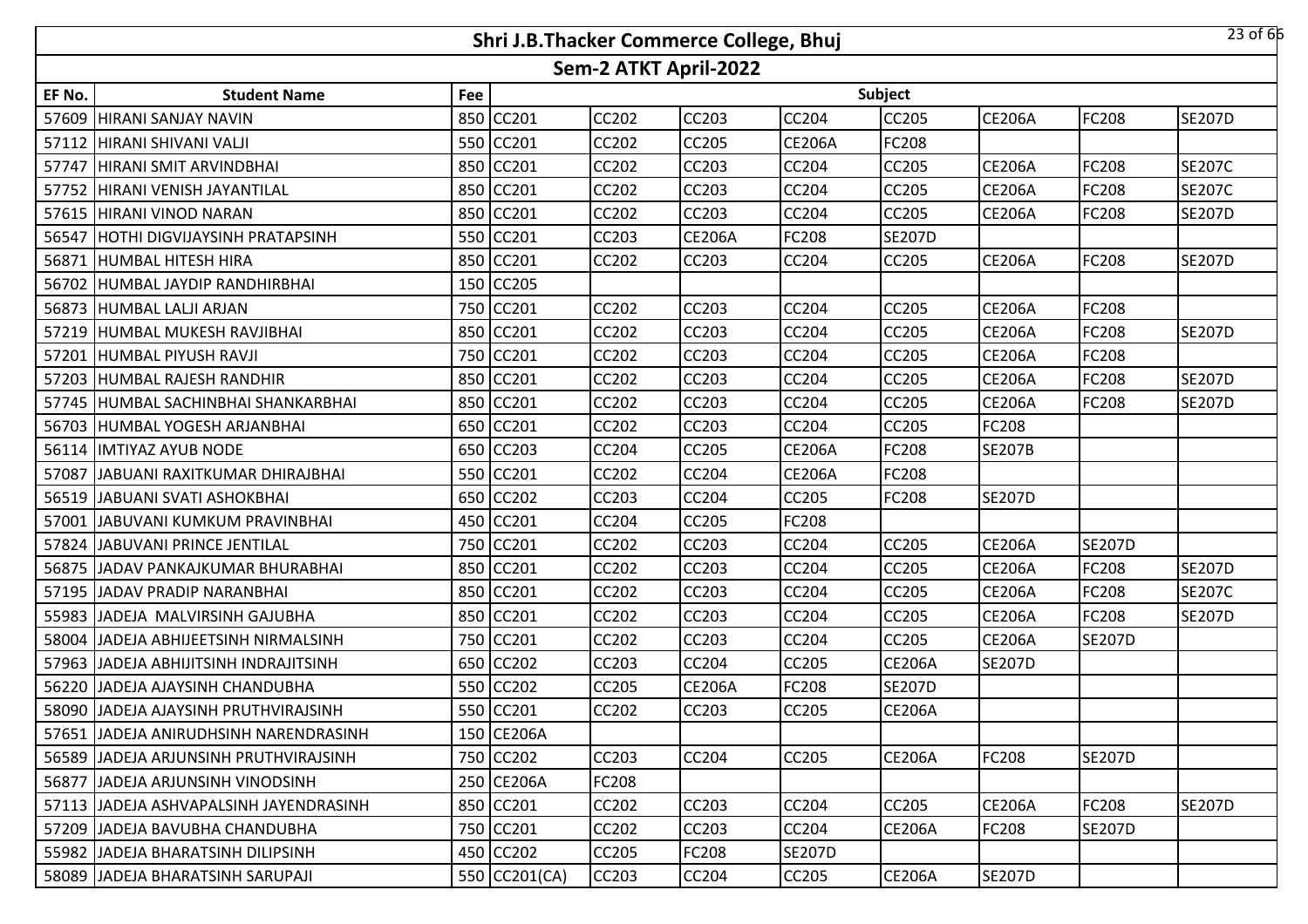# Shri J.B.Thacker Commerce College, Bhuj

## Sem-2 ATKT April-2022

| EF No. | Student Name | Fee | Subject | | | | | | | |
|---|---|---|---|---|---|---|---|---|---|---|
| 57609 | HIRANI SANJAY NAVIN | 850 | CC201 | CC202 | CC203 | CC204 | CC205 | CE206A | FC208 | SE207D |
| 57112 | HIRANI SHIVANI VALJI | 550 | CC201 | CC202 | CC205 | CE206A | FC208 | | | |
| 57747 | HIRANI SMIT ARVINDBHAI | 850 | CC201 | CC202 | CC203 | CC204 | CC205 | CE206A | FC208 | SE207C |
| 57752 | HIRANI VENISH JAYANTILAL | 850 | CC201 | CC202 | CC203 | CC204 | CC205 | CE206A | FC208 | SE207C |
| 57615 | HIRANI VINOD NARAN | 850 | CC201 | CC202 | CC203 | CC204 | CC205 | CE206A | FC208 | SE207D |
| 56547 | HOTHI DIGVIJAYSINH PRATAPSINH | 550 | CC201 | CC203 | CE206A | FC208 | SE207D | | | |
| 56871 | HUMBAL HITESH HIRA | 850 | CC201 | CC202 | CC203 | CC204 | CC205 | CE206A | FC208 | SE207D |
| 56702 | HUMBAL JAYDIP RANDHIRBHAI | 150 | CC205 | | | | | | | |
| 56873 | HUMBAL LALJI ARJAN | 750 | CC201 | CC202 | CC203 | CC204 | CC205 | CE206A | FC208 | |
| 57219 | HUMBAL MUKESH RAVJIBHAI | 850 | CC201 | CC202 | CC203 | CC204 | CC205 | CE206A | FC208 | SE207D |
| 57201 | HUMBAL PIYUSH RAVJI | 750 | CC201 | CC202 | CC203 | CC204 | CC205 | CE206A | FC208 | |
| 57203 | HUMBAL RAJESH RANDHIR | 850 | CC201 | CC202 | CC203 | CC204 | CC205 | CE206A | FC208 | SE207D |
| 57745 | HUMBAL SACHINBHAI SHANKARBHAI | 850 | CC201 | CC202 | CC203 | CC204 | CC205 | CE206A | FC208 | SE207D |
| 56703 | HUMBAL YOGESH ARJANBHAI | 650 | CC201 | CC202 | CC203 | CC204 | CC205 | FC208 | | |
| 56114 | IMTIYAZ AYUB NODE | 650 | CC203 | CC204 | CC205 | CE206A | FC208 | SE207B | | |
| 57087 | JABUANI RAXITKUMAR DHIRAJBHAI | 550 | CC201 | CC202 | CC204 | CE206A | FC208 | | | |
| 56519 | JABUANI SVATI ASHOKBHAI | 650 | CC202 | CC203 | CC204 | CC205 | FC208 | SE207D | | |
| 57001 | JABUVANI KUMKUM PRAVINBHAI | 450 | CC201 | CC204 | CC205 | FC208 | | | | |
| 57824 | JABUVANI PRINCE JENTILAL | 750 | CC201 | CC202 | CC203 | CC204 | CC205 | CE206A | SE207D | |
| 56875 | JADAV PANKAJKUMAR BHURABHAI | 850 | CC201 | CC202 | CC203 | CC204 | CC205 | CE206A | FC208 | SE207D |
| 57195 | JADAV PRADIP NARANBHAI | 850 | CC201 | CC202 | CC203 | CC204 | CC205 | CE206A | FC208 | SE207C |
| 55983 | JADEJA MALVIRSINH GAJUBHA | 850 | CC201 | CC202 | CC203 | CC204 | CC205 | CE206A | FC208 | SE207D |
| 58004 | JADEJA ABHIJEETSINH NIRMALSINH | 750 | CC201 | CC202 | CC203 | CC204 | CC205 | CE206A | SE207D | |
| 57963 | JADEJA ABHIJITSINH INDRAJITSINH | 650 | CC202 | CC203 | CC204 | CC205 | CE206A | SE207D | | |
| 56220 | JADEJA AJAYSINH CHANDUBHA | 550 | CC202 | CC205 | CE206A | FC208 | SE207D | | | |
| 58090 | JADEJA AJAYSINH PRUTHVIRAJSINH | 550 | CC201 | CC202 | CC203 | CC205 | CE206A | | | |
| 57651 | JADEJA ANIRUDHSINH NARENDRASINH | 150 | CE206A | | | | | | | |
| 56589 | JADEJA ARJUNSINH PRUTHVIRAJSINH | 750 | CC202 | CC203 | CC204 | CC205 | CE206A | FC208 | SE207D | |
| 56877 | JADEJA ARJUNSINH VINODSINH | 250 | CE206A | FC208 | | | | | | |
| 57113 | JADEJA ASHVAPALSINH JAYENDRASINH | 850 | CC201 | CC202 | CC203 | CC204 | CC205 | CE206A | FC208 | SE207D |
| 57209 | JADEJA BAVUBHA CHANDUBHA | 750 | CC201 | CC202 | CC203 | CC204 | CE206A | FC208 | SE207D | |
| 55982 | JADEJA BHARATSINH DILIPSINH | 450 | CC202 | CC205 | FC208 | SE207D | | | | |
| 58089 | JADEJA BHARATSINH SARUPAJI | 550 | CC201(CA) | CC203 | CC204 | CC205 | CE206A | SE207D | | |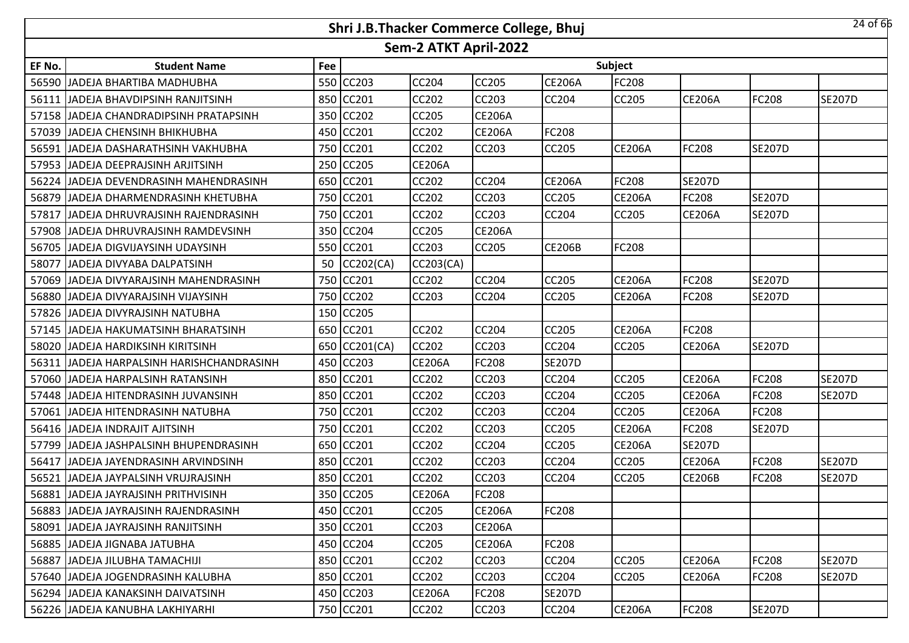# Shri J.B.Thacker Commerce College, Bhuj

## Sem-2 ATKT April-2022

| EF No. | Student Name | Fee | Subject | | | | | | | |
|---|---|---|---|---|---|---|---|---|---|---|
| 56590 | JADEJA BHARTIBA MADHUBHA | 550 | CC203 | CC204 | CC205 | CE206A | FC208 | | | |
| 56111 | JADEJA BHAVDIPSINH RANJITSINH | 850 | CC201 | CC202 | CC203 | CC204 | CC205 | CE206A | FC208 | SE207D |
| 57158 | JADEJA CHANDRADIPSINH PRATAPSINH | 350 | CC202 | CC205 | CE206A | | | | | |
| 57039 | JADEJA CHENSINH BHIKHUBHA | 450 | CC201 | CC202 | CE206A | FC208 | | | | |
| 56591 | JADEJA DASHARATHSINH VAKHUBHA | 750 | CC201 | CC202 | CC203 | CC205 | CE206A | FC208 | SE207D | |
| 57953 | JADEJA DEEPRAJSINH ARJITSINH | 250 | CC205 | CE206A | | | | | | |
| 56224 | JADEJA DEVENDRASINH MAHENDRASINH | 650 | CC201 | CC202 | CC204 | CE206A | FC208 | SE207D | | |
| 56879 | JADEJA DHARMENDRASINH KHETUBHA | 750 | CC201 | CC202 | CC203 | CC205 | CE206A | FC208 | SE207D | |
| 57817 | JADEJA DHRUVRAJSINH RAJENDRASINH | 750 | CC201 | CC202 | CC203 | CC204 | CC205 | CE206A | SE207D | |
| 57908 | JADEJA DHRUVRAJSINH RAMDEVSINH | 350 | CC204 | CC205 | CE206A | | | | | |
| 56705 | JADEJA DIGVIJAYSINH UDAYSINH | 550 | CC201 | CC203 | CC205 | CE206B | FC208 | | | |
| 58077 | JADEJA DIVYABA DALPATSINH | 50 | CC202(CA) | CC203(CA) | | | | | | |
| 57069 | JADEJA DIVYARAJSINH MAHENDRASINH | 750 | CC201 | CC202 | CC204 | CC205 | CE206A | FC208 | SE207D | |
| 56880 | JADEJA DIVYARAJSINH VIJAYSINH | 750 | CC202 | CC203 | CC204 | CC205 | CE206A | FC208 | SE207D | |
| 57826 | JADEJA DIVYRAJSINH NATUBHA | 150 | CC205 | | | | | | | |
| 57145 | JADEJA HAKUMATSINH BHARATSINH | 650 | CC201 | CC202 | CC204 | CC205 | CE206A | FC208 | | |
| 58020 | JADEJA HARDIKSINH KIRITSINH | 650 | CC201(CA) | CC202 | CC203 | CC204 | CC205 | CE206A | SE207D | |
| 56311 | JADEJA HARPALSINH HARISHCHANDRASINH | 450 | CC203 | CE206A | FC208 | SE207D | | | | |
| 57060 | JADEJA HARPALSINH RATANSINH | 850 | CC201 | CC202 | CC203 | CC204 | CC205 | CE206A | FC208 | SE207D |
| 57448 | JADEJA HITENDRASINH JUVANSINH | 850 | CC201 | CC202 | CC203 | CC204 | CC205 | CE206A | FC208 | SE207D |
| 57061 | JADEJA HITENDRASINH NATUBHA | 750 | CC201 | CC202 | CC203 | CC204 | CC205 | CE206A | FC208 | |
| 56416 | JADEJA INDRAJIT AJITSINH | 750 | CC201 | CC202 | CC203 | CC205 | CE206A | FC208 | SE207D | |
| 57799 | JADEJA JASHPALSINH BHUPENDRASINH | 650 | CC201 | CC202 | CC204 | CC205 | CE206A | SE207D | | |
| 56417 | JADEJA JAYENDRASINH ARVINDSINH | 850 | CC201 | CC202 | CC203 | CC204 | CC205 | CE206A | FC208 | SE207D |
| 56521 | JADEJA JAYPALSINH VRUJRAJSINH | 850 | CC201 | CC202 | CC203 | CC204 | CC205 | CE206B | FC208 | SE207D |
| 56881 | JADEJA JAYRAJSINH PRITHVISINH | 350 | CC205 | CE206A | FC208 | | | | | |
| 56883 | JADEJA JAYRAJSINH RAJENDRASINH | 450 | CC201 | CC205 | CE206A | FC208 | | | | |
| 58091 | JADEJA JAYRAJSINH RANJITSINH | 350 | CC201 | CC203 | CE206A | | | | | |
| 56885 | JADEJA JIGNABA JATUBHA | 450 | CC204 | CC205 | CE206A | FC208 | | | | |
| 56887 | JADEJA JILUBHA TAMACHIJI | 850 | CC201 | CC202 | CC203 | CC204 | CC205 | CE206A | FC208 | SE207D |
| 57640 | JADEJA JOGENDRASINH KALUBHA | 850 | CC201 | CC202 | CC203 | CC204 | CC205 | CE206A | FC208 | SE207D |
| 56294 | JADEJA KANAKSINH DAIVATSINH | 450 | CC203 | CE206A | FC208 | SE207D | | | | |
| 56226 | JADEJA KANUBHA LAKHIYARHI | 750 | CC201 | CC202 | CC203 | CC204 | CE206A | FC208 | SE207D | |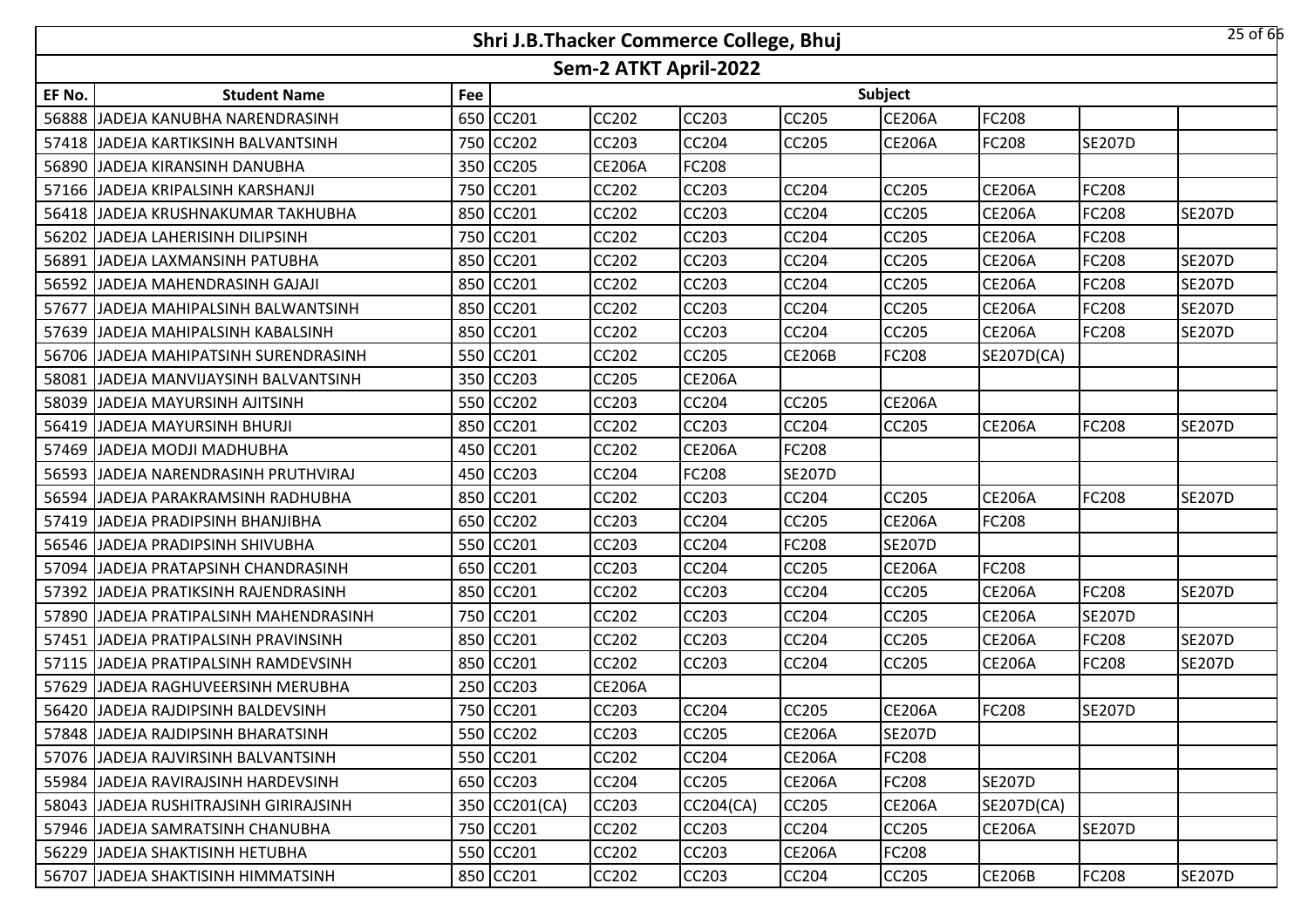# Shri J.B.Thacker Commerce College, Bhuj

## Sem-2 ATKT April-2022

| EF No. | Student Name | Fee | Subject | | | | | | | |
|---|---|---|---|---|---|---|---|---|---|---|
| 56888 | JADEJA KANUBHA NARENDRASINH | 650 | CC201 | CC202 | CC203 | CC205 | CE206A | FC208 | | |
| 57418 | JADEJA KARTIKSINH BALVANTSINH | 750 | CC202 | CC203 | CC204 | CC205 | CE206A | FC208 | SE207D | |
| 56890 | JADEJA KIRANSINH DANUBHA | 350 | CC205 | CE206A | FC208 | | | | | |
| 57166 | JADEJA KRIPALSINH KARSHANJI | 750 | CC201 | CC202 | CC203 | CC204 | CC205 | CE206A | FC208 | |
| 56418 | JADEJA KRUSHNAKUMAR TAKHUBHA | 850 | CC201 | CC202 | CC203 | CC204 | CC205 | CE206A | FC208 | SE207D |
| 56202 | JADEJA LAHERISINH DILIPSINH | 750 | CC201 | CC202 | CC203 | CC204 | CC205 | CE206A | FC208 | |
| 56891 | JADEJA LAXMANSINH PATUBHA | 850 | CC201 | CC202 | CC203 | CC204 | CC205 | CE206A | FC208 | SE207D |
| 56592 | JADEJA MAHENDRASINH GAJAJI | 850 | CC201 | CC202 | CC203 | CC204 | CC205 | CE206A | FC208 | SE207D |
| 57677 | JADEJA MAHIPALSINH BALWANTSINH | 850 | CC201 | CC202 | CC203 | CC204 | CC205 | CE206A | FC208 | SE207D |
| 57639 | JADEJA MAHIPALSINH KABALSINH | 850 | CC201 | CC202 | CC203 | CC204 | CC205 | CE206A | FC208 | SE207D |
| 56706 | JADEJA MAHIPATSINH SURENDRASINH | 550 | CC201 | CC202 | CC205 | CE206B | FC208 | SE207D(CA) | | |
| 58081 | JADEJA MANVIJAYSINH BALVANTSINH | 350 | CC203 | CC205 | CE206A | | | | | |
| 58039 | JADEJA MAYURSINH AJITSINH | 550 | CC202 | CC203 | CC204 | CC205 | CE206A | | | |
| 56419 | JADEJA MAYURSINH BHURJI | 850 | CC201 | CC202 | CC203 | CC204 | CC205 | CE206A | FC208 | SE207D |
| 57469 | JADEJA MODJI MADHUBHA | 450 | CC201 | CC202 | CE206A | FC208 | | | | |
| 56593 | JADEJA NARENDRASINH PRUTHVIRAJ | 450 | CC203 | CC204 | FC208 | SE207D | | | | |
| 56594 | JADEJA PARAKRAMSINH RADHUBHA | 850 | CC201 | CC202 | CC203 | CC204 | CC205 | CE206A | FC208 | SE207D |
| 57419 | JADEJA PRADIPSINH BHANJIBHA | 650 | CC202 | CC203 | CC204 | CC205 | CE206A | FC208 | | |
| 56546 | JADEJA PRADIPSINH SHIVUBHA | 550 | CC201 | CC203 | CC204 | FC208 | SE207D | | | |
| 57094 | JADEJA PRATAPSINH CHANDRASINH | 650 | CC201 | CC203 | CC204 | CC205 | CE206A | FC208 | | |
| 57392 | JADEJA PRATIKSINH RAJENDRASINH | 850 | CC201 | CC202 | CC203 | CC204 | CC205 | CE206A | FC208 | SE207D |
| 57890 | JADEJA PRATIPALSINH MAHENDRASINH | 750 | CC201 | CC202 | CC203 | CC204 | CC205 | CE206A | SE207D | |
| 57451 | JADEJA PRATIPALSINH PRAVINSINH | 850 | CC201 | CC202 | CC203 | CC204 | CC205 | CE206A | FC208 | SE207D |
| 57115 | JADEJA PRATIPALSINH RAMDEVSINH | 850 | CC201 | CC202 | CC203 | CC204 | CC205 | CE206A | FC208 | SE207D |
| 57629 | JADEJA RAGHUVEERSINH MERUBHA | 250 | CC203 | CE206A | | | | | | |
| 56420 | JADEJA RAJDIPSINH BALDEVSINH | 750 | CC201 | CC203 | CC204 | CC205 | CE206A | FC208 | SE207D | |
| 57848 | JADEJA RAJDIPSINH BHARATSINH | 550 | CC202 | CC203 | CC205 | CE206A | SE207D | | | |
| 57076 | JADEJA RAJVIRSINH BALVANTSINH | 550 | CC201 | CC202 | CC204 | CE206A | FC208 | | | |
| 55984 | JADEJA RAVIRAJSINH HARDEVSINH | 650 | CC203 | CC204 | CC205 | CE206A | FC208 | SE207D | | |
| 58043 | JADEJA RUSHITRAJSINH GIRIRAJSINH | 350 | CC201(CA) | CC203 | CC204(CA) | CC205 | CE206A | SE207D(CA) | | |
| 57946 | JADEJA SAMRATSINH CHANUBHA | 750 | CC201 | CC202 | CC203 | CC204 | CC205 | CE206A | SE207D | |
| 56229 | JADEJA SHAKTISINH HETUBHA | 550 | CC201 | CC202 | CC203 | CE206A | FC208 | | | |
| 56707 | JADEJA SHAKTISINH HIMMATSINH | 850 | CC201 | CC202 | CC203 | CC204 | CC205 | CE206B | FC208 | SE207D |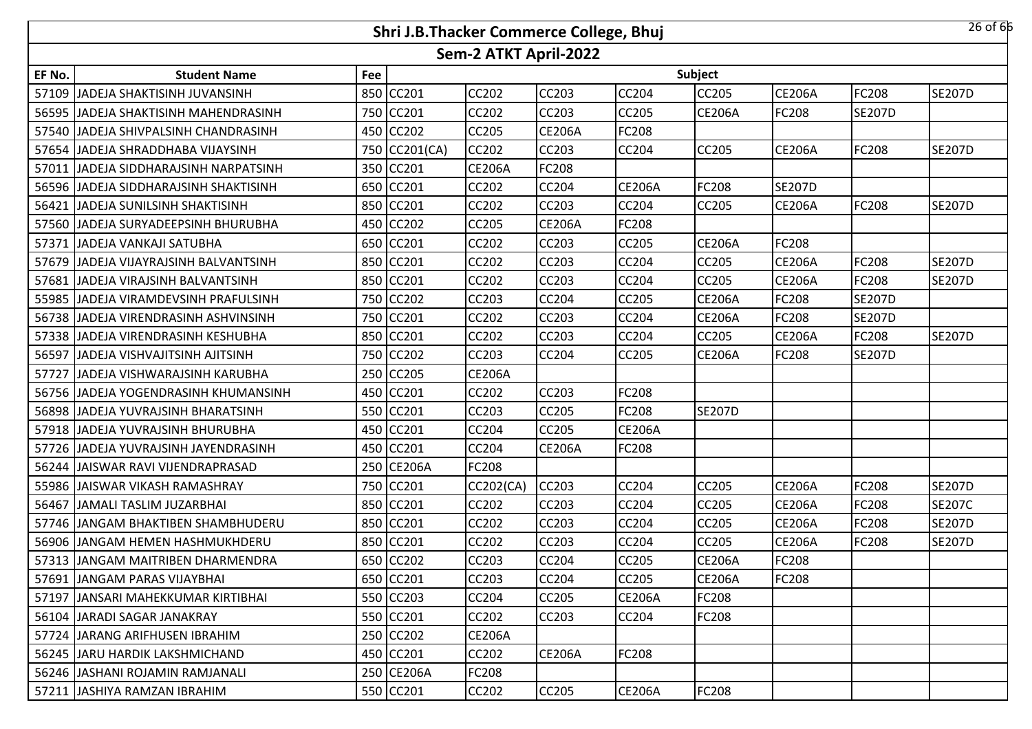# Shri J.B.Thacker Commerce College, Bhuj

## Sem-2 ATKT April-2022

| EF No. | Student Name | Fee | Subject | | | | | | | |
|---|---|---|---|---|---|---|---|---|---|---|
| 57109 | JADEJA SHAKTISINH JUVANSINH | 850 | CC201 | CC202 | CC203 | CC204 | CC205 | CE206A | FC208 | SE207D |
| 56595 | JADEJA SHAKTISINH MAHENDRASINH | 750 | CC201 | CC202 | CC203 | CC205 | CE206A | FC208 | SE207D | |
| 57540 | JADEJA SHIVPALSINH CHANDRASINH | 450 | CC202 | CC205 | CE206A | FC208 | | | | |
| 57654 | JADEJA SHRADDHABA VIJAYSINH | 750 | CC201(CA) | CC202 | CC203 | CC204 | CC205 | CE206A | FC208 | SE207D |
| 57011 | JADEJA SIDDHARAJSINH NARPATSINH | 350 | CC201 | CE206A | FC208 | | | | | |
| 56596 | JADEJA SIDDHARAJSINH SHAKTISINH | 650 | CC201 | CC202 | CC204 | CE206A | FC208 | SE207D | | |
| 56421 | JADEJA SUNILSINH SHAKTISINH | 850 | CC201 | CC202 | CC203 | CC204 | CC205 | CE206A | FC208 | SE207D |
| 57560 | JADEJA SURYADEEPSINH BHURUBHA | 450 | CC202 | CC205 | CE206A | FC208 | | | | |
| 57371 | JADEJA VANKAJI SATUBHA | 650 | CC201 | CC202 | CC203 | CC205 | CE206A | FC208 | | |
| 57679 | JADEJA VIJAYRAJSINH BALVANTSINH | 850 | CC201 | CC202 | CC203 | CC204 | CC205 | CE206A | FC208 | SE207D |
| 57681 | JADEJA VIRAJSINH BALVANTSINH | 850 | CC201 | CC202 | CC203 | CC204 | CC205 | CE206A | FC208 | SE207D |
| 55985 | JADEJA VIRAMDEVSINH PRAFULSINH | 750 | CC202 | CC203 | CC204 | CC205 | CE206A | FC208 | SE207D | |
| 56738 | JADEJA VIRENDRASINH ASHVINSINH | 750 | CC201 | CC202 | CC203 | CC204 | CE206A | FC208 | SE207D | |
| 57338 | JADEJA VIRENDRASINH KESHUBHA | 850 | CC201 | CC202 | CC203 | CC204 | CC205 | CE206A | FC208 | SE207D |
| 56597 | JADEJA VISHVAJITSINH AJITSINH | 750 | CC202 | CC203 | CC204 | CC205 | CE206A | FC208 | SE207D | |
| 57727 | JADEJA VISHWARAJSINH KARUBHA | 250 | CC205 | CE206A | | | | | | |
| 56756 | JADEJA YOGENDRASINH KHUMANSINH | 450 | CC201 | CC202 | CC203 | FC208 | | | | |
| 56898 | JADEJA YUVRAJSINH BHARATSINH | 550 | CC201 | CC203 | CC205 | FC208 | SE207D | | | |
| 57918 | JADEJA YUVRAJSINH BHURUBHA | 450 | CC201 | CC204 | CC205 | CE206A | | | | |
| 57726 | JADEJA YUVRAJSINH JAYENDRASINH | 450 | CC201 | CC204 | CE206A | FC208 | | | | |
| 56244 | JAISWAR RAVI VIJENDRAPRASAD | 250 | CE206A | FC208 | | | | | | |
| 55986 | JAISWAR VIKASH RAMASHRAY | 750 | CC201 | CC202(CA) | CC203 | CC204 | CC205 | CE206A | FC208 | SE207D |
| 56467 | JAMALI TASLIM JUZARBHAI | 850 | CC201 | CC202 | CC203 | CC204 | CC205 | CE206A | FC208 | SE207C |
| 57746 | JANGAM BHAKTIBEN SHAMBHUDERU | 850 | CC201 | CC202 | CC203 | CC204 | CC205 | CE206A | FC208 | SE207D |
| 56906 | JANGAM HEMEN HASHMUKHDERU | 850 | CC201 | CC202 | CC203 | CC204 | CC205 | CE206A | FC208 | SE207D |
| 57313 | JANGAM MAITRIBEN DHARMENDRA | 650 | CC202 | CC203 | CC204 | CC205 | CE206A | FC208 | | |
| 57691 | JANGAM PARAS VIJAYBHAI | 650 | CC201 | CC203 | CC204 | CC205 | CE206A | FC208 | | |
| 57197 | JANSARI MAHEKKUMAR KIRTIBHAI | 550 | CC203 | CC204 | CC205 | CE206A | FC208 | | | |
| 56104 | JARADI SAGAR JANAKRAY | 550 | CC201 | CC202 | CC203 | CC204 | FC208 | | | |
| 57724 | JARANG ARIFHUSEN IBRAHIM | 250 | CC202 | CE206A | | | | | | |
| 56245 | JARU HARDIK LAKSHMICHAND | 450 | CC201 | CC202 | CE206A | FC208 | | | | |
| 56246 | JASHANI ROJAMIN RAMJANALI | 250 | CE206A | FC208 | | | | | | |
| 57211 | JASHIYA RAMZAN IBRAHIM | 550 | CC201 | CC202 | CC205 | CE206A | FC208 | | | |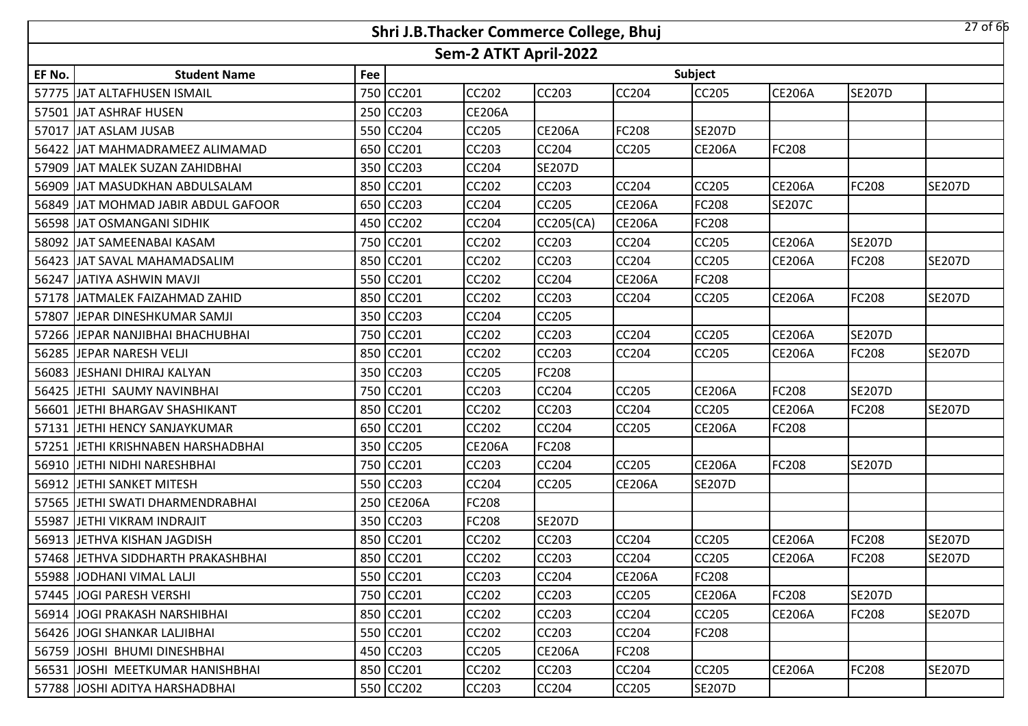# Shri J.B.Thacker Commerce College, Bhuj

## Sem-2 ATKT April-2022

| EF No. | Student Name | Fee | Subject | | | | | | | |
|---|---|---|---|---|---|---|---|---|---|---|
| 57775 | JAT ALTAFHUSEN ISMAIL | 750 | CC201 | CC202 | CC203 | CC204 | CC205 | CE206A | SE207D | |
| 57501 | JAT ASHRAF HUSEN | 250 | CC203 | CE206A | | | | | | |
| 57017 | JAT ASLAM JUSAB | 550 | CC204 | CC205 | CE206A | FC208 | SE207D | | | |
| 56422 | JAT MAHMADRAMEEZ ALIMAMAD | 650 | CC201 | CC203 | CC204 | CC205 | CE206A | FC208 | | |
| 57909 | JAT MALEK SUZAN ZAHIDBHAI | 350 | CC203 | CC204 | SE207D | | | | | |
| 56909 | JAT MASUDKHAN ABDULSALAM | 850 | CC201 | CC202 | CC203 | CC204 | CC205 | CE206A | FC208 | SE207D |
| 56849 | JAT MOHMAD JABIR ABDUL GAFOOR | 650 | CC203 | CC204 | CC205 | CE206A | FC208 | SE207C | | |
| 56598 | JAT OSMANGANI SIDHIK | 450 | CC202 | CC204 | CC205(CA) | CE206A | FC208 | | | |
| 58092 | JAT SAMEENABAI KASAM | 750 | CC201 | CC202 | CC203 | CC204 | CC205 | CE206A | SE207D | |
| 56423 | JAT SAVAL MAHAMADSALIM | 850 | CC201 | CC202 | CC203 | CC204 | CC205 | CE206A | FC208 | SE207D |
| 56247 | JATIYA ASHWIN MAVJI | 550 | CC201 | CC202 | CC204 | CE206A | FC208 | | | |
| 57178 | JATMALEK FAIZAHMAD ZAHID | 850 | CC201 | CC202 | CC203 | CC204 | CC205 | CE206A | FC208 | SE207D |
| 57807 | JEPAR DINESHKUMAR SAMJI | 350 | CC203 | CC204 | CC205 | | | | | |
| 57266 | JEPAR NANJIBHAI BHACHUBHAI | 750 | CC201 | CC202 | CC203 | CC204 | CC205 | CE206A | SE207D | |
| 56285 | JEPAR NARESH VELJI | 850 | CC201 | CC202 | CC203 | CC204 | CC205 | CE206A | FC208 | SE207D |
| 56083 | JESHANI DHIRAJ KALYAN | 350 | CC203 | CC205 | FC208 | | | | | |
| 56425 | JETHI SAUMY NAVINBHAI | 750 | CC201 | CC203 | CC204 | CC205 | CE206A | FC208 | SE207D | |
| 56601 | JETHI BHARGAV SHASHIKANT | 850 | CC201 | CC202 | CC203 | CC204 | CC205 | CE206A | FC208 | SE207D |
| 57131 | JETHI HENCY SANJAYKUMAR | 650 | CC201 | CC202 | CC204 | CC205 | CE206A | FC208 | | |
| 57251 | JETHI KRISHNABEN HARSHADBHAI | 350 | CC205 | CE206A | FC208 | | | | | |
| 56910 | JETHI NIDHI NARESHBHAI | 750 | CC201 | CC203 | CC204 | CC205 | CE206A | FC208 | SE207D | |
| 56912 | JETHI SANKET MITESH | 550 | CC203 | CC204 | CC205 | CE206A | SE207D | | | |
| 57565 | JETHI SWATI DHARMENDRABHAI | 250 | CE206A | FC208 | | | | | | |
| 55987 | JETHI VIKRAM INDRAJIT | 350 | CC203 | FC208 | SE207D | | | | | |
| 56913 | JETHVA KISHAN JAGDISH | 850 | CC201 | CC202 | CC203 | CC204 | CC205 | CE206A | FC208 | SE207D |
| 57468 | JETHVA SIDDHARTH PRAKASHBHAI | 850 | CC201 | CC202 | CC203 | CC204 | CC205 | CE206A | FC208 | SE207D |
| 55988 | JODHANI VIMAL LALJI | 550 | CC201 | CC203 | CC204 | CE206A | FC208 | | | |
| 57445 | JOGI PARESH VERSHI | 750 | CC201 | CC202 | CC203 | CC205 | CE206A | FC208 | SE207D | |
| 56914 | JOGI PRAKASH NARSHIBHAI | 850 | CC201 | CC202 | CC203 | CC204 | CC205 | CE206A | FC208 | SE207D |
| 56426 | JOGI SHANKAR LALJIBHAI | 550 | CC201 | CC202 | CC203 | CC204 | FC208 | | | |
| 56759 | JOSHI BHUMI DINESHBHAI | 450 | CC203 | CC205 | CE206A | FC208 | | | | |
| 56531 | JOSHI MEETKUMAR HANISHBHAI | 850 | CC201 | CC202 | CC203 | CC204 | CC205 | CE206A | FC208 | SE207D |
| 57788 | JOSHI ADITYA HARSHADBHAI | 550 | CC202 | CC203 | CC204 | CC205 | SE207D | | | |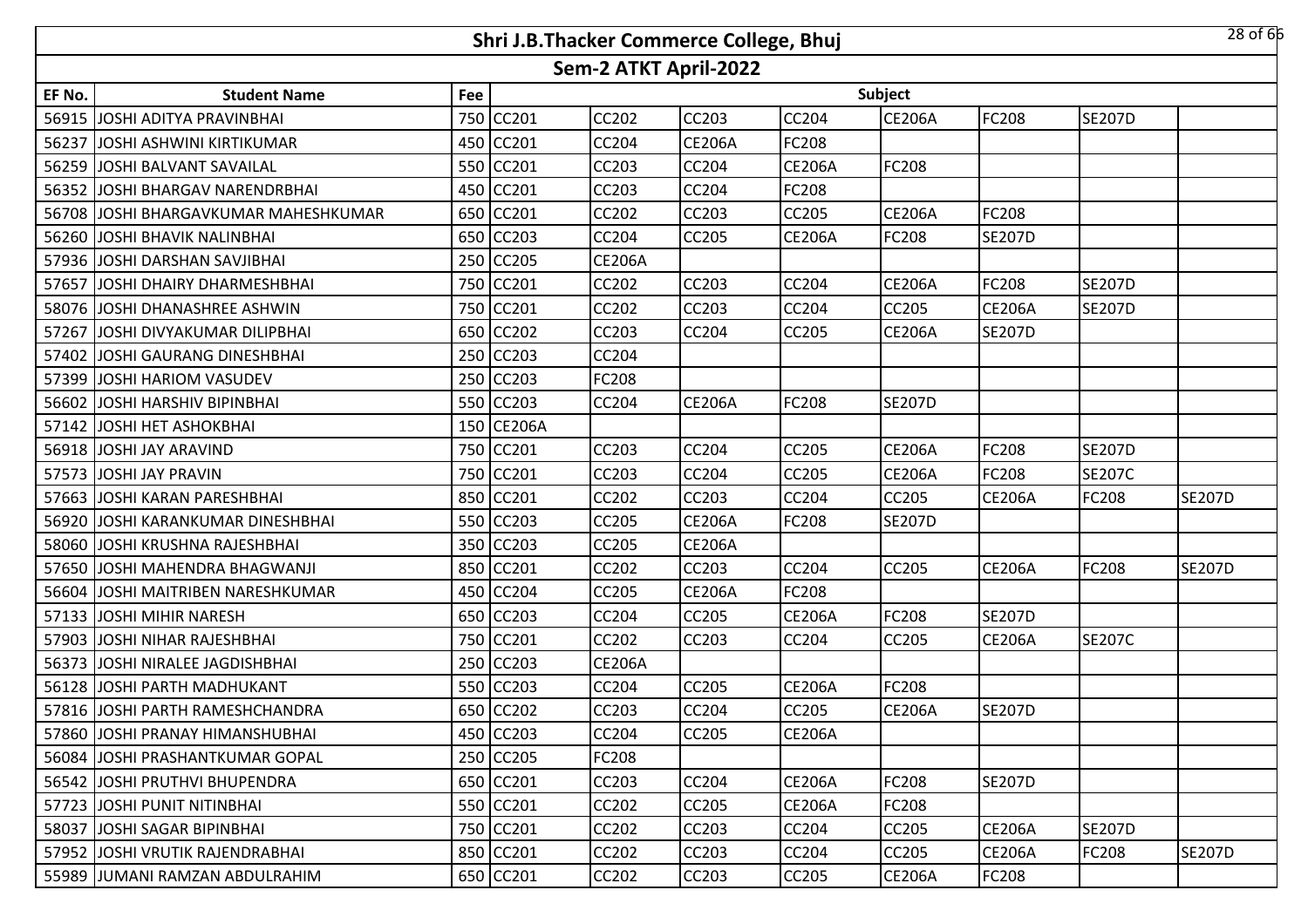# Shri J.B.Thacker Commerce College, Bhuj

## Sem-2 ATKT April-2022

| EF No. | Student Name | Fee | Subject | | | | | | | |
|---|---|---|---|---|---|---|---|---|---|---|
| 56915 | JOSHI ADITYA PRAVINBHAI | 750 | CC201 | CC202 | CC203 | CC204 | CE206A | FC208 | SE207D | |
| 56237 | JOSHI ASHWINI KIRTIKUMAR | 450 | CC201 | CC204 | CE206A | FC208 | | | | |
| 56259 | JOSHI BALVANT SAVAILAL | 550 | CC201 | CC203 | CC204 | CE206A | FC208 | | | |
| 56352 | JOSHI BHARGAV NARENDRBHAI | 450 | CC201 | CC203 | CC204 | FC208 | | | | |
| 56708 | JOSHI BHARGAVKUMAR MAHESHKUMAR | 650 | CC201 | CC202 | CC203 | CC205 | CE206A | FC208 | | |
| 56260 | JOSHI BHAVIK NALINBHAI | 650 | CC203 | CC204 | CC205 | CE206A | FC208 | SE207D | | |
| 57936 | JOSHI DARSHAN SAVJIBHAI | 250 | CC205 | CE206A | | | | | | |
| 57657 | JOSHI DHAIRY DHARMESHBHAI | 750 | CC201 | CC202 | CC203 | CC204 | CE206A | FC208 | SE207D | |
| 58076 | JOSHI DHANASHREE ASHWIN | 750 | CC201 | CC202 | CC203 | CC204 | CC205 | CE206A | SE207D | |
| 57267 | JOSHI DIVYAKUMAR DILIPBHAI | 650 | CC202 | CC203 | CC204 | CC205 | CE206A | SE207D | | |
| 57402 | JOSHI GAURANG DINESHBHAI | 250 | CC203 | CC204 | | | | | | |
| 57399 | JOSHI HARIOM VASUDEV | 250 | CC203 | FC208 | | | | | | |
| 56602 | JOSHI HARSHIV BIPINBHAI | 550 | CC203 | CC204 | CE206A | FC208 | SE207D | | | |
| 57142 | JOSHI HET ASHOKBHAI | 150 | CE206A | | | | | | | |
| 56918 | JOSHI JAY ARAVIND | 750 | CC201 | CC203 | CC204 | CC205 | CE206A | FC208 | SE207D | |
| 57573 | JOSHI JAY PRAVIN | 750 | CC201 | CC203 | CC204 | CC205 | CE206A | FC208 | SE207C | |
| 57663 | JOSHI KARAN PARESHBHAI | 850 | CC201 | CC202 | CC203 | CC204 | CC205 | CE206A | FC208 | SE207D |
| 56920 | JOSHI KARANKUMAR DINESHBHAI | 550 | CC203 | CC205 | CE206A | FC208 | SE207D | | | |
| 58060 | JOSHI KRUSHNA RAJESHBHAI | 350 | CC203 | CC205 | CE206A | | | | | |
| 57650 | JOSHI MAHENDRA BHAGWANJI | 850 | CC201 | CC202 | CC203 | CC204 | CC205 | CE206A | FC208 | SE207D |
| 56604 | JOSHI MAITRIBEN NARESHKUMAR | 450 | CC204 | CC205 | CE206A | FC208 | | | | |
| 57133 | JOSHI MIHIR NARESH | 650 | CC203 | CC204 | CC205 | CE206A | FC208 | SE207D | | |
| 57903 | JOSHI NIHAR RAJESHBHAI | 750 | CC201 | CC202 | CC203 | CC204 | CC205 | CE206A | SE207C | |
| 56373 | JOSHI NIRALEE JAGDISHBHAI | 250 | CC203 | CE206A | | | | | | |
| 56128 | JOSHI PARTH MADHUKANT | 550 | CC203 | CC204 | CC205 | CE206A | FC208 | | | |
| 57816 | JOSHI PARTH RAMESHCHANDRA | 650 | CC202 | CC203 | CC204 | CC205 | CE206A | SE207D | | |
| 57860 | JOSHI PRANAY HIMANSHUBHAI | 450 | CC203 | CC204 | CC205 | CE206A | | | | |
| 56084 | JOSHI PRASHANTKUMAR GOPAL | 250 | CC205 | FC208 | | | | | | |
| 56542 | JOSHI PRUTHVI BHUPENDRA | 650 | CC201 | CC203 | CC204 | CE206A | FC208 | SE207D | | |
| 57723 | JOSHI PUNIT NITINBHAI | 550 | CC201 | CC202 | CC205 | CE206A | FC208 | | | |
| 58037 | JOSHI SAGAR BIPINBHAI | 750 | CC201 | CC202 | CC203 | CC204 | CC205 | CE206A | SE207D | |
| 57952 | JOSHI VRUTIK RAJENDRABHAI | 850 | CC201 | CC202 | CC203 | CC204 | CC205 | CE206A | FC208 | SE207D |
| 55989 | JUMANI RAMZAN ABDULRAHIM | 650 | CC201 | CC202 | CC203 | CC205 | CE206A | FC208 | | |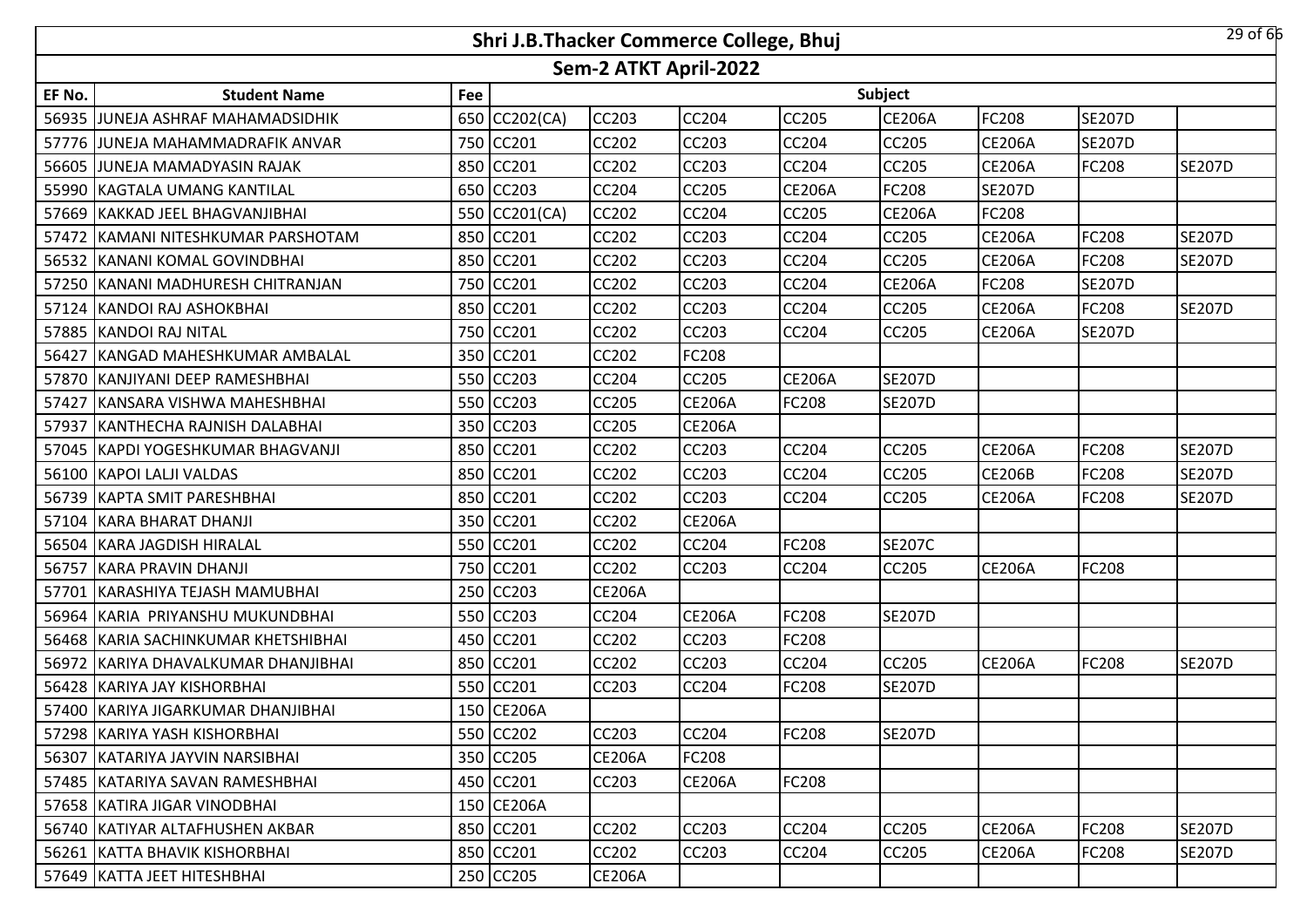# Shri J.B.Thacker Commerce College, Bhuj

## Sem-2 ATKT April-2022

| EF No. | Student Name | Fee | Subject | | | | | | | |
|---|---|---|---|---|---|---|---|---|---|---|
| 56935 | JUNEJA ASHRAF MAHAMADSIDHIK | 650 | CC202(CA) | CC203 | CC204 | CC205 | CE206A | FC208 | SE207D | |
| 57776 | JUNEJA MAHAMMADRAFIK ANVAR | 750 | CC201 | CC202 | CC203 | CC204 | CC205 | CE206A | SE207D | |
| 56605 | JUNEJA MAMADYASIN RAJAK | 850 | CC201 | CC202 | CC203 | CC204 | CC205 | CE206A | FC208 | SE207D |
| 55990 | KAGTALA UMANG KANTILAL | 650 | CC203 | CC204 | CC205 | CE206A | FC208 | SE207D | | |
| 57669 | KAKKAD JEEL BHAGVANJIBHAI | 550 | CC201(CA) | CC202 | CC204 | CC205 | CE206A | FC208 | | |
| 57472 | KAMANI NITESHKUMAR PARSHOTAM | 850 | CC201 | CC202 | CC203 | CC204 | CC205 | CE206A | FC208 | SE207D |
| 56532 | KANANI KOMAL GOVINDBHAI | 850 | CC201 | CC202 | CC203 | CC204 | CC205 | CE206A | FC208 | SE207D |
| 57250 | KANANI MADHURESH CHITRANJAN | 750 | CC201 | CC202 | CC203 | CC204 | CE206A | FC208 | SE207D | |
| 57124 | KANDOI RAJ ASHOKBHAI | 850 | CC201 | CC202 | CC203 | CC204 | CC205 | CE206A | FC208 | SE207D |
| 57885 | KANDOI RAJ NITAL | 750 | CC201 | CC202 | CC203 | CC204 | CC205 | CE206A | SE207D | |
| 56427 | KANGAD MAHESHKUMAR AMBALAL | 350 | CC201 | CC202 | FC208 | | | | | |
| 57870 | KANJIYANI DEEP RAMESHBHAI | 550 | CC203 | CC204 | CC205 | CE206A | SE207D | | | |
| 57427 | KANSARA VISHWA MAHESHBHAI | 550 | CC203 | CC205 | CE206A | FC208 | SE207D | | | |
| 57937 | KANTHECHA RAJNISH DALABHAI | 350 | CC203 | CC205 | CE206A | | | | | |
| 57045 | KAPDI YOGESHKUMAR BHAGVANJI | 850 | CC201 | CC202 | CC203 | CC204 | CC205 | CE206A | FC208 | SE207D |
| 56100 | KAPOI LALJI VALDAS | 850 | CC201 | CC202 | CC203 | CC204 | CC205 | CE206B | FC208 | SE207D |
| 56739 | KAPTA SMIT PARESHBHAI | 850 | CC201 | CC202 | CC203 | CC204 | CC205 | CE206A | FC208 | SE207D |
| 57104 | KARA BHARAT DHANJI | 350 | CC201 | CC202 | CE206A | | | | | |
| 56504 | KARA JAGDISH HIRALAL | 550 | CC201 | CC202 | CC204 | FC208 | SE207C | | | |
| 56757 | KARA PRAVIN DHANJI | 750 | CC201 | CC202 | CC203 | CC204 | CC205 | CE206A | FC208 | |
| 57701 | KARASHIYA TEJASH MAMUBHAI | 250 | CC203 | CE206A | | | | | | |
| 56964 | KARIA PRIYANSHU MUKUNDBHAI | 550 | CC203 | CC204 | CE206A | FC208 | SE207D | | | |
| 56468 | KARIA SACHINKUMAR KHETSHIBHAI | 450 | CC201 | CC202 | CC203 | FC208 | | | | |
| 56972 | KARIYA DHAVALKUMAR DHANJIBHAI | 850 | CC201 | CC202 | CC203 | CC204 | CC205 | CE206A | FC208 | SE207D |
| 56428 | KARIYA JAY KISHORBHAI | 550 | CC201 | CC203 | CC204 | FC208 | SE207D | | | |
| 57400 | KARIYA JIGARKUMAR DHANJIBHAI | 150 | CE206A | | | | | | | |
| 57298 | KARIYA YASH KISHORBHAI | 550 | CC202 | CC203 | CC204 | FC208 | SE207D | | | |
| 56307 | KATARIYA JAYVIN NARSIBHAI | 350 | CC205 | CE206A | FC208 | | | | | |
| 57485 | KATARIYA SAVAN RAMESHBHAI | 450 | CC201 | CC203 | CE206A | FC208 | | | | |
| 57658 | KATIRA JIGAR VINODBHAI | 150 | CE206A | | | | | | | |
| 56740 | KATIYAR ALTAFHUSHEN AKBAR | 850 | CC201 | CC202 | CC203 | CC204 | CC205 | CE206A | FC208 | SE207D |
| 56261 | KATTA BHAVIK KISHORBHAI | 850 | CC201 | CC202 | CC203 | CC204 | CC205 | CE206A | FC208 | SE207D |
| 57649 | KATTA JEET HITESHBHAI | 250 | CC205 | CE206A | | | | | | |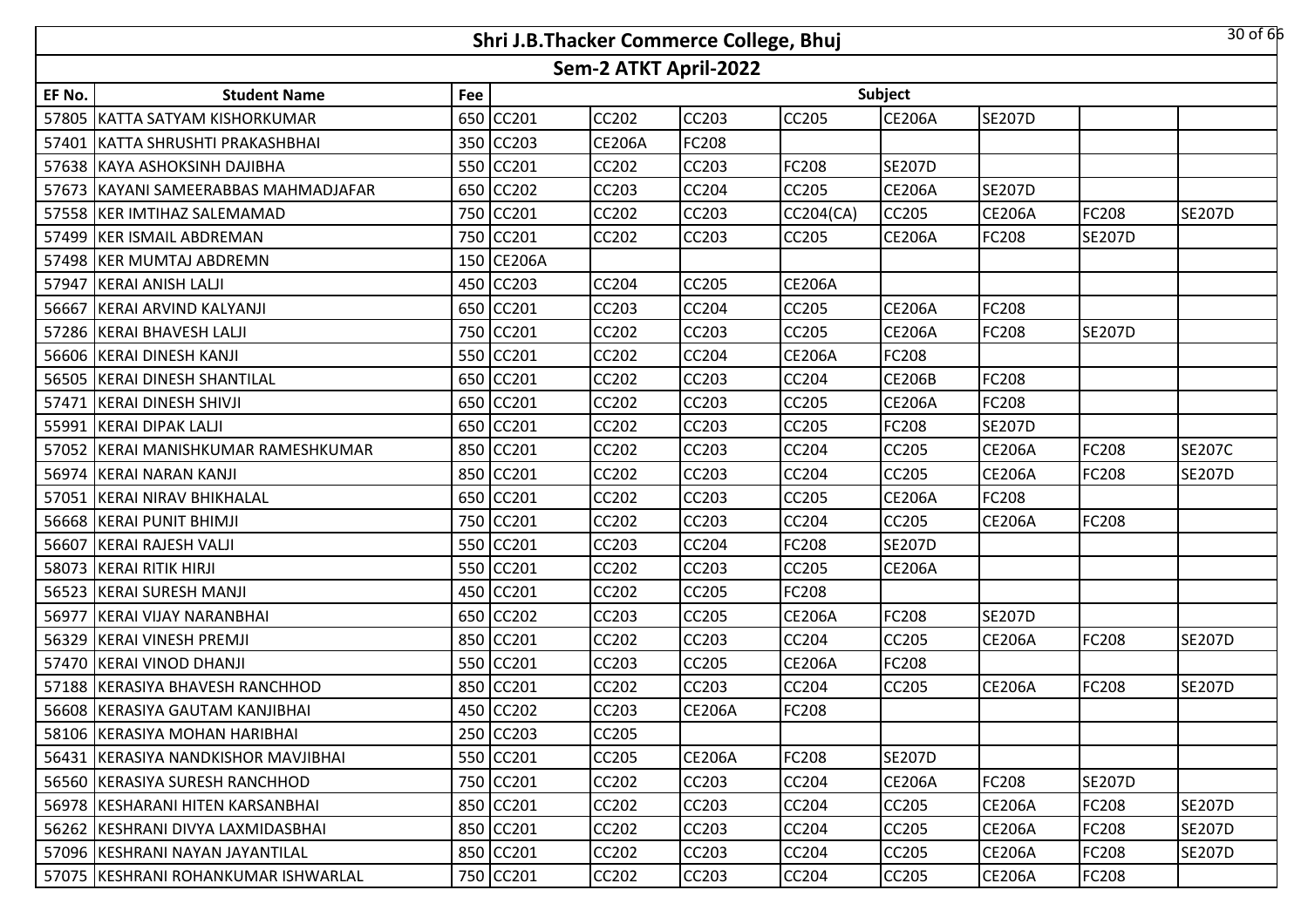# Shri J.B.Thacker Commerce College, Bhuj

## Sem-2 ATKT April-2022

| EF No. | Student Name | Fee | Subject | | | | | | | |
|---|---|---|---|---|---|---|---|---|---|---|
| 57805 | KATTA SATYAM KISHORKUMAR | 650 | CC201 | CC202 | CC203 | CC205 | CE206A | SE207D | | |
| 57401 | KATTA SHRUSHTI PRAKASHBHAI | 350 | CC203 | CE206A | FC208 | | | | | |
| 57638 | KAYA ASHOKSINH DAJIBHA | 550 | CC201 | CC202 | CC203 | FC208 | SE207D | | | |
| 57673 | KAYANI SAMEERABBAS MAHMADJAFAR | 650 | CC202 | CC203 | CC204 | CC205 | CE206A | SE207D | | |
| 57558 | KER IMTIHAZ SALEMAMAD | 750 | CC201 | CC202 | CC203 | CC204(CA) | CC205 | CE206A | FC208 | SE207D |
| 57499 | KER ISMAIL ABDREMAN | 750 | CC201 | CC202 | CC203 | CC205 | CE206A | FC208 | SE207D | |
| 57498 | KER MUMTAJ ABDREMN | 150 | CE206A | | | | | | | |
| 57947 | KERAI ANISH LALJI | 450 | CC203 | CC204 | CC205 | CE206A | | | | |
| 56667 | KERAI ARVIND KALYANJI | 650 | CC201 | CC203 | CC204 | CC205 | CE206A | FC208 | | |
| 57286 | KERAI BHAVESH LALJI | 750 | CC201 | CC202 | CC203 | CC205 | CE206A | FC208 | SE207D | |
| 56606 | KERAI DINESH KANJI | 550 | CC201 | CC202 | CC204 | CE206A | FC208 | | | |
| 56505 | KERAI DINESH SHANTILAL | 650 | CC201 | CC202 | CC203 | CC204 | CE206B | FC208 | | |
| 57471 | KERAI DINESH SHIVJI | 650 | CC201 | CC202 | CC203 | CC205 | CE206A | FC208 | | |
| 55991 | KERAI DIPAK LALJI | 650 | CC201 | CC202 | CC203 | CC205 | FC208 | SE207D | | |
| 57052 | KERAI MANISHKUMAR RAMESHKUMAR | 850 | CC201 | CC202 | CC203 | CC204 | CC205 | CE206A | FC208 | SE207C |
| 56974 | KERAI NARAN KANJI | 850 | CC201 | CC202 | CC203 | CC204 | CC205 | CE206A | FC208 | SE207D |
| 57051 | KERAI NIRAV BHIKHALAL | 650 | CC201 | CC202 | CC203 | CC205 | CE206A | FC208 | | |
| 56668 | KERAI PUNIT BHIMJI | 750 | CC201 | CC202 | CC203 | CC204 | CC205 | CE206A | FC208 | |
| 56607 | KERAI RAJESH VALJI | 550 | CC201 | CC203 | CC204 | FC208 | SE207D | | | |
| 58073 | KERAI RITIK HIRJI | 550 | CC201 | CC202 | CC203 | CC205 | CE206A | | | |
| 56523 | KERAI SURESH MANJI | 450 | CC201 | CC202 | CC205 | FC208 | | | | |
| 56977 | KERAI VIJAY NARANBHAI | 650 | CC202 | CC203 | CC205 | CE206A | FC208 | SE207D | | |
| 56329 | KERAI VINESH PREMJI | 850 | CC201 | CC202 | CC203 | CC204 | CC205 | CE206A | FC208 | SE207D |
| 57470 | KERAI VINOD DHANJI | 550 | CC201 | CC203 | CC205 | CE206A | FC208 | | | |
| 57188 | KERASIYA BHAVESH RANCHHOD | 850 | CC201 | CC202 | CC203 | CC204 | CC205 | CE206A | FC208 | SE207D |
| 56608 | KERASIYA GAUTAM KANJIBHAI | 450 | CC202 | CC203 | CE206A | FC208 | | | | |
| 58106 | KERASIYA MOHAN HARIBHAI | 250 | CC203 | CC205 | | | | | | |
| 56431 | KERASIYA NANDKISHOR MAVJIBHAI | 550 | CC201 | CC205 | CE206A | FC208 | SE207D | | | |
| 56560 | KERASIYA SURESH RANCHHOD | 750 | CC201 | CC202 | CC203 | CC204 | CE206A | FC208 | SE207D | |
| 56978 | KESHARANI HITEN KARSANBHAI | 850 | CC201 | CC202 | CC203 | CC204 | CC205 | CE206A | FC208 | SE207D |
| 56262 | KESHRANI DIVYA LAXMIDASBHAI | 850 | CC201 | CC202 | CC203 | CC204 | CC205 | CE206A | FC208 | SE207D |
| 57096 | KESHRANI NAYAN JAYANTILAL | 850 | CC201 | CC202 | CC203 | CC204 | CC205 | CE206A | FC208 | SE207D |
| 57075 | KESHRANI ROHANKUMAR ISHWARLAL | 750 | CC201 | CC202 | CC203 | CC204 | CC205 | CE206A | FC208 | |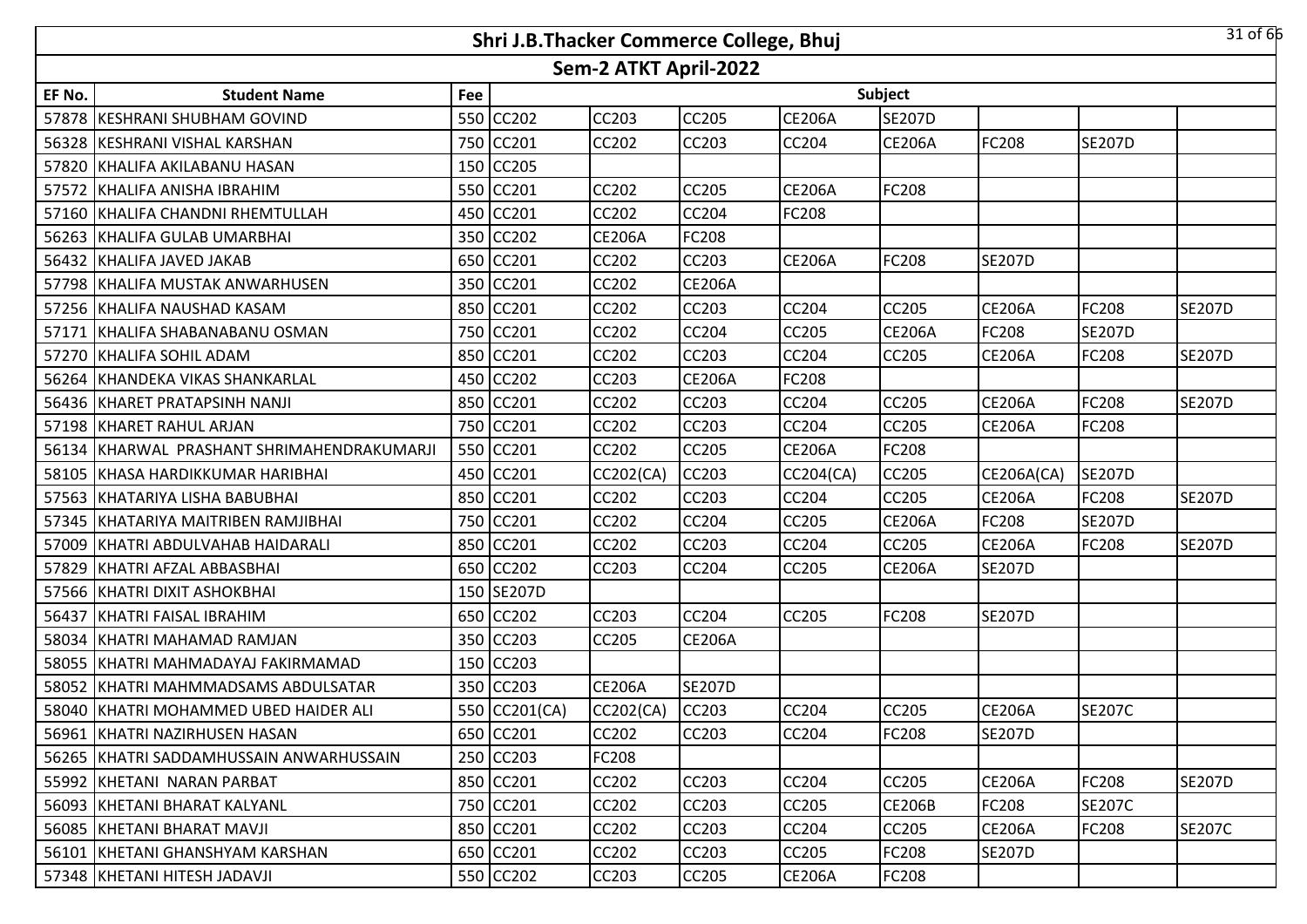# Shri J.B.Thacker Commerce College, Bhuj

## Sem-2 ATKT April-2022

| EF No. | Student Name | Fee | Subject | | | | | | | |
|---|---|---|---|---|---|---|---|---|---|---|
| 57878 | KESHRANI SHUBHAM GOVIND | 550 | CC202 | CC203 | CC205 | CE206A | SE207D | | | |
| 56328 | KESHRANI VISHAL KARSHAN | 750 | CC201 | CC202 | CC203 | CC204 | CE206A | FC208 | SE207D | |
| 57820 | KHALIFA AKILABANU HASAN | 150 | CC205 | | | | | | | |
| 57572 | KHALIFA ANISHA IBRAHIM | 550 | CC201 | CC202 | CC205 | CE206A | FC208 | | | |
| 57160 | KHALIFA CHANDNI RHEMTULLAH | 450 | CC201 | CC202 | CC204 | FC208 | | | | |
| 56263 | KHALIFA GULAB UMARBHAI | 350 | CC202 | CE206A | FC208 | | | | | |
| 56432 | KHALIFA JAVED JAKAB | 650 | CC201 | CC202 | CC203 | CE206A | FC208 | SE207D | | |
| 57798 | KHALIFA MUSTAK ANWARHUSEN | 350 | CC201 | CC202 | CE206A | | | | | |
| 57256 | KHALIFA NAUSHAD KASAM | 850 | CC201 | CC202 | CC203 | CC204 | CC205 | CE206A | FC208 | SE207D |
| 57171 | KHALIFA SHABANABANU OSMAN | 750 | CC201 | CC202 | CC204 | CC205 | CE206A | FC208 | SE207D | |
| 57270 | KHALIFA SOHIL ADAM | 850 | CC201 | CC202 | CC203 | CC204 | CC205 | CE206A | FC208 | SE207D |
| 56264 | KHANDEKA VIKAS SHANKARLAL | 450 | CC202 | CC203 | CE206A | FC208 | | | | |
| 56436 | KHARET PRATAPSINH NANJI | 850 | CC201 | CC202 | CC203 | CC204 | CC205 | CE206A | FC208 | SE207D |
| 57198 | KHARET RAHUL ARJAN | 750 | CC201 | CC202 | CC203 | CC204 | CC205 | CE206A | FC208 | |
| 56134 | KHARWAL PRASHANT SHRIMAHENDRAKUMARJI | 550 | CC201 | CC202 | CC205 | CE206A | FC208 | | | |
| 58105 | KHASA HARDIKKUMAR HARIBHAI | 450 | CC201 | CC202(CA) | CC203 | CC204(CA) | CC205 | CE206A(CA) | SE207D | |
| 57563 | KHATARIYA LISHA BABUBHAI | 850 | CC201 | CC202 | CC203 | CC204 | CC205 | CE206A | FC208 | SE207D |
| 57345 | KHATARIYA MAITRIBEN RAMJIBHAI | 750 | CC201 | CC202 | CC204 | CC205 | CE206A | FC208 | SE207D | |
| 57009 | KHATRI ABDULVAHAB HAIDARALI | 850 | CC201 | CC202 | CC203 | CC204 | CC205 | CE206A | FC208 | SE207D |
| 57829 | KHATRI AFZAL ABBASBHAI | 650 | CC202 | CC203 | CC204 | CC205 | CE206A | SE207D | | |
| 57566 | KHATRI DIXIT ASHOKBHAI | 150 | SE207D | | | | | | | |
| 56437 | KHATRI FAISAL IBRAHIM | 650 | CC202 | CC203 | CC204 | CC205 | FC208 | SE207D | | |
| 58034 | KHATRI MAHAMAD RAMJAN | 350 | CC203 | CC205 | CE206A | | | | | |
| 58055 | KHATRI MAHMADAYAJ FAKIRMAMAD | 150 | CC203 | | | | | | | |
| 58052 | KHATRI MAHMMADSAMS ABDULSATAR | 350 | CC203 | CE206A | SE207D | | | | | |
| 58040 | KHATRI MOHAMMED UBED HAIDER ALI | 550 | CC201(CA) | CC202(CA) | CC203 | CC204 | CC205 | CE206A | SE207C | |
| 56961 | KHATRI NAZIRHUSEN HASAN | 650 | CC201 | CC202 | CC203 | CC204 | FC208 | SE207D | | |
| 56265 | KHATRI SADDAMHUSSAIN ANWARHUSSAIN | 250 | CC203 | FC208 | | | | | | |
| 55992 | KHETANI NARAN PARBAT | 850 | CC201 | CC202 | CC203 | CC204 | CC205 | CE206A | FC208 | SE207D |
| 56093 | KHETANI BHARAT KALYANL | 750 | CC201 | CC202 | CC203 | CC205 | CE206B | FC208 | SE207C | |
| 56085 | KHETANI BHARAT MAVJI | 850 | CC201 | CC202 | CC203 | CC204 | CC205 | CE206A | FC208 | SE207C |
| 56101 | KHETANI GHANSHYAM KARSHAN | 650 | CC201 | CC202 | CC203 | CC205 | FC208 | SE207D | | |
| 57348 | KHETANI HITESH JADAVJI | 550 | CC202 | CC203 | CC205 | CE206A | FC208 | | | |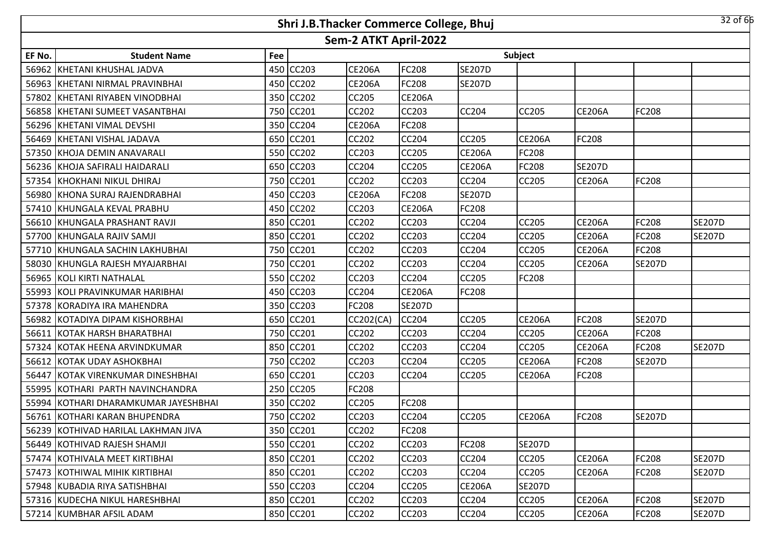# Shri J.B.Thacker Commerce College, Bhuj

## Sem-2 ATKT April-2022

| EF No. | Student Name | Fee | Subject | | | | | | | |
|---|---|---|---|---|---|---|---|---|---|---|
| 56962 | KHETANI KHUSHAL JADVA | 450 | CC203 | CE206A | FC208 | SE207D | | | | |
| 56963 | KHETANI NIRMAL PRAVINBHAI | 450 | CC202 | CE206A | FC208 | SE207D | | | | |
| 57802 | KHETANI RIYABEN VINODBHAI | 350 | CC202 | CC205 | CE206A | | | | | |
| 56858 | KHETANI SUMEET VASANTBHAI | 750 | CC201 | CC202 | CC203 | CC204 | CC205 | CE206A | FC208 | |
| 56296 | KHETANI VIMAL DEVSHI | 350 | CC204 | CE206A | FC208 | | | | | |
| 56469 | KHETANI VISHAL JADAVA | 650 | CC201 | CC202 | CC204 | CC205 | CE206A | FC208 | | |
| 57350 | KHOJA DEMIN ANAVARALI | 550 | CC202 | CC203 | CC205 | CE206A | FC208 | | | |
| 56236 | KHOJA SAFIRALI HAIDARALI | 650 | CC203 | CC204 | CC205 | CE206A | FC208 | SE207D | | |
| 57354 | KHOKHANI NIKUL DHIRAJ | 750 | CC201 | CC202 | CC203 | CC204 | CC205 | CE206A | FC208 | |
| 56980 | KHONA SURAJ RAJENDRABHAI | 450 | CC203 | CE206A | FC208 | SE207D | | | | |
| 57410 | KHUNGALA KEVAL PRABHU | 450 | CC202 | CC203 | CE206A | FC208 | | | | |
| 56610 | KHUNGALA PRASHANT RAVJI | 850 | CC201 | CC202 | CC203 | CC204 | CC205 | CE206A | FC208 | SE207D |
| 57700 | KHUNGALA RAJIV SAMJI | 850 | CC201 | CC202 | CC203 | CC204 | CC205 | CE206A | FC208 | SE207D |
| 57710 | KHUNGALA SACHIN LAKHUBHAI | 750 | CC201 | CC202 | CC203 | CC204 | CC205 | CE206A | FC208 | |
| 58030 | KHUNGLA RAJESH MYAJARBHAI | 750 | CC201 | CC202 | CC203 | CC204 | CC205 | CE206A | SE207D | |
| 56965 | KOLI KIRTI NATHALAL | 550 | CC202 | CC203 | CC204 | CC205 | FC208 | | | |
| 55993 | KOLI PRAVINKUMAR HARIBHAI | 450 | CC203 | CC204 | CE206A | FC208 | | | | |
| 57378 | KORADIYA IRA MAHENDRA | 350 | CC203 | FC208 | SE207D | | | | | |
| 56982 | KOTADIYA DIPAM KISHORBHAI | 650 | CC201 | CC202(CA) | CC204 | CC205 | CE206A | FC208 | SE207D | |
| 56611 | KOTAK HARSH BHARATBHAI | 750 | CC201 | CC202 | CC203 | CC204 | CC205 | CE206A | FC208 | |
| 57324 | KOTAK HEENA ARVINDKUMAR | 850 | CC201 | CC202 | CC203 | CC204 | CC205 | CE206A | FC208 | SE207D |
| 56612 | KOTAK UDAY ASHOKBHAI | 750 | CC202 | CC203 | CC204 | CC205 | CE206A | FC208 | SE207D | |
| 56447 | KOTAK VIRENKUMAR DINESHBHAI | 650 | CC201 | CC203 | CC204 | CC205 | CE206A | FC208 | | |
| 55995 | KOTHARI PARTH NAVINCHANDRA | 250 | CC205 | FC208 | | | | | | |
| 55994 | KOTHARI DHARAMKUMAR JAYESHBHAI | 350 | CC202 | CC205 | FC208 | | | | | |
| 56761 | KOTHARI KARAN BHUPENDRA | 750 | CC202 | CC203 | CC204 | CC205 | CE206A | FC208 | SE207D | |
| 56239 | KOTHIVAD HARILAL LAKHMAN JIVA | 350 | CC201 | CC202 | FC208 | | | | | |
| 56449 | KOTHIVAD RAJESH SHAMJI | 550 | CC201 | CC202 | CC203 | FC208 | SE207D | | | |
| 57474 | KOTHIVALA MEET KIRTIBHAI | 850 | CC201 | CC202 | CC203 | CC204 | CC205 | CE206A | FC208 | SE207D |
| 57473 | KOTHIWAL MIHIK KIRTIBHAI | 850 | CC201 | CC202 | CC203 | CC204 | CC205 | CE206A | FC208 | SE207D |
| 57948 | KUBADIA RIYA SATISHBHAI | 550 | CC203 | CC204 | CC205 | CE206A | SE207D | | | |
| 57316 | KUDECHA NIKUL HARESHBHAI | 850 | CC201 | CC202 | CC203 | CC204 | CC205 | CE206A | FC208 | SE207D |
| 57214 | KUMBHAR AFSIL ADAM | 850 | CC201 | CC202 | CC203 | CC204 | CC205 | CE206A | FC208 | SE207D |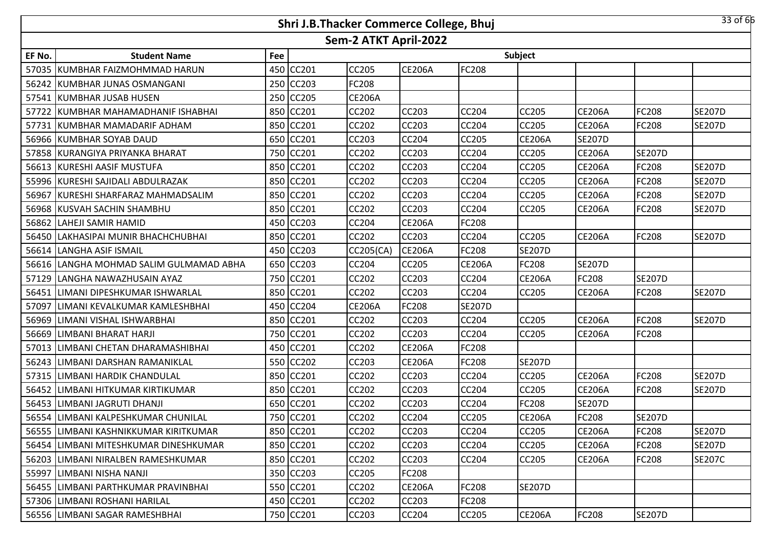# Shri J.B.Thacker Commerce College, Bhuj

## Sem-2 ATKT April-2022

| EF No. | Student Name | Fee | Subject | | | | | | | |
|---|---|---|---|---|---|---|---|---|---|---|
| 57035 | KUMBHAR FAIZMOHMMAD HARUN | 450 | CC201 | CC205 | CE206A | FC208 | | | | |
| 56242 | KUMBHAR JUNAS OSMANGANI | 250 | CC203 | FC208 | | | | | | |
| 57541 | KUMBHAR JUSAB HUSEN | 250 | CC205 | CE206A | | | | | | |
| 57722 | KUMBHAR MAHAMADHANIF ISHABHAI | 850 | CC201 | CC202 | CC203 | CC204 | CC205 | CE206A | FC208 | SE207D |
| 57731 | KUMBHAR MAMADARIF ADHAM | 850 | CC201 | CC202 | CC203 | CC204 | CC205 | CE206A | FC208 | SE207D |
| 56966 | KUMBHAR SOYAB DAUD | 650 | CC201 | CC203 | CC204 | CC205 | CE206A | SE207D | | |
| 57858 | KURANGIYA PRIYANKA BHARAT | 750 | CC201 | CC202 | CC203 | CC204 | CC205 | CE206A | SE207D | |
| 56613 | KURESHI AASIF MUSTUFA | 850 | CC201 | CC202 | CC203 | CC204 | CC205 | CE206A | FC208 | SE207D |
| 55996 | KURESHI SAJIDALI ABDULRAZAK | 850 | CC201 | CC202 | CC203 | CC204 | CC205 | CE206A | FC208 | SE207D |
| 56967 | KURESHI SHARFARAZ MAHMADSALIM | 850 | CC201 | CC202 | CC203 | CC204 | CC205 | CE206A | FC208 | SE207D |
| 56968 | KUSVAH SACHIN SHAMBHU | 850 | CC201 | CC202 | CC203 | CC204 | CC205 | CE206A | FC208 | SE207D |
| 56862 | LAHEJI SAMIR HAMID | 450 | CC203 | CC204 | CE206A | FC208 | | | | |
| 56450 | LAKHASIPAI MUNIR BHACHCHUBHAI | 850 | CC201 | CC202 | CC203 | CC204 | CC205 | CE206A | FC208 | SE207D |
| 56614 | LANGHA ASIF ISMAIL | 450 | CC203 | CC205(CA) | CE206A | FC208 | SE207D | | | |
| 56616 | LANGHA MOHMAD SALIM GULMAMAD ABHA | 650 | CC203 | CC204 | CC205 | CE206A | FC208 | SE207D | | |
| 57129 | LANGHA NAWAZHUSAIN AYAZ | 750 | CC201 | CC202 | CC203 | CC204 | CE206A | FC208 | SE207D | |
| 56451 | LIMANI DIPESHKUMAR ISHWARLAL | 850 | CC201 | CC202 | CC203 | CC204 | CC205 | CE206A | FC208 | SE207D |
| 57097 | LIMANI KEVALKUMAR KAMLESHBHAI | 450 | CC204 | CE206A | FC208 | SE207D | | | | |
| 56969 | LIMANI VISHAL ISHWARBHAI | 850 | CC201 | CC202 | CC203 | CC204 | CC205 | CE206A | FC208 | SE207D |
| 56669 | LIMBANI BHARAT HARJI | 750 | CC201 | CC202 | CC203 | CC204 | CC205 | CE206A | FC208 | |
| 57013 | LIMBANI CHETAN DHARAMASHIBHAI | 450 | CC201 | CC202 | CE206A | FC208 | | | | |
| 56243 | LIMBANI DARSHAN RAMANIKLAL | 550 | CC202 | CC203 | CE206A | FC208 | SE207D | | | |
| 57315 | LIMBANI HARDIK CHANDULAL | 850 | CC201 | CC202 | CC203 | CC204 | CC205 | CE206A | FC208 | SE207D |
| 56452 | LIMBANI HITKUMAR KIRTIKUMAR | 850 | CC201 | CC202 | CC203 | CC204 | CC205 | CE206A | FC208 | SE207D |
| 56453 | LIMBANI JAGRUTI DHANJI | 650 | CC201 | CC202 | CC203 | CC204 | FC208 | SE207D | | |
| 56554 | LIMBANI KALPESHKUMAR CHUNILAL | 750 | CC201 | CC202 | CC204 | CC205 | CE206A | FC208 | SE207D | |
| 56555 | LIMBANI KASHNIKKUMAR KIRITKUMAR | 850 | CC201 | CC202 | CC203 | CC204 | CC205 | CE206A | FC208 | SE207D |
| 56454 | LIMBANI MITESHKUMAR DINESHKUMAR | 850 | CC201 | CC202 | CC203 | CC204 | CC205 | CE206A | FC208 | SE207D |
| 56203 | LIMBANI NIRALBEN RAMESHKUMAR | 850 | CC201 | CC202 | CC203 | CC204 | CC205 | CE206A | FC208 | SE207C |
| 55997 | LIMBANI NISHA NANJI | 350 | CC203 | CC205 | FC208 | | | | | |
| 56455 | LIMBANI PARTHKUMAR PRAVINBHAI | 550 | CC201 | CC202 | CE206A | FC208 | SE207D | | | |
| 57306 | LIMBANI ROSHANI HARILAL | 450 | CC201 | CC202 | CC203 | FC208 | | | | |
| 56556 | LIMBANI SAGAR RAMESHBHAI | 750 | CC201 | CC203 | CC204 | CC205 | CE206A | FC208 | SE207D | |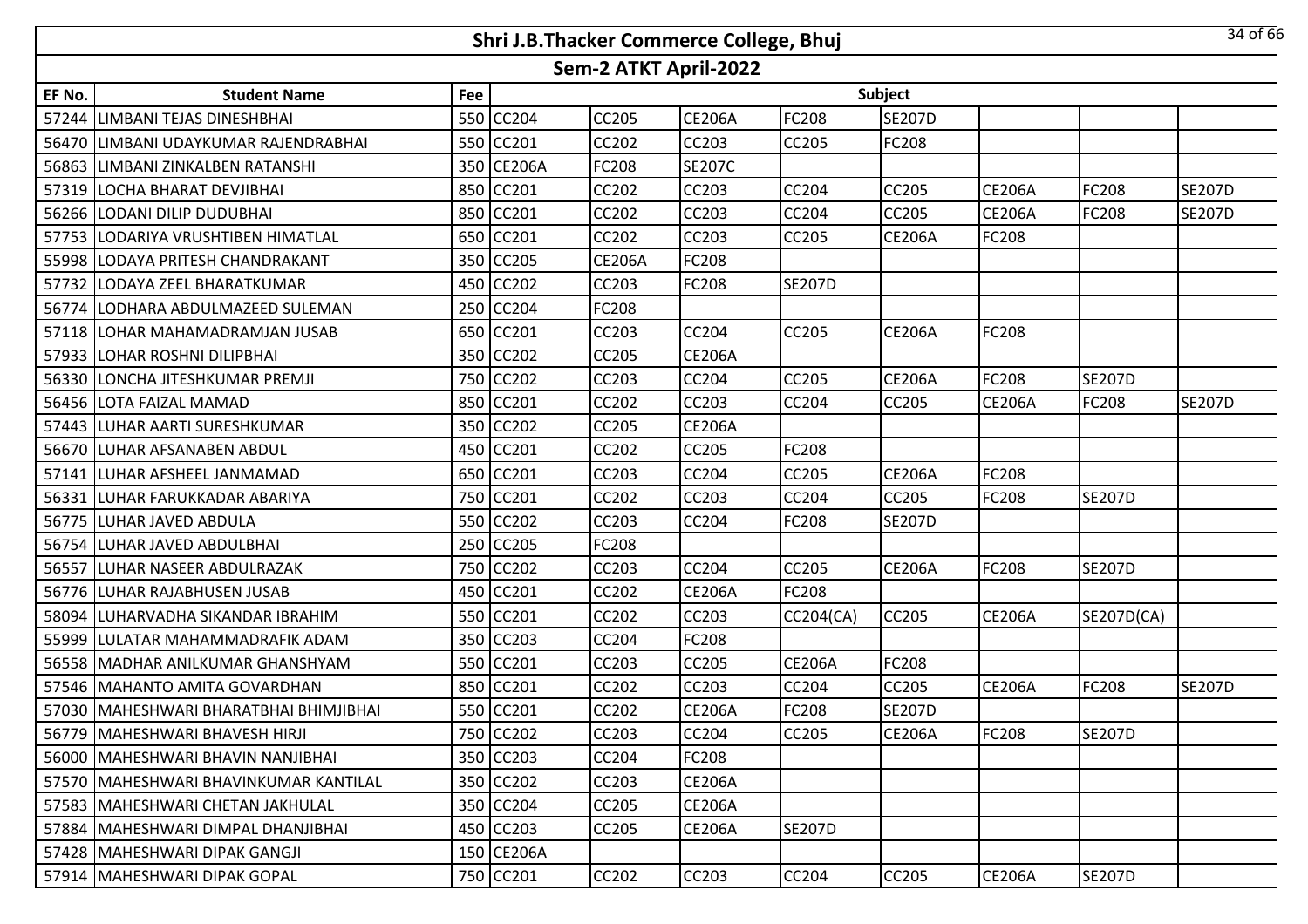# Shri J.B.Thacker Commerce College, Bhuj

## Sem-2 ATKT April-2022

| EF No. | Student Name | Fee | Subject | | | | | | | |
|---|---|---|---|---|---|---|---|---|---|---|
| 57244 | LIMBANI TEJAS DINESHBHAI | 550 | CC204 | CC205 | CE206A | FC208 | SE207D | | | |
| 56470 | LIMBANI UDAYKUMAR RAJENDRABHAI | 550 | CC201 | CC202 | CC203 | CC205 | FC208 | | | |
| 56863 | LIMBANI ZINKALBEN RATANSHI | 350 | CE206A | FC208 | SE207C | | | | | |
| 57319 | LOCHA BHARAT DEVJIBHAI | 850 | CC201 | CC202 | CC203 | CC204 | CC205 | CE206A | FC208 | SE207D |
| 56266 | LODANI DILIP DUDUBHAI | 850 | CC201 | CC202 | CC203 | CC204 | CC205 | CE206A | FC208 | SE207D |
| 57753 | LODARIYA VRUSHTIBEN HIMATLAL | 650 | CC201 | CC202 | CC203 | CC205 | CE206A | FC208 | | |
| 55998 | LODAYA PRITESH CHANDRAKANT | 350 | CC205 | CE206A | FC208 | | | | | |
| 57732 | LODAYA ZEEL BHARATKUMAR | 450 | CC202 | CC203 | FC208 | SE207D | | | | |
| 56774 | LODHARA ABDULMAZEED SULEMAN | 250 | CC204 | FC208 | | | | | | |
| 57118 | LOHAR MAHAMADRAMJAN JUSAB | 650 | CC201 | CC203 | CC204 | CC205 | CE206A | FC208 | | |
| 57933 | LOHAR ROSHNI DILIPBHAI | 350 | CC202 | CC205 | CE206A | | | | | |
| 56330 | LONCHA JITESHKUMAR PREMJI | 750 | CC202 | CC203 | CC204 | CC205 | CE206A | FC208 | SE207D | |
| 56456 | LOTA FAIZAL MAMAD | 850 | CC201 | CC202 | CC203 | CC204 | CC205 | CE206A | FC208 | SE207D |
| 57443 | LUHAR AARTI SURESHKUMAR | 350 | CC202 | CC205 | CE206A | | | | | |
| 56670 | LUHAR AFSANABEN ABDUL | 450 | CC201 | CC202 | CC205 | FC208 | | | | |
| 57141 | LUHAR AFSHEEL JANMAMAD | 650 | CC201 | CC203 | CC204 | CC205 | CE206A | FC208 | | |
| 56331 | LUHAR FARUKKADAR ABARIYA | 750 | CC201 | CC202 | CC203 | CC204 | CC205 | FC208 | SE207D | |
| 56775 | LUHAR JAVED ABDULA | 550 | CC202 | CC203 | CC204 | FC208 | SE207D | | | |
| 56754 | LUHAR JAVED ABDULBHAI | 250 | CC205 | FC208 | | | | | | |
| 56557 | LUHAR NASEER ABDULRAZAK | 750 | CC202 | CC203 | CC204 | CC205 | CE206A | FC208 | SE207D | |
| 56776 | LUHAR RAJABHUSEN JUSAB | 450 | CC201 | CC202 | CE206A | FC208 | | | | |
| 58094 | LUHARVADHA SIKANDAR IBRAHIM | 550 | CC201 | CC202 | CC203 | CC204(CA) | CC205 | CE206A | SE207D(CA) | |
| 55999 | LULATAR MAHAMMADRAFIK ADAM | 350 | CC203 | CC204 | FC208 | | | | | |
| 56558 | MADHAR ANILKUMAR GHANSHYAM | 550 | CC201 | CC203 | CC205 | CE206A | FC208 | | | |
| 57546 | MAHANTO AMITA GOVARDHAN | 850 | CC201 | CC202 | CC203 | CC204 | CC205 | CE206A | FC208 | SE207D |
| 57030 | MAHESHWARI BHARATBHAI BHIMJIBHAI | 550 | CC201 | CC202 | CE206A | FC208 | SE207D | | | |
| 56779 | MAHESHWARI BHAVESH HIRJI | 750 | CC202 | CC203 | CC204 | CC205 | CE206A | FC208 | SE207D | |
| 56000 | MAHESHWARI BHAVIN NANJIBHAI | 350 | CC203 | CC204 | FC208 | | | | | |
| 57570 | MAHESHWARI BHAVINKUMAR KANTILAL | 350 | CC202 | CC203 | CE206A | | | | | |
| 57583 | MAHESHWARI CHETAN JAKHULAL | 350 | CC204 | CC205 | CE206A | | | | | |
| 57884 | MAHESHWARI DIMPAL DHANJIBHAI | 450 | CC203 | CC205 | CE206A | SE207D | | | | |
| 57428 | MAHESHWARI DIPAK GANGJI | 150 | CE206A | | | | | | | |
| 57914 | MAHESHWARI DIPAK GOPAL | 750 | CC201 | CC202 | CC203 | CC204 | CC205 | CE206A | SE207D | |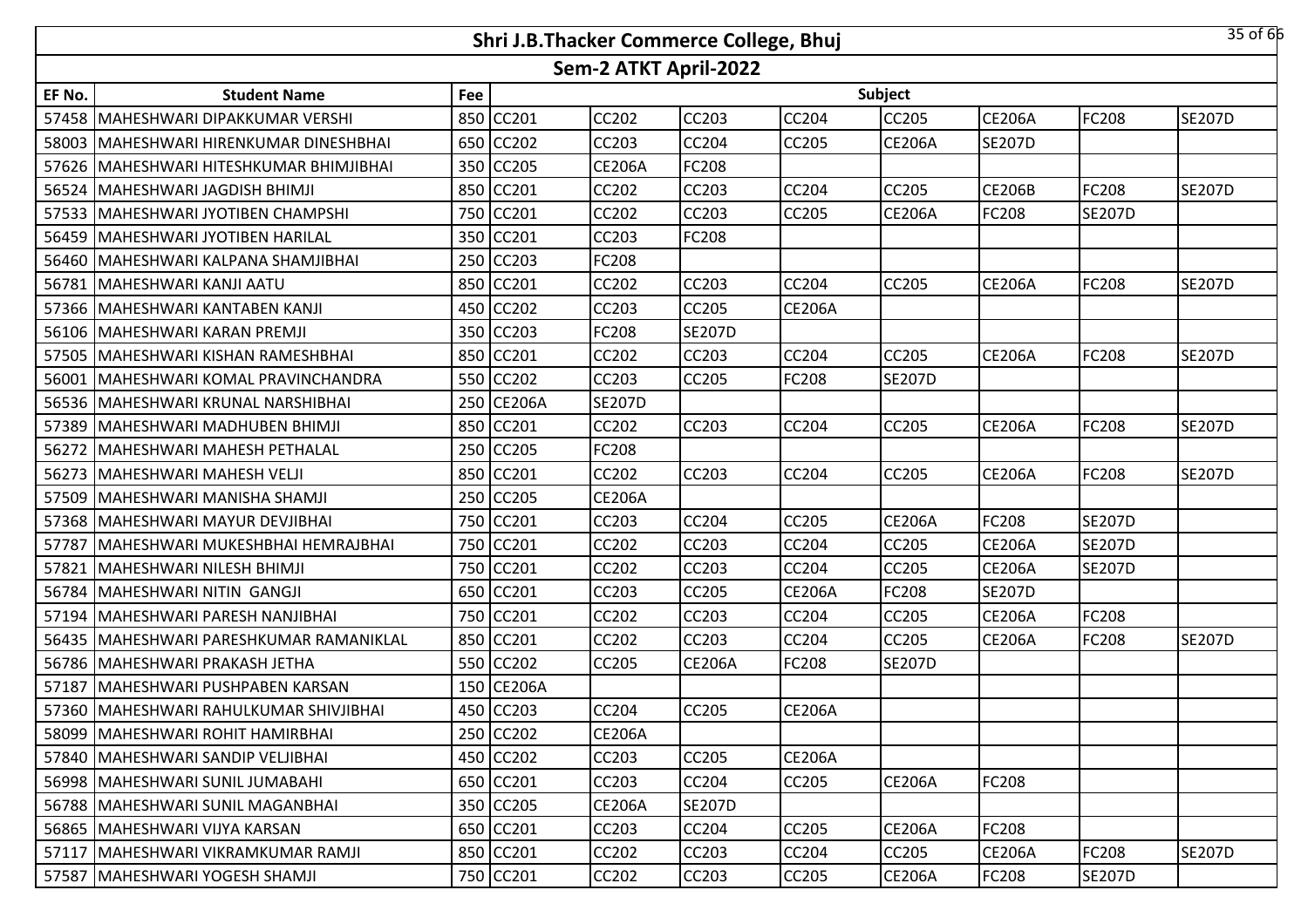# Shri J.B.Thacker Commerce College, Bhuj

## Sem-2 ATKT April-2022

| EF No. | Student Name | Fee | Subject | | | | | | | |
|---|---|---|---|---|---|---|---|---|---|---|
| 57458 | MAHESHWARI DIPAKKUMAR VERSHI | 850 | CC201 | CC202 | CC203 | CC204 | CC205 | CE206A | FC208 | SE207D |
| 58003 | MAHESHWARI HIRENKUMAR DINESHBHAI | 650 | CC202 | CC203 | CC204 | CC205 | CE206A | SE207D | | |
| 57626 | MAHESHWARI HITESHKUMAR BHIMJIBHAI | 350 | CC205 | CE206A | FC208 | | | | | |
| 56524 | MAHESHWARI JAGDISH BHIMJI | 850 | CC201 | CC202 | CC203 | CC204 | CC205 | CE206B | FC208 | SE207D |
| 57533 | MAHESHWARI JYOTIBEN CHAMPSHI | 750 | CC201 | CC202 | CC203 | CC205 | CE206A | FC208 | SE207D | |
| 56459 | MAHESHWARI JYOTIBEN HARILAL | 350 | CC201 | CC203 | FC208 | | | | | |
| 56460 | MAHESHWARI KALPANA SHAMJIBHAI | 250 | CC203 | FC208 | | | | | | |
| 56781 | MAHESHWARI KANJI AATU | 850 | CC201 | CC202 | CC203 | CC204 | CC205 | CE206A | FC208 | SE207D |
| 57366 | MAHESHWARI KANTABEN KANJI | 450 | CC202 | CC203 | CC205 | CE206A | | | | |
| 56106 | MAHESHWARI KARAN PREMJI | 350 | CC203 | FC208 | SE207D | | | | | |
| 57505 | MAHESHWARI KISHAN RAMESHBHAI | 850 | CC201 | CC202 | CC203 | CC204 | CC205 | CE206A | FC208 | SE207D |
| 56001 | MAHESHWARI KOMAL PRAVINCHANDRA | 550 | CC202 | CC203 | CC205 | FC208 | SE207D | | | |
| 56536 | MAHESHWARI KRUNAL NARSHIBHAI | 250 | CE206A | SE207D | | | | | | |
| 57389 | MAHESHWARI MADHUBEN BHIMJI | 850 | CC201 | CC202 | CC203 | CC204 | CC205 | CE206A | FC208 | SE207D |
| 56272 | MAHESHWARI MAHESH PETHALAL | 250 | CC205 | FC208 | | | | | | |
| 56273 | MAHESHWARI MAHESH VELJI | 850 | CC201 | CC202 | CC203 | CC204 | CC205 | CE206A | FC208 | SE207D |
| 57509 | MAHESHWARI MANISHA SHAMJI | 250 | CC205 | CE206A | | | | | | |
| 57368 | MAHESHWARI MAYUR DEVJIBHAI | 750 | CC201 | CC203 | CC204 | CC205 | CE206A | FC208 | SE207D | |
| 57787 | MAHESHWARI MUKESHBHAI HEMRAJBHAI | 750 | CC201 | CC202 | CC203 | CC204 | CC205 | CE206A | SE207D | |
| 57821 | MAHESHWARI NILESH BHIMJI | 750 | CC201 | CC202 | CC203 | CC204 | CC205 | CE206A | SE207D | |
| 56784 | MAHESHWARI NITIN GANGJI | 650 | CC201 | CC203 | CC205 | CE206A | FC208 | SE207D | | |
| 57194 | MAHESHWARI PARESH NANJIBHAI | 750 | CC201 | CC202 | CC203 | CC204 | CC205 | CE206A | FC208 | |
| 56435 | MAHESHWARI PARESHKUMAR RAMANIKLAL | 850 | CC201 | CC202 | CC203 | CC204 | CC205 | CE206A | FC208 | SE207D |
| 56786 | MAHESHWARI PRAKASH JETHA | 550 | CC202 | CC205 | CE206A | FC208 | SE207D | | | |
| 57187 | MAHESHWARI PUSHPABEN KARSAN | 150 | CE206A | | | | | | | |
| 57360 | MAHESHWARI RAHULKUMAR SHIVJIBHAI | 450 | CC203 | CC204 | CC205 | CE206A | | | | |
| 58099 | MAHESHWARI ROHIT HAMIRBHAI | 250 | CC202 | CE206A | | | | | | |
| 57840 | MAHESHWARI SANDIP VELJIBHAI | 450 | CC202 | CC203 | CC205 | CE206A | | | | |
| 56998 | MAHESHWARI SUNIL JUMABAHI | 650 | CC201 | CC203 | CC204 | CC205 | CE206A | FC208 | | |
| 56788 | MAHESHWARI SUNIL MAGANBHAI | 350 | CC205 | CE206A | SE207D | | | | | |
| 56865 | MAHESHWARI VIJYA KARSAN | 650 | CC201 | CC203 | CC204 | CC205 | CE206A | FC208 | | |
| 57117 | MAHESHWARI VIKRAMKUMAR RAMJI | 850 | CC201 | CC202 | CC203 | CC204 | CC205 | CE206A | FC208 | SE207D |
| 57587 | MAHESHWARI YOGESH SHAMJI | 750 | CC201 | CC202 | CC203 | CC205 | CE206A | FC208 | SE207D | |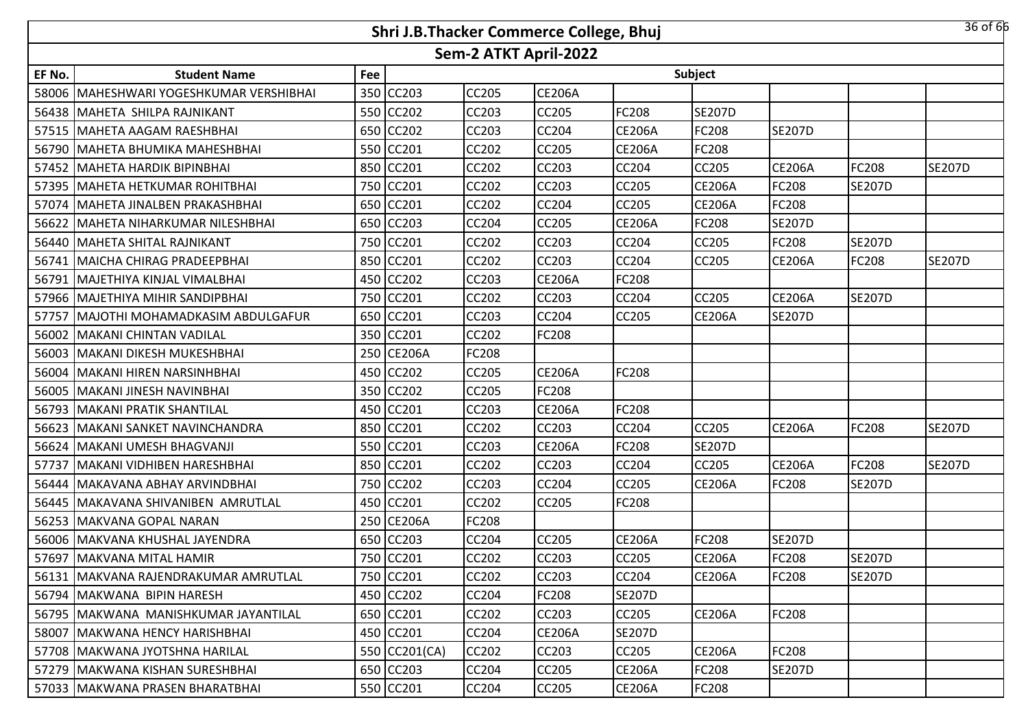# Shri J.B.Thacker Commerce College, Bhuj

## Sem-2 ATKT April-2022

| EF No. | Student Name | Fee | Subject | | | | | | | |
|---|---|---|---|---|---|---|---|---|---|---|
| 58006 | MAHESHWARI YOGESHKUMAR VERSHIBHAI | 350 | CC203 | CC205 | CE206A | | | | | |
| 56438 | MAHETA SHILPA RAJNIKANT | 550 | CC202 | CC203 | CC205 | FC208 | SE207D | | | |
| 57515 | MAHETA AAGAM RAESHBHAI | 650 | CC202 | CC203 | CC204 | CE206A | FC208 | SE207D | | |
| 56790 | MAHETA BHUMIKA MAHESHBHAI | 550 | CC201 | CC202 | CC205 | CE206A | FC208 | | | |
| 57452 | MAHETA HARDIK BIPINBHAI | 850 | CC201 | CC202 | CC203 | CC204 | CC205 | CE206A | FC208 | SE207D |
| 57395 | MAHETA HETKUMAR ROHITBHAI | 750 | CC201 | CC202 | CC203 | CC205 | CE206A | FC208 | SE207D | |
| 57074 | MAHETA JINALBEN PRAKASHBHAI | 650 | CC201 | CC202 | CC204 | CC205 | CE206A | FC208 | | |
| 56622 | MAHETA NIHARKUMAR NILESHBHAI | 650 | CC203 | CC204 | CC205 | CE206A | FC208 | SE207D | | |
| 56440 | MAHETA SHITAL RAJNIKANT | 750 | CC201 | CC202 | CC203 | CC204 | CC205 | FC208 | SE207D | |
| 56741 | MAICHA CHIRAG PRADEEPBHAI | 850 | CC201 | CC202 | CC203 | CC204 | CC205 | CE206A | FC208 | SE207D |
| 56791 | MAJETHIYA KINJAL VIMALBHAI | 450 | CC202 | CC203 | CE206A | FC208 | | | | |
| 57966 | MAJETHIYA MIHIR SANDIPBHAI | 750 | CC201 | CC202 | CC203 | CC204 | CC205 | CE206A | SE207D | |
| 57757 | MAJOTHI MOHAMADKASIM ABDULGAFUR | 650 | CC201 | CC203 | CC204 | CC205 | CE206A | SE207D | | |
| 56002 | MAKANI CHINTAN VADILAL | 350 | CC201 | CC202 | FC208 | | | | | |
| 56003 | MAKANI DIKESH MUKESHBHAI | 250 | CE206A | FC208 | | | | | | |
| 56004 | MAKANI HIREN NARSINHBHAI | 450 | CC202 | CC205 | CE206A | FC208 | | | | |
| 56005 | MAKANI JINESH NAVINBHAI | 350 | CC202 | CC205 | FC208 | | | | | |
| 56793 | MAKANI PRATIK SHANTILAL | 450 | CC201 | CC203 | CE206A | FC208 | | | | |
| 56623 | MAKANI SANKET NAVINCHANDRA | 850 | CC201 | CC202 | CC203 | CC204 | CC205 | CE206A | FC208 | SE207D |
| 56624 | MAKANI UMESH BHAGVANJI | 550 | CC201 | CC203 | CE206A | FC208 | SE207D | | | |
| 57737 | MAKANI VIDHIBEN HARESHBHAI | 850 | CC201 | CC202 | CC203 | CC204 | CC205 | CE206A | FC208 | SE207D |
| 56444 | MAKAVANA ABHAY ARVINDBHAI | 750 | CC202 | CC203 | CC204 | CC205 | CE206A | FC208 | SE207D | |
| 56445 | MAKAVANA SHIVANIBEN AMRUTLAL | 450 | CC201 | CC202 | CC205 | FC208 | | | | |
| 56253 | MAKVANA GOPAL NARAN | 250 | CE206A | FC208 | | | | | | |
| 56006 | MAKVANA KHUSHAL JAYENDRA | 650 | CC203 | CC204 | CC205 | CE206A | FC208 | SE207D | | |
| 57697 | MAKVANA MITAL HAMIR | 750 | CC201 | CC202 | CC203 | CC205 | CE206A | FC208 | SE207D | |
| 56131 | MAKVANA RAJENDRAKUMAR AMRUTLAL | 750 | CC201 | CC202 | CC203 | CC204 | CE206A | FC208 | SE207D | |
| 56794 | MAKWANA BIPIN HARESH | 450 | CC202 | CC204 | FC208 | SE207D | | | | |
| 56795 | MAKWANA MANISHKUMAR JAYANTILAL | 650 | CC201 | CC202 | CC203 | CC205 | CE206A | FC208 | | |
| 58007 | MAKWANA HENCY HARISHBHAI | 450 | CC201 | CC204 | CE206A | SE207D | | | | |
| 57708 | MAKWANA JYOTSHNA HARILAL | 550 | CC201(CA) | CC202 | CC203 | CC205 | CE206A | FC208 | | |
| 57279 | MAKWANA KISHAN SURESHBHAI | 650 | CC203 | CC204 | CC205 | CE206A | FC208 | SE207D | | |
| 57033 | MAKWANA PRASEN BHARATBHAI | 550 | CC201 | CC204 | CC205 | CE206A | FC208 | | | |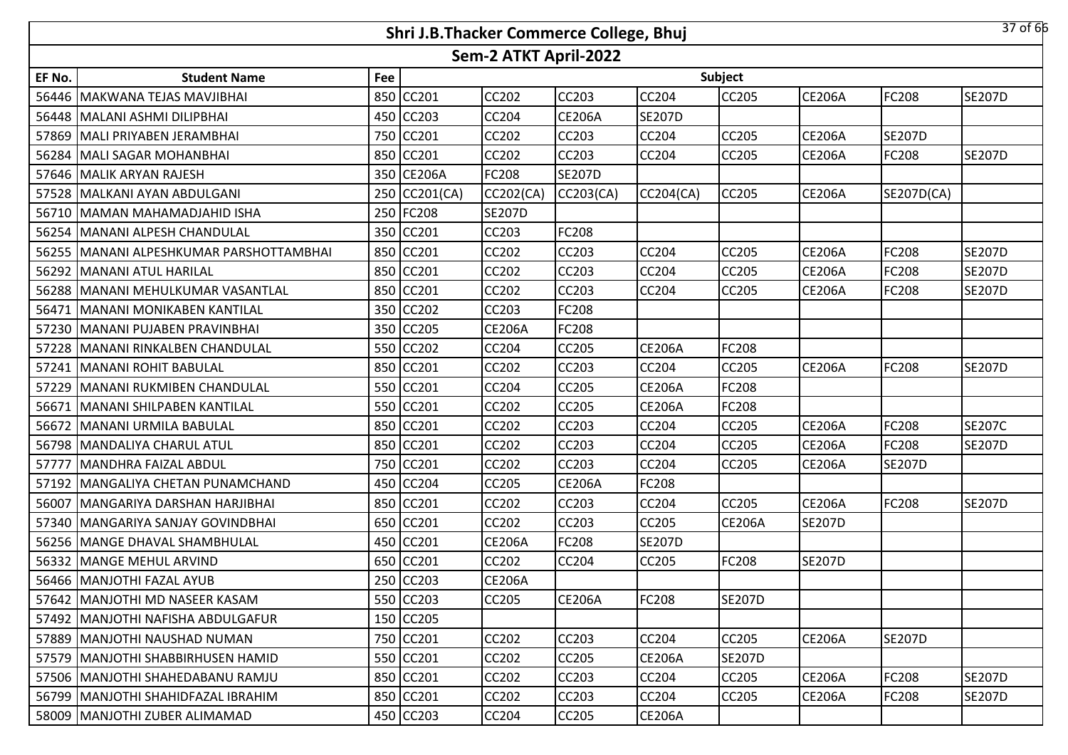# Shri J.B.Thacker Commerce College, Bhuj

## Sem-2 ATKT April-2022

| EF No. | Student Name | Fee | Subject | | | | | | | |
|---|---|---|---|---|---|---|---|---|---|---|
| 56446 | MAKWANA TEJAS MAVJIBHAI | 850 | CC201 | CC202 | CC203 | CC204 | CC205 | CE206A | FC208 | SE207D |
| 56448 | MALANI ASHMI DILIPBHAI | 450 | CC203 | CC204 | CE206A | SE207D | | | | |
| 57869 | MALI PRIYABEN JERAMBHAI | 750 | CC201 | CC202 | CC203 | CC204 | CC205 | CE206A | SE207D | |
| 56284 | MALI SAGAR MOHANBHAI | 850 | CC201 | CC202 | CC203 | CC204 | CC205 | CE206A | FC208 | SE207D |
| 57646 | MALIK ARYAN RAJESH | 350 | CE206A | FC208 | SE207D | | | | | |
| 57528 | MALKANI AYAN ABDULGANI | 250 | CC201(CA) | CC202(CA) | CC203(CA) | CC204(CA) | CC205 | CE206A | SE207D(CA) | |
| 56710 | MAMAN MAHAMADJAHID ISHA | 250 | FC208 | SE207D | | | | | | |
| 56254 | MANANI ALPESH CHANDULAL | 350 | CC201 | CC203 | FC208 | | | | | |
| 56255 | MANANI ALPESHKUMAR PARSHOTTAMBHAI | 850 | CC201 | CC202 | CC203 | CC204 | CC205 | CE206A | FC208 | SE207D |
| 56292 | MANANI ATUL HARILAL | 850 | CC201 | CC202 | CC203 | CC204 | CC205 | CE206A | FC208 | SE207D |
| 56288 | MANANI MEHULKUMAR VASANTLAL | 850 | CC201 | CC202 | CC203 | CC204 | CC205 | CE206A | FC208 | SE207D |
| 56471 | MANANI MONIKABEN KANTILAL | 350 | CC202 | CC203 | FC208 | | | | | |
| 57230 | MANANI PUJABEN PRAVINBHAI | 350 | CC205 | CE206A | FC208 | | | | | |
| 57228 | MANANI RINKALBEN CHANDULAL | 550 | CC202 | CC204 | CC205 | CE206A | FC208 | | | |
| 57241 | MANANI ROHIT BABULAL | 850 | CC201 | CC202 | CC203 | CC204 | CC205 | CE206A | FC208 | SE207D |
| 57229 | MANANI RUKMIBEN CHANDULAL | 550 | CC201 | CC204 | CC205 | CE206A | FC208 | | | |
| 56671 | MANANI SHILPABEN KANTILAL | 550 | CC201 | CC202 | CC205 | CE206A | FC208 | | | |
| 56672 | MANANI URMILA BABULAL | 850 | CC201 | CC202 | CC203 | CC204 | CC205 | CE206A | FC208 | SE207C |
| 56798 | MANDALIYA CHARUL ATUL | 850 | CC201 | CC202 | CC203 | CC204 | CC205 | CE206A | FC208 | SE207D |
| 57777 | MANDHRA FAIZAL ABDUL | 750 | CC201 | CC202 | CC203 | CC204 | CC205 | CE206A | SE207D | |
| 57192 | MANGALIYA CHETAN PUNAMCHAND | 450 | CC204 | CC205 | CE206A | FC208 | | | | |
| 56007 | MANGARIYA DARSHAN HARJIBHAI | 850 | CC201 | CC202 | CC203 | CC204 | CC205 | CE206A | FC208 | SE207D |
| 57340 | MANGARIYA SANJAY GOVINDBHAI | 650 | CC201 | CC202 | CC203 | CC205 | CE206A | SE207D | | |
| 56256 | MANGE DHAVAL SHAMBHULAL | 450 | CC201 | CE206A | FC208 | SE207D | | | | |
| 56332 | MANGE MEHUL ARVIND | 650 | CC201 | CC202 | CC204 | CC205 | FC208 | SE207D | | |
| 56466 | MANJOTHI FAZAL AYUB | 250 | CC203 | CE206A | | | | | | |
| 57642 | MANJOTHI MD NASEER KASAM | 550 | CC203 | CC205 | CE206A | FC208 | SE207D | | | |
| 57492 | MANJOTHI NAFISHA ABDULGAFUR | 150 | CC205 | | | | | | | |
| 57889 | MANJOTHI NAUSHAD NUMAN | 750 | CC201 | CC202 | CC203 | CC204 | CC205 | CE206A | SE207D | |
| 57579 | MANJOTHI SHABBIRHUSEN HAMID | 550 | CC201 | CC202 | CC205 | CE206A | SE207D | | | |
| 57506 | MANJOTHI SHAHEDABANU RAMJU | 850 | CC201 | CC202 | CC203 | CC204 | CC205 | CE206A | FC208 | SE207D |
| 56799 | MANJOTHI SHAHIDFAZAL IBRAHIM | 850 | CC201 | CC202 | CC203 | CC204 | CC205 | CE206A | FC208 | SE207D |
| 58009 | MANJOTHI ZUBER ALIMAMAD | 450 | CC203 | CC204 | CC205 | CE206A | | | | |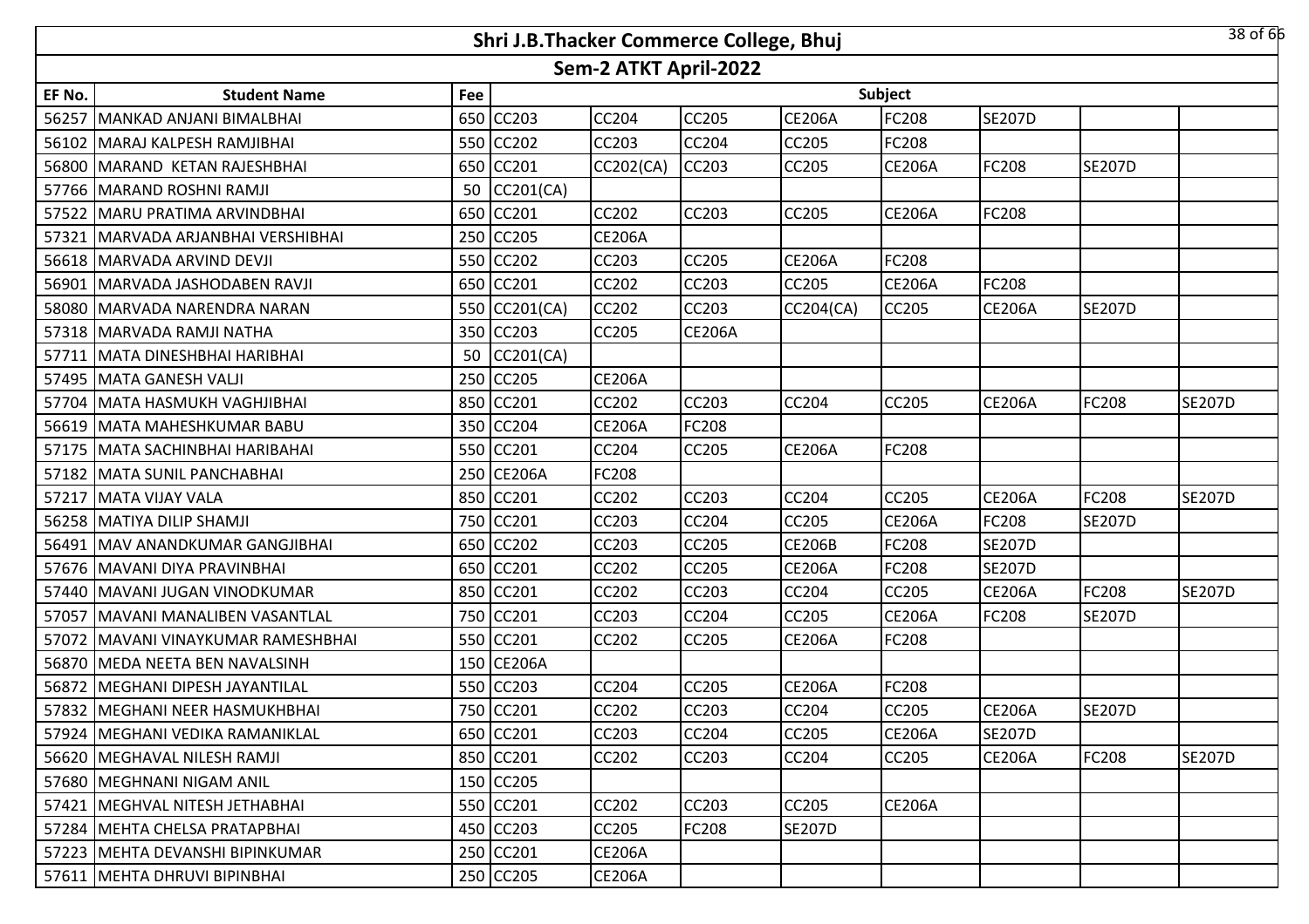# Shri J.B.Thacker Commerce College, Bhuj

## Sem-2 ATKT April-2022

| EF No. | Student Name | Fee | Subject | | | | | | | |
|---|---|---|---|---|---|---|---|---|---|---|
| 56257 | MANKAD ANJANI BIMALBHAI | 650 | CC203 | CC204 | CC205 | CE206A | FC208 | SE207D | | |
| 56102 | MARAJ KALPESH RAMJIBHAI | 550 | CC202 | CC203 | CC204 | CC205 | FC208 | | | |
| 56800 | MARAND KETAN RAJESHBHAI | 650 | CC201 | CC202(CA) | CC203 | CC205 | CE206A | FC208 | SE207D | |
| 57766 | MARAND ROSHNI RAMJI | 50 | CC201(CA) | | | | | | | |
| 57522 | MARU PRATIMA ARVINDBHAI | 650 | CC201 | CC202 | CC203 | CC205 | CE206A | FC208 | | |
| 57321 | MARVADA ARJANBHAI VERSHIBHAI | 250 | CC205 | CE206A | | | | | | |
| 56618 | MARVADA ARVIND DEVJI | 550 | CC202 | CC203 | CC205 | CE206A | FC208 | | | |
| 56901 | MARVADA JASHODABEN RAVJI | 650 | CC201 | CC202 | CC203 | CC205 | CE206A | FC208 | | |
| 58080 | MARVADA NARENDRA NARAN | 550 | CC201(CA) | CC202 | CC203 | CC204(CA) | CC205 | CE206A | SE207D | |
| 57318 | MARVADA RAMJI NATHA | 350 | CC203 | CC205 | CE206A | | | | | |
| 57711 | MATA DINESHBHAI HARIBHAI | 50 | CC201(CA) | | | | | | | |
| 57495 | MATA GANESH VALJI | 250 | CC205 | CE206A | | | | | | |
| 57704 | MATA HASMUKH VAGHJIBHAI | 850 | CC201 | CC202 | CC203 | CC204 | CC205 | CE206A | FC208 | SE207D |
| 56619 | MATA MAHESHKUMAR BABU | 350 | CC204 | CE206A | FC208 | | | | | |
| 57175 | MATA SACHINBHAI HARIBAHAI | 550 | CC201 | CC204 | CC205 | CE206A | FC208 | | | |
| 57182 | MATA SUNIL PANCHABHAI | 250 | CE206A | FC208 | | | | | | |
| 57217 | MATA VIJAY VALA | 850 | CC201 | CC202 | CC203 | CC204 | CC205 | CE206A | FC208 | SE207D |
| 56258 | MATIYA DILIP SHAMJI | 750 | CC201 | CC203 | CC204 | CC205 | CE206A | FC208 | SE207D | |
| 56491 | MAV ANANDKUMAR GANGJIBHAI | 650 | CC202 | CC203 | CC205 | CE206B | FC208 | SE207D | | |
| 57676 | MAVANI DIYA PRAVINBHAI | 650 | CC201 | CC202 | CC205 | CE206A | FC208 | SE207D | | |
| 57440 | MAVANI JUGAN VINODKUMAR | 850 | CC201 | CC202 | CC203 | CC204 | CC205 | CE206A | FC208 | SE207D |
| 57057 | MAVANI MANALIBEN VASANTLAL | 750 | CC201 | CC203 | CC204 | CC205 | CE206A | FC208 | SE207D | |
| 57072 | MAVANI VINAYKUMAR RAMESHBHAI | 550 | CC201 | CC202 | CC205 | CE206A | FC208 | | | |
| 56870 | MEDA NEETA BEN NAVALSINH | 150 | CE206A | | | | | | | |
| 56872 | MEGHANI DIPESH JAYANTILAL | 550 | CC203 | CC204 | CC205 | CE206A | FC208 | | | |
| 57832 | MEGHANI NEER HASMUKHBHAI | 750 | CC201 | CC202 | CC203 | CC204 | CC205 | CE206A | SE207D | |
| 57924 | MEGHANI VEDIKA RAMANIKLAL | 650 | CC201 | CC203 | CC204 | CC205 | CE206A | SE207D | | |
| 56620 | MEGHAVAL NILESH RAMJI | 850 | CC201 | CC202 | CC203 | CC204 | CC205 | CE206A | FC208 | SE207D |
| 57680 | MEGHNANI NIGAM ANIL | 150 | CC205 | | | | | | | |
| 57421 | MEGHVAL NITESH JETHABHAI | 550 | CC201 | CC202 | CC203 | CC205 | CE206A | | | |
| 57284 | MEHTA CHELSA PRATAPBHAI | 450 | CC203 | CC205 | FC208 | SE207D | | | | |
| 57223 | MEHTA DEVANSHI BIPINKUMAR | 250 | CC201 | CE206A | | | | | | |
| 57611 | MEHTA DHRUVI BIPINBHAI | 250 | CC205 | CE206A | | | | | | |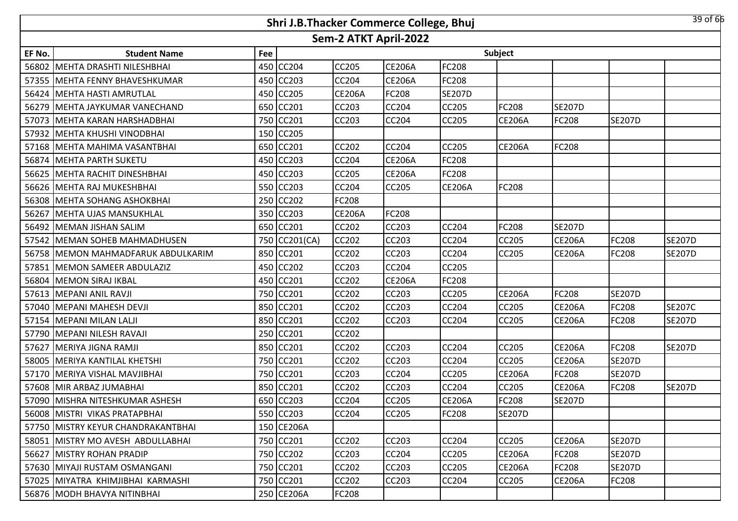# Shri J.B.Thacker Commerce College, Bhuj

## Sem-2 ATKT April-2022

| EF No. | Student Name | Fee | Subject | | | | | | | |
|---|---|---|---|---|---|---|---|---|---|---|
| 56802 | MEHTA DRASHTI NILESHBHAI | 450 | CC204 | CC205 | CE206A | FC208 | | | | |
| 57355 | MEHTA FENNY BHAVESHKUMAR | 450 | CC203 | CC204 | CE206A | FC208 | | | | |
| 56424 | MEHTA HASTI AMRUTLAL | 450 | CC205 | CE206A | FC208 | SE207D | | | | |
| 56279 | MEHTA JAYKUMAR VANECHAND | 650 | CC201 | CC203 | CC204 | CC205 | FC208 | SE207D | | |
| 57073 | MEHTA KARAN HARSHADBHAI | 750 | CC201 | CC203 | CC204 | CC205 | CE206A | FC208 | SE207D | |
| 57932 | MEHTA KHUSHI VINODBHAI | 150 | CC205 | | | | | | | |
| 57168 | MEHTA MAHIMA VASANTBHAI | 650 | CC201 | CC202 | CC204 | CC205 | CE206A | FC208 | | |
| 56874 | MEHTA PARTH SUKETU | 450 | CC203 | CC204 | CE206A | FC208 | | | | |
| 56625 | MEHTA RACHIT DINESHBHAI | 450 | CC203 | CC205 | CE206A | FC208 | | | | |
| 56626 | MEHTA RAJ MUKESHBHAI | 550 | CC203 | CC204 | CC205 | CE206A | FC208 | | | |
| 56308 | MEHTA SOHANG ASHOKBHAI | 250 | CC202 | FC208 | | | | | | |
| 56267 | MEHTA UJAS MANSUKHLAL | 350 | CC203 | CE206A | FC208 | | | | | |
| 56492 | MEMAN JISHAN SALIM | 650 | CC201 | CC202 | CC203 | CC204 | FC208 | SE207D | | |
| 57542 | MEMAN SOHEB MAHMADHUSEN | 750 | CC201(CA) | CC202 | CC203 | CC204 | CC205 | CE206A | FC208 | SE207D |
| 56758 | MEMON MAHMADFARUK ABDULKARIM | 850 | CC201 | CC202 | CC203 | CC204 | CC205 | CE206A | FC208 | SE207D |
| 57851 | MEMON SAMEER ABDULAZIZ | 450 | CC202 | CC203 | CC204 | CC205 | | | | |
| 56804 | MEMON SIRAJ IKBAL | 450 | CC201 | CC202 | CE206A | FC208 | | | | |
| 57613 | MEPANI ANIL RAVJI | 750 | CC201 | CC202 | CC203 | CC205 | CE206A | FC208 | SE207D | |
| 57040 | MEPANI MAHESH DEVJI | 850 | CC201 | CC202 | CC203 | CC204 | CC205 | CE206A | FC208 | SE207C |
| 57154 | MEPANI MILAN LALJI | 850 | CC201 | CC202 | CC203 | CC204 | CC205 | CE206A | FC208 | SE207D |
| 57790 | MEPANI NILESH RAVAJI | 250 | CC201 | CC202 | | | | | | |
| 57627 | MERIYA JIGNA RAMJI | 850 | CC201 | CC202 | CC203 | CC204 | CC205 | CE206A | FC208 | SE207D |
| 58005 | MERIYA KANTILAL KHETSHI | 750 | CC201 | CC202 | CC203 | CC204 | CC205 | CE206A | SE207D | |
| 57170 | MERIYA VISHAL MAVJIBHAI | 750 | CC201 | CC203 | CC204 | CC205 | CE206A | FC208 | SE207D | |
| 57608 | MIR ARBAZ JUMABHAI | 850 | CC201 | CC202 | CC203 | CC204 | CC205 | CE206A | FC208 | SE207D |
| 57090 | MISHRA NITESHKUMAR ASHESH | 650 | CC203 | CC204 | CC205 | CE206A | FC208 | SE207D | | |
| 56008 | MISTRI VIKAS PRATAPBHAI | 550 | CC203 | CC204 | CC205 | FC208 | SE207D | | | |
| 57750 | MISTRY KEYUR CHANDRAKANTBHAI | 150 | CE206A | | | | | | | |
| 58051 | MISTRY MO AVESH ABDULLABHAI | 750 | CC201 | CC202 | CC203 | CC204 | CC205 | CE206A | SE207D | |
| 56627 | MISTRY ROHAN PRADIP | 750 | CC202 | CC203 | CC204 | CC205 | CE206A | FC208 | SE207D | |
| 57630 | MIYAJI RUSTAM OSMANGANI | 750 | CC201 | CC202 | CC203 | CC205 | CE206A | FC208 | SE207D | |
| 57025 | MIYATRA KHIMJIBHAI KARMASHI | 750 | CC201 | CC202 | CC203 | CC204 | CC205 | CE206A | FC208 | |
| 56876 | MODH BHAVYA NITINBHAI | 250 | CE206A | FC208 | | | | | | |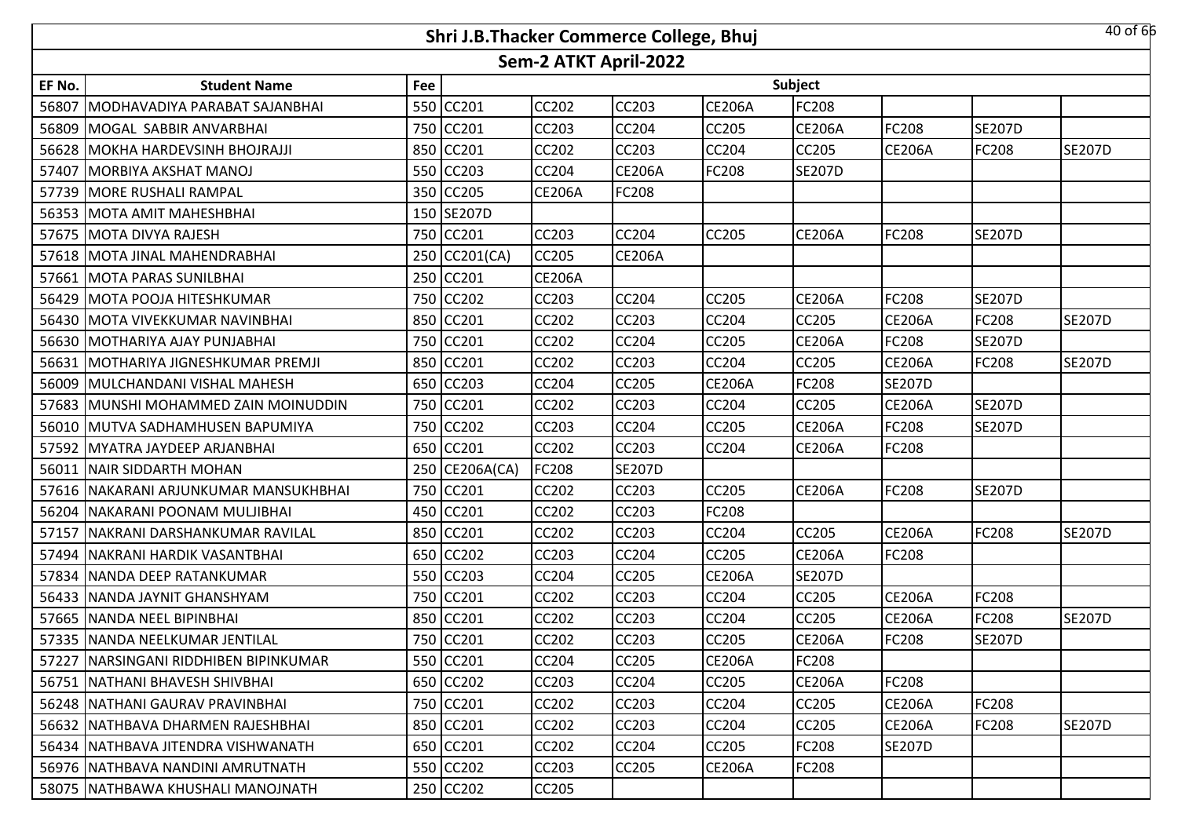# Shri J.B.Thacker Commerce College, Bhuj

## Sem-2 ATKT April-2022

| EF No. | Student Name | Fee | Subject | | | | | | | |
|---|---|---|---|---|---|---|---|---|---|---|
| 56807 | MODHAVADIYA PARABAT SAJANBHAI | 550 | CC201 | CC202 | CC203 | CE206A | FC208 | | | |
| 56809 | MOGAL SABBIR ANVARBHAI | 750 | CC201 | CC203 | CC204 | CC205 | CE206A | FC208 | SE207D | |
| 56628 | MOKHA HARDEVSINH BHOJRAJJI | 850 | CC201 | CC202 | CC203 | CC204 | CC205 | CE206A | FC208 | SE207D |
| 57407 | MORBIYA AKSHAT MANOJ | 550 | CC203 | CC204 | CE206A | FC208 | SE207D | | | |
| 57739 | MORE RUSHALI RAMPAL | 350 | CC205 | CE206A | FC208 | | | | | |
| 56353 | MOTA AMIT MAHESHBHAI | 150 | SE207D | | | | | | | |
| 57675 | MOTA DIVYA RAJESH | 750 | CC201 | CC203 | CC204 | CC205 | CE206A | FC208 | SE207D | |
| 57618 | MOTA JINAL MAHENDRABHAI | 250 | CC201(CA) | CC205 | CE206A | | | | | |
| 57661 | MOTA PARAS SUNILBHAI | 250 | CC201 | CE206A | | | | | | |
| 56429 | MOTA POOJA HITESHKUMAR | 750 | CC202 | CC203 | CC204 | CC205 | CE206A | FC208 | SE207D | |
| 56430 | MOTA VIVEKKUMAR NAVINBHAI | 850 | CC201 | CC202 | CC203 | CC204 | CC205 | CE206A | FC208 | SE207D |
| 56630 | MOTHARIYA AJAY PUNJABHAI | 750 | CC201 | CC202 | CC204 | CC205 | CE206A | FC208 | SE207D | |
| 56631 | MOTHARIYA JIGNESHKUMAR PREMJI | 850 | CC201 | CC202 | CC203 | CC204 | CC205 | CE206A | FC208 | SE207D |
| 56009 | MULCHANDANI VISHAL MAHESH | 650 | CC203 | CC204 | CC205 | CE206A | FC208 | SE207D | | |
| 57683 | MUNSHI MOHAMMED ZAIN MOINUDDIN | 750 | CC201 | CC202 | CC203 | CC204 | CC205 | CE206A | SE207D | |
| 56010 | MUTVA SADHAMHUSEN BAPUMIYA | 750 | CC202 | CC203 | CC204 | CC205 | CE206A | FC208 | SE207D | |
| 57592 | MYATRA JAYDEEP ARJANBHAI | 650 | CC201 | CC202 | CC203 | CC204 | CE206A | FC208 | | |
| 56011 | NAIR SIDDARTH MOHAN | 250 | CE206A(CA) | FC208 | SE207D | | | | | |
| 57616 | NAKARANI ARJUNKUMAR MANSUKHBHAI | 750 | CC201 | CC202 | CC203 | CC205 | CE206A | FC208 | SE207D | |
| 56204 | NAKARANI POONAM MULJIBHAI | 450 | CC201 | CC202 | CC203 | FC208 | | | | |
| 57157 | NAKRANI DARSHANKUMAR RAVILAL | 850 | CC201 | CC202 | CC203 | CC204 | CC205 | CE206A | FC208 | SE207D |
| 57494 | NAKRANI HARDIK VASANTBHAI | 650 | CC202 | CC203 | CC204 | CC205 | CE206A | FC208 | | |
| 57834 | NANDA DEEP RATANKUMAR | 550 | CC203 | CC204 | CC205 | CE206A | SE207D | | | |
| 56433 | NANDA JAYNIT GHANSHYAM | 750 | CC201 | CC202 | CC203 | CC204 | CC205 | CE206A | FC208 | |
| 57665 | NANDA NEEL BIPINBHAI | 850 | CC201 | CC202 | CC203 | CC204 | CC205 | CE206A | FC208 | SE207D |
| 57335 | NANDA NEELKUMAR JENTILAL | 750 | CC201 | CC202 | CC203 | CC205 | CE206A | FC208 | SE207D | |
| 57227 | NARSINGANI RIDDHIBEN BIPINKUMAR | 550 | CC201 | CC204 | CC205 | CE206A | FC208 | | | |
| 56751 | NATHANI BHAVESH SHIVBHAI | 650 | CC202 | CC203 | CC204 | CC205 | CE206A | FC208 | | |
| 56248 | NATHANI GAURAV PRAVINBHAI | 750 | CC201 | CC202 | CC203 | CC204 | CC205 | CE206A | FC208 | |
| 56632 | NATHBAVA DHARMEN RAJESHBHAI | 850 | CC201 | CC202 | CC203 | CC204 | CC205 | CE206A | FC208 | SE207D |
| 56434 | NATHBAVA JITENDRA VISHWANATH | 650 | CC201 | CC202 | CC204 | CC205 | FC208 | SE207D | | |
| 56976 | NATHBAVA NANDINI AMRUTNATH | 550 | CC202 | CC203 | CC205 | CE206A | FC208 | | | |
| 58075 | NATHBAWA KHUSHALI MANOJNATH | 250 | CC202 | CC205 | | | | | | |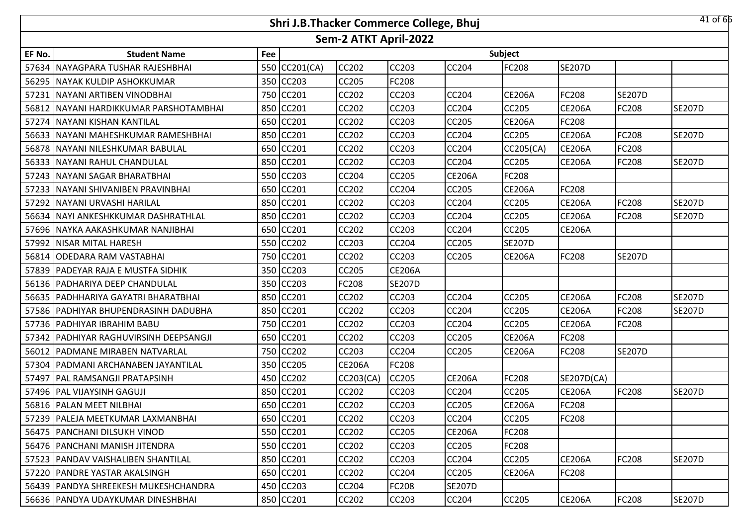# Shri J.B.Thacker Commerce College, Bhuj

## Sem-2 ATKT April-2022

| EF No. | Student Name | Fee | Subject | | | | | | | |
|---|---|---|---|---|---|---|---|---|---|---|
| 57634 | NAYAGPARA TUSHAR RAJESHBHAI | 550 | CC201(CA) | CC202 | CC203 | CC204 | FC208 | SE207D | | |
| 56295 | NAYAK KULDIP ASHOKKUMAR | 350 | CC203 | CC205 | FC208 | | | | | |
| 57231 | NAYANI ARTIBEN VINODBHAI | 750 | CC201 | CC202 | CC203 | CC204 | CE206A | FC208 | SE207D | |
| 56812 | NAYANI HARDIKKUMAR PARSHOTAMBHAI | 850 | CC201 | CC202 | CC203 | CC204 | CC205 | CE206A | FC208 | SE207D |
| 57274 | NAYANI KISHAN KANTILAL | 650 | CC201 | CC202 | CC203 | CC205 | CE206A | FC208 | | |
| 56633 | NAYANI MAHESHKUMAR RAMESHBHAI | 850 | CC201 | CC202 | CC203 | CC204 | CC205 | CE206A | FC208 | SE207D |
| 56878 | NAYANI NILESHKUMAR BABULAL | 650 | CC201 | CC202 | CC203 | CC204 | CC205(CA) | CE206A | FC208 | |
| 56333 | NAYANI RAHUL CHANDULAL | 850 | CC201 | CC202 | CC203 | CC204 | CC205 | CE206A | FC208 | SE207D |
| 57243 | NAYANI SAGAR BHARATBHAI | 550 | CC203 | CC204 | CC205 | CE206A | FC208 | | | |
| 57233 | NAYANI SHIVANIBEN PRAVINBHAI | 650 | CC201 | CC202 | CC204 | CC205 | CE206A | FC208 | | |
| 57292 | NAYANI URVASHI HARILAL | 850 | CC201 | CC202 | CC203 | CC204 | CC205 | CE206A | FC208 | SE207D |
| 56634 | NAYI ANKESHKKUMAR DASHRATHLAL | 850 | CC201 | CC202 | CC203 | CC204 | CC205 | CE206A | FC208 | SE207D |
| 57696 | NAYKA AAKASHKUMAR NANJIBHAI | 650 | CC201 | CC202 | CC203 | CC204 | CC205 | CE206A | | |
| 57992 | NISAR MITAL HARESH | 550 | CC202 | CC203 | CC204 | CC205 | SE207D | | | |
| 56814 | ODEDARA RAM VASTABHAI | 750 | CC201 | CC202 | CC203 | CC205 | CE206A | FC208 | SE207D | |
| 57839 | PADEYAR RAJA E MUSTFA SIDHIK | 350 | CC203 | CC205 | CE206A | | | | | |
| 56136 | PADHARIYA DEEP CHANDULAL | 350 | CC203 | FC208 | SE207D | | | | | |
| 56635 | PADHHARIYA GAYATRI BHARATBHAI | 850 | CC201 | CC202 | CC203 | CC204 | CC205 | CE206A | FC208 | SE207D |
| 57586 | PADHIYAR BHUPENDRASINH DADUBHA | 850 | CC201 | CC202 | CC203 | CC204 | CC205 | CE206A | FC208 | SE207D |
| 57736 | PADHIYAR IBRAHIM BABU | 750 | CC201 | CC202 | CC203 | CC204 | CC205 | CE206A | FC208 | |
| 57342 | PADHIYAR RAGHUVIRSINH DEEPSANGJI | 650 | CC201 | CC202 | CC203 | CC205 | CE206A | FC208 | | |
| 56012 | PADMANE MIRABEN NATVARLAL | 750 | CC202 | CC203 | CC204 | CC205 | CE206A | FC208 | SE207D | |
| 57304 | PADMANI ARCHANABEN JAYANTILAL | 350 | CC205 | CE206A | FC208 | | | | | |
| 57497 | PAL RAMSANGJI PRATAPSINH | 450 | CC202 | CC203(CA) | CC205 | CE206A | FC208 | SE207D(CA) | | |
| 57496 | PAL VIJAYSINH GAGUJI | 850 | CC201 | CC202 | CC203 | CC204 | CC205 | CE206A | FC208 | SE207D |
| 56816 | PALAN MEET NILBHAI | 650 | CC201 | CC202 | CC203 | CC205 | CE206A | FC208 | | |
| 57239 | PALEJA MEETKUMAR LAXMANBHAI | 650 | CC201 | CC202 | CC203 | CC204 | CC205 | FC208 | | |
| 56475 | PANCHANI DILSUKH VINOD | 550 | CC201 | CC202 | CC205 | CE206A | FC208 | | | |
| 56476 | PANCHANI MANISH JITENDRA | 550 | CC201 | CC202 | CC203 | CC205 | FC208 | | | |
| 57523 | PANDAV VAISHALIBEN SHANTILAL | 850 | CC201 | CC202 | CC203 | CC204 | CC205 | CE206A | FC208 | SE207D |
| 57220 | PANDRE YASTAR AKALSINGH | 650 | CC201 | CC202 | CC204 | CC205 | CE206A | FC208 | | |
| 56439 | PANDYA SHREEKESH MUKESHCHANDRA | 450 | CC203 | CC204 | FC208 | SE207D | | | | |
| 56636 | PANDYA UDAYKUMAR DINESHBHAI | 850 | CC201 | CC202 | CC203 | CC204 | CC205 | CE206A | FC208 | SE207D |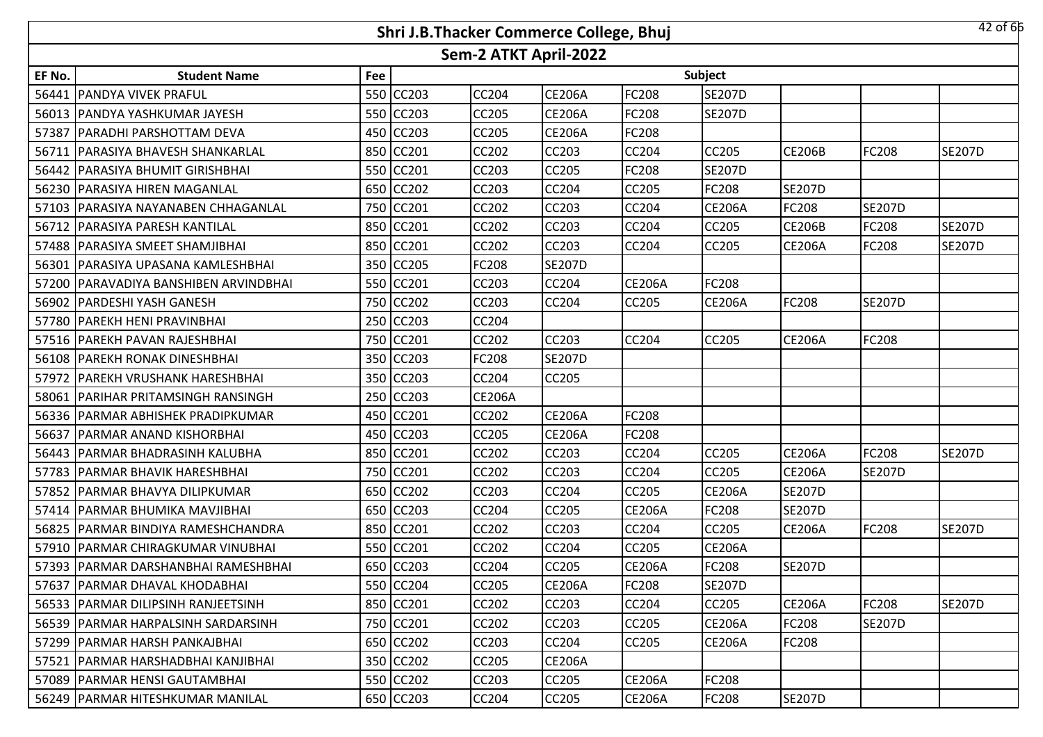# Shri J.B.Thacker Commerce College, Bhuj

## Sem-2 ATKT April-2022

| EF No. | Student Name | Fee | Subject | | | | | | | |
|---|---|---|---|---|---|---|---|---|---|---|
| 56441 | PANDYA VIVEK PRAFUL | 550 | CC203 | CC204 | CE206A | FC208 | SE207D | | | |
| 56013 | PANDYA YASHKUMAR JAYESH | 550 | CC203 | CC205 | CE206A | FC208 | SE207D | | | |
| 57387 | PARADHI PARSHOTTAM DEVA | 450 | CC203 | CC205 | CE206A | FC208 | | | | |
| 56711 | PARASIYA BHAVESH SHANKARLAL | 850 | CC201 | CC202 | CC203 | CC204 | CC205 | CE206B | FC208 | SE207D |
| 56442 | PARASIYA BHUMIT GIRISHBHAI | 550 | CC201 | CC203 | CC205 | FC208 | SE207D | | | |
| 56230 | PARASIYA HIREN MAGANLAL | 650 | CC202 | CC203 | CC204 | CC205 | FC208 | SE207D | | |
| 57103 | PARASIYA NAYANABEN CHHAGANLAL | 750 | CC201 | CC202 | CC203 | CC204 | CE206A | FC208 | SE207D | |
| 56712 | PARASIYA PARESH KANTILAL | 850 | CC201 | CC202 | CC203 | CC204 | CC205 | CE206B | FC208 | SE207D |
| 57488 | PARASIYA SMEET SHAMJIBHAI | 850 | CC201 | CC202 | CC203 | CC204 | CC205 | CE206A | FC208 | SE207D |
| 56301 | PARASIYA UPASANA KAMLESHBHAI | 350 | CC205 | FC208 | SE207D | | | | | |
| 57200 | PARAVADIYA BANSHIBEN ARVINDBHAI | 550 | CC201 | CC203 | CC204 | CE206A | FC208 | | | |
| 56902 | PARDESHI YASH GANESH | 750 | CC202 | CC203 | CC204 | CC205 | CE206A | FC208 | SE207D | |
| 57780 | PAREKH HENI PRAVINBHAI | 250 | CC203 | CC204 | | | | | | |
| 57516 | PAREKH PAVAN RAJESHBHAI | 750 | CC201 | CC202 | CC203 | CC204 | CC205 | CE206A | FC208 | |
| 56108 | PAREKH RONAK DINESHBHAI | 350 | CC203 | FC208 | SE207D | | | | | |
| 57972 | PAREKH VRUSHANK HARESHBHAI | 350 | CC203 | CC204 | CC205 | | | | | |
| 58061 | PARIHAR PRITAMSINGH RANSINGH | 250 | CC203 | CE206A | | | | | | |
| 56336 | PARMAR ABHISHEK PRADIPKUMAR | 450 | CC201 | CC202 | CE206A | FC208 | | | | |
| 56637 | PARMAR ANAND KISHORBHAI | 450 | CC203 | CC205 | CE206A | FC208 | | | | |
| 56443 | PARMAR BHADRASINH KALUBHA | 850 | CC201 | CC202 | CC203 | CC204 | CC205 | CE206A | FC208 | SE207D |
| 57783 | PARMAR BHAVIK HARESHBHAI | 750 | CC201 | CC202 | CC203 | CC204 | CC205 | CE206A | SE207D | |
| 57852 | PARMAR BHAVYA DILIPKUMAR | 650 | CC202 | CC203 | CC204 | CC205 | CE206A | SE207D | | |
| 57414 | PARMAR BHUMIKA MAVJIBHAI | 650 | CC203 | CC204 | CC205 | CE206A | FC208 | SE207D | | |
| 56825 | PARMAR BINDIYA RAMESHCHANDRA | 850 | CC201 | CC202 | CC203 | CC204 | CC205 | CE206A | FC208 | SE207D |
| 57910 | PARMAR CHIRAGKUMAR VINUBHAI | 550 | CC201 | CC202 | CC204 | CC205 | CE206A | | | |
| 57393 | PARMAR DARSHANBHAI RAMESHBHAI | 650 | CC203 | CC204 | CC205 | CE206A | FC208 | SE207D | | |
| 57637 | PARMAR DHAVAL KHODABHAI | 550 | CC204 | CC205 | CE206A | FC208 | SE207D | | | |
| 56533 | PARMAR DILIPSINH RANJEETSINH | 850 | CC201 | CC202 | CC203 | CC204 | CC205 | CE206A | FC208 | SE207D |
| 56539 | PARMAR HARPALSINH SARDARSINH | 750 | CC201 | CC202 | CC203 | CC205 | CE206A | FC208 | SE207D | |
| 57299 | PARMAR HARSH PANKAJBHAI | 650 | CC202 | CC203 | CC204 | CC205 | CE206A | FC208 | | |
| 57521 | PARMAR HARSHADBHAI KANJIBHAI | 350 | CC202 | CC205 | CE206A | | | | | |
| 57089 | PARMAR HENSI GAUTAMBHAI | 550 | CC202 | CC203 | CC205 | CE206A | FC208 | | | |
| 56249 | PARMAR HITESHKUMAR MANILAL | 650 | CC203 | CC204 | CC205 | CE206A | FC208 | SE207D | | |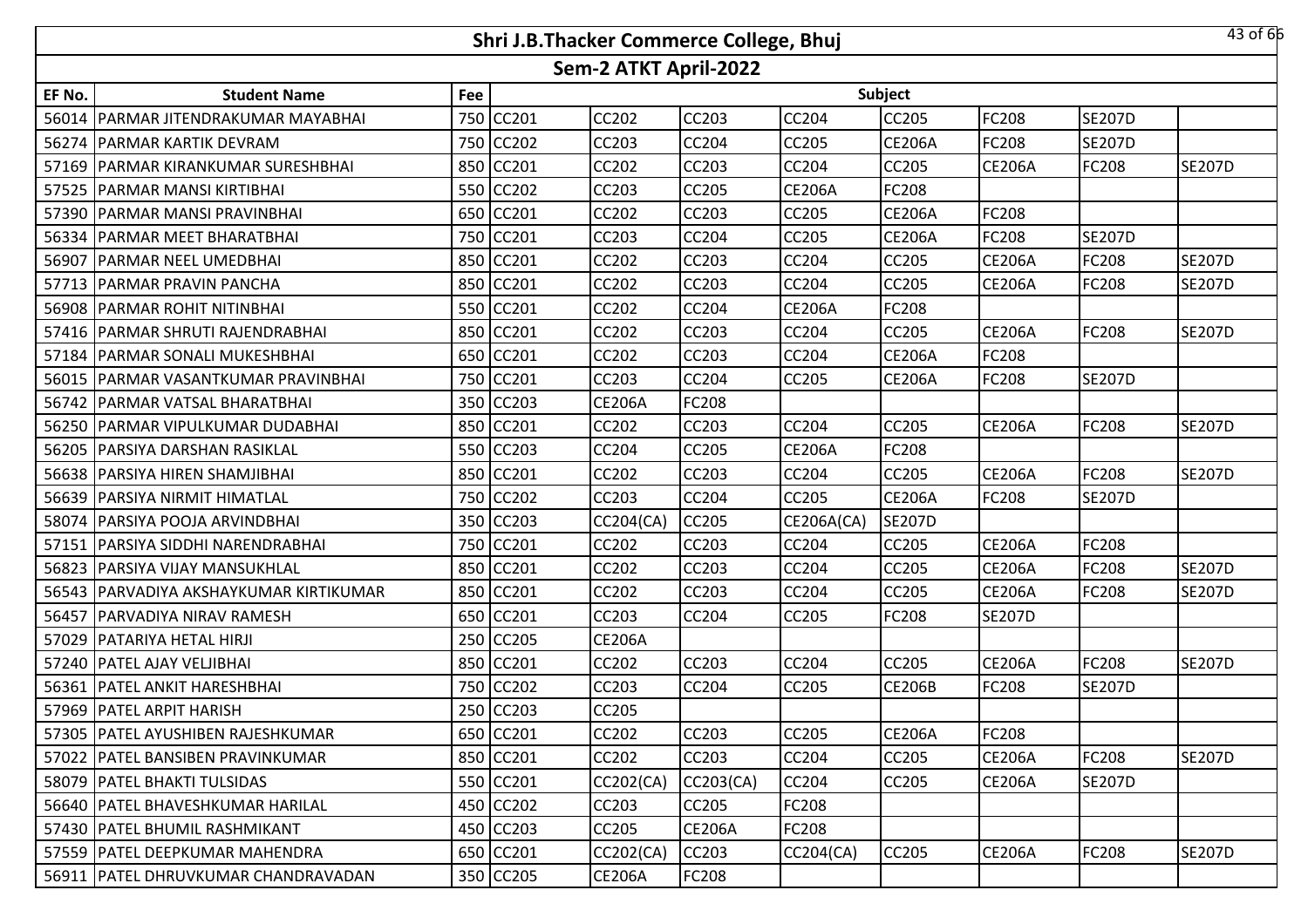# Shri J.B.Thacker Commerce College, Bhuj

## Sem-2 ATKT April-2022

| EF No. | Student Name | Fee | Subject | | | | | | | |
|---|---|---|---|---|---|---|---|---|---|---|
| 56014 | PARMAR JITENDRAKUMAR MAYABHAI | 750 | CC201 | CC202 | CC203 | CC204 | CC205 | FC208 | SE207D | |
| 56274 | PARMAR KARTIK DEVRAM | 750 | CC202 | CC203 | CC204 | CC205 | CE206A | FC208 | SE207D | |
| 57169 | PARMAR KIRANKUMAR SURESHBHAI | 850 | CC201 | CC202 | CC203 | CC204 | CC205 | CE206A | FC208 | SE207D |
| 57525 | PARMAR MANSI KIRTIBHAI | 550 | CC202 | CC203 | CC205 | CE206A | FC208 | | | |
| 57390 | PARMAR MANSI PRAVINBHAI | 650 | CC201 | CC202 | CC203 | CC205 | CE206A | FC208 | | |
| 56334 | PARMAR MEET BHARATBHAI | 750 | CC201 | CC203 | CC204 | CC205 | CE206A | FC208 | SE207D | |
| 56907 | PARMAR NEEL UMEDBHAI | 850 | CC201 | CC202 | CC203 | CC204 | CC205 | CE206A | FC208 | SE207D |
| 57713 | PARMAR PRAVIN PANCHA | 850 | CC201 | CC202 | CC203 | CC204 | CC205 | CE206A | FC208 | SE207D |
| 56908 | PARMAR ROHIT NITINBHAI | 550 | CC201 | CC202 | CC204 | CE206A | FC208 | | | |
| 57416 | PARMAR SHRUTI RAJENDRABHAI | 850 | CC201 | CC202 | CC203 | CC204 | CC205 | CE206A | FC208 | SE207D |
| 57184 | PARMAR SONALI MUKESHBHAI | 650 | CC201 | CC202 | CC203 | CC204 | CE206A | FC208 | | |
| 56015 | PARMAR VASANTKUMAR PRAVINBHAI | 750 | CC201 | CC203 | CC204 | CC205 | CE206A | FC208 | SE207D | |
| 56742 | PARMAR VATSAL BHARATBHAI | 350 | CC203 | CE206A | FC208 | | | | | |
| 56250 | PARMAR VIPULKUMAR DUDABHAI | 850 | CC201 | CC202 | CC203 | CC204 | CC205 | CE206A | FC208 | SE207D |
| 56205 | PARSIYA DARSHAN RASIKLAL | 550 | CC203 | CC204 | CC205 | CE206A | FC208 | | | |
| 56638 | PARSIYA HIREN SHAMJIBHAI | 850 | CC201 | CC202 | CC203 | CC204 | CC205 | CE206A | FC208 | SE207D |
| 56639 | PARSIYA NIRMIT HIMATLAL | 750 | CC202 | CC203 | CC204 | CC205 | CE206A | FC208 | SE207D | |
| 58074 | PARSIYA POOJA ARVINDBHAI | 350 | CC203 | CC204(CA) | CC205 | CE206A(CA) | SE207D | | | |
| 57151 | PARSIYA SIDDHI NARENDRABHAI | 750 | CC201 | CC202 | CC203 | CC204 | CC205 | CE206A | FC208 | |
| 56823 | PARSIYA VIJAY MANSUKHLAL | 850 | CC201 | CC202 | CC203 | CC204 | CC205 | CE206A | FC208 | SE207D |
| 56543 | PARVADIYA AKSHAYKUMAR KIRTIKUMAR | 850 | CC201 | CC202 | CC203 | CC204 | CC205 | CE206A | FC208 | SE207D |
| 56457 | PARVADIYA NIRAV RAMESH | 650 | CC201 | CC203 | CC204 | CC205 | FC208 | SE207D | | |
| 57029 | PATARIYA HETAL HIRJI | 250 | CC205 | CE206A | | | | | | |
| 57240 | PATEL AJAY VELJIBHAI | 850 | CC201 | CC202 | CC203 | CC204 | CC205 | CE206A | FC208 | SE207D |
| 56361 | PATEL ANKIT HARESHBHAI | 750 | CC202 | CC203 | CC204 | CC205 | CE206B | FC208 | SE207D | |
| 57969 | PATEL ARPIT HARISH | 250 | CC203 | CC205 | | | | | | |
| 57305 | PATEL AYUSHIBEN RAJESHKUMAR | 650 | CC201 | CC202 | CC203 | CC205 | CE206A | FC208 | | |
| 57022 | PATEL BANSIBEN PRAVINKUMAR | 850 | CC201 | CC202 | CC203 | CC204 | CC205 | CE206A | FC208 | SE207D |
| 58079 | PATEL BHAKTI TULSIDAS | 550 | CC201 | CC202(CA) | CC203(CA) | CC204 | CC205 | CE206A | SE207D | |
| 56640 | PATEL BHAVESHKUMAR HARILAL | 450 | CC202 | CC203 | CC205 | FC208 | | | | |
| 57430 | PATEL BHUMIL RASHMIKANT | 450 | CC203 | CC205 | CE206A | FC208 | | | | |
| 57559 | PATEL DEEPKUMAR MAHENDRA | 650 | CC201 | CC202(CA) | CC203 | CC204(CA) | CC205 | CE206A | FC208 | SE207D |
| 56911 | PATEL DHRUVKUMAR CHANDRAVADAN | 350 | CC205 | CE206A | FC208 | | | | | |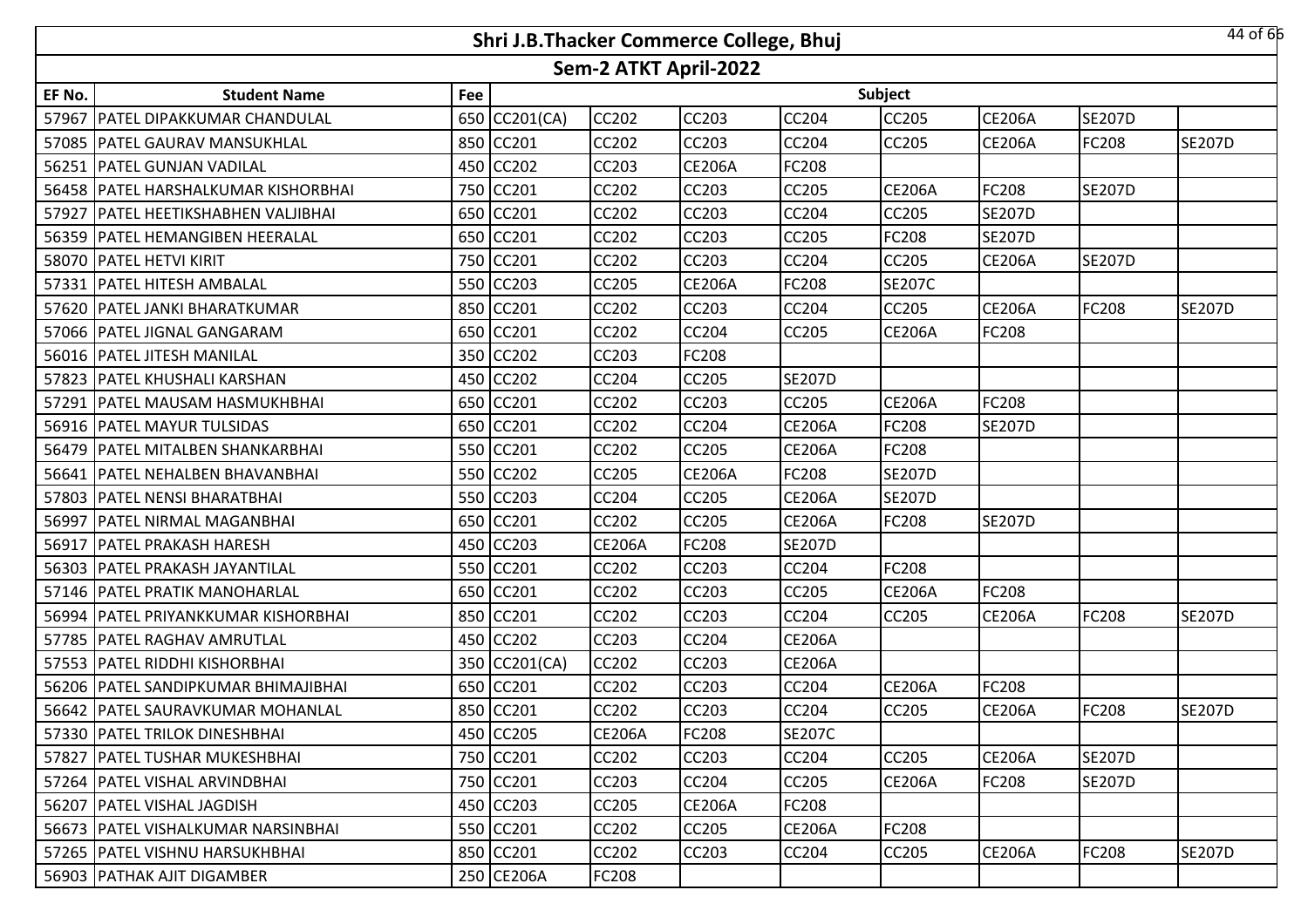# Shri J.B.Thacker Commerce College, Bhuj

## Sem-2 ATKT April-2022

| EF No. | Student Name | Fee | Subject | | | | | | | |
|---|---|---|---|---|---|---|---|---|---|---|
| 57967 | PATEL DIPAKKUMAR CHANDULAL | 650 | CC201(CA) | CC202 | CC203 | CC204 | CC205 | CE206A | SE207D | |
| 57085 | PATEL GAURAV MANSUKHLAL | 850 | CC201 | CC202 | CC203 | CC204 | CC205 | CE206A | FC208 | SE207D |
| 56251 | PATEL GUNJAN VADILAL | 450 | CC202 | CC203 | CE206A | FC208 | | | | |
| 56458 | PATEL HARSHALKUMAR KISHORBHAI | 750 | CC201 | CC202 | CC203 | CC205 | CE206A | FC208 | SE207D | |
| 57927 | PATEL HEETIKSHABHEN VALJIBHAI | 650 | CC201 | CC202 | CC203 | CC204 | CC205 | SE207D | | |
| 56359 | PATEL HEMANGIBEN HEERALAL | 650 | CC201 | CC202 | CC203 | CC205 | FC208 | SE207D | | |
| 58070 | PATEL HETVI KIRIT | 750 | CC201 | CC202 | CC203 | CC204 | CC205 | CE206A | SE207D | |
| 57331 | PATEL HITESH AMBALAL | 550 | CC203 | CC205 | CE206A | FC208 | SE207C | | | |
| 57620 | PATEL JANKI BHARATKUMAR | 850 | CC201 | CC202 | CC203 | CC204 | CC205 | CE206A | FC208 | SE207D |
| 57066 | PATEL JIGNAL GANGARAM | 650 | CC201 | CC202 | CC204 | CC205 | CE206A | FC208 | | |
| 56016 | PATEL JITESH MANILAL | 350 | CC202 | CC203 | FC208 | | | | | |
| 57823 | PATEL KHUSHALI KARSHAN | 450 | CC202 | CC204 | CC205 | SE207D | | | | |
| 57291 | PATEL MAUSAM HASMUKHBHAI | 650 | CC201 | CC202 | CC203 | CC205 | CE206A | FC208 | | |
| 56916 | PATEL MAYUR TULSIDAS | 650 | CC201 | CC202 | CC204 | CE206A | FC208 | SE207D | | |
| 56479 | PATEL MITALBEN SHANKARBHAI | 550 | CC201 | CC202 | CC205 | CE206A | FC208 | | | |
| 56641 | PATEL NEHALBEN BHAVANBHAI | 550 | CC202 | CC205 | CE206A | FC208 | SE207D | | | |
| 57803 | PATEL NENSI BHARATBHAI | 550 | CC203 | CC204 | CC205 | CE206A | SE207D | | | |
| 56997 | PATEL NIRMAL MAGANBHAI | 650 | CC201 | CC202 | CC205 | CE206A | FC208 | SE207D | | |
| 56917 | PATEL PRAKASH HARESH | 450 | CC203 | CE206A | FC208 | SE207D | | | | |
| 56303 | PATEL PRAKASH JAYANTILAL | 550 | CC201 | CC202 | CC203 | CC204 | FC208 | | | |
| 57146 | PATEL PRATIK MANOHARLAL | 650 | CC201 | CC202 | CC203 | CC205 | CE206A | FC208 | | |
| 56994 | PATEL PRIYANKKUMAR KISHORBHAI | 850 | CC201 | CC202 | CC203 | CC204 | CC205 | CE206A | FC208 | SE207D |
| 57785 | PATEL RAGHAV AMRUTLAL | 450 | CC202 | CC203 | CC204 | CE206A | | | | |
| 57553 | PATEL RIDDHI KISHORBHAI | 350 | CC201(CA) | CC202 | CC203 | CE206A | | | | |
| 56206 | PATEL SANDIPKUMAR BHIMAJIBHAI | 650 | CC201 | CC202 | CC203 | CC204 | CE206A | FC208 | | |
| 56642 | PATEL SAURAVKUMAR MOHANLAL | 850 | CC201 | CC202 | CC203 | CC204 | CC205 | CE206A | FC208 | SE207D |
| 57330 | PATEL TRILOK DINESHBHAI | 450 | CC205 | CE206A | FC208 | SE207C | | | | |
| 57827 | PATEL TUSHAR MUKESHBHAI | 750 | CC201 | CC202 | CC203 | CC204 | CC205 | CE206A | SE207D | |
| 57264 | PATEL VISHAL ARVINDBHAI | 750 | CC201 | CC203 | CC204 | CC205 | CE206A | FC208 | SE207D | |
| 56207 | PATEL VISHAL JAGDISH | 450 | CC203 | CC205 | CE206A | FC208 | | | | |
| 56673 | PATEL VISHALKUMAR NARSINBHAI | 550 | CC201 | CC202 | CC205 | CE206A | FC208 | | | |
| 57265 | PATEL VISHNU HARSUKHBHAI | 850 | CC201 | CC202 | CC203 | CC204 | CC205 | CE206A | FC208 | SE207D |
| 56903 | PATHAK AJIT DIGAMBER | 250 | CE206A | FC208 | | | | | | |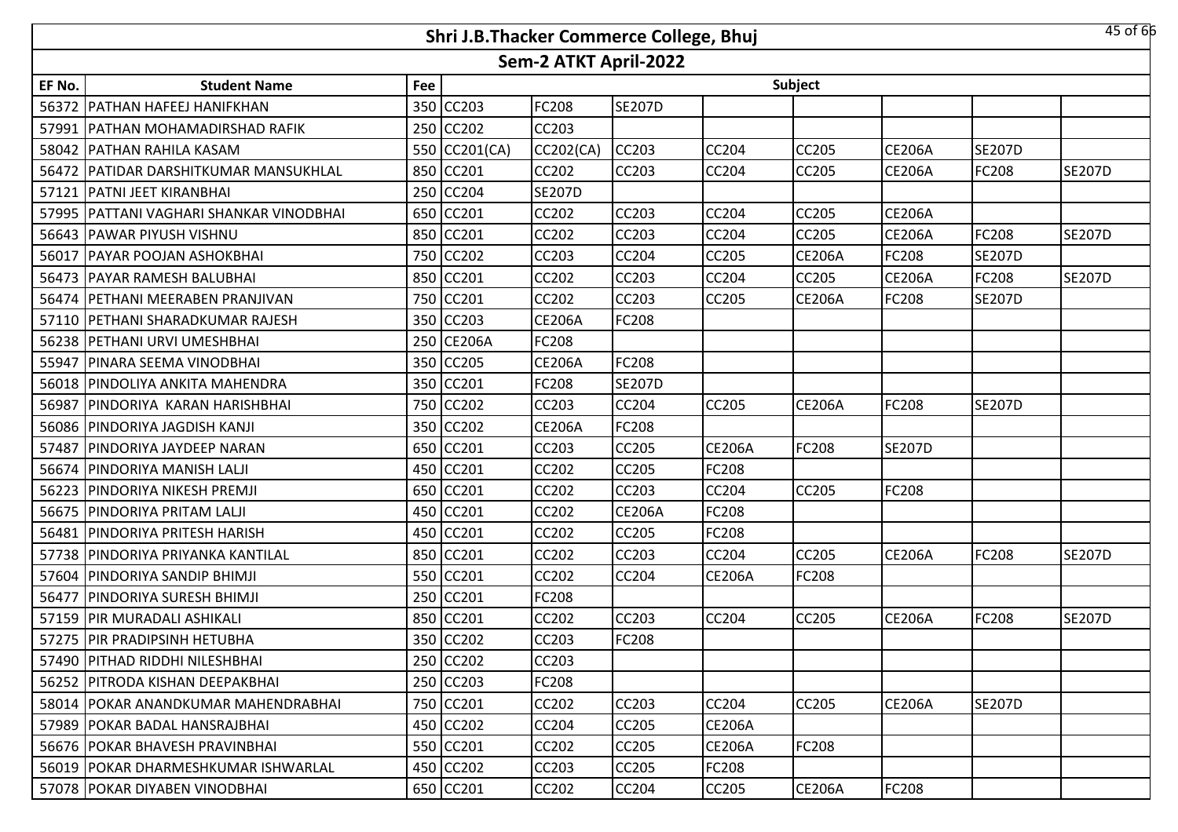# Shri J.B.Thacker Commerce College, Bhuj

## Sem-2 ATKT April-2022

| EF No. | Student Name | Fee | Subject | | | | | | | |
|---|---|---|---|---|---|---|---|---|---|---|
| 56372 | PATHAN HAFEEJ HANIFKHAN | 350 | CC203 | FC208 | SE207D | | | | | |
| 57991 | PATHAN MOHAMADIRSHAD RAFIK | 250 | CC202 | CC203 | | | | | | |
| 58042 | PATHAN RAHILA KASAM | 550 | CC201(CA) | CC202(CA) | CC203 | CC204 | CC205 | CE206A | SE207D | |
| 56472 | PATIDAR DARSHITKUMAR MANSUKHLAL | 850 | CC201 | CC202 | CC203 | CC204 | CC205 | CE206A | FC208 | SE207D |
| 57121 | PATNI JEET KIRANBHAI | 250 | CC204 | SE207D | | | | | | |
| 57995 | PATTANI VAGHARI SHANKAR VINODBHAI | 650 | CC201 | CC202 | CC203 | CC204 | CC205 | CE206A | | |
| 56643 | PAWAR PIYUSH VISHNU | 850 | CC201 | CC202 | CC203 | CC204 | CC205 | CE206A | FC208 | SE207D |
| 56017 | PAYAR POOJAN ASHOKBHAI | 750 | CC202 | CC203 | CC204 | CC205 | CE206A | FC208 | SE207D | |
| 56473 | PAYAR RAMESH BALUBHAI | 850 | CC201 | CC202 | CC203 | CC204 | CC205 | CE206A | FC208 | SE207D |
| 56474 | PETHANI MEERABEN PRANJIVAN | 750 | CC201 | CC202 | CC203 | CC205 | CE206A | FC208 | SE207D | |
| 57110 | PETHANI SHARADKUMAR RAJESH | 350 | CC203 | CE206A | FC208 | | | | | |
| 56238 | PETHANI URVI UMESHBHAI | 250 | CE206A | FC208 | | | | | | |
| 55947 | PINARA SEEMA VINODBHAI | 350 | CC205 | CE206A | FC208 | | | | | |
| 56018 | PINDOLIYA ANKITA MAHENDRA | 350 | CC201 | FC208 | SE207D | | | | | |
| 56987 | PINDORIYA KARAN HARISHBHAI | 750 | CC202 | CC203 | CC204 | CC205 | CE206A | FC208 | SE207D | |
| 56086 | PINDORIYA JAGDISH KANJI | 350 | CC202 | CE206A | FC208 | | | | | |
| 57487 | PINDORIYA JAYDEEP NARAN | 650 | CC201 | CC203 | CC205 | CE206A | FC208 | SE207D | | |
| 56674 | PINDORIYA MANISH LALJI | 450 | CC201 | CC202 | CC205 | FC208 | | | | |
| 56223 | PINDORIYA NIKESH PREMJI | 650 | CC201 | CC202 | CC203 | CC204 | CC205 | FC208 | | |
| 56675 | PINDORIYA PRITAM LALJI | 450 | CC201 | CC202 | CE206A | FC208 | | | | |
| 56481 | PINDORIYA PRITESH HARISH | 450 | CC201 | CC202 | CC205 | FC208 | | | | |
| 57738 | PINDORIYA PRIYANKA KANTILAL | 850 | CC201 | CC202 | CC203 | CC204 | CC205 | CE206A | FC208 | SE207D |
| 57604 | PINDORIYA SANDIP BHIMJI | 550 | CC201 | CC202 | CC204 | CE206A | FC208 | | | |
| 56477 | PINDORIYA SURESH BHIMJI | 250 | CC201 | FC208 | | | | | | |
| 57159 | PIR MURADALI ASHIKALI | 850 | CC201 | CC202 | CC203 | CC204 | CC205 | CE206A | FC208 | SE207D |
| 57275 | PIR PRADIPSINH HETUBHA | 350 | CC202 | CC203 | FC208 | | | | | |
| 57490 | PITHAD RIDDHI NILESHBHAI | 250 | CC202 | CC203 | | | | | | |
| 56252 | PITRODA KISHAN DEEPAKBHAI | 250 | CC203 | FC208 | | | | | | |
| 58014 | POKAR ANANDKUMAR MAHENDRABHAI | 750 | CC201 | CC202 | CC203 | CC204 | CC205 | CE206A | SE207D | |
| 57989 | POKAR BADAL HANSRAJBHAI | 450 | CC202 | CC204 | CC205 | CE206A | | | | |
| 56676 | POKAR BHAVESH PRAVINBHAI | 550 | CC201 | CC202 | CC205 | CE206A | FC208 | | | |
| 56019 | POKAR DHARMESHKUMAR ISHWARLAL | 450 | CC202 | CC203 | CC205 | FC208 | | | | |
| 57078 | POKAR DIYABEN VINODBHAI | 650 | CC201 | CC202 | CC204 | CC205 | CE206A | FC208 | | |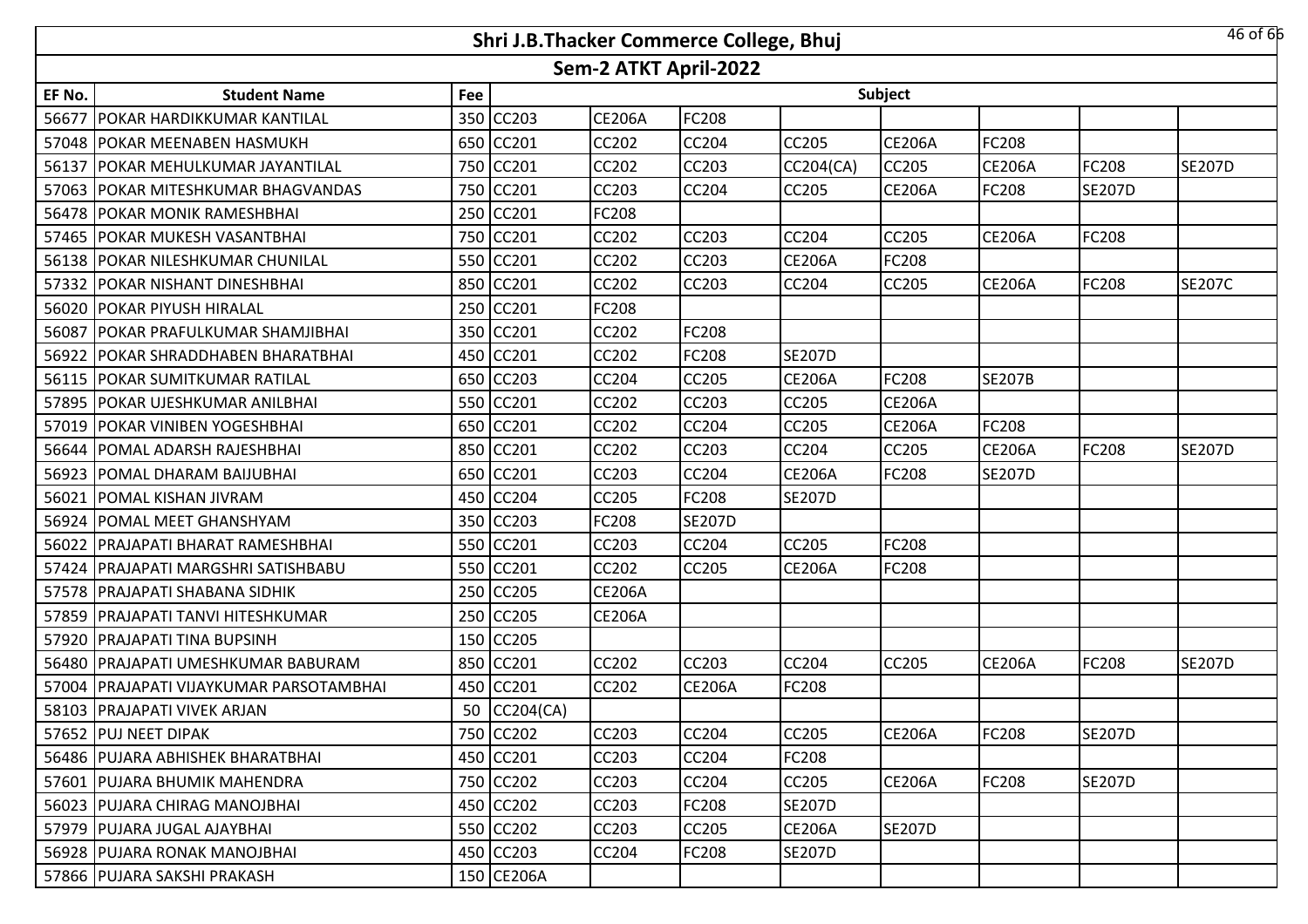# Shri J.B.Thacker Commerce College, Bhuj

## Sem-2 ATKT April-2022

| EF No. | Student Name | Fee | Subject | | | | | | | |
|---|---|---|---|---|---|---|---|---|---|---|
| 56677 | POKAR HARDIKKUMAR KANTILAL | 350 | CC203 | CE206A | FC208 | | | | | |
| 57048 | POKAR MEENABEN HASMUKH | 650 | CC201 | CC202 | CC204 | CC205 | CE206A | FC208 | | |
| 56137 | POKAR MEHULKUMAR JAYANTILAL | 750 | CC201 | CC202 | CC203 | CC204(CA) | CC205 | CE206A | FC208 | SE207D |
| 57063 | POKAR MITESHKUMAR BHAGVANDAS | 750 | CC201 | CC203 | CC204 | CC205 | CE206A | FC208 | SE207D | |
| 56478 | POKAR MONIK RAMESHBHAI | 250 | CC201 | FC208 | | | | | | |
| 57465 | POKAR MUKESH VASANTBHAI | 750 | CC201 | CC202 | CC203 | CC204 | CC205 | CE206A | FC208 | |
| 56138 | POKAR NILESHKUMAR CHUNILAL | 550 | CC201 | CC202 | CC203 | CE206A | FC208 | | | |
| 57332 | POKAR NISHANT DINESHBHAI | 850 | CC201 | CC202 | CC203 | CC204 | CC205 | CE206A | FC208 | SE207C |
| 56020 | POKAR PIYUSH HIRALAL | 250 | CC201 | FC208 | | | | | | |
| 56087 | POKAR PRAFULKUMAR SHAMJIBHAI | 350 | CC201 | CC202 | FC208 | | | | | |
| 56922 | POKAR SHRADDHABEN BHARATBHAI | 450 | CC201 | CC202 | FC208 | SE207D | | | | |
| 56115 | POKAR SUMITKUMAR RATILAL | 650 | CC203 | CC204 | CC205 | CE206A | FC208 | SE207B | | |
| 57895 | POKAR UJESHKUMAR ANILBHAI | 550 | CC201 | CC202 | CC203 | CC205 | CE206A | | | |
| 57019 | POKAR VINIBEN YOGESHBHAI | 650 | CC201 | CC202 | CC204 | CC205 | CE206A | FC208 | | |
| 56644 | POMAL ADARSH RAJESHBHAI | 850 | CC201 | CC202 | CC203 | CC204 | CC205 | CE206A | FC208 | SE207D |
| 56923 | POMAL DHARAM BAIJUBHAI | 650 | CC201 | CC203 | CC204 | CE206A | FC208 | SE207D | | |
| 56021 | POMAL KISHAN JIVRAM | 450 | CC204 | CC205 | FC208 | SE207D | | | | |
| 56924 | POMAL MEET GHANSHYAM | 350 | CC203 | FC208 | SE207D | | | | | |
| 56022 | PRAJAPATI BHARAT RAMESHBHAI | 550 | CC201 | CC203 | CC204 | CC205 | FC208 | | | |
| 57424 | PRAJAPATI MARGSHRI SATISHBABU | 550 | CC201 | CC202 | CC205 | CE206A | FC208 | | | |
| 57578 | PRAJAPATI SHABANA SIDHIK | 250 | CC205 | CE206A | | | | | | |
| 57859 | PRAJAPATI TANVI HITESHKUMAR | 250 | CC205 | CE206A | | | | | | |
| 57920 | PRAJAPATI TINA BUPSINH | 150 | CC205 | | | | | | | |
| 56480 | PRAJAPATI UMESHKUMAR BABURAM | 850 | CC201 | CC202 | CC203 | CC204 | CC205 | CE206A | FC208 | SE207D |
| 57004 | PRAJAPATI VIJAYKUMAR PARSOTAMBHAI | 450 | CC201 | CC202 | CE206A | FC208 | | | | |
| 58103 | PRAJAPATI VIVEK ARJAN | 50 | CC204(CA) | | | | | | | |
| 57652 | PUJ NEET DIPAK | 750 | CC202 | CC203 | CC204 | CC205 | CE206A | FC208 | SE207D | |
| 56486 | PUJARA ABHISHEK BHARATBHAI | 450 | CC201 | CC203 | CC204 | FC208 | | | | |
| 57601 | PUJARA BHUMIK MAHENDRA | 750 | CC202 | CC203 | CC204 | CC205 | CE206A | FC208 | SE207D | |
| 56023 | PUJARA CHIRAG MANOJBHAI | 450 | CC202 | CC203 | FC208 | SE207D | | | | |
| 57979 | PUJARA JUGAL AJAYBHAI | 550 | CC202 | CC203 | CC205 | CE206A | SE207D | | | |
| 56928 | PUJARA RONAK MANOJBHAI | 450 | CC203 | CC204 | FC208 | SE207D | | | | |
| 57866 | PUJARA SAKSHI PRAKASH | 150 | CE206A | | | | | | | |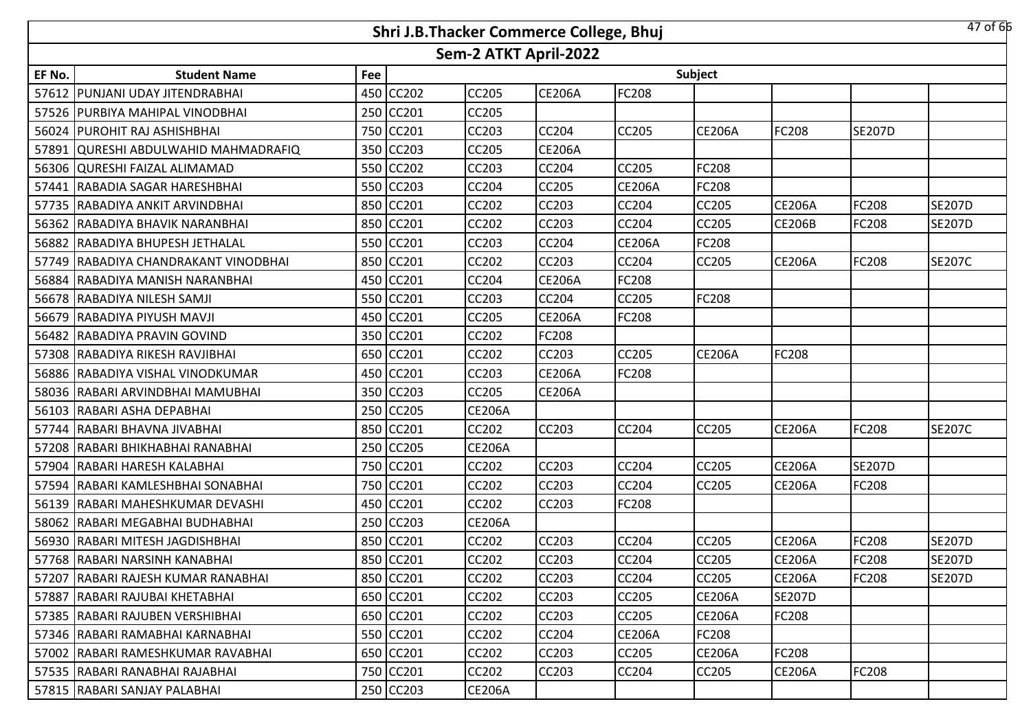# Shri J.B.Thacker Commerce College, Bhuj

## Sem-2 ATKT April-2022

| EF No. | Student Name | Fee | Subject | | | | | | | |
|---|---|---|---|---|---|---|---|---|---|---|
| 57612 | PUNJANI UDAY JITENDRABHAI | 450 | CC202 | CC205 | CE206A | FC208 | | | | |
| 57526 | PURBIYA MAHIPAL VINODBHAI | 250 | CC201 | CC205 | | | | | | |
| 56024 | PUROHIT RAJ ASHISHBHAI | 750 | CC201 | CC203 | CC204 | CC205 | CE206A | FC208 | SE207D | |
| 57891 | QURESHI ABDULWAHID MAHMADRAFIQ | 350 | CC203 | CC205 | CE206A | | | | | |
| 56306 | QURESHI FAIZAL ALIMAMAD | 550 | CC202 | CC203 | CC204 | CC205 | FC208 | | | |
| 57441 | RABADIA SAGAR HARESHBHAI | 550 | CC203 | CC204 | CC205 | CE206A | FC208 | | | |
| 57735 | RABADIYA ANKIT ARVINDBHAI | 850 | CC201 | CC202 | CC203 | CC204 | CC205 | CE206A | FC208 | SE207D |
| 56362 | RABADIYA BHAVIK NARANBHAI | 850 | CC201 | CC202 | CC203 | CC204 | CC205 | CE206B | FC208 | SE207D |
| 56882 | RABADIYA BHUPESH JETHALAL | 550 | CC201 | CC203 | CC204 | CE206A | FC208 | | | |
| 57749 | RABADIYA CHANDRAKANT VINODBHAI | 850 | CC201 | CC202 | CC203 | CC204 | CC205 | CE206A | FC208 | SE207C |
| 56884 | RABADIYA MANISH NARANBHAI | 450 | CC201 | CC204 | CE206A | FC208 | | | | |
| 56678 | RABADIYA NILESH SAMJI | 550 | CC201 | CC203 | CC204 | CC205 | FC208 | | | |
| 56679 | RABADIYA PIYUSH MAVJI | 450 | CC201 | CC205 | CE206A | FC208 | | | | |
| 56482 | RABADIYA PRAVIN GOVIND | 350 | CC201 | CC202 | FC208 | | | | | |
| 57308 | RABADIYA RIKESH RAVJIBHAI | 650 | CC201 | CC202 | CC203 | CC205 | CE206A | FC208 | | |
| 56886 | RABADIYA VISHAL VINODKUMAR | 450 | CC201 | CC203 | CE206A | FC208 | | | | |
| 58036 | RABARI ARVINDBHAI MAMUBHAI | 350 | CC203 | CC205 | CE206A | | | | | |
| 56103 | RABARI ASHA DEPABHAI | 250 | CC205 | CE206A | | | | | | |
| 57744 | RABARI BHAVNA JIVABHAI | 850 | CC201 | CC202 | CC203 | CC204 | CC205 | CE206A | FC208 | SE207C |
| 57208 | RABARI BHIKHABHAI RANABHAI | 250 | CC205 | CE206A | | | | | | |
| 57904 | RABARI HARESH KALABHAI | 750 | CC201 | CC202 | CC203 | CC204 | CC205 | CE206A | SE207D | |
| 57594 | RABARI KAMLESHBHAI SONABHAI | 750 | CC201 | CC202 | CC203 | CC204 | CC205 | CE206A | FC208 | |
| 56139 | RABARI MAHESHKUMAR DEVASHI | 450 | CC201 | CC202 | CC203 | FC208 | | | | |
| 58062 | RABARI MEGABHAI BUDHABHAI | 250 | CC203 | CE206A | | | | | | |
| 56930 | RABARI MITESH JAGDISHBHAI | 850 | CC201 | CC202 | CC203 | CC204 | CC205 | CE206A | FC208 | SE207D |
| 57768 | RABARI NARSINH KANABHAI | 850 | CC201 | CC202 | CC203 | CC204 | CC205 | CE206A | FC208 | SE207D |
| 57207 | RABARI RAJESH KUMAR RANABHAI | 850 | CC201 | CC202 | CC203 | CC204 | CC205 | CE206A | FC208 | SE207D |
| 57887 | RABARI RAJUBAI KHETABHAI | 650 | CC201 | CC202 | CC203 | CC205 | CE206A | SE207D | | |
| 57385 | RABARI RAJUBEN VERSHIBHAI | 650 | CC201 | CC202 | CC203 | CC205 | CE206A | FC208 | | |
| 57346 | RABARI RAMABHAI KARNABHAI | 550 | CC201 | CC202 | CC204 | CE206A | FC208 | | | |
| 57002 | RABARI RAMESHKUMAR RAVABHAI | 650 | CC201 | CC202 | CC203 | CC205 | CE206A | FC208 | | |
| 57535 | RABARI RANABHAI RAJABHAI | 750 | CC201 | CC202 | CC203 | CC204 | CC205 | CE206A | FC208 | |
| 57815 | RABARI SANJAY PALABHAI | 250 | CC203 | CE206A | | | | | | |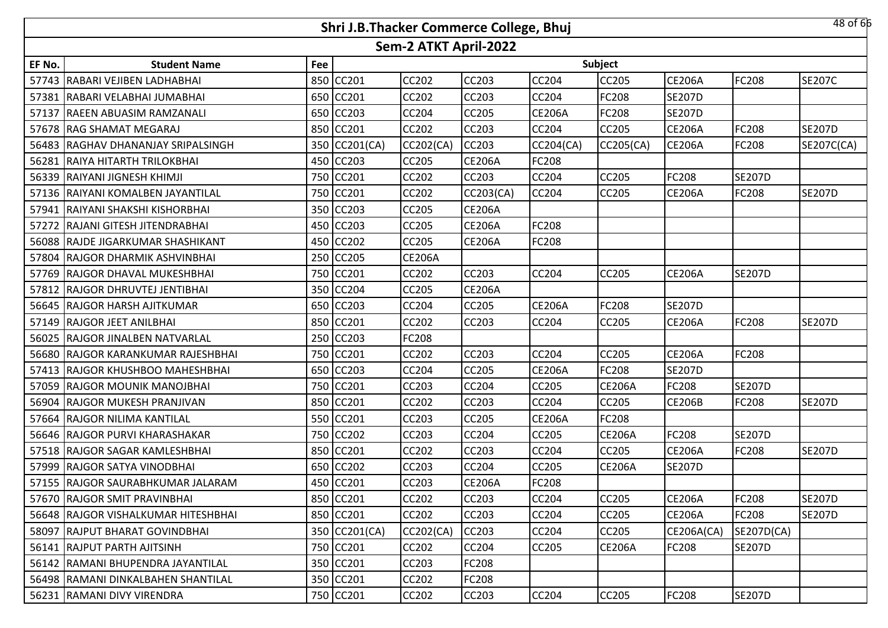# Shri J.B.Thacker Commerce College, Bhuj

## Sem-2 ATKT April-2022

| EF No. | Student Name | Fee | Subject | | | | | | | |
|---|---|---|---|---|---|---|---|---|---|---|
| 57743 | RABARI VEJIBEN LADHABHAI | 850 | CC201 | CC202 | CC203 | CC204 | CC205 | CE206A | FC208 | SE207C |
| 57381 | RABARI VELABHAI JUMABHAI | 650 | CC201 | CC202 | CC203 | CC204 | FC208 | SE207D | | |
| 57137 | RAEEN ABUASIM RAMZANALI | 650 | CC203 | CC204 | CC205 | CE206A | FC208 | SE207D | | |
| 57678 | RAG SHAMAT MEGARAJ | 850 | CC201 | CC202 | CC203 | CC204 | CC205 | CE206A | FC208 | SE207D |
| 56483 | RAGHAV DHANANJAY SRIPALSINGH | 350 | CC201(CA) | CC202(CA) | CC203 | CC204(CA) | CC205(CA) | CE206A | FC208 | SE207C(CA) |
| 56281 | RAIYA HITARTH TRILOKBHAI | 450 | CC203 | CC205 | CE206A | FC208 | | | | |
| 56339 | RAIYANI JIGNESH KHIMJI | 750 | CC201 | CC202 | CC203 | CC204 | CC205 | FC208 | SE207D | |
| 57136 | RAIYANI KOMALBEN JAYANTILAL | 750 | CC201 | CC202 | CC203(CA) | CC204 | CC205 | CE206A | FC208 | SE207D |
| 57941 | RAIYANI SHAKSHI KISHORBHAI | 350 | CC203 | CC205 | CE206A | | | | | |
| 57272 | RAJANI GITESH JITENDRABHAI | 450 | CC203 | CC205 | CE206A | FC208 | | | | |
| 56088 | RAJDE JIGARKUMAR SHASHIKANT | 450 | CC202 | CC205 | CE206A | FC208 | | | | |
| 57804 | RAJGOR DHARMIK ASHVINBHAI | 250 | CC205 | CE206A | | | | | | |
| 57769 | RAJGOR DHAVAL MUKESHBHAI | 750 | CC201 | CC202 | CC203 | CC204 | CC205 | CE206A | SE207D | |
| 57812 | RAJGOR DHRUVTEJ JENTIBHAI | 350 | CC204 | CC205 | CE206A | | | | | |
| 56645 | RAJGOR HARSH AJITKUMAR | 650 | CC203 | CC204 | CC205 | CE206A | FC208 | SE207D | | |
| 57149 | RAJGOR JEET ANILBHAI | 850 | CC201 | CC202 | CC203 | CC204 | CC205 | CE206A | FC208 | SE207D |
| 56025 | RAJGOR JINALBEN NATVARLAL | 250 | CC203 | FC208 | | | | | | |
| 56680 | RAJGOR KARANKUMAR RAJESHBHAI | 750 | CC201 | CC202 | CC203 | CC204 | CC205 | CE206A | FC208 | |
| 57413 | RAJGOR KHUSHBOO MAHESHBHAI | 650 | CC203 | CC204 | CC205 | CE206A | FC208 | SE207D | | |
| 57059 | RAJGOR MOUNIK MANOJBHAI | 750 | CC201 | CC203 | CC204 | CC205 | CE206A | FC208 | SE207D | |
| 56904 | RAJGOR MUKESH PRANJIVAN | 850 | CC201 | CC202 | CC203 | CC204 | CC205 | CE206B | FC208 | SE207D |
| 57664 | RAJGOR NILIMA KANTILAL | 550 | CC201 | CC203 | CC205 | CE206A | FC208 | | | |
| 56646 | RAJGOR PURVI KHARASHAKAR | 750 | CC202 | CC203 | CC204 | CC205 | CE206A | FC208 | SE207D | |
| 57518 | RAJGOR SAGAR KAMLESHBHAI | 850 | CC201 | CC202 | CC203 | CC204 | CC205 | CE206A | FC208 | SE207D |
| 57999 | RAJGOR SATYA VINODBHAI | 650 | CC202 | CC203 | CC204 | CC205 | CE206A | SE207D | | |
| 57155 | RAJGOR SAURABHKUMAR JALARAM | 450 | CC201 | CC203 | CE206A | FC208 | | | | |
| 57670 | RAJGOR SMIT PRAVINBHAI | 850 | CC201 | CC202 | CC203 | CC204 | CC205 | CE206A | FC208 | SE207D |
| 56648 | RAJGOR VISHALKUMAR HITESHBHAI | 850 | CC201 | CC202 | CC203 | CC204 | CC205 | CE206A | FC208 | SE207D |
| 58097 | RAJPUT BHARAT GOVINDBHAI | 350 | CC201(CA) | CC202(CA) | CC203 | CC204 | CC205 | CE206A(CA) | SE207D(CA) | |
| 56141 | RAJPUT PARTH AJITSINH | 750 | CC201 | CC202 | CC204 | CC205 | CE206A | FC208 | SE207D | |
| 56142 | RAMANI BHUPENDRA JAYANTILAL | 350 | CC201 | CC203 | FC208 | | | | | |
| 56498 | RAMANI DINKALBAHEN SHANTILAL | 350 | CC201 | CC202 | FC208 | | | | | |
| 56231 | RAMANI DIVY VIRENDRA | 750 | CC201 | CC202 | CC203 | CC204 | CC205 | FC208 | SE207D | |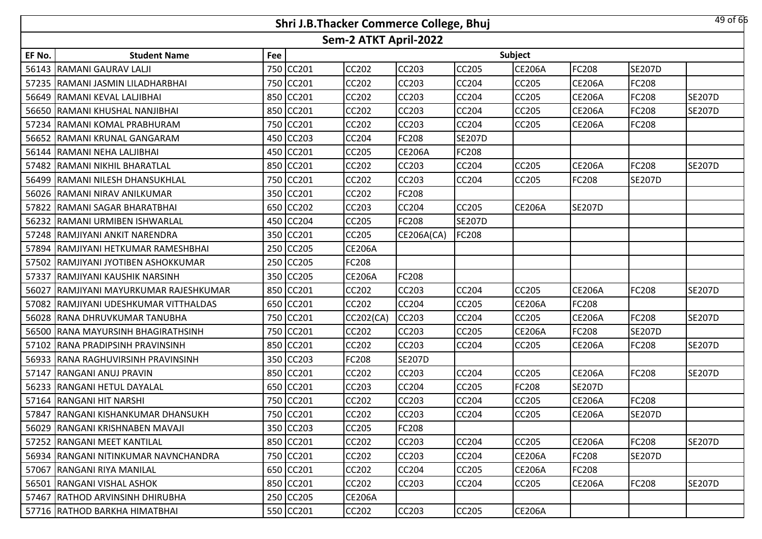# Shri J.B.Thacker Commerce College, Bhuj

## Sem-2 ATKT April-2022

| EF No. | Student Name | Fee | Subject | | | | | | | |
|---|---|---|---|---|---|---|---|---|---|---|
| 56143 | RAMANI GAURAV LALJI | 750 | CC201 | CC202 | CC203 | CC205 | CE206A | FC208 | SE207D | |
| 57235 | RAMANI JASMIN LILADHARBHAI | 750 | CC201 | CC202 | CC203 | CC204 | CC205 | CE206A | FC208 | |
| 56649 | RAMANI KEVAL LALJIBHAI | 850 | CC201 | CC202 | CC203 | CC204 | CC205 | CE206A | FC208 | SE207D |
| 56650 | RAMANI KHUSHAL NANJIBHAI | 850 | CC201 | CC202 | CC203 | CC204 | CC205 | CE206A | FC208 | SE207D |
| 57234 | RAMANI KOMAL PRABHURAM | 750 | CC201 | CC202 | CC203 | CC204 | CC205 | CE206A | FC208 | |
| 56652 | RAMANI KRUNAL GANGARAM | 450 | CC203 | CC204 | FC208 | SE207D | | | | |
| 56144 | RAMANI NEHA LALJIBHAI | 450 | CC201 | CC205 | CE206A | FC208 | | | | |
| 57482 | RAMANI NIKHIL BHARATLAL | 850 | CC201 | CC202 | CC203 | CC204 | CC205 | CE206A | FC208 | SE207D |
| 56499 | RAMANI NILESH DHANSUKHLAL | 750 | CC201 | CC202 | CC203 | CC204 | CC205 | FC208 | SE207D | |
| 56026 | RAMANI NIRAV ANILKUMAR | 350 | CC201 | CC202 | FC208 | | | | | |
| 57822 | RAMANI SAGAR BHARATBHAI | 650 | CC202 | CC203 | CC204 | CC205 | CE206A | SE207D | | |
| 56232 | RAMANI URMIBEN ISHWARLAL | 450 | CC204 | CC205 | FC208 | SE207D | | | | |
| 57248 | RAMJIYANI ANKIT NARENDRA | 350 | CC201 | CC205 | CE206A(CA) | FC208 | | | | |
| 57894 | RAMJIYANI HETKUMAR RAMESHBHAI | 250 | CC205 | CE206A | | | | | | |
| 57502 | RAMJIYANI JYOTIBEN ASHOKKUMAR | 250 | CC205 | FC208 | | | | | | |
| 57337 | RAMJIYANI KAUSHIK NARSINH | 350 | CC205 | CE206A | FC208 | | | | | |
| 56027 | RAMJIYANI MAYURKUMAR RAJESHKUMAR | 850 | CC201 | CC202 | CC203 | CC204 | CC205 | CE206A | FC208 | SE207D |
| 57082 | RAMJIYANI UDESHKUMAR VITTHALDAS | 650 | CC201 | CC202 | CC204 | CC205 | CE206A | FC208 | | |
| 56028 | RANA DHRUVKUMAR TANUBHA | 750 | CC201 | CC202(CA) | CC203 | CC204 | CC205 | CE206A | FC208 | SE207D |
| 56500 | RANA MAYURSINH BHAGIRATHSINH | 750 | CC201 | CC202 | CC203 | CC205 | CE206A | FC208 | SE207D | |
| 57102 | RANA PRADIPSINH PRAVINSINH | 850 | CC201 | CC202 | CC203 | CC204 | CC205 | CE206A | FC208 | SE207D |
| 56933 | RANA RAGHUVIRSINH PRAVINSINH | 350 | CC203 | FC208 | SE207D | | | | | |
| 57147 | RANGANI ANUJ PRAVIN | 850 | CC201 | CC202 | CC203 | CC204 | CC205 | CE206A | FC208 | SE207D |
| 56233 | RANGANI HETUL DAYALAL | 650 | CC201 | CC203 | CC204 | CC205 | FC208 | SE207D | | |
| 57164 | RANGANI HIT NARSHI | 750 | CC201 | CC202 | CC203 | CC204 | CC205 | CE206A | FC208 | |
| 57847 | RANGANI KISHANKUMAR DHANSUKH | 750 | CC201 | CC202 | CC203 | CC204 | CC205 | CE206A | SE207D | |
| 56029 | RANGANI KRISHNABEN MAVAJI | 350 | CC203 | CC205 | FC208 | | | | | |
| 57252 | RANGANI MEET KANTILAL | 850 | CC201 | CC202 | CC203 | CC204 | CC205 | CE206A | FC208 | SE207D |
| 56934 | RANGANI NITINKUMAR NAVNCHANDRA | 750 | CC201 | CC202 | CC203 | CC204 | CE206A | FC208 | SE207D | |
| 57067 | RANGANI RIYA MANILAL | 650 | CC201 | CC202 | CC204 | CC205 | CE206A | FC208 | | |
| 56501 | RANGANI VISHAL ASHOK | 850 | CC201 | CC202 | CC203 | CC204 | CC205 | CE206A | FC208 | SE207D |
| 57467 | RATHOD ARVINSINH DHIRUBHA | 250 | CC205 | CE206A | | | | | | |
| 57716 | RATHOD BARKHA HIMATBHAI | 550 | CC201 | CC202 | CC203 | CC205 | CE206A | | | |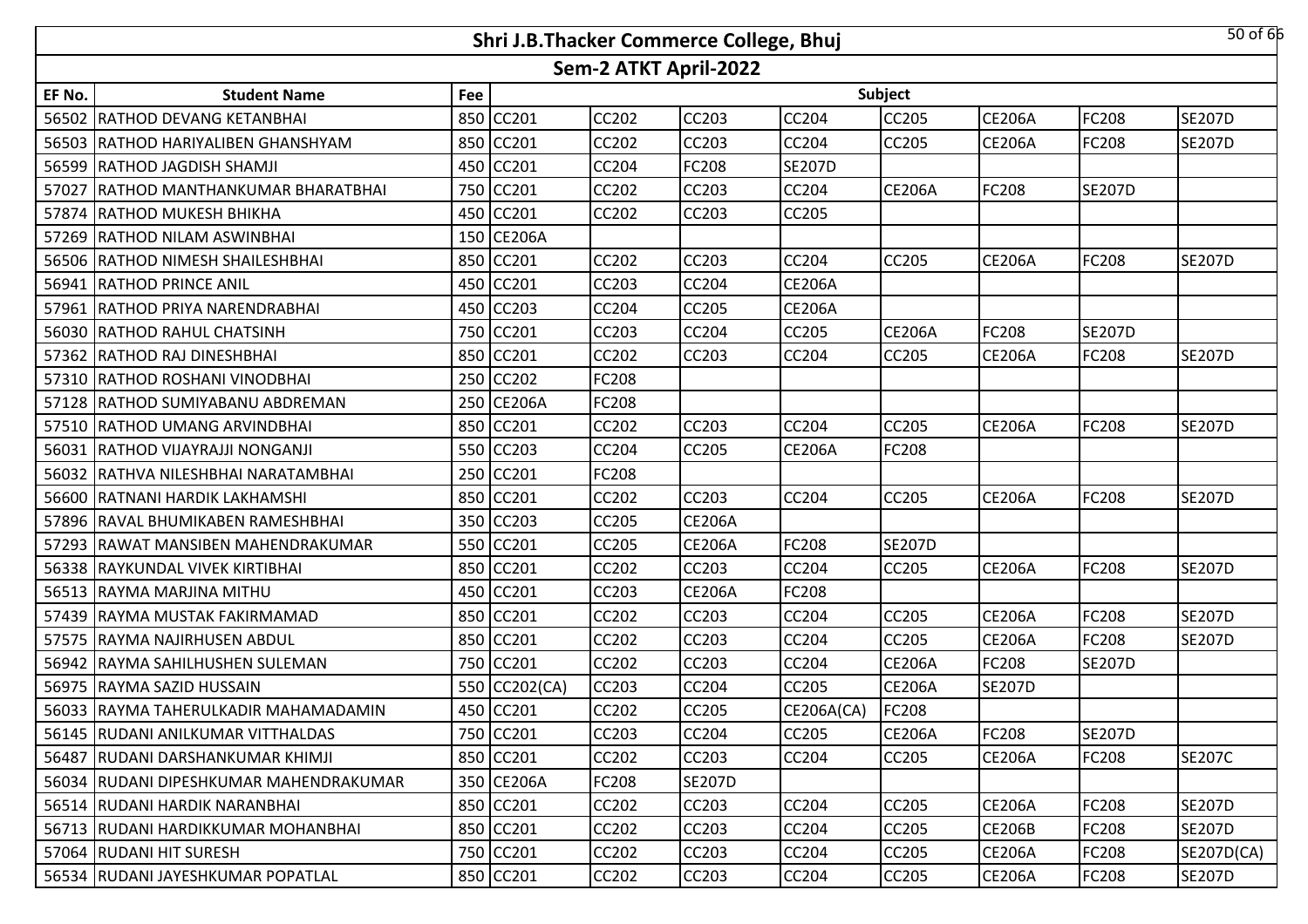# Shri J.B.Thacker Commerce College, Bhuj

## Sem-2 ATKT April-2022

| EF No. | Student Name | Fee | Subject | | | | | | | |
|---|---|---|---|---|---|---|---|---|---|---|
| 56502 | RATHOD DEVANG KETANBHAI | 850 | CC201 | CC202 | CC203 | CC204 | CC205 | CE206A | FC208 | SE207D |
| 56503 | RATHOD HARIYALIBEN GHANSHYAM | 850 | CC201 | CC202 | CC203 | CC204 | CC205 | CE206A | FC208 | SE207D |
| 56599 | RATHOD JAGDISH SHAMJI | 450 | CC201 | CC204 | FC208 | SE207D | | | | |
| 57027 | RATHOD MANTHANKUMAR BHARATBHAI | 750 | CC201 | CC202 | CC203 | CC204 | CE206A | FC208 | SE207D | |
| 57874 | RATHOD MUKESH BHIKHA | 450 | CC201 | CC202 | CC203 | CC205 | | | | |
| 57269 | RATHOD NILAM ASWINBHAI | 150 | CE206A | | | | | | | |
| 56506 | RATHOD NIMESH SHAILESHBHAI | 850 | CC201 | CC202 | CC203 | CC204 | CC205 | CE206A | FC208 | SE207D |
| 56941 | RATHOD PRINCE ANIL | 450 | CC201 | CC203 | CC204 | CE206A | | | | |
| 57961 | RATHOD PRIYA NARENDRABHAI | 450 | CC203 | CC204 | CC205 | CE206A | | | | |
| 56030 | RATHOD RAHUL CHATSINH | 750 | CC201 | CC203 | CC204 | CC205 | CE206A | FC208 | SE207D | |
| 57362 | RATHOD RAJ DINESHBHAI | 850 | CC201 | CC202 | CC203 | CC204 | CC205 | CE206A | FC208 | SE207D |
| 57310 | RATHOD ROSHANI VINODBHAI | 250 | CC202 | FC208 | | | | | | |
| 57128 | RATHOD SUMIYABANU ABDREMAN | 250 | CE206A | FC208 | | | | | | |
| 57510 | RATHOD UMANG ARVINDBHAI | 850 | CC201 | CC202 | CC203 | CC204 | CC205 | CE206A | FC208 | SE207D |
| 56031 | RATHOD VIJAYRAJJI NONGANJI | 550 | CC203 | CC204 | CC205 | CE206A | FC208 | | | |
| 56032 | RATHVA NILESHBHAI NARATAMBHAI | 250 | CC201 | FC208 | | | | | | |
| 56600 | RATNANI HARDIK LAKHAMSHI | 850 | CC201 | CC202 | CC203 | CC204 | CC205 | CE206A | FC208 | SE207D |
| 57896 | RAVAL BHUMIKABEN RAMESHBHAI | 350 | CC203 | CC205 | CE206A | | | | | |
| 57293 | RAWAT MANSIBEN MAHENDRAKUMAR | 550 | CC201 | CC205 | CE206A | FC208 | SE207D | | | |
| 56338 | RAYKUNDAL VIVEK KIRTIBHAI | 850 | CC201 | CC202 | CC203 | CC204 | CC205 | CE206A | FC208 | SE207D |
| 56513 | RAYMA MARJINA MITHU | 450 | CC201 | CC203 | CE206A | FC208 | | | | |
| 57439 | RAYMA MUSTAK FAKIRMAMAD | 850 | CC201 | CC202 | CC203 | CC204 | CC205 | CE206A | FC208 | SE207D |
| 57575 | RAYMA NAJIRHUSEN ABDUL | 850 | CC201 | CC202 | CC203 | CC204 | CC205 | CE206A | FC208 | SE207D |
| 56942 | RAYMA SAHILHUSHEN SULEMAN | 750 | CC201 | CC202 | CC203 | CC204 | CE206A | FC208 | SE207D | |
| 56975 | RAYMA SAZID HUSSAIN | 550 | CC202(CA) | CC203 | CC204 | CC205 | CE206A | SE207D | | |
| 56033 | RAYMA TAHERULKADIR MAHAMADAMIN | 450 | CC201 | CC202 | CC205 | CE206A(CA) | FC208 | | | |
| 56145 | RUDANI ANILKUMAR VITTHALDAS | 750 | CC201 | CC203 | CC204 | CC205 | CE206A | FC208 | SE207D | |
| 56487 | RUDANI DARSHANKUMAR KHIMJI | 850 | CC201 | CC202 | CC203 | CC204 | CC205 | CE206A | FC208 | SE207C |
| 56034 | RUDANI DIPESHKUMAR MAHENDRAKUMAR | 350 | CE206A | FC208 | SE207D | | | | | |
| 56514 | RUDANI HARDIK NARANBHAI | 850 | CC201 | CC202 | CC203 | CC204 | CC205 | CE206A | FC208 | SE207D |
| 56713 | RUDANI HARDIKKUMAR MOHANBHAI | 850 | CC201 | CC202 | CC203 | CC204 | CC205 | CE206B | FC208 | SE207D |
| 57064 | RUDANI HIT SURESH | 750 | CC201 | CC202 | CC203 | CC204 | CC205 | CE206A | FC208 | SE207D(CA) |
| 56534 | RUDANI JAYESHKUMAR POPATLAL | 850 | CC201 | CC202 | CC203 | CC204 | CC205 | CE206A | FC208 | SE207D |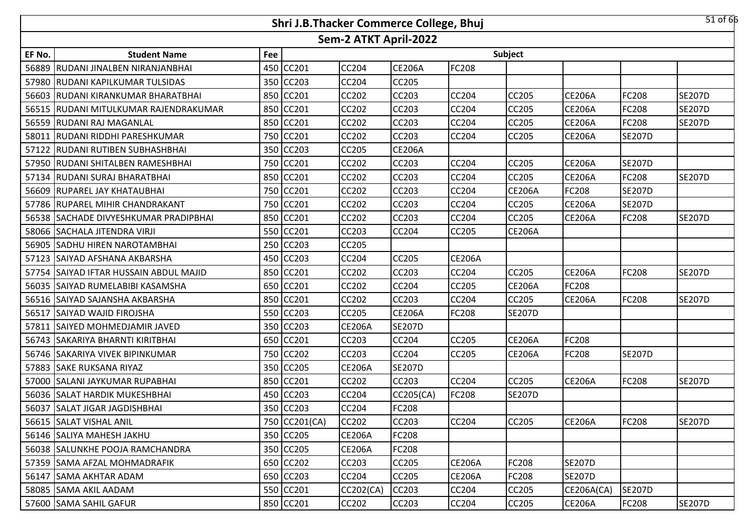# Shri J.B.Thacker Commerce College, Bhuj

## Sem-2 ATKT April-2022

| EF No. | Student Name | Fee | Subject | | | | | | | |
|---|---|---|---|---|---|---|---|---|---|---|
| 56889 | RUDANI JINALBEN NIRANJANBHAI | 450 | CC201 | CC204 | CE206A | FC208 | | | | |
| 57980 | RUDANI KAPILKUMAR TULSIDAS | 350 | CC203 | CC204 | CC205 | | | | | |
| 56603 | RUDANI KIRANKUMAR BHARATBHAI | 850 | CC201 | CC202 | CC203 | CC204 | CC205 | CE206A | FC208 | SE207D |
| 56515 | RUDANI MITULKUMAR RAJENDRAKUMAR | 850 | CC201 | CC202 | CC203 | CC204 | CC205 | CE206A | FC208 | SE207D |
| 56559 | RUDANI RAJ MAGANLAL | 850 | CC201 | CC202 | CC203 | CC204 | CC205 | CE206A | FC208 | SE207D |
| 58011 | RUDANI RIDDHI PARESHKUMAR | 750 | CC201 | CC202 | CC203 | CC204 | CC205 | CE206A | SE207D | |
| 57122 | RUDANI RUTIBEN SUBHASHBHAI | 350 | CC203 | CC205 | CE206A | | | | | |
| 57950 | RUDANI SHITALBEN RAMESHBHAI | 750 | CC201 | CC202 | CC203 | CC204 | CC205 | CE206A | SE207D | |
| 57134 | RUDANI SURAJ BHARATBHAI | 850 | CC201 | CC202 | CC203 | CC204 | CC205 | CE206A | FC208 | SE207D |
| 56609 | RUPAREL JAY KHATAUBHAI | 750 | CC201 | CC202 | CC203 | CC204 | CE206A | FC208 | SE207D | |
| 57786 | RUPAREL MIHIR CHANDRAKANT | 750 | CC201 | CC202 | CC203 | CC204 | CC205 | CE206A | SE207D | |
| 56538 | SACHADE DIVYESHKUMAR PRADIPBHAI | 850 | CC201 | CC202 | CC203 | CC204 | CC205 | CE206A | FC208 | SE207D |
| 58066 | SACHALA JITENDRA VIRJI | 550 | CC201 | CC203 | CC204 | CC205 | CE206A | | | |
| 56905 | SADHU HIREN NAROTAMBHAI | 250 | CC203 | CC205 | | | | | | |
| 57123 | SAIYAD AFSHANA AKBARSHA | 450 | CC203 | CC204 | CC205 | CE206A | | | | |
| 57754 | SAIYAD IFTAR HUSSAIN ABDUL MAJID | 850 | CC201 | CC202 | CC203 | CC204 | CC205 | CE206A | FC208 | SE207D |
| 56035 | SAIYAD RUMELABIBI KASAMSHA | 650 | CC201 | CC202 | CC204 | CC205 | CE206A | FC208 | | |
| 56516 | SAIYAD SAJANSHA AKBARSHA | 850 | CC201 | CC202 | CC203 | CC204 | CC205 | CE206A | FC208 | SE207D |
| 56517 | SAIYAD WAJID FIROJSHA | 550 | CC203 | CC205 | CE206A | FC208 | SE207D | | | |
| 57811 | SAIYED MOHMEDJAMIR JAVED | 350 | CC203 | CE206A | SE207D | | | | | |
| 56743 | SAKARIYA BHARNTI KIRITBHAI | 650 | CC201 | CC203 | CC204 | CC205 | CE206A | FC208 | | |
| 56746 | SAKARIYA VIVEK BIPINKUMAR | 750 | CC202 | CC203 | CC204 | CC205 | CE206A | FC208 | SE207D | |
| 57883 | SAKE RUKSANA RIYAZ | 350 | CC205 | CE206A | SE207D | | | | | |
| 57000 | SALANI JAYKUMAR RUPABHAI | 850 | CC201 | CC202 | CC203 | CC204 | CC205 | CE206A | FC208 | SE207D |
| 56036 | SALAT HARDIK MUKESHBHAI | 450 | CC203 | CC204 | CC205(CA) | FC208 | SE207D | | | |
| 56037 | SALAT JIGAR JAGDISHBHAI | 350 | CC203 | CC204 | FC208 | | | | | |
| 56615 | SALAT VISHAL ANIL | 750 | CC201(CA) | CC202 | CC203 | CC204 | CC205 | CE206A | FC208 | SE207D |
| 56146 | SALIYA MAHESH JAKHU | 350 | CC205 | CE206A | FC208 | | | | | |
| 56038 | SALUNKHE POOJA RAMCHANDRA | 350 | CC205 | CE206A | FC208 | | | | | |
| 57359 | SAMA AFZAL MOHMADRAFIK | 650 | CC202 | CC203 | CC205 | CE206A | FC208 | SE207D | | |
| 56147 | SAMA AKHTAR ADAM | 650 | CC203 | CC204 | CC205 | CE206A | FC208 | SE207D | | |
| 58085 | SAMA AKIL AADAM | 550 | CC201 | CC202(CA) | CC203 | CC204 | CC205 | CE206A(CA) | SE207D | |
| 57600 | SAMA SAHIL GAFUR | 850 | CC201 | CC202 | CC203 | CC204 | CC205 | CE206A | FC208 | SE207D |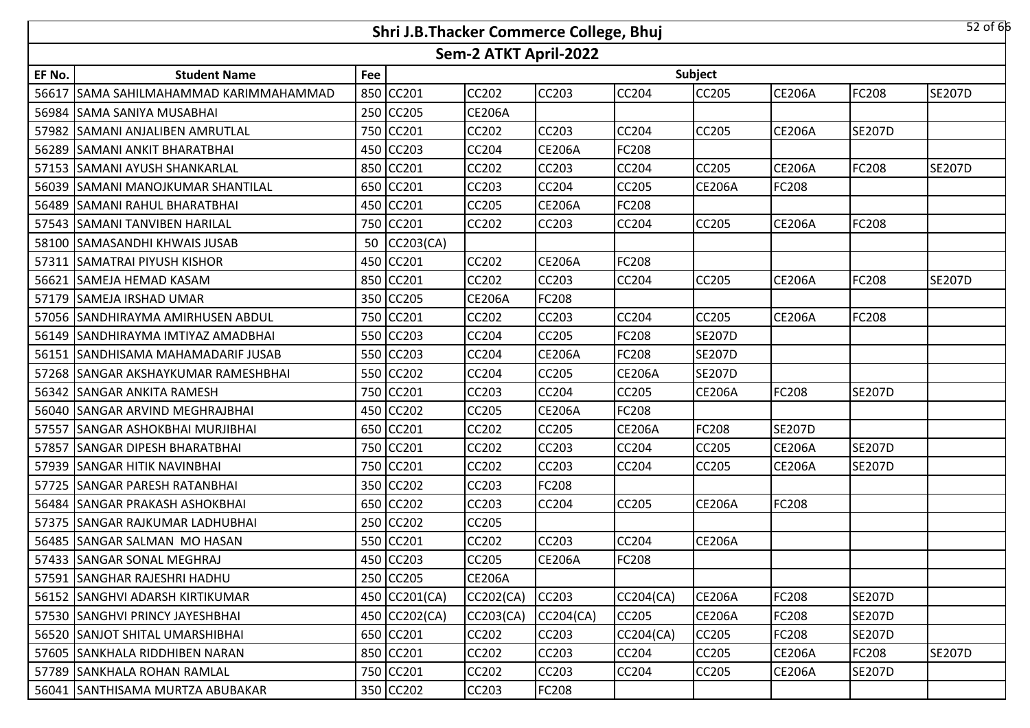# Shri J.B.Thacker Commerce College, Bhuj

## Sem-2 ATKT April-2022

| EF No. | Student Name | Fee | Subject | | | | | | | |
|---|---|---|---|---|---|---|---|---|---|---|
| 56617 | SAMA SAHILMAHAMMAD KARIMMAHAMMAD | 850 | CC201 | CC202 | CC203 | CC204 | CC205 | CE206A | FC208 | SE207D |
| 56984 | SAMA SANIYA MUSABHAI | 250 | CC205 | CE206A | | | | | | |
| 57982 | SAMANI ANJALIBEN AMRUTLAL | 750 | CC201 | CC202 | CC203 | CC204 | CC205 | CE206A | SE207D | |
| 56289 | SAMANI ANKIT BHARATBHAI | 450 | CC203 | CC204 | CE206A | FC208 | | | | |
| 57153 | SAMANI AYUSH SHANKARLAL | 850 | CC201 | CC202 | CC203 | CC204 | CC205 | CE206A | FC208 | SE207D |
| 56039 | SAMANI MANOJKUMAR SHANTILAL | 650 | CC201 | CC203 | CC204 | CC205 | CE206A | FC208 | | |
| 56489 | SAMANI RAHUL BHARATBHAI | 450 | CC201 | CC205 | CE206A | FC208 | | | | |
| 57543 | SAMANI TANVIBEN HARILAL | 750 | CC201 | CC202 | CC203 | CC204 | CC205 | CE206A | FC208 | |
| 58100 | SAMASANDHI KHWAIS JUSAB | 50 | CC203(CA) | | | | | | | |
| 57311 | SAMATRAI PIYUSH KISHOR | 450 | CC201 | CC202 | CE206A | FC208 | | | | |
| 56621 | SAMEJA HEMAD KASAM | 850 | CC201 | CC202 | CC203 | CC204 | CC205 | CE206A | FC208 | SE207D |
| 57179 | SAMEJA IRSHAD UMAR | 350 | CC205 | CE206A | FC208 | | | | | |
| 57056 | SANDHIRAYMA AMIRHUSEN ABDUL | 750 | CC201 | CC202 | CC203 | CC204 | CC205 | CE206A | FC208 | |
| 56149 | SANDHIRAYMA IMTIYAZ AMADBHAI | 550 | CC203 | CC204 | CC205 | FC208 | SE207D | | | |
| 56151 | SANDHISAMA MAHAMADARIF JUSAB | 550 | CC203 | CC204 | CE206A | FC208 | SE207D | | | |
| 57268 | SANGAR AKSHAYKUMAR RAMESHBHAI | 550 | CC202 | CC204 | CC205 | CE206A | SE207D | | | |
| 56342 | SANGAR ANKITA RAMESH | 750 | CC201 | CC203 | CC204 | CC205 | CE206A | FC208 | SE207D | |
| 56040 | SANGAR ARVIND MEGHRAJBHAI | 450 | CC202 | CC205 | CE206A | FC208 | | | | |
| 57557 | SANGAR ASHOKBHAI MURJIBHAI | 650 | CC201 | CC202 | CC205 | CE206A | FC208 | SE207D | | |
| 57857 | SANGAR DIPESH BHARATBHAI | 750 | CC201 | CC202 | CC203 | CC204 | CC205 | CE206A | SE207D | |
| 57939 | SANGAR HITIK NAVINBHAI | 750 | CC201 | CC202 | CC203 | CC204 | CC205 | CE206A | SE207D | |
| 57725 | SANGAR PARESH RATANBHAI | 350 | CC202 | CC203 | FC208 | | | | | |
| 56484 | SANGAR PRAKASH ASHOKBHAI | 650 | CC202 | CC203 | CC204 | CC205 | CE206A | FC208 | | |
| 57375 | SANGAR RAJKUMAR LADHUBHAI | 250 | CC202 | CC205 | | | | | | |
| 56485 | SANGAR SALMAN MO HASAN | 550 | CC201 | CC202 | CC203 | CC204 | CE206A | | | |
| 57433 | SANGAR SONAL MEGHRAJ | 450 | CC203 | CC205 | CE206A | FC208 | | | | |
| 57591 | SANGHAR RAJESHRI HADHU | 250 | CC205 | CE206A | | | | | | |
| 56152 | SANGHVI ADARSH KIRTIKUMAR | 450 | CC201(CA) | CC202(CA) | CC203 | CC204(CA) | CE206A | FC208 | SE207D | |
| 57530 | SANGHVI PRINCY JAYESHBHAI | 450 | CC202(CA) | CC203(CA) | CC204(CA) | CC205 | CE206A | FC208 | SE207D | |
| 56520 | SANJOT SHITAL UMARSHIBHAI | 650 | CC201 | CC202 | CC203 | CC204(CA) | CC205 | FC208 | SE207D | |
| 57605 | SANKHALA RIDDHIBEN NARAN | 850 | CC201 | CC202 | CC203 | CC204 | CC205 | CE206A | FC208 | SE207D |
| 57789 | SANKHALA ROHAN RAMLAL | 750 | CC201 | CC202 | CC203 | CC204 | CC205 | CE206A | SE207D | |
| 56041 | SANTHISAMA MURTZA ABUBAKAR | 350 | CC202 | CC203 | FC208 | | | | | |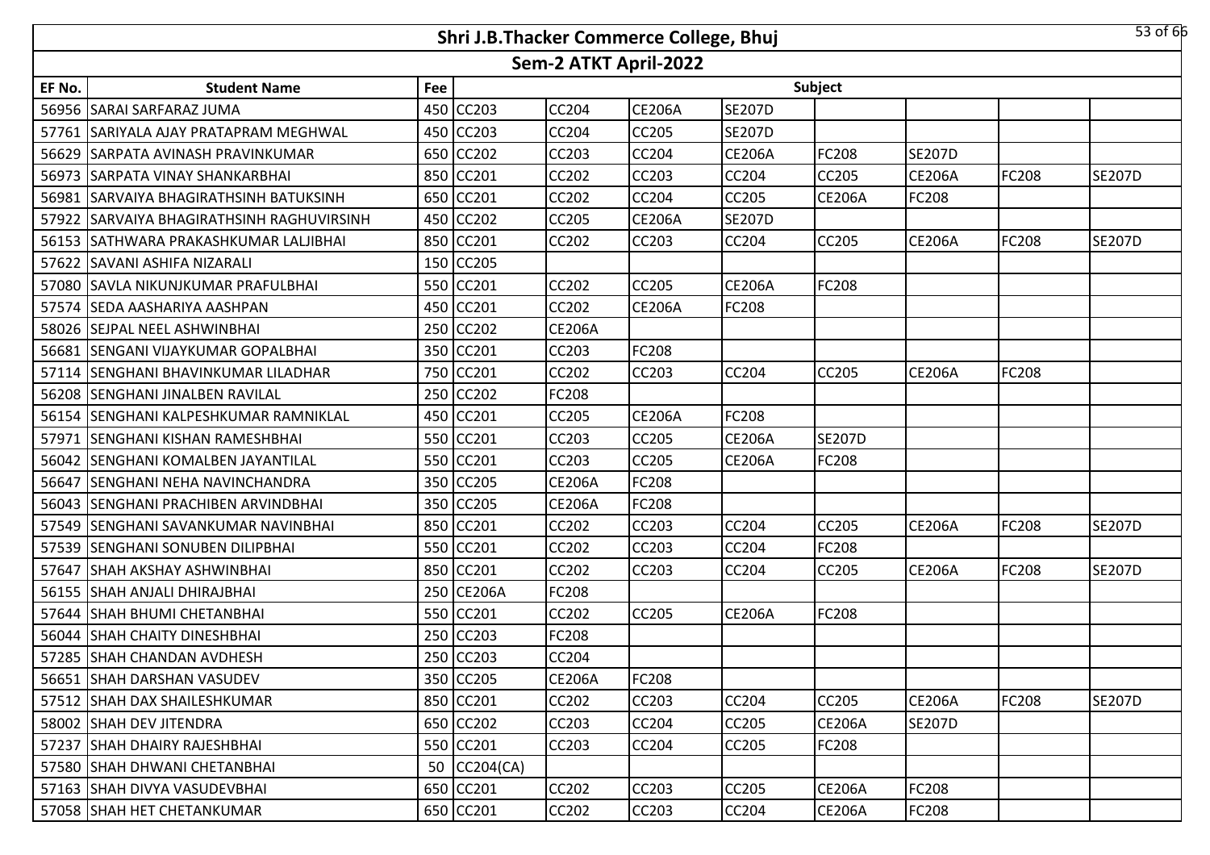# Shri J.B.Thacker Commerce College, Bhuj

## Sem-2 ATKT April-2022

| EF No. | Student Name | Fee | Subject | | | | | | | |
|---|---|---|---|---|---|---|---|---|---|---|
| 56956 | SARAI SARFARAZ JUMA | 450 | CC203 | CC204 | CE206A | SE207D | | | | |
| 57761 | SARIYALA AJAY PRATAPRAM MEGHWAL | 450 | CC203 | CC204 | CC205 | SE207D | | | | |
| 56629 | SARPATA AVINASH PRAVINKUMAR | 650 | CC202 | CC203 | CC204 | CE206A | FC208 | SE207D | | |
| 56973 | SARPATA VINAY SHANKARBHAI | 850 | CC201 | CC202 | CC203 | CC204 | CC205 | CE206A | FC208 | SE207D |
| 56981 | SARVAIYA BHAGIRATHSINH BATUKSINH | 650 | CC201 | CC202 | CC204 | CC205 | CE206A | FC208 | | |
| 57922 | SARVAIYA BHAGIRATHSINH RAGHUVIRSINH | 450 | CC202 | CC205 | CE206A | SE207D | | | | |
| 56153 | SATHWARA PRAKASHKUMAR LALJIBHAI | 850 | CC201 | CC202 | CC203 | CC204 | CC205 | CE206A | FC208 | SE207D |
| 57622 | SAVANI ASHIFA NIZARALI | 150 | CC205 | | | | | | | |
| 57080 | SAVLA NIKUNJKUMAR PRAFULBHAI | 550 | CC201 | CC202 | CC205 | CE206A | FC208 | | | |
| 57574 | SEDA AASHARIYA AASHPAN | 450 | CC201 | CC202 | CE206A | FC208 | | | | |
| 58026 | SEJPAL NEEL ASHWINBHAI | 250 | CC202 | CE206A | | | | | | |
| 56681 | SENGANI VIJAYKUMAR GOPALBHAI | 350 | CC201 | CC203 | FC208 | | | | | |
| 57114 | SENGHANI BHAVINKUMAR LILADHAR | 750 | CC201 | CC202 | CC203 | CC204 | CC205 | CE206A | FC208 | |
| 56208 | SENGHANI JINALBEN RAVILAL | 250 | CC202 | FC208 | | | | | | |
| 56154 | SENGHANI KALPESHKUMAR RAMNIKLAL | 450 | CC201 | CC205 | CE206A | FC208 | | | | |
| 57971 | SENGHANI KISHAN RAMESHBHAI | 550 | CC201 | CC203 | CC205 | CE206A | SE207D | | | |
| 56042 | SENGHANI KOMALBEN JAYANTILAL | 550 | CC201 | CC203 | CC205 | CE206A | FC208 | | | |
| 56647 | SENGHANI NEHA NAVINCHANDRA | 350 | CC205 | CE206A | FC208 | | | | | |
| 56043 | SENGHANI PRACHIBEN ARVINDBHAI | 350 | CC205 | CE206A | FC208 | | | | | |
| 57549 | SENGHANI SAVANKUMAR NAVINBHAI | 850 | CC201 | CC202 | CC203 | CC204 | CC205 | CE206A | FC208 | SE207D |
| 57539 | SENGHANI SONUBEN DILIPBHAI | 550 | CC201 | CC202 | CC203 | CC204 | FC208 | | | |
| 57647 | SHAH AKSHAY ASHWINBHAI | 850 | CC201 | CC202 | CC203 | CC204 | CC205 | CE206A | FC208 | SE207D |
| 56155 | SHAH ANJALI DHIRAJBHAI | 250 | CE206A | FC208 | | | | | | |
| 57644 | SHAH BHUMI CHETANBHAI | 550 | CC201 | CC202 | CC205 | CE206A | FC208 | | | |
| 56044 | SHAH CHAITY DINESHBHAI | 250 | CC203 | FC208 | | | | | | |
| 57285 | SHAH CHANDAN AVDHESH | 250 | CC203 | CC204 | | | | | | |
| 56651 | SHAH DARSHAN VASUDEV | 350 | CC205 | CE206A | FC208 | | | | | |
| 57512 | SHAH DAX SHAILESHKUMAR | 850 | CC201 | CC202 | CC203 | CC204 | CC205 | CE206A | FC208 | SE207D |
| 58002 | SHAH DEV JITENDRA | 650 | CC202 | CC203 | CC204 | CC205 | CE206A | SE207D | | |
| 57237 | SHAH DHAIRY RAJESHBHAI | 550 | CC201 | CC203 | CC204 | CC205 | FC208 | | | |
| 57580 | SHAH DHWANI CHETANBHAI | 50 | CC204(CA) | | | | | | | |
| 57163 | SHAH DIVYA VASUDEVBHAI | 650 | CC201 | CC202 | CC203 | CC205 | CE206A | FC208 | | |
| 57058 | SHAH HET CHETANKUMAR | 650 | CC201 | CC202 | CC203 | CC204 | CE206A | FC208 | | |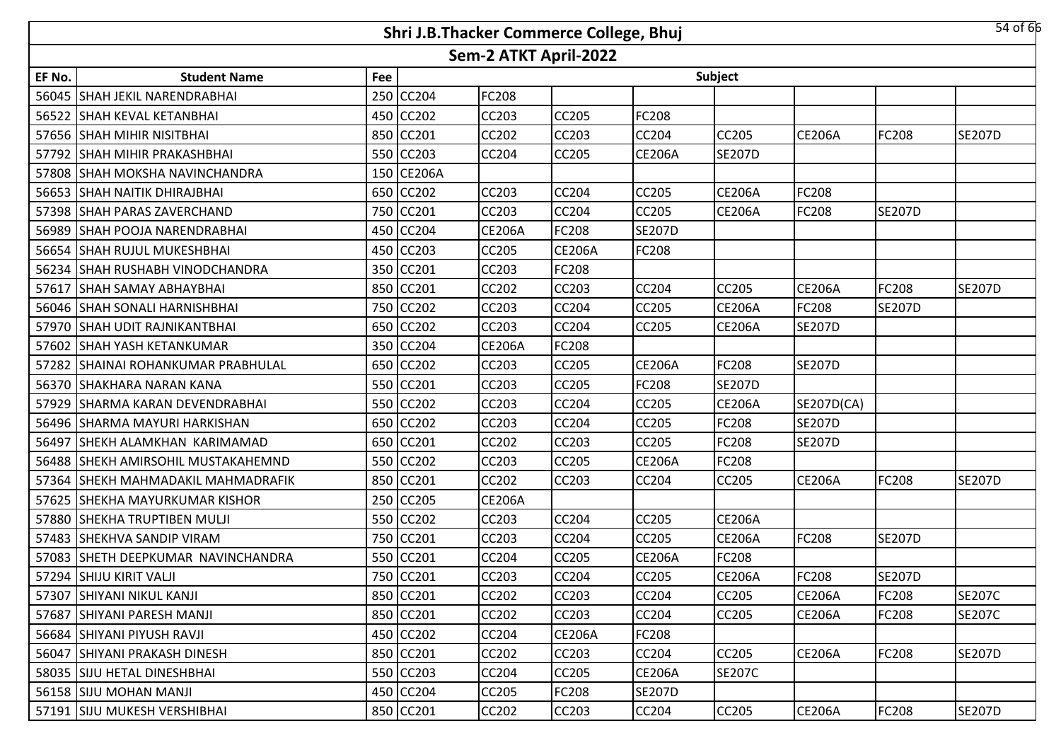# Shri J.B.Thacker Commerce College, Bhuj

## Sem-2 ATKT April-2022

| EF No. | Student Name | Fee | Subject | | | | | | | |
|---|---|---|---|---|---|---|---|---|---|---|
| 56045 | SHAH JEKIL NARENDRABHAI | 250 | CC204 | FC208 | | | | | | |
| 56522 | SHAH KEVAL KETANBHAI | 450 | CC202 | CC203 | CC205 | FC208 | | | | |
| 57656 | SHAH MIHIR NISITBHAI | 850 | CC201 | CC202 | CC203 | CC204 | CC205 | CE206A | FC208 | SE207D |
| 57792 | SHAH MIHIR PRAKASHBHAI | 550 | CC203 | CC204 | CC205 | CE206A | SE207D | | | |
| 57808 | SHAH MOKSHA NAVINCHANDRA | 150 | CE206A | | | | | | | |
| 56653 | SHAH NAITIK DHIRAJBHAI | 650 | CC202 | CC203 | CC204 | CC205 | CE206A | FC208 | | |
| 57398 | SHAH PARAS ZAVERCHAND | 750 | CC201 | CC203 | CC204 | CC205 | CE206A | FC208 | SE207D | |
| 56989 | SHAH POOJA NARENDRABHAI | 450 | CC204 | CE206A | FC208 | SE207D | | | | |
| 56654 | SHAH RUJUL MUKESHBHAI | 450 | CC203 | CC205 | CE206A | FC208 | | | | |
| 56234 | SHAH RUSHABH VINODCHANDRA | 350 | CC201 | CC203 | FC208 | | | | | |
| 57617 | SHAH SAMAY ABHAYBHAI | 850 | CC201 | CC202 | CC203 | CC204 | CC205 | CE206A | FC208 | SE207D |
| 56046 | SHAH SONALI HARNISHBHAI | 750 | CC202 | CC203 | CC204 | CC205 | CE206A | FC208 | SE207D | |
| 57970 | SHAH UDIT RAJNIKANTBHAI | 650 | CC202 | CC203 | CC204 | CC205 | CE206A | SE207D | | |
| 57602 | SHAH YASH KETANKUMAR | 350 | CC204 | CE206A | FC208 | | | | | |
| 57282 | SHAINAI ROHANKUMAR PRABHULAL | 650 | CC202 | CC203 | CC205 | CE206A | FC208 | SE207D | | |
| 56370 | SHAKHARA NARAN KANA | 550 | CC201 | CC203 | CC205 | FC208 | SE207D | | | |
| 57929 | SHARMA KARAN DEVENDRABHAI | 550 | CC202 | CC203 | CC204 | CC205 | CE206A | SE207D(CA) | | |
| 56496 | SHARMA MAYURI HARKISHAN | 650 | CC202 | CC203 | CC204 | CC205 | FC208 | SE207D | | |
| 56497 | SHEKH ALAMKHAN KARIMAMAD | 650 | CC201 | CC202 | CC203 | CC205 | FC208 | SE207D | | |
| 56488 | SHEKH AMIRSOHIL MUSTAKAHEMND | 550 | CC202 | CC203 | CC205 | CE206A | FC208 | | | |
| 57364 | SHEKH MAHMADAKIL MAHMADRAFIK | 850 | CC201 | CC202 | CC203 | CC204 | CC205 | CE206A | FC208 | SE207D |
| 57625 | SHEKHA MAYURKUMAR KISHOR | 250 | CC205 | CE206A | | | | | | |
| 57880 | SHEKHA TRUPTIBEN MULJI | 550 | CC202 | CC203 | CC204 | CC205 | CE206A | | | |
| 57483 | SHEKHVA SANDIP VIRAM | 750 | CC201 | CC203 | CC204 | CC205 | CE206A | FC208 | SE207D | |
| 57083 | SHETH DEEPKUMAR NAVINCHANDRA | 550 | CC201 | CC204 | CC205 | CE206A | FC208 | | | |
| 57294 | SHIJU KIRIT VALJI | 750 | CC201 | CC203 | CC204 | CC205 | CE206A | FC208 | SE207D | |
| 57307 | SHIYANI NIKUL KANJI | 850 | CC201 | CC202 | CC203 | CC204 | CC205 | CE206A | FC208 | SE207C |
| 57687 | SHIYANI PARESH MANJI | 850 | CC201 | CC202 | CC203 | CC204 | CC205 | CE206A | FC208 | SE207C |
| 56684 | SHIYANI PIYUSH RAVJI | 450 | CC202 | CC204 | CE206A | FC208 | | | | |
| 56047 | SHIYANI PRAKASH DINESH | 850 | CC201 | CC202 | CC203 | CC204 | CC205 | CE206A | FC208 | SE207D |
| 58035 | SIJU HETAL DINESHBHAI | 550 | CC203 | CC204 | CC205 | CE206A | SE207C | | | |
| 56158 | SIJU MOHAN MANJI | 450 | CC204 | CC205 | FC208 | SE207D | | | | |
| 57191 | SIJU MUKESH VERSHIBHAI | 850 | CC201 | CC202 | CC203 | CC204 | CC205 | CE206A | FC208 | SE207D |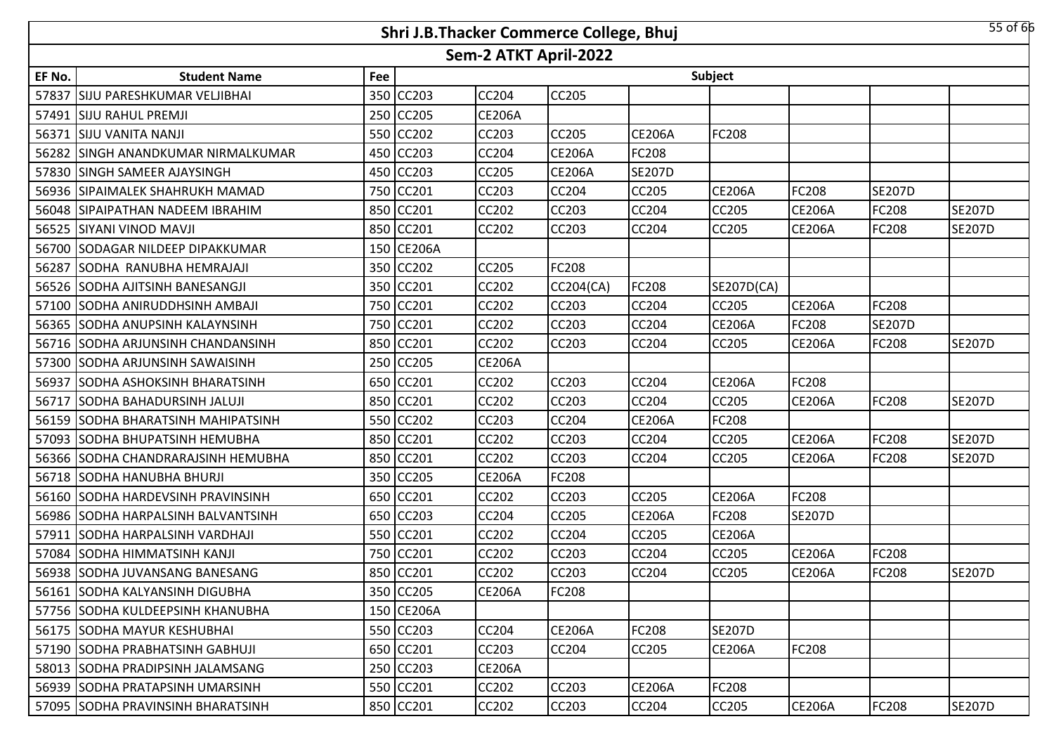# Shri J.B.Thacker Commerce College, Bhuj

## Sem-2 ATKT April-2022

| EF No. | Student Name | Fee | Subject | | | | | | | |
|---|---|---|---|---|---|---|---|---|---|---|
| 57837 | SIJU PARESHKUMAR VELJIBHAI | 350 | CC203 | CC204 | CC205 | | | | | |
| 57491 | SIJU RAHUL PREMJI | 250 | CC205 | CE206A | | | | | | |
| 56371 | SIJU VANITA NANJI | 550 | CC202 | CC203 | CC205 | CE206A | FC208 | | | |
| 56282 | SINGH ANANDKUMAR NIRMALKUMAR | 450 | CC203 | CC204 | CE206A | FC208 | | | | |
| 57830 | SINGH SAMEER AJAYSINGH | 450 | CC203 | CC205 | CE206A | SE207D | | | | |
| 56936 | SIPAIMALEK SHAHRUKH MAMAD | 750 | CC201 | CC203 | CC204 | CC205 | CE206A | FC208 | SE207D | |
| 56048 | SIPAIPATHAN NADEEM IBRAHIM | 850 | CC201 | CC202 | CC203 | CC204 | CC205 | CE206A | FC208 | SE207D |
| 56525 | SIYANI VINOD MAVJI | 850 | CC201 | CC202 | CC203 | CC204 | CC205 | CE206A | FC208 | SE207D |
| 56700 | SODAGAR NILDEEP DIPAKKUMAR | 150 | CE206A | | | | | | | |
| 56287 | SODHA RANUBHA HEMRAJAJI | 350 | CC202 | CC205 | FC208 | | | | | |
| 56526 | SODHA AJITSINH BANESANGJI | 350 | CC201 | CC202 | CC204(CA) | FC208 | SE207D(CA) | | | |
| 57100 | SODHA ANIRUDDHSINH AMBAJI | 750 | CC201 | CC202 | CC203 | CC204 | CC205 | CE206A | FC208 | |
| 56365 | SODHA ANUPSINH KALAYNSINH | 750 | CC201 | CC202 | CC203 | CC204 | CE206A | FC208 | SE207D | |
| 56716 | SODHA ARJUNSINH CHANDANSINH | 850 | CC201 | CC202 | CC203 | CC204 | CC205 | CE206A | FC208 | SE207D |
| 57300 | SODHA ARJUNSINH SAWAISINH | 250 | CC205 | CE206A | | | | | | |
| 56937 | SODHA ASHOKSINH BHARATSINH | 650 | CC201 | CC202 | CC203 | CC204 | CE206A | FC208 | | |
| 56717 | SODHA BAHADURSINH JALUJI | 850 | CC201 | CC202 | CC203 | CC204 | CC205 | CE206A | FC208 | SE207D |
| 56159 | SODHA BHARATSINH MAHIPATSINH | 550 | CC202 | CC203 | CC204 | CE206A | FC208 | | | |
| 57093 | SODHA BHUPATSINH HEMUBHA | 850 | CC201 | CC202 | CC203 | CC204 | CC205 | CE206A | FC208 | SE207D |
| 56366 | SODHA CHANDRARAJSINH HEMUBHA | 850 | CC201 | CC202 | CC203 | CC204 | CC205 | CE206A | FC208 | SE207D |
| 56718 | SODHA HANUBHA BHURJI | 350 | CC205 | CE206A | FC208 | | | | | |
| 56160 | SODHA HARDEVSINH PRAVINSINH | 650 | CC201 | CC202 | CC203 | CC205 | CE206A | FC208 | | |
| 56986 | SODHA HARPALSINH BALVANTSINH | 650 | CC203 | CC204 | CC205 | CE206A | FC208 | SE207D | | |
| 57911 | SODHA HARPALSINH VARDHAJI | 550 | CC201 | CC202 | CC204 | CC205 | CE206A | | | |
| 57084 | SODHA HIMMATSINH KANJI | 750 | CC201 | CC202 | CC203 | CC204 | CC205 | CE206A | FC208 | |
| 56938 | SODHA JUVANSANG BANESANG | 850 | CC201 | CC202 | CC203 | CC204 | CC205 | CE206A | FC208 | SE207D |
| 56161 | SODHA KALYANSINH DIGUBHA | 350 | CC205 | CE206A | FC208 | | | | | |
| 57756 | SODHA KULDEEPSINH KHANUBHA | 150 | CE206A | | | | | | | |
| 56175 | SODHA MAYUR KESHUBHAI | 550 | CC203 | CC204 | CE206A | FC208 | SE207D | | | |
| 57190 | SODHA PRABHATSINH GABHUJI | 650 | CC201 | CC203 | CC204 | CC205 | CE206A | FC208 | | |
| 58013 | SODHA PRADIPSINH JALAMSANG | 250 | CC203 | CE206A | | | | | | |
| 56939 | SODHA PRATAPSINH UMARSINH | 550 | CC201 | CC202 | CC203 | CE206A | FC208 | | | |
| 57095 | SODHA PRAVINSINH BHARATSINH | 850 | CC201 | CC202 | CC203 | CC204 | CC205 | CE206A | FC208 | SE207D |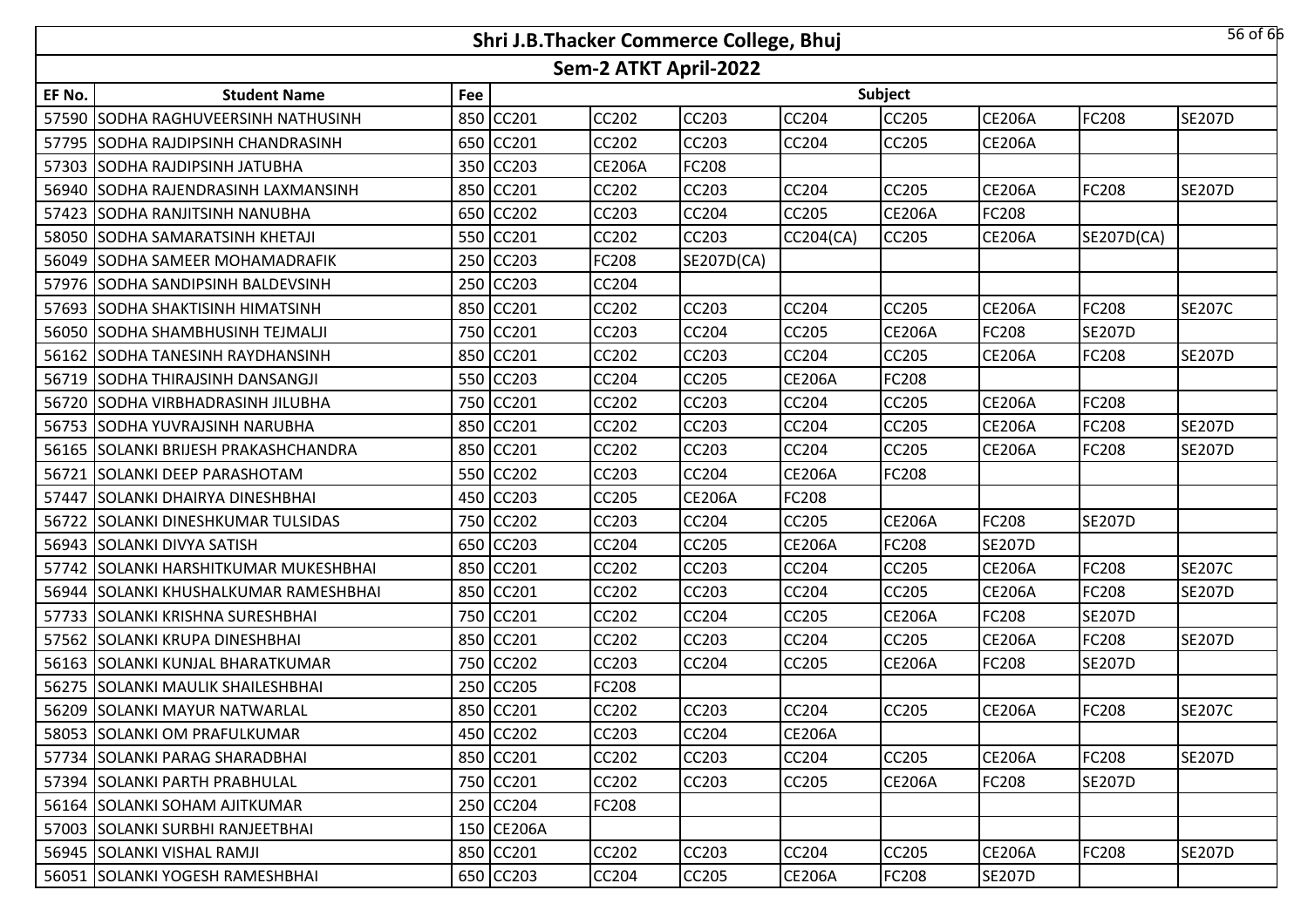# Shri J.B.Thacker Commerce College, Bhuj

## Sem-2 ATKT April-2022

| EF No. | Student Name | Fee | Subject | | | | | | | |
|---|---|---|---|---|---|---|---|---|---|---|
| 57590 | SODHA RAGHUVEERSINH NATHUSINH | 850 | CC201 | CC202 | CC203 | CC204 | CC205 | CE206A | FC208 | SE207D |
| 57795 | SODHA RAJDIPSINH CHANDRASINH | 650 | CC201 | CC202 | CC203 | CC204 | CC205 | CE206A | | |
| 57303 | SODHA RAJDIPSINH JATUBHA | 350 | CC203 | CE206A | FC208 | | | | | |
| 56940 | SODHA RAJENDRASINH LAXMANSINH | 850 | CC201 | CC202 | CC203 | CC204 | CC205 | CE206A | FC208 | SE207D |
| 57423 | SODHA RANJITSINH NANUBHA | 650 | CC202 | CC203 | CC204 | CC205 | CE206A | FC208 | | |
| 58050 | SODHA SAMARATSINH KHETAJI | 550 | CC201 | CC202 | CC203 | CC204(CA) | CC205 | CE206A | SE207D(CA) | |
| 56049 | SODHA SAMEER MOHAMADRAFIK | 250 | CC203 | FC208 | SE207D(CA) | | | | | |
| 57976 | SODHA SANDIPSINH BALDEVSINH | 250 | CC203 | CC204 | | | | | | |
| 57693 | SODHA SHAKTISINH HIMATSINH | 850 | CC201 | CC202 | CC203 | CC204 | CC205 | CE206A | FC208 | SE207C |
| 56050 | SODHA SHAMBHUSINH TEJMALJI | 750 | CC201 | CC203 | CC204 | CC205 | CE206A | FC208 | SE207D | |
| 56162 | SODHA TANESINH RAYDHANSINH | 850 | CC201 | CC202 | CC203 | CC204 | CC205 | CE206A | FC208 | SE207D |
| 56719 | SODHA THIRAJSINH DANSANGJI | 550 | CC203 | CC204 | CC205 | CE206A | FC208 | | | |
| 56720 | SODHA VIRBHADRASINH JILUBHA | 750 | CC201 | CC202 | CC203 | CC204 | CC205 | CE206A | FC208 | |
| 56753 | SODHA YUVRAJSINH NARUBHA | 850 | CC201 | CC202 | CC203 | CC204 | CC205 | CE206A | FC208 | SE207D |
| 56165 | SOLANKI BRIJESH PRAKASHCHANDRA | 850 | CC201 | CC202 | CC203 | CC204 | CC205 | CE206A | FC208 | SE207D |
| 56721 | SOLANKI DEEP PARASHOTAM | 550 | CC202 | CC203 | CC204 | CE206A | FC208 | | | |
| 57447 | SOLANKI DHAIRYA DINESHBHAI | 450 | CC203 | CC205 | CE206A | FC208 | | | | |
| 56722 | SOLANKI DINESHKUMAR TULSIDAS | 750 | CC202 | CC203 | CC204 | CC205 | CE206A | FC208 | SE207D | |
| 56943 | SOLANKI DIVYA SATISH | 650 | CC203 | CC204 | CC205 | CE206A | FC208 | SE207D | | |
| 57742 | SOLANKI HARSHITKUMAR MUKESHBHAI | 850 | CC201 | CC202 | CC203 | CC204 | CC205 | CE206A | FC208 | SE207C |
| 56944 | SOLANKI KHUSHALKUMAR RAMESHBHAI | 850 | CC201 | CC202 | CC203 | CC204 | CC205 | CE206A | FC208 | SE207D |
| 57733 | SOLANKI KRISHNA SURESHBHAI | 750 | CC201 | CC202 | CC204 | CC205 | CE206A | FC208 | SE207D | |
| 57562 | SOLANKI KRUPA DINESHBHAI | 850 | CC201 | CC202 | CC203 | CC204 | CC205 | CE206A | FC208 | SE207D |
| 56163 | SOLANKI KUNJAL BHARATKUMAR | 750 | CC202 | CC203 | CC204 | CC205 | CE206A | FC208 | SE207D | |
| 56275 | SOLANKI MAULIK SHAILESHBHAI | 250 | CC205 | FC208 | | | | | | |
| 56209 | SOLANKI MAYUR NATWARLAL | 850 | CC201 | CC202 | CC203 | CC204 | CC205 | CE206A | FC208 | SE207C |
| 58053 | SOLANKI OM PRAFULKUMAR | 450 | CC202 | CC203 | CC204 | CE206A | | | | |
| 57734 | SOLANKI PARAG SHARADBHAI | 850 | CC201 | CC202 | CC203 | CC204 | CC205 | CE206A | FC208 | SE207D |
| 57394 | SOLANKI PARTH PRABHULAL | 750 | CC201 | CC202 | CC203 | CC205 | CE206A | FC208 | SE207D | |
| 56164 | SOLANKI SOHAM AJITKUMAR | 250 | CC204 | FC208 | | | | | | |
| 57003 | SOLANKI SURBHI RANJEETBHAI | 150 | CE206A | | | | | | | |
| 56945 | SOLANKI VISHAL RAMJI | 850 | CC201 | CC202 | CC203 | CC204 | CC205 | CE206A | FC208 | SE207D |
| 56051 | SOLANKI YOGESH RAMESHBHAI | 650 | CC203 | CC204 | CC205 | CE206A | FC208 | SE207D | | |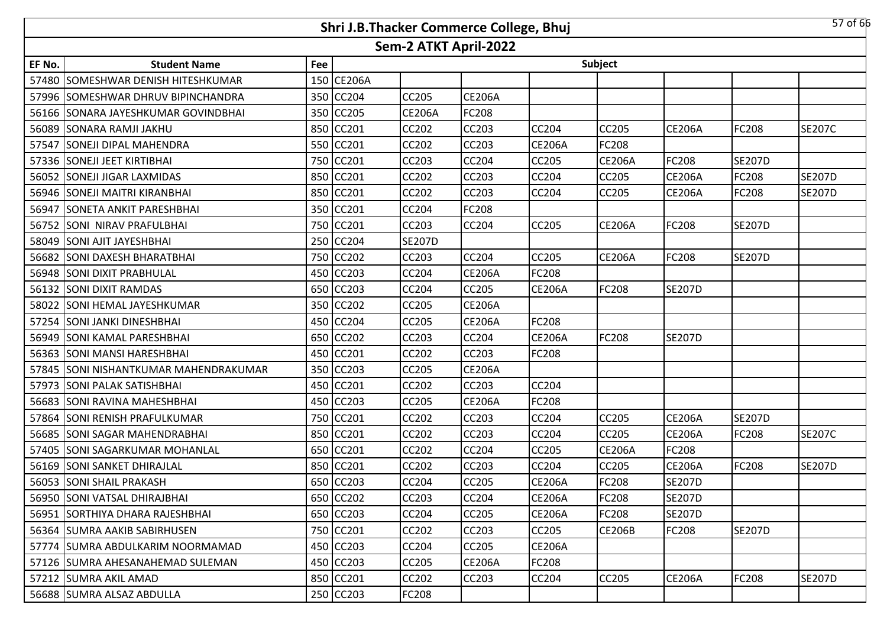# Shri J.B.Thacker Commerce College, Bhuj

## Sem-2 ATKT April-2022

| EF No. | Student Name | Fee | Subject | | | | | | | |
|---|---|---|---|---|---|---|---|---|---|---|
| 57480 | SOMESHWAR DENISH HITESHKUMAR | 150 | CE206A | | | | | | | |
| 57996 | SOMESHWAR DHRUV BIPINCHANDRA | 350 | CC204 | CC205 | CE206A | | | | | |
| 56166 | SONARA JAYESHKUMAR GOVINDBHAI | 350 | CC205 | CE206A | FC208 | | | | | |
| 56089 | SONARA RAMJI JAKHU | 850 | CC201 | CC202 | CC203 | CC204 | CC205 | CE206A | FC208 | SE207C |
| 57547 | SONEJI DIPAL MAHENDRA | 550 | CC201 | CC202 | CC203 | CE206A | FC208 | | | |
| 57336 | SONEJI JEET KIRTIBHAI | 750 | CC201 | CC203 | CC204 | CC205 | CE206A | FC208 | SE207D | |
| 56052 | SONEJI JIGAR LAXMIDAS | 850 | CC201 | CC202 | CC203 | CC204 | CC205 | CE206A | FC208 | SE207D |
| 56946 | SONEJI MAITRI KIRANBHAI | 850 | CC201 | CC202 | CC203 | CC204 | CC205 | CE206A | FC208 | SE207D |
| 56947 | SONETA ANKIT PARESHBHAI | 350 | CC201 | CC204 | FC208 | | | | | |
| 56752 | SONI NIRAV PRAFULBHAI | 750 | CC201 | CC203 | CC204 | CC205 | CE206A | FC208 | SE207D | |
| 58049 | SONI AJIT JAYESHBHAI | 250 | CC204 | SE207D | | | | | | |
| 56682 | SONI DAXESH BHARATBHAI | 750 | CC202 | CC203 | CC204 | CC205 | CE206A | FC208 | SE207D | |
| 56948 | SONI DIXIT PRABHULAL | 450 | CC203 | CC204 | CE206A | FC208 | | | | |
| 56132 | SONI DIXIT RAMDAS | 650 | CC203 | CC204 | CC205 | CE206A | FC208 | SE207D | | |
| 58022 | SONI HEMAL JAYESHKUMAR | 350 | CC202 | CC205 | CE206A | | | | | |
| 57254 | SONI JANKI DINESHBHAI | 450 | CC204 | CC205 | CE206A | FC208 | | | | |
| 56949 | SONI KAMAL PARESHBHAI | 650 | CC202 | CC203 | CC204 | CE206A | FC208 | SE207D | | |
| 56363 | SONI MANSI HARESHBHAI | 450 | CC201 | CC202 | CC203 | FC208 | | | | |
| 57845 | SONI NISHANTKUMAR MAHENDRAKUMAR | 350 | CC203 | CC205 | CE206A | | | | | |
| 57973 | SONI PALAK SATISHBHAI | 450 | CC201 | CC202 | CC203 | CC204 | | | | |
| 56683 | SONI RAVINA MAHESHBHAI | 450 | CC203 | CC205 | CE206A | FC208 | | | | |
| 57864 | SONI RENISH PRAFULKUMAR | 750 | CC201 | CC202 | CC203 | CC204 | CC205 | CE206A | SE207D | |
| 56685 | SONI SAGAR MAHENDRABHAI | 850 | CC201 | CC202 | CC203 | CC204 | CC205 | CE206A | FC208 | SE207C |
| 57405 | SONI SAGARKUMAR MOHANLAL | 650 | CC201 | CC202 | CC204 | CC205 | CE206A | FC208 | | |
| 56169 | SONI SANKET DHIRAJLAL | 850 | CC201 | CC202 | CC203 | CC204 | CC205 | CE206A | FC208 | SE207D |
| 56053 | SONI SHAIL PRAKASH | 650 | CC203 | CC204 | CC205 | CE206A | FC208 | SE207D | | |
| 56950 | SONI VATSAL DHIRAJBHAI | 650 | CC202 | CC203 | CC204 | CE206A | FC208 | SE207D | | |
| 56951 | SORTHIYA DHARA RAJESHBHAI | 650 | CC203 | CC204 | CC205 | CE206A | FC208 | SE207D | | |
| 56364 | SUMRA AAKIB SABIRHUSEN | 750 | CC201 | CC202 | CC203 | CC205 | CE206B | FC208 | SE207D | |
| 57774 | SUMRA ABDULKARIM NOORMAMAD | 450 | CC203 | CC204 | CC205 | CE206A | | | | |
| 57126 | SUMRA AHESANAHEMAD SULEMAN | 450 | CC203 | CC205 | CE206A | FC208 | | | | |
| 57212 | SUMRA AKIL AMAD | 850 | CC201 | CC202 | CC203 | CC204 | CC205 | CE206A | FC208 | SE207D |
| 56688 | SUMRA ALSAZ ABDULLA | 250 | CC203 | FC208 | | | | | | |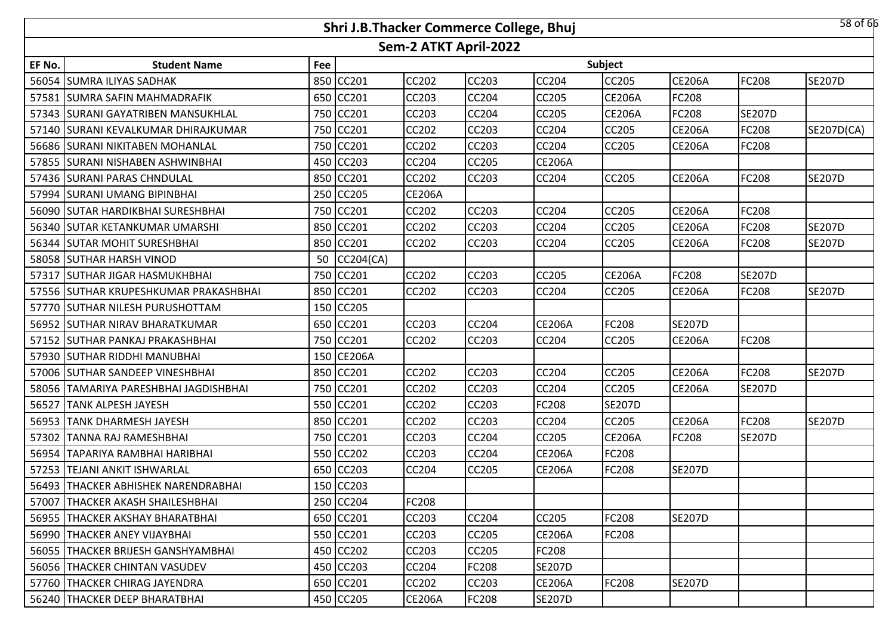# Shri J.B.Thacker Commerce College, Bhuj

## Sem-2 ATKT April-2022

| EF No. | Student Name | Fee | Subject | | | | | | | |
|---|---|---|---|---|---|---|---|---|---|---|
| 56054 | SUMRA ILIYAS SADHAK | 850 | CC201 | CC202 | CC203 | CC204 | CC205 | CE206A | FC208 | SE207D |
| 57581 | SUMRA SAFIN MAHMADRAFIK | 650 | CC201 | CC203 | CC204 | CC205 | CE206A | FC208 | | |
| 57343 | SURANI GAYATRIBEN MANSUKHLAL | 750 | CC201 | CC203 | CC204 | CC205 | CE206A | FC208 | SE207D | |
| 57140 | SURANI KEVALKUMAR DHIRAJKUMAR | 750 | CC201 | CC202 | CC203 | CC204 | CC205 | CE206A | FC208 | SE207D(CA) |
| 56686 | SURANI NIKITABEN MOHANLAL | 750 | CC201 | CC202 | CC203 | CC204 | CC205 | CE206A | FC208 | |
| 57855 | SURANI NISHABEN ASHWINBHAI | 450 | CC203 | CC204 | CC205 | CE206A | | | | |
| 57436 | SURANI PARAS CHNDULAL | 850 | CC201 | CC202 | CC203 | CC204 | CC205 | CE206A | FC208 | SE207D |
| 57994 | SURANI UMANG BIPINBHAI | 250 | CC205 | CE206A | | | | | | |
| 56090 | SUTAR HARDIKBHAI SURESHBHAI | 750 | CC201 | CC202 | CC203 | CC204 | CC205 | CE206A | FC208 | |
| 56340 | SUTAR KETANKUMAR UMARSHI | 850 | CC201 | CC202 | CC203 | CC204 | CC205 | CE206A | FC208 | SE207D |
| 56344 | SUTAR MOHIT SURESHBHAI | 850 | CC201 | CC202 | CC203 | CC204 | CC205 | CE206A | FC208 | SE207D |
| 58058 | SUTHAR HARSH VINOD | 50 | CC204(CA) | | | | | | | |
| 57317 | SUTHAR JIGAR HASMUKHBHAI | 750 | CC201 | CC202 | CC203 | CC205 | CE206A | FC208 | SE207D | |
| 57556 | SUTHAR KRUPESHKUMAR PRAKASHBHAI | 850 | CC201 | CC202 | CC203 | CC204 | CC205 | CE206A | FC208 | SE207D |
| 57770 | SUTHAR NILESH PURUSHOTTAM | 150 | CC205 | | | | | | | |
| 56952 | SUTHAR NIRAV BHARATKUMAR | 650 | CC201 | CC203 | CC204 | CE206A | FC208 | SE207D | | |
| 57152 | SUTHAR PANKAJ PRAKASHBHAI | 750 | CC201 | CC202 | CC203 | CC204 | CC205 | CE206A | FC208 | |
| 57930 | SUTHAR RIDDHI MANUBHAI | 150 | CE206A | | | | | | | |
| 57006 | SUTHAR SANDEEP VINESHBHAI | 850 | CC201 | CC202 | CC203 | CC204 | CC205 | CE206A | FC208 | SE207D |
| 58056 | TAMARIYA PARESHBHAI JAGDISHBHAI | 750 | CC201 | CC202 | CC203 | CC204 | CC205 | CE206A | SE207D | |
| 56527 | TANK ALPESH JAYESH | 550 | CC201 | CC202 | CC203 | FC208 | SE207D | | | |
| 56953 | TANK DHARMESH JAYESH | 850 | CC201 | CC202 | CC203 | CC204 | CC205 | CE206A | FC208 | SE207D |
| 57302 | TANNA RAJ RAMESHBHAI | 750 | CC201 | CC203 | CC204 | CC205 | CE206A | FC208 | SE207D | |
| 56954 | TAPARIYA RAMBHAI HARIBHAI | 550 | CC202 | CC203 | CC204 | CE206A | FC208 | | | |
| 57253 | TEJANI ANKIT ISHWARLAL | 650 | CC203 | CC204 | CC205 | CE206A | FC208 | SE207D | | |
| 56493 | THACKER ABHISHEK NARENDRABHAI | 150 | CC203 | | | | | | | |
| 57007 | THACKER AKASH SHAILESHBHAI | 250 | CC204 | FC208 | | | | | | |
| 56955 | THACKER AKSHAY BHARATBHAI | 650 | CC201 | CC203 | CC204 | CC205 | FC208 | SE207D | | |
| 56990 | THACKER ANEY VIJAYBHAI | 550 | CC201 | CC203 | CC205 | CE206A | FC208 | | | |
| 56055 | THACKER BRIJESH GANSHYAMBHAI | 450 | CC202 | CC203 | CC205 | FC208 | | | | |
| 56056 | THACKER CHINTAN VASUDEV | 450 | CC203 | CC204 | FC208 | SE207D | | | | |
| 57760 | THACKER CHIRAG JAYENDRA | 650 | CC201 | CC202 | CC203 | CE206A | FC208 | SE207D | | |
| 56240 | THACKER DEEP BHARATBHAI | 450 | CC205 | CE206A | FC208 | SE207D | | | | |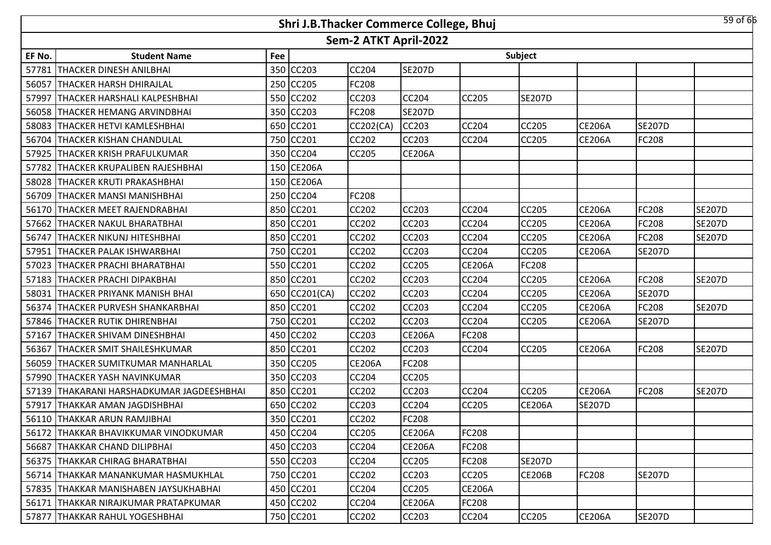# Shri J.B.Thacker Commerce College, Bhuj

## Sem-2 ATKT April-2022

| EF No. | Student Name | Fee | Subject | | | | | | | |
|---|---|---|---|---|---|---|---|---|---|---|
| 57781 | THACKER DINESH ANILBHAI | 350 | CC203 | CC204 | SE207D | | | | | |
| 56057 | THACKER HARSH DHIRAJLAL | 250 | CC205 | FC208 | | | | | | |
| 57997 | THACKER HARSHALI KALPESHBHAI | 550 | CC202 | CC203 | CC204 | CC205 | SE207D | | | |
| 56058 | THACKER HEMANG ARVINDBHAI | 350 | CC203 | FC208 | SE207D | | | | | |
| 58083 | THACKER HETVI KAMLESHBHAI | 650 | CC201 | CC202(CA) | CC203 | CC204 | CC205 | CE206A | SE207D | |
| 56704 | THACKER KISHAN CHANDULAL | 750 | CC201 | CC202 | CC203 | CC204 | CC205 | CE206A | FC208 | |
| 57925 | THACKER KRISH PRAFULKUMAR | 350 | CC204 | CC205 | CE206A | | | | | |
| 57782 | THACKER KRUPALIBEN RAJESHBHAI | 150 | CE206A | | | | | | | |
| 58028 | THACKER KRUTI PRAKASHBHAI | 150 | CE206A | | | | | | | |
| 56709 | THACKER MANSI MANISHBHAI | 250 | CC204 | FC208 | | | | | | |
| 56170 | THACKER MEET RAJENDRABHAI | 850 | CC201 | CC202 | CC203 | CC204 | CC205 | CE206A | FC208 | SE207D |
| 57662 | THACKER NAKUL BHARATBHAI | 850 | CC201 | CC202 | CC203 | CC204 | CC205 | CE206A | FC208 | SE207D |
| 56747 | THACKER NIKUNJ HITESHBHAI | 850 | CC201 | CC202 | CC203 | CC204 | CC205 | CE206A | FC208 | SE207D |
| 57951 | THACKER PALAK ISHWARBHAI | 750 | CC201 | CC202 | CC203 | CC204 | CC205 | CE206A | SE207D | |
| 57023 | THACKER PRACHI BHARATBHAI | 550 | CC201 | CC202 | CC205 | CE206A | FC208 | | | |
| 57183 | THACKER PRACHI DIPAKBHAI | 850 | CC201 | CC202 | CC203 | CC204 | CC205 | CE206A | FC208 | SE207D |
| 58031 | THACKER PRIYANK MANISH BHAI | 650 | CC201(CA) | CC202 | CC203 | CC204 | CC205 | CE206A | SE207D | |
| 56374 | THACKER PURVESH SHANKARBHAI | 850 | CC201 | CC202 | CC203 | CC204 | CC205 | CE206A | FC208 | SE207D |
| 57846 | THACKER RUTIK DHIRENBHAI | 750 | CC201 | CC202 | CC203 | CC204 | CC205 | CE206A | SE207D | |
| 57167 | THACKER SHIVAM DINESHBHAI | 450 | CC202 | CC203 | CE206A | FC208 | | | | |
| 56367 | THACKER SMIT SHAILESHKUMAR | 850 | CC201 | CC202 | CC203 | CC204 | CC205 | CE206A | FC208 | SE207D |
| 56059 | THACKER SUMITKUMAR MANHARLAL | 350 | CC205 | CE206A | FC208 | | | | | |
| 57990 | THACKER YASH NAVINKUMAR | 350 | CC203 | CC204 | CC205 | | | | | |
| 57139 | THAKARANI HARSHADKUMAR JAGDEESHBHAI | 850 | CC201 | CC202 | CC203 | CC204 | CC205 | CE206A | FC208 | SE207D |
| 57917 | THAKKAR AMAN JAGDISHBHAI | 650 | CC202 | CC203 | CC204 | CC205 | CE206A | SE207D | | |
| 56110 | THAKKAR ARUN RAMJIBHAI | 350 | CC201 | CC202 | FC208 | | | | | |
| 56172 | THAKKAR BHAVIKKUMAR VINODKUMAR | 450 | CC204 | CC205 | CE206A | FC208 | | | | |
| 56687 | THAKKAR CHAND DILIPBHAI | 450 | CC203 | CC204 | CE206A | FC208 | | | | |
| 56375 | THAKKAR CHIRAG BHARATBHAI | 550 | CC203 | CC204 | CC205 | FC208 | SE207D | | | |
| 56714 | THAKKAR MANANKUMAR HASMUKHLAL | 750 | CC201 | CC202 | CC203 | CC205 | CE206B | FC208 | SE207D | |
| 57835 | THAKKAR MANISHABEN JAYSUKHABHAI | 450 | CC201 | CC204 | CC205 | CE206A | | | | |
| 56171 | THAKKAR NIRAJKUMAR PRATAPKUMAR | 450 | CC202 | CC204 | CE206A | FC208 | | | | |
| 57877 | THAKKAR RAHUL YOGESHBHAI | 750 | CC201 | CC202 | CC203 | CC204 | CC205 | CE206A | SE207D | |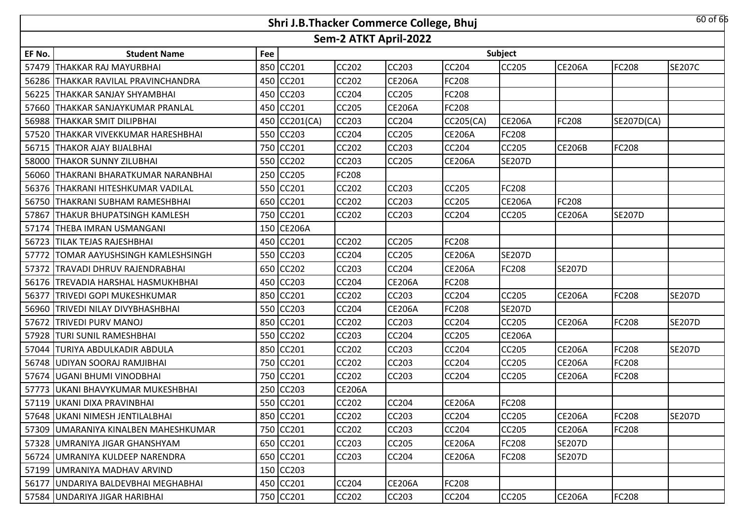# Shri J.B.Thacker Commerce College, Bhuj

## Sem-2 ATKT April-2022

| EF No. | Student Name | Fee | Subject | | | | | | | |
|---|---|---|---|---|---|---|---|---|---|---|
| 57479 | THAKKAR RAJ MAYURBHAI | 850 | CC201 | CC202 | CC203 | CC204 | CC205 | CE206A | FC208 | SE207C |
| 56286 | THAKKAR RAVILAL PRAVINCHANDRA | 450 | CC201 | CC202 | CE206A | FC208 | | | | |
| 56225 | THAKKAR SANJAY SHYAMBHAI | 450 | CC203 | CC204 | CC205 | FC208 | | | | |
| 57660 | THAKKAR SANJAYKUMAR PRANLAL | 450 | CC201 | CC205 | CE206A | FC208 | | | | |
| 56988 | THAKKAR SMIT DILIPBHAI | 450 | CC201(CA) | CC203 | CC204 | CC205(CA) | CE206A | FC208 | SE207D(CA) | |
| 57520 | THAKKAR VIVEKKUMAR HARESHBHAI | 550 | CC203 | CC204 | CC205 | CE206A | FC208 | | | |
| 56715 | THAKOR AJAY BIJALBHAI | 750 | CC201 | CC202 | CC203 | CC204 | CC205 | CE206B | FC208 | |
| 58000 | THAKOR SUNNY ZILUBHAI | 550 | CC202 | CC203 | CC205 | CE206A | SE207D | | | |
| 56060 | THAKRANI BHARATKUMAR NARANBHAI | 250 | CC205 | FC208 | | | | | | |
| 56376 | THAKRANI HITESHKUMAR VADILAL | 550 | CC201 | CC202 | CC203 | CC205 | FC208 | | | |
| 56750 | THAKRANI SUBHAM RAMESHBHAI | 650 | CC201 | CC202 | CC203 | CC205 | CE206A | FC208 | | |
| 57867 | THAKUR BHUPATSINGH KAMLESH | 750 | CC201 | CC202 | CC203 | CC204 | CC205 | CE206A | SE207D | |
| 57174 | THEBA IMRAN USMANGANI | 150 | CE206A | | | | | | | |
| 56723 | TILAK TEJAS RAJESHBHAI | 450 | CC201 | CC202 | CC205 | FC208 | | | | |
| 57772 | TOMAR AAYUSHSINGH KAMLESHSINGH | 550 | CC203 | CC204 | CC205 | CE206A | SE207D | | | |
| 57372 | TRAVADI DHRUV RAJENDRABHAI | 650 | CC202 | CC203 | CC204 | CE206A | FC208 | SE207D | | |
| 56176 | TREVADIA HARSHAL HASMUKHBHAI | 450 | CC203 | CC204 | CE206A | FC208 | | | | |
| 56377 | TRIVEDI GOPI MUKESHKUMAR | 850 | CC201 | CC202 | CC203 | CC204 | CC205 | CE206A | FC208 | SE207D |
| 56960 | TRIVEDI NILAY DIVYBHASHBHAI | 550 | CC203 | CC204 | CE206A | FC208 | SE207D | | | |
| 57672 | TRIVEDI PURV MANOJ | 850 | CC201 | CC202 | CC203 | CC204 | CC205 | CE206A | FC208 | SE207D |
| 57928 | TURI SUNIL RAMESHBHAI | 550 | CC202 | CC203 | CC204 | CC205 | CE206A | | | |
| 57044 | TURIYA ABDULKADIR ABDULA | 850 | CC201 | CC202 | CC203 | CC204 | CC205 | CE206A | FC208 | SE207D |
| 56748 | UDIYAN SOORAJ RAMJIBHAI | 750 | CC201 | CC202 | CC203 | CC204 | CC205 | CE206A | FC208 | |
| 57674 | UGANI BHUMI VINODBHAI | 750 | CC201 | CC202 | CC203 | CC204 | CC205 | CE206A | FC208 | |
| 57773 | UKANI BHAVYKUMAR MUKESHBHAI | 250 | CC203 | CE206A | | | | | | |
| 57119 | UKANI DIXA PRAVINBHAI | 550 | CC201 | CC202 | CC204 | CE206A | FC208 | | | |
| 57648 | UKANI NIMESH JENTILALBHAI | 850 | CC201 | CC202 | CC203 | CC204 | CC205 | CE206A | FC208 | SE207D |
| 57309 | UMARANIYA KINALBEN MAHESHKUMAR | 750 | CC201 | CC202 | CC203 | CC204 | CC205 | CE206A | FC208 | |
| 57328 | UMRANIYA JIGAR GHANSHYAM | 650 | CC201 | CC203 | CC205 | CE206A | FC208 | SE207D | | |
| 56724 | UMRANIYA KULDEEP NARENDRA | 650 | CC201 | CC203 | CC204 | CE206A | FC208 | SE207D | | |
| 57199 | UMRANIYA MADHAV ARVIND | 150 | CC203 | | | | | | | |
| 56177 | UNDARIYA BALDEVBHAI MEGHABHAI | 450 | CC201 | CC204 | CE206A | FC208 | | | | |
| 57584 | UNDARIYA JIGAR HARIBHAI | 750 | CC201 | CC202 | CC203 | CC204 | CC205 | CE206A | FC208 | |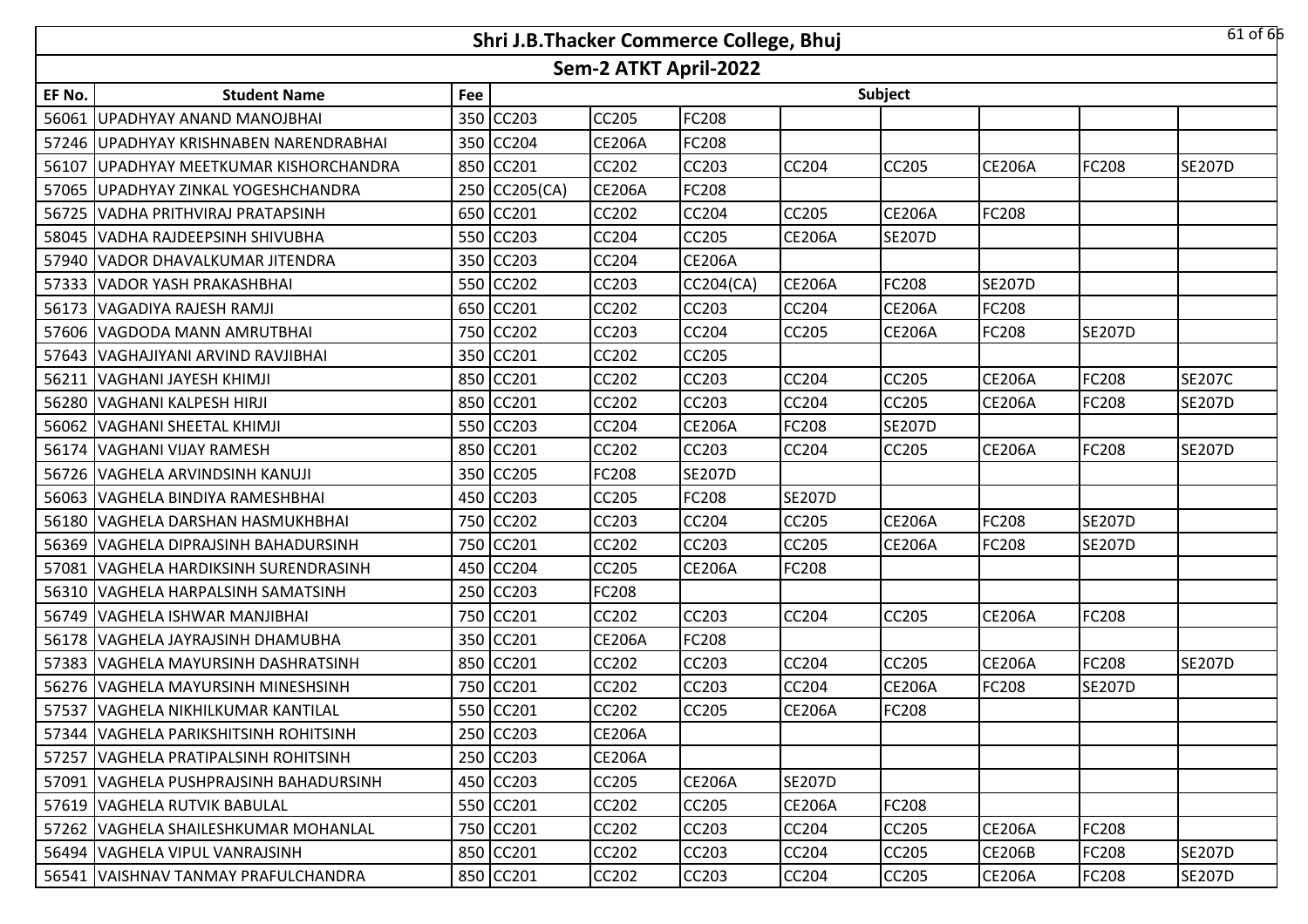# Shri J.B.Thacker Commerce College, Bhuj

## Sem-2 ATKT April-2022

| EF No. | Student Name | Fee | Subject | | | | | | | |
|---|---|---|---|---|---|---|---|---|---|---|
| 56061 | UPADHYAY ANAND MANOJBHAI | 350 | CC203 | CC205 | FC208 | | | | | |
| 57246 | UPADHYAY KRISHNABEN NARENDRABHAI | 350 | CC204 | CE206A | FC208 | | | | | |
| 56107 | UPADHYAY MEETKUMAR KISHORCHANDRA | 850 | CC201 | CC202 | CC203 | CC204 | CC205 | CE206A | FC208 | SE207D |
| 57065 | UPADHYAY ZINKAL YOGESHCHANDRA | 250 | CC205(CA) | CE206A | FC208 | | | | | |
| 56725 | VADHA PRITHVIRAJ PRATAPSINH | 650 | CC201 | CC202 | CC204 | CC205 | CE206A | FC208 | | |
| 58045 | VADHA RAJDEEPSINH SHIVUBHA | 550 | CC203 | CC204 | CC205 | CE206A | SE207D | | | |
| 57940 | VADOR DHAVALKUMAR JITENDRA | 350 | CC203 | CC204 | CE206A | | | | | |
| 57333 | VADOR YASH PRAKASHBHAI | 550 | CC202 | CC203 | CC204(CA) | CE206A | FC208 | SE207D | | |
| 56173 | VAGADIYA RAJESH RAMJI | 650 | CC201 | CC202 | CC203 | CC204 | CE206A | FC208 | | |
| 57606 | VAGDODA MANN AMRUTBHAI | 750 | CC202 | CC203 | CC204 | CC205 | CE206A | FC208 | SE207D | |
| 57643 | VAGHAJIYANI ARVIND RAVJIBHAI | 350 | CC201 | CC202 | CC205 | | | | | |
| 56211 | VAGHANI JAYESH KHIMJI | 850 | CC201 | CC202 | CC203 | CC204 | CC205 | CE206A | FC208 | SE207C |
| 56280 | VAGHANI KALPESH HIRJI | 850 | CC201 | CC202 | CC203 | CC204 | CC205 | CE206A | FC208 | SE207D |
| 56062 | VAGHANI SHEETAL KHIMJI | 550 | CC203 | CC204 | CE206A | FC208 | SE207D | | | |
| 56174 | VAGHANI VIJAY RAMESH | 850 | CC201 | CC202 | CC203 | CC204 | CC205 | CE206A | FC208 | SE207D |
| 56726 | VAGHELA ARVINDSINH KANUJI | 350 | CC205 | FC208 | SE207D | | | | | |
| 56063 | VAGHELA BINDIYA RAMESHBHAI | 450 | CC203 | CC205 | FC208 | SE207D | | | | |
| 56180 | VAGHELA DARSHAN HASMUKHBHAI | 750 | CC202 | CC203 | CC204 | CC205 | CE206A | FC208 | SE207D | |
| 56369 | VAGHELA DIPRAJSINH BAHADURSINH | 750 | CC201 | CC202 | CC203 | CC205 | CE206A | FC208 | SE207D | |
| 57081 | VAGHELA HARDIKSINH SURENDRASINH | 450 | CC204 | CC205 | CE206A | FC208 | | | | |
| 56310 | VAGHELA HARPALSINH SAMATSINH | 250 | CC203 | FC208 | | | | | | |
| 56749 | VAGHELA ISHWAR MANJIBHAI | 750 | CC201 | CC202 | CC203 | CC204 | CC205 | CE206A | FC208 | |
| 56178 | VAGHELA JAYRAJSINH DHAMUBHA | 350 | CC201 | CE206A | FC208 | | | | | |
| 57383 | VAGHELA MAYURSINH DASHRATSINH | 850 | CC201 | CC202 | CC203 | CC204 | CC205 | CE206A | FC208 | SE207D |
| 56276 | VAGHELA MAYURSINH MINESHSINH | 750 | CC201 | CC202 | CC203 | CC204 | CE206A | FC208 | SE207D | |
| 57537 | VAGHELA NIKHILKUMAR KANTILAL | 550 | CC201 | CC202 | CC205 | CE206A | FC208 | | | |
| 57344 | VAGHELA PARIKSHITSINH ROHITSINH | 250 | CC203 | CE206A | | | | | | |
| 57257 | VAGHELA PRATIPALSINH ROHITSINH | 250 | CC203 | CE206A | | | | | | |
| 57091 | VAGHELA PUSHPRAJSINH BAHADURSINH | 450 | CC203 | CC205 | CE206A | SE207D | | | | |
| 57619 | VAGHELA RUTVIK BABULAL | 550 | CC201 | CC202 | CC205 | CE206A | FC208 | | | |
| 57262 | VAGHELA SHAILESHKUMAR MOHANLAL | 750 | CC201 | CC202 | CC203 | CC204 | CC205 | CE206A | FC208 | |
| 56494 | VAGHELA VIPUL VANRAJSINH | 850 | CC201 | CC202 | CC203 | CC204 | CC205 | CE206B | FC208 | SE207D |
| 56541 | VAISHNAV TANMAY PRAFULCHANDRA | 850 | CC201 | CC202 | CC203 | CC204 | CC205 | CE206A | FC208 | SE207D |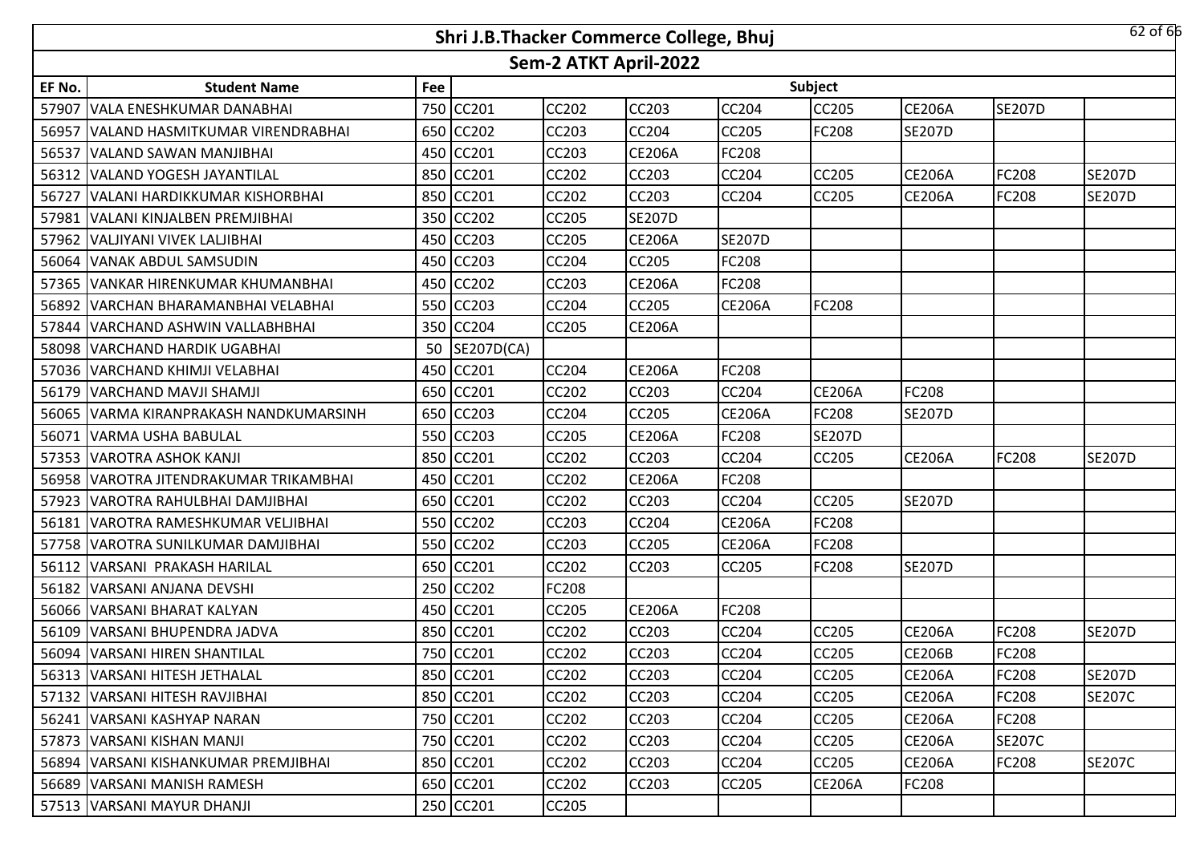# Shri J.B.Thacker Commerce College, Bhuj

## Sem-2 ATKT April-2022

| EF No. | Student Name | Fee | Subject | | | | | | | |
|---|---|---|---|---|---|---|---|---|---|---|
| 57907 | VALA ENESHKUMAR DANABHAI | 750 | CC201 | CC202 | CC203 | CC204 | CC205 | CE206A | SE207D | |
| 56957 | VALAND HASMITKUMAR VIRENDRABHAI | 650 | CC202 | CC203 | CC204 | CC205 | FC208 | SE207D | | |
| 56537 | VALAND SAWAN MANJIBHAI | 450 | CC201 | CC203 | CE206A | FC208 | | | | |
| 56312 | VALAND YOGESH JAYANTILAL | 850 | CC201 | CC202 | CC203 | CC204 | CC205 | CE206A | FC208 | SE207D |
| 56727 | VALANI HARDIKKUMAR KISHORBHAI | 850 | CC201 | CC202 | CC203 | CC204 | CC205 | CE206A | FC208 | SE207D |
| 57981 | VALANI KINJALBEN PREMJIBHAI | 350 | CC202 | CC205 | SE207D | | | | | |
| 57962 | VALJIYANI VIVEK LALJIBHAI | 450 | CC203 | CC205 | CE206A | SE207D | | | | |
| 56064 | VANAK ABDUL SAMSUDIN | 450 | CC203 | CC204 | CC205 | FC208 | | | | |
| 57365 | VANKAR HIRENKUMAR KHUMANBHAI | 450 | CC202 | CC203 | CE206A | FC208 | | | | |
| 56892 | VARCHAN BHARAMANBHAI VELABHAI | 550 | CC203 | CC204 | CC205 | CE206A | FC208 | | | |
| 57844 | VARCHAND ASHWIN VALLABHBHAI | 350 | CC204 | CC205 | CE206A | | | | | |
| 58098 | VARCHAND HARDIK UGABHAI | 50 | SE207D(CA) | | | | | | | |
| 57036 | VARCHAND KHIMJI VELABHAI | 450 | CC201 | CC204 | CE206A | FC208 | | | | |
| 56179 | VARCHAND MAVJI SHAMJI | 650 | CC201 | CC202 | CC203 | CC204 | CE206A | FC208 | | |
| 56065 | VARMA KIRANPRAKASH NANDKUMARSINH | 650 | CC203 | CC204 | CC205 | CE206A | FC208 | SE207D | | |
| 56071 | VARMA USHA BABULAL | 550 | CC203 | CC205 | CE206A | FC208 | SE207D | | | |
| 57353 | VAROTRA ASHOK KANJI | 850 | CC201 | CC202 | CC203 | CC204 | CC205 | CE206A | FC208 | SE207D |
| 56958 | VAROTRA JITENDRAKUMAR TRIKAMBHAI | 450 | CC201 | CC202 | CE206A | FC208 | | | | |
| 57923 | VAROTRA RAHULBHAI DAMJIBHAI | 650 | CC201 | CC202 | CC203 | CC204 | CC205 | SE207D | | |
| 56181 | VAROTRA RAMESHKUMAR VELJIBHAI | 550 | CC202 | CC203 | CC204 | CE206A | FC208 | | | |
| 57758 | VAROTRA SUNILKUMAR DAMJIBHAI | 550 | CC202 | CC203 | CC205 | CE206A | FC208 | | | |
| 56112 | VARSANI PRAKASH HARILAL | 650 | CC201 | CC202 | CC203 | CC205 | FC208 | SE207D | | |
| 56182 | VARSANI ANJANA DEVSHI | 250 | CC202 | FC208 | | | | | | |
| 56066 | VARSANI BHARAT KALYAN | 450 | CC201 | CC205 | CE206A | FC208 | | | | |
| 56109 | VARSANI BHUPENDRA JADVA | 850 | CC201 | CC202 | CC203 | CC204 | CC205 | CE206A | FC208 | SE207D |
| 56094 | VARSANI HIREN SHANTILAL | 750 | CC201 | CC202 | CC203 | CC204 | CC205 | CE206B | FC208 | |
| 56313 | VARSANI HITESH JETHALAL | 850 | CC201 | CC202 | CC203 | CC204 | CC205 | CE206A | FC208 | SE207D |
| 57132 | VARSANI HITESH RAVJIBHAI | 850 | CC201 | CC202 | CC203 | CC204 | CC205 | CE206A | FC208 | SE207C |
| 56241 | VARSANI KASHYAP NARAN | 750 | CC201 | CC202 | CC203 | CC204 | CC205 | CE206A | FC208 | |
| 57873 | VARSANI KISHAN MANJI | 750 | CC201 | CC202 | CC203 | CC204 | CC205 | CE206A | SE207C | |
| 56894 | VARSANI KISHANKUMAR PREMJIBHAI | 850 | CC201 | CC202 | CC203 | CC204 | CC205 | CE206A | FC208 | SE207C |
| 56689 | VARSANI MANISH RAMESH | 650 | CC201 | CC202 | CC203 | CC205 | CE206A | FC208 | | |
| 57513 | VARSANI MAYUR DHANJI | 250 | CC201 | CC205 | | | | | | |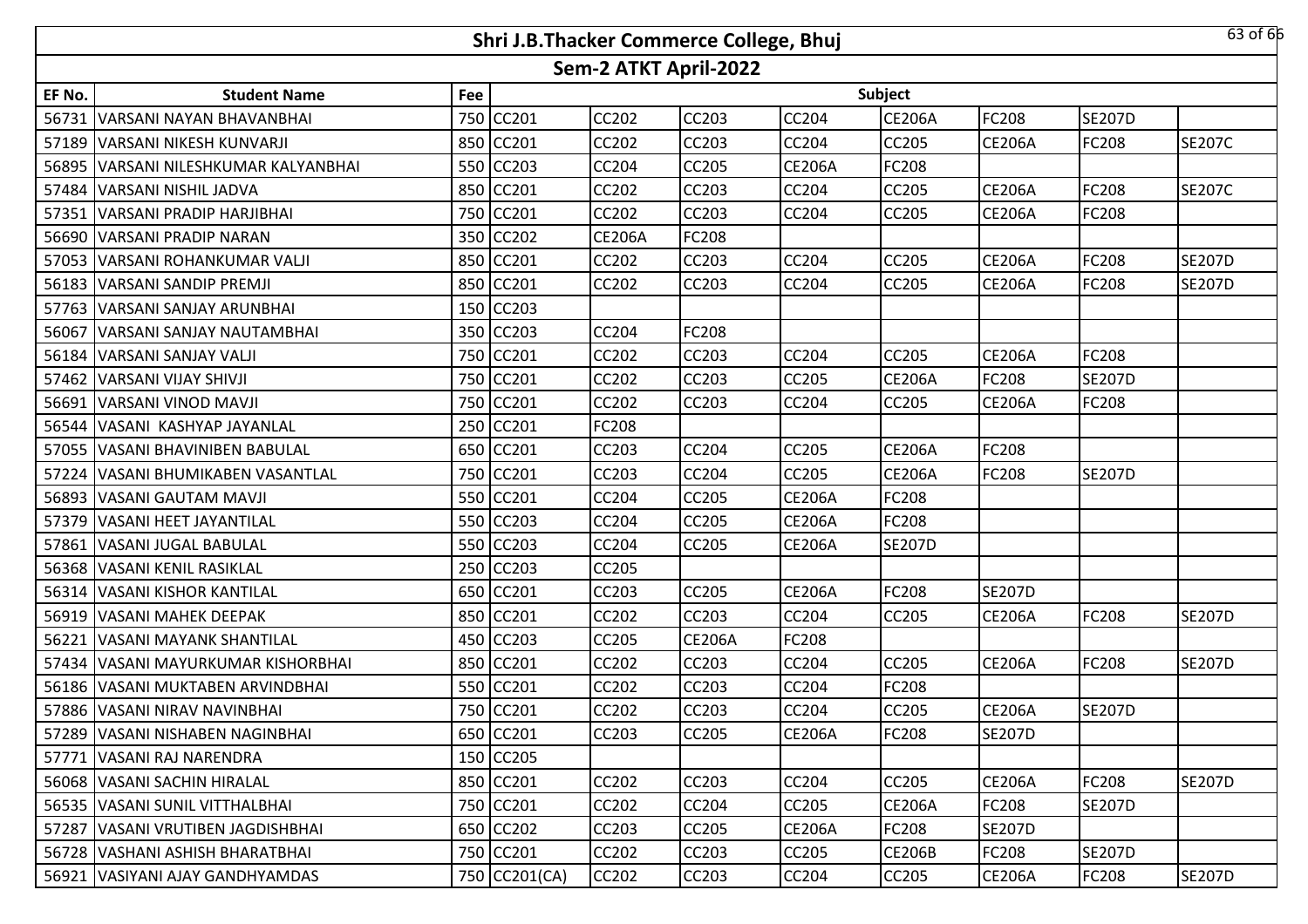# Shri J.B.Thacker Commerce College, Bhuj

## Sem-2 ATKT April-2022

| EF No. | Student Name | Fee | Subject | | | | | | | |
|---|---|---|---|---|---|---|---|---|---|---|
| 56731 | VARSANI NAYAN BHAVANBHAI | 750 | CC201 | CC202 | CC203 | CC204 | CE206A | FC208 | SE207D | |
| 57189 | VARSANI NIKESH KUNVARJI | 850 | CC201 | CC202 | CC203 | CC204 | CC205 | CE206A | FC208 | SE207C |
| 56895 | VARSANI NILESHKUMAR KALYANBHAI | 550 | CC203 | CC204 | CC205 | CE206A | FC208 | | | |
| 57484 | VARSANI NISHIL JADVA | 850 | CC201 | CC202 | CC203 | CC204 | CC205 | CE206A | FC208 | SE207C |
| 57351 | VARSANI PRADIP HARJIBHAI | 750 | CC201 | CC202 | CC203 | CC204 | CC205 | CE206A | FC208 | |
| 56690 | VARSANI PRADIP NARAN | 350 | CC202 | CE206A | FC208 | | | | | |
| 57053 | VARSANI ROHANKUMAR VALJI | 850 | CC201 | CC202 | CC203 | CC204 | CC205 | CE206A | FC208 | SE207D |
| 56183 | VARSANI SANDIP PREMJI | 850 | CC201 | CC202 | CC203 | CC204 | CC205 | CE206A | FC208 | SE207D |
| 57763 | VARSANI SANJAY ARUNBHAI | 150 | CC203 | | | | | | | |
| 56067 | VARSANI SANJAY NAUTAMBHAI | 350 | CC203 | CC204 | FC208 | | | | | |
| 56184 | VARSANI SANJAY VALJI | 750 | CC201 | CC202 | CC203 | CC204 | CC205 | CE206A | FC208 | |
| 57462 | VARSANI VIJAY SHIVJI | 750 | CC201 | CC202 | CC203 | CC205 | CE206A | FC208 | SE207D | |
| 56691 | VARSANI VINOD MAVJI | 750 | CC201 | CC202 | CC203 | CC204 | CC205 | CE206A | FC208 | |
| 56544 | VASANI KASHYAP JAYANLAL | 250 | CC201 | FC208 | | | | | | |
| 57055 | VASANI BHAVINIBEN BABULAL | 650 | CC201 | CC203 | CC204 | CC205 | CE206A | FC208 | | |
| 57224 | VASANI BHUMIKABEN VASANTLAL | 750 | CC201 | CC203 | CC204 | CC205 | CE206A | FC208 | SE207D | |
| 56893 | VASANI GAUTAM MAVJI | 550 | CC201 | CC204 | CC205 | CE206A | FC208 | | | |
| 57379 | VASANI HEET JAYANTILAL | 550 | CC203 | CC204 | CC205 | CE206A | FC208 | | | |
| 57861 | VASANI JUGAL BABULAL | 550 | CC203 | CC204 | CC205 | CE206A | SE207D | | | |
| 56368 | VASANI KENIL RASIKLAL | 250 | CC203 | CC205 | | | | | | |
| 56314 | VASANI KISHOR KANTILAL | 650 | CC201 | CC203 | CC205 | CE206A | FC208 | SE207D | | |
| 56919 | VASANI MAHEK DEEPAK | 850 | CC201 | CC202 | CC203 | CC204 | CC205 | CE206A | FC208 | SE207D |
| 56221 | VASANI MAYANK SHANTILAL | 450 | CC203 | CC205 | CE206A | FC208 | | | | |
| 57434 | VASANI MAYURKUMAR KISHORBHAI | 850 | CC201 | CC202 | CC203 | CC204 | CC205 | CE206A | FC208 | SE207D |
| 56186 | VASANI MUKTABEN ARVINDBHAI | 550 | CC201 | CC202 | CC203 | CC204 | FC208 | | | |
| 57886 | VASANI NIRAV NAVINBHAI | 750 | CC201 | CC202 | CC203 | CC204 | CC205 | CE206A | SE207D | |
| 57289 | VASANI NISHABEN NAGINBHAI | 650 | CC201 | CC203 | CC205 | CE206A | FC208 | SE207D | | |
| 57771 | VASANI RAJ NARENDRA | 150 | CC205 | | | | | | | |
| 56068 | VASANI SACHIN HIRALAL | 850 | CC201 | CC202 | CC203 | CC204 | CC205 | CE206A | FC208 | SE207D |
| 56535 | VASANI SUNIL VITTHALBHAI | 750 | CC201 | CC202 | CC204 | CC205 | CE206A | FC208 | SE207D | |
| 57287 | VASANI VRUTIBEN JAGDISHBHAI | 650 | CC202 | CC203 | CC205 | CE206A | FC208 | SE207D | | |
| 56728 | VASHANI ASHISH BHARATBHAI | 750 | CC201 | CC202 | CC203 | CC205 | CE206B | FC208 | SE207D | |
| 56921 | VASIYANI AJAY GANDHYAMDAS | 750 | CC201(CA) | CC202 | CC203 | CC204 | CC205 | CE206A | FC208 | SE207D |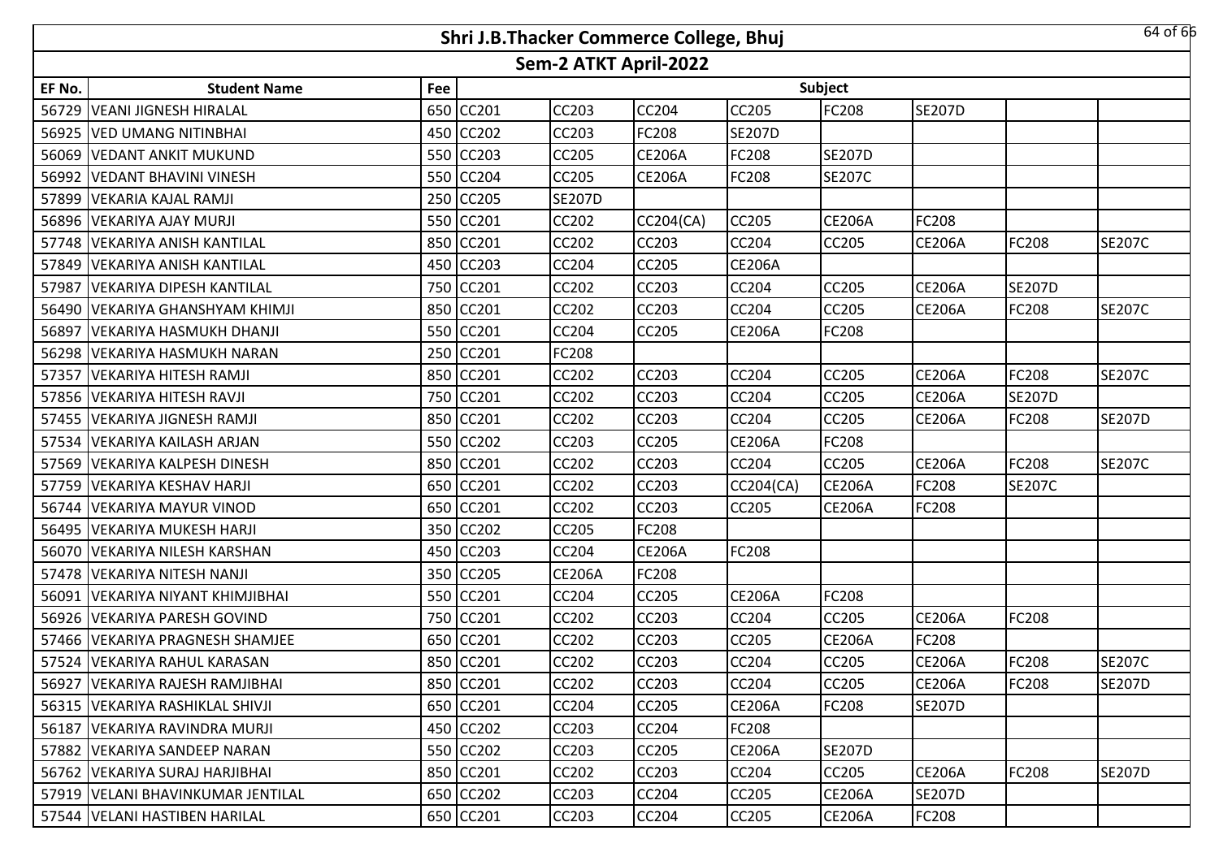# Shri J.B.Thacker Commerce College, Bhuj

## Sem-2 ATKT April-2022

| EF No. | Student Name | Fee | Subject | | | | | | | |
|---|---|---|---|---|---|---|---|---|---|---|
| 56729 | VEANI JIGNESH HIRALAL | 650 | CC201 | CC203 | CC204 | CC205 | FC208 | SE207D | | |
| 56925 | VED UMANG NITINBHAI | 450 | CC202 | CC203 | FC208 | SE207D | | | | |
| 56069 | VEDANT ANKIT MUKUND | 550 | CC203 | CC205 | CE206A | FC208 | SE207D | | | |
| 56992 | VEDANT BHAVINI VINESH | 550 | CC204 | CC205 | CE206A | FC208 | SE207C | | | |
| 57899 | VEKARIA KAJAL RAMJI | 250 | CC205 | SE207D | | | | | | |
| 56896 | VEKARIYA AJAY MURJI | 550 | CC201 | CC202 | CC204(CA) | CC205 | CE206A | FC208 | | |
| 57748 | VEKARIYA ANISH KANTILAL | 850 | CC201 | CC202 | CC203 | CC204 | CC205 | CE206A | FC208 | SE207C |
| 57849 | VEKARIYA ANISH KANTILAL | 450 | CC203 | CC204 | CC205 | CE206A | | | | |
| 57987 | VEKARIYA DIPESH KANTILAL | 750 | CC201 | CC202 | CC203 | CC204 | CC205 | CE206A | SE207D | |
| 56490 | VEKARIYA GHANSHYAM KHIMJI | 850 | CC201 | CC202 | CC203 | CC204 | CC205 | CE206A | FC208 | SE207C |
| 56897 | VEKARIYA HASMUKH DHANJI | 550 | CC201 | CC204 | CC205 | CE206A | FC208 | | | |
| 56298 | VEKARIYA HASMUKH NARAN | 250 | CC201 | FC208 | | | | | | |
| 57357 | VEKARIYA HITESH RAMJI | 850 | CC201 | CC202 | CC203 | CC204 | CC205 | CE206A | FC208 | SE207C |
| 57856 | VEKARIYA HITESH RAVJI | 750 | CC201 | CC202 | CC203 | CC204 | CC205 | CE206A | SE207D | |
| 57455 | VEKARIYA JIGNESH RAMJI | 850 | CC201 | CC202 | CC203 | CC204 | CC205 | CE206A | FC208 | SE207D |
| 57534 | VEKARIYA KAILASH ARJAN | 550 | CC202 | CC203 | CC205 | CE206A | FC208 | | | |
| 57569 | VEKARIYA KALPESH DINESH | 850 | CC201 | CC202 | CC203 | CC204 | CC205 | CE206A | FC208 | SE207C |
| 57759 | VEKARIYA KESHAV HARJI | 650 | CC201 | CC202 | CC203 | CC204(CA) | CE206A | FC208 | SE207C | |
| 56744 | VEKARIYA MAYUR VINOD | 650 | CC201 | CC202 | CC203 | CC205 | CE206A | FC208 | | |
| 56495 | VEKARIYA MUKESH HARJI | 350 | CC202 | CC205 | FC208 | | | | | |
| 56070 | VEKARIYA NILESH KARSHAN | 450 | CC203 | CC204 | CE206A | FC208 | | | | |
| 57478 | VEKARIYA NITESH NANJI | 350 | CC205 | CE206A | FC208 | | | | | |
| 56091 | VEKARIYA NIYANT KHIMJIBHAI | 550 | CC201 | CC204 | CC205 | CE206A | FC208 | | | |
| 56926 | VEKARIYA PARESH GOVIND | 750 | CC201 | CC202 | CC203 | CC204 | CC205 | CE206A | FC208 | |
| 57466 | VEKARIYA PRAGNESH SHAMJEE | 650 | CC201 | CC202 | CC203 | CC205 | CE206A | FC208 | | |
| 57524 | VEKARIYA RAHUL KARASAN | 850 | CC201 | CC202 | CC203 | CC204 | CC205 | CE206A | FC208 | SE207C |
| 56927 | VEKARIYA RAJESH RAMJIBHAI | 850 | CC201 | CC202 | CC203 | CC204 | CC205 | CE206A | FC208 | SE207D |
| 56315 | VEKARIYA RASHIKLAL SHIVJI | 650 | CC201 | CC204 | CC205 | CE206A | FC208 | SE207D | | |
| 56187 | VEKARIYA RAVINDRA MURJI | 450 | CC202 | CC203 | CC204 | FC208 | | | | |
| 57882 | VEKARIYA SANDEEP NARAN | 550 | CC202 | CC203 | CC205 | CE206A | SE207D | | | |
| 56762 | VEKARIYA SURAJ HARJIBHAI | 850 | CC201 | CC202 | CC203 | CC204 | CC205 | CE206A | FC208 | SE207D |
| 57919 | VELANI BHAVINKUMAR JENTILAL | 650 | CC202 | CC203 | CC204 | CC205 | CE206A | SE207D | | |
| 57544 | VELANI HASTIBEN HARILAL | 650 | CC201 | CC203 | CC204 | CC205 | CE206A | FC208 | | |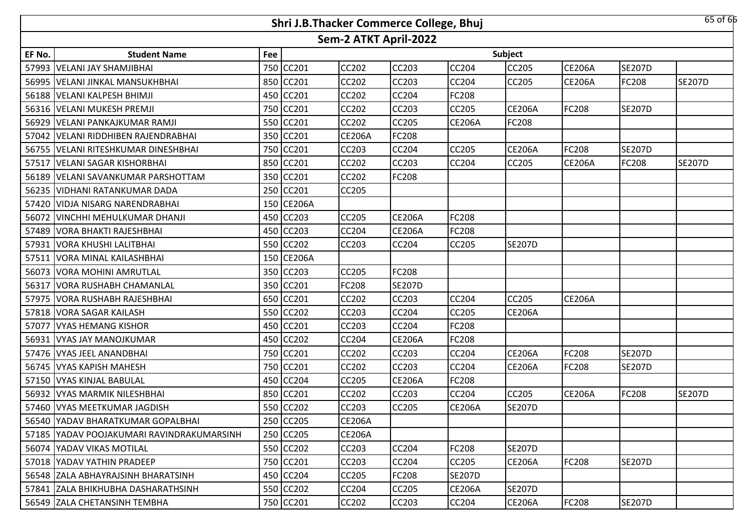# Shri J.B.Thacker Commerce College, Bhuj

## Sem-2 ATKT April-2022

| EF No. | Student Name | Fee | Subject | | | | | | | |
|---|---|---|---|---|---|---|---|---|---|---|
| 57993 | VELANI JAY SHAMJIBHAI | 750 | CC201 | CC202 | CC203 | CC204 | CC205 | CE206A | SE207D | |
| 56995 | VELANI JINKAL MANSUKHBHAI | 850 | CC201 | CC202 | CC203 | CC204 | CC205 | CE206A | FC208 | SE207D |
| 56188 | VELANI KALPESH BHIMJI | 450 | CC201 | CC202 | CC204 | FC208 | | | | |
| 56316 | VELANI MUKESH PREMJI | 750 | CC201 | CC202 | CC203 | CC205 | CE206A | FC208 | SE207D | |
| 56929 | VELANI PANKAJKUMAR RAMJI | 550 | CC201 | CC202 | CC205 | CE206A | FC208 | | | |
| 57042 | VELANI RIDDHIBEN RAJENDRABHAI | 350 | CC201 | CE206A | FC208 | | | | | |
| 56755 | VELANI RITESHKUMAR DINESHBHAI | 750 | CC201 | CC203 | CC204 | CC205 | CE206A | FC208 | SE207D | |
| 57517 | VELANI SAGAR KISHORBHAI | 850 | CC201 | CC202 | CC203 | CC204 | CC205 | CE206A | FC208 | SE207D |
| 56189 | VELANI SAVANKUMAR PARSHOTTAM | 350 | CC201 | CC202 | FC208 | | | | | |
| 56235 | VIDHANI RATANKUMAR DADA | 250 | CC201 | CC205 | | | | | | |
| 57420 | VIDJA NISARG NARENDRABHAI | 150 | CE206A | | | | | | | |
| 56072 | VINCHHI MEHULKUMAR DHANJI | 450 | CC203 | CC205 | CE206A | FC208 | | | | |
| 57489 | VORA BHAKTI RAJESHBHAI | 450 | CC203 | CC204 | CE206A | FC208 | | | | |
| 57931 | VORA KHUSHI LALITBHAI | 550 | CC202 | CC203 | CC204 | CC205 | SE207D | | | |
| 57511 | VORA MINAL KAILASHBHAI | 150 | CE206A | | | | | | | |
| 56073 | VORA MOHINI AMRUTLAL | 350 | CC203 | CC205 | FC208 | | | | | |
| 56317 | VORA RUSHABH CHAMANLAL | 350 | CC201 | FC208 | SE207D | | | | | |
| 57975 | VORA RUSHABH RAJESHBHAI | 650 | CC201 | CC202 | CC203 | CC204 | CC205 | CE206A | | |
| 57818 | VORA SAGAR KAILASH | 550 | CC202 | CC203 | CC204 | CC205 | CE206A | | | |
| 57077 | VYAS HEMANG KISHOR | 450 | CC201 | CC203 | CC204 | FC208 | | | | |
| 56931 | VYAS JAY MANOJKUMAR | 450 | CC202 | CC204 | CE206A | FC208 | | | | |
| 57476 | VYAS JEEL ANANDBHAI | 750 | CC201 | CC202 | CC203 | CC204 | CE206A | FC208 | SE207D | |
| 56745 | VYAS KAPISH MAHESH | 750 | CC201 | CC202 | CC203 | CC204 | CE206A | FC208 | SE207D | |
| 57150 | VYAS KINJAL BABULAL | 450 | CC204 | CC205 | CE206A | FC208 | | | | |
| 56932 | VYAS MARMIK NILESHBHAI | 850 | CC201 | CC202 | CC203 | CC204 | CC205 | CE206A | FC208 | SE207D |
| 57460 | VYAS MEETKUMAR JAGDISH | 550 | CC202 | CC203 | CC205 | CE206A | SE207D | | | |
| 56540 | YADAV BHARATKUMAR GOPALBHAI | 250 | CC205 | CE206A | | | | | | |
| 57185 | YADAV POOJAKUMARI RAVINDRAKUMARSINH | 250 | CC205 | CE206A | | | | | | |
| 56074 | YADAV VIKAS MOTILAL | 550 | CC202 | CC203 | CC204 | FC208 | SE207D | | | |
| 57018 | YADAV YATHIN PRADEEP | 750 | CC201 | CC203 | CC204 | CC205 | CE206A | FC208 | SE207D | |
| 56548 | ZALA ABHAYRAJSINH BHARATSINH | 450 | CC204 | CC205 | FC208 | SE207D | | | | |
| 57841 | ZALA BHIKHUBHA DASHARATHSINH | 550 | CC202 | CC204 | CC205 | CE206A | SE207D | | | |
| 56549 | ZALA CHETANSINH TEMBHA | 750 | CC201 | CC202 | CC203 | CC204 | CE206A | FC208 | SE207D | |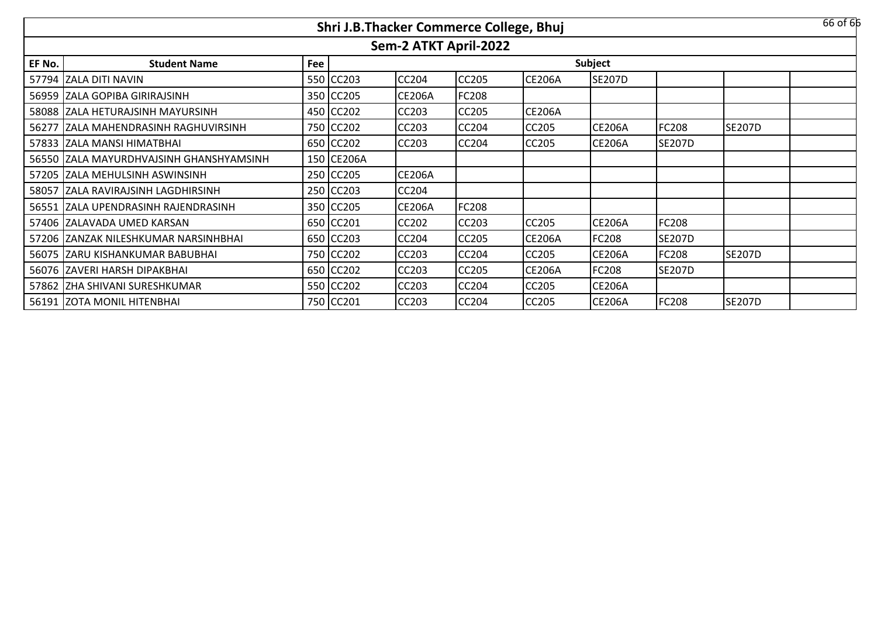# Shri J.B.Thacker Commerce College, Bhuj

## Sem-2 ATKT April-2022

| EF No. | Student Name | Fee | Subject | | | | | | | |
|---|---|---|---|---|---|---|---|---|---|---|
| 57794 | ZALA DITI NAVIN | 550 | CC203 | CC204 | CC205 | CE206A | SE207D | | | |
| 56959 | ZALA GOPIBA GIRIRAJSINH | 350 | CC205 | CE206A | FC208 | | | | | |
| 58088 | ZALA HETURAJSINH MAYURSINH | 450 | CC202 | CC203 | CC205 | CE206A | | | | |
| 56277 | ZALA MAHENDRASINH RAGHUVIRSINH | 750 | CC202 | CC203 | CC204 | CC205 | CE206A | FC208 | SE207D | |
| 57833 | ZALA MANSI HIMATBHAI | 650 | CC202 | CC203 | CC204 | CC205 | CE206A | SE207D | | |
| 56550 | ZALA MAYURDHVAJSINH GHANSHYAMSINH | 150 | CE206A | | | | | | | |
| 57205 | ZALA MEHULSINH ASWINSINH | 250 | CC205 | CE206A | | | | | | |
| 58057 | ZALA RAVIRAJSINH LAGDHIRSINH | 250 | CC203 | CC204 | | | | | | |
| 56551 | ZALA UPENDRASINH RAJENDRASINH | 350 | CC205 | CE206A | FC208 | | | | | |
| 57406 | ZALAVADA UMED KARSAN | 650 | CC201 | CC202 | CC203 | CC205 | CE206A | FC208 | | |
| 57206 | ZANZAK NILESHKUMAR NARSINHBHAI | 650 | CC203 | CC204 | CC205 | CE206A | FC208 | SE207D | | |
| 56075 | ZARU KISHANKUMAR BABUBHAI | 750 | CC202 | CC203 | CC204 | CC205 | CE206A | FC208 | SE207D | |
| 56076 | ZAVERI HARSH DIPAKBHAI | 650 | CC202 | CC203 | CC205 | CE206A | FC208 | SE207D | | |
| 57862 | ZHA SHIVANI SURESHKUMAR | 550 | CC202 | CC203 | CC204 | CC205 | CE206A | | | |
| 56191 | ZOTA MONIL HITENBHAI | 750 | CC201 | CC203 | CC204 | CC205 | CE206A | FC208 | SE207D | |